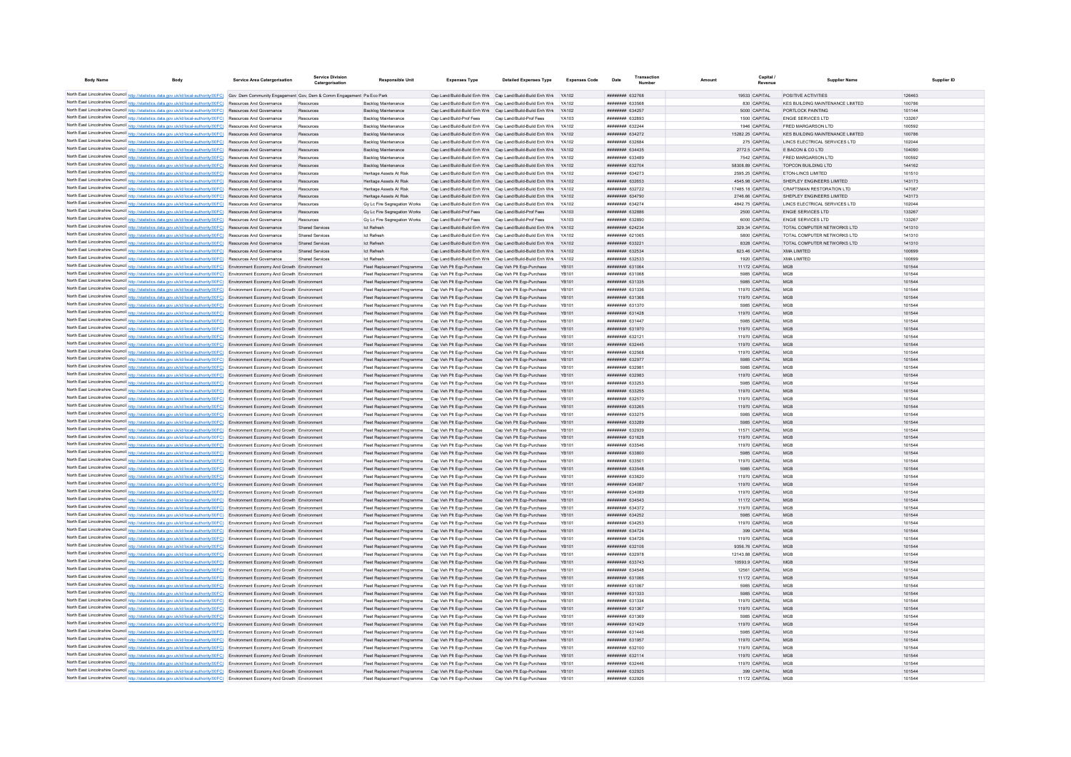| Body Name | Body | Service Area Catergorisation | Service Division Catergorisation | Responsible Unit | Expenses Type | Detailed Expenses Type | Expenses Code | Date | Transaction Number | Amount | Capital / Revenue | Supplier Name | Supplier ID |
|---|---|---|---|---|---|---|---|---|---|---|---|---|---|
| North East Lincolnshire Council | http://statistics.data.gov.uk/id/local-authority/00FC) | Gov Dem Community Engagement | Gov, Dem & Comm Engagement | Pa Eco Park | Cap Land/Build-Build Enh Wrk | Cap Land/Build-Build Enh Wrk | YA102 | ######## | 632768 | 19533 | CAPITAL | POSITIVE ACTIVITIES | 126463 |
| North East Lincolnshire Council | http://statistics.data.gov.uk/id/local-authority/00FC) | Resources And Governance | Resources | Backlog Maintenance | Cap Land/Build-Build Enh Wrk | Cap Land/Build-Build Enh Wrk | YA102 | ######## | 633568 | 830 | CAPITAL | KES BUILDING MAINTENANCE LIMITED | 100786 |
| North East Lincolnshire Council | http://statistics.data.gov.uk/id/local-authority/00FC) | Resources And Governance | Resources | Backlog Maintenance | Cap Land/Build-Build Enh Wrk | Cap Land/Build-Build Enh Wrk | YA102 | ######## | 634257 | 5000 | CAPITAL | PORTLOCK PAINTING | 101144 |
| North East Lincolnshire Council | http://statistics.data.gov.uk/id/local-authority/00FC) | Resources And Governance | Resources | Backlog Maintenance | Cap Land/Build-Prof Fees | Cap Land/Build-Prof Fees | YA103 | ######## | 632893 | 1500 | CAPITAL | ENGIE SERVICES LTD | 133267 |
| North East Lincolnshire Council | http://statistics.data.gov.uk/id/local-authority/00FC) | Resources And Governance | Resources | Backlog Maintenance | Cap Land/Build-Build Enh Wrk | Cap Land/Build-Build Enh Wrk | YA102 | ######## | 632244 | 1946 | CAPITAL | FRED MARGARSON LTD | 100592 |
| North East Lincolnshire Council | http://statistics.data.gov.uk/id/local-authority/00FC) | Resources And Governance | Resources | Backlog Maintenance | Cap Land/Build-Build Enh Wrk | Cap Land/Build-Build Enh Wrk | YA102 | ######## | 634272 | 15282.25 | CAPITAL | KES BUILDING MAINTENANCE LIMITED | 100786 |
| North East Lincolnshire Council | http://statistics.data.gov.uk/id/local-authority/00FC) | Resources And Governance | Resources | Backlog Maintenance | Cap Land/Build-Build Enh Wrk | Cap Land/Build-Build Enh Wrk | YA102 | ######## | 632684 | 275 | CAPITAL | LINCS ELECTRICAL SERVICES LTD | 102044 |
| North East Lincolnshire Council | http://statistics.data.gov.uk/id/local-authority/00FC) | Resources And Governance | Resources | Backlog Maintenance | Cap Land/Build-Build Enh Wrk | Cap Land/Build-Build Enh Wrk | YA102 | ######## | 634435 | 2772.5 | CAPITAL | E BACON & CO LTD | 104090 |
| North East Lincolnshire Council | http://statistics.data.gov.uk/id/local-authority/00FC) | Resources And Governance | Resources | Backlog Maintenance | Cap Land/Build-Build Enh Wrk | Cap Land/Build-Build Enh Wrk | YA102 | ######## | 633489 | 7542 | CAPITAL | FRED MARGARSON LTD | 100592 |
| North East Lincolnshire Council | http://statistics.data.gov.uk/id/local-authority/00FC) | Resources And Governance | Resources | Backlog Maintenance | Cap Land/Build-Build Enh Wrk | Cap Land/Build-Build Enh Wrk | YA102 | ######## | 632704 | 58308.89 | CAPITAL | TOPCON BUILDING LTD | 144162 |
| North East Lincolnshire Council | http://statistics.data.gov.uk/id/local-authority/00FC) | Resources And Governance | Resources | Heritage Assets At Risk | Cap Land/Build-Build Enh Wrk | Cap Land/Build-Build Enh Wrk | YA102 | ######## | 634273 | 2595.25 | CAPITAL | ETON-LINCS LIMITED | 101510 |
| North East Lincolnshire Council | http://statistics.data.gov.uk/id/local-authority/00FC) | Resources And Governance | Resources | Heritage Assets At Risk | Cap Land/Build-Build Enh Wrk | Cap Land/Build-Build Enh Wrk | YA102 | ######## | 632653 | 4545.98 | CAPITAL | SHEPLEY ENGINEERS LIMITED | 143173 |
| North East Lincolnshire Council | http://statistics.data.gov.uk/id/local-authority/00FC) | Resources And Governance | Resources | Heritage Assets At Risk | Cap Land/Build-Build Enh Wrk | Cap Land/Build-Build Enh Wrk | YA102 | ######## | 632722 | 17485.18 | CAPITAL | CRAFTSMAN RESTORATION LTD | 147087 |
| North East Lincolnshire Council | http://statistics.data.gov.uk/id/local-authority/00FC) | Resources And Governance | Resources | Heritage Assets At Risk | Cap Land/Build-Build Enh Wrk | Cap Land/Build-Build Enh Wrk | YA102 | ######## | 634790 | 2746.66 | CAPITAL | SHEPLEY ENGINEERS LIMITED | 143173 |
| North East Lincolnshire Council | http://statistics.data.gov.uk/id/local-authority/00FC) | Resources And Governance | Resources | Gy Lc Fire Segregation Works | Cap Land/Build-Build Enh Wrk | Cap Land/Build-Build Enh Wrk | YA102 | ######## | 634274 | 4842.75 | CAPITAL | LINCS ELECTRICAL SERVICES LTD | 102044 |
| North East Lincolnshire Council | http://statistics.data.gov.uk/id/local-authority/00FC) | Resources And Governance | Resources | Gy Lc Fire Segregation Works | Cap Land/Build-Prof Fees | Cap Land/Build-Prof Fees | YA103 | ######## | 632886 | 2500 | CAPITAL | ENGIE SERVICES LTD | 133267 |
| North East Lincolnshire Council | http://statistics.data.gov.uk/id/local-authority/00FC) | Resources And Governance | Resources | Gy Lc Fire Segregation Works | Cap Land/Build-Prof Fees | Cap Land/Build-Prof Fees | YA103 | ######## | 632890 | 6000 | CAPITAL | ENGIE SERVICES LTD | 133267 |
| North East Lincolnshire Council | http://statistics.data.gov.uk/id/local-authority/00FC) | Resources And Governance | Shared Services | Ict Refresh | Cap Land/Build-Build Enh Wrk | Cap Land/Build-Build Enh Wrk | YA102 | ######## | 624234 | 329.34 | CAPITAL | TOTAL COMPUTER NETWORKS LTD | 141310 |
| North East Lincolnshire Council | http://statistics.data.gov.uk/id/local-authority/00FC) | Resources And Governance | Shared Services | Ict Refresh | Cap Land/Build-Build Enh Wrk | Cap Land/Build-Build Enh Wrk | YA102 | ######## | 621065 | 5800 | CAPITAL | TOTAL COMPUTER NETWORKS LTD | 141310 |
| North East Lincolnshire Council | http://statistics.data.gov.uk/id/local-authority/00FC) | Resources And Governance | Shared Services | Ict Refresh | Cap Land/Build-Build Enh Wrk | Cap Land/Build-Build Enh Wrk | YA102 | ######## | 633221 | 8328 | CAPITAL | TOTAL COMPUTER NETWORKS LTD | 141310 |
| North East Lincolnshire Council | http://statistics.data.gov.uk/id/local-authority/00FC) | Resources And Governance | Shared Services | Ict Refresh | Cap Land/Build-Build Enh Wrk | Cap Land/Build-Build Enh Wrk | YA102 | ######## | 632534 | 623.46 | CAPITAL | XMA LIMITED | 100699 |
| North East Lincolnshire Council | http://statistics.data.gov.uk/id/local-authority/00FC) | Resources And Governance | Shared Services | Ict Refresh | Cap Land/Build-Build Enh Wrk | Cap Land/Build-Build Enh Wrk | YA102 | ######## | 632533 | 1920 | CAPITAL | XMA LIMITED | 100699 |
| North East Lincolnshire Council | http://statistics.data.gov.uk/id/local-authority/00FC) | Environment Economy And Growth | Environment | Fleet Replacement Programme | Cap Veh Plt Eqp-Purchase | Cap Veh Plt Eqp-Purchase | YB101 | ######## | 631064 | 11172 | CAPITAL | MGB | 101544 |
| North East Lincolnshire Council | http://statistics.data.gov.uk/id/local-authority/00FC) | Environment Economy And Growth | Environment | Fleet Replacement Programme | Cap Veh Plt Eqp-Purchase | Cap Veh Plt Eqp-Purchase | YB101 | ######## | 631068 | 5985 | CAPITAL | MGB | 101544 |
| North East Lincolnshire Council | http://statistics.data.gov.uk/id/local-authority/00FC) | Environment Economy And Growth | Environment | Fleet Replacement Programme | Cap Veh Plt Eqp-Purchase | Cap Veh Plt Eqp-Purchase | YB101 | ######## | 631335 | 5985 | CAPITAL | MGB | 101544 |
| North East Lincolnshire Council | http://statistics.data.gov.uk/id/local-authority/00FC) | Environment Economy And Growth | Environment | Fleet Replacement Programme | Cap Veh Plt Eqp-Purchase | Cap Veh Plt Eqp-Purchase | YB101 | ######## | 631336 | 11970 | CAPITAL | MGB | 101544 |
| North East Lincolnshire Council | http://statistics.data.gov.uk/id/local-authority/00FC) | Environment Economy And Growth | Environment | Fleet Replacement Programme | Cap Veh Plt Eqp-Purchase | Cap Veh Plt Eqp-Purchase | YB101 | ######## | 631368 | 11970 | CAPITAL | MGB | 101544 |
| North East Lincolnshire Council | http://statistics.data.gov.uk/id/local-authority/00FC) | Environment Economy And Growth | Environment | Fleet Replacement Programme | Cap Veh Plt Eqp-Purchase | Cap Veh Plt Eqp-Purchase | YB101 | ######## | 631370 | 5985 | CAPITAL | MGB | 101544 |
| North East Lincolnshire Council | http://statistics.data.gov.uk/id/local-authority/00FC) | Environment Economy And Growth | Environment | Fleet Replacement Programme | Cap Veh Plt Eqp-Purchase | Cap Veh Plt Eqp-Purchase | YB101 | ######## | 631428 | 11970 | CAPITAL | MGB | 101544 |
| North East Lincolnshire Council | http://statistics.data.gov.uk/id/local-authority/00FC) | Environment Economy And Growth | Environment | Fleet Replacement Programme | Cap Veh Plt Eqp-Purchase | Cap Veh Plt Eqp-Purchase | YB101 | ######## | 631447 | 5985 | CAPITAL | MGB | 101544 |
| North East Lincolnshire Council | http://statistics.data.gov.uk/id/local-authority/00FC) | Environment Economy And Growth | Environment | Fleet Replacement Programme | Cap Veh Plt Eqp-Purchase | Cap Veh Plt Eqp-Purchase | YB101 | ######## | 631970 | 11970 | CAPITAL | MGB | 101544 |
| North East Lincolnshire Council | http://statistics.data.gov.uk/id/local-authority/00FC) | Environment Economy And Growth | Environment | Fleet Replacement Programme | Cap Veh Plt Eqp-Purchase | Cap Veh Plt Eqp-Purchase | YB101 | ######## | 632121 | 11970 | CAPITAL | MGB | 101544 |
| North East Lincolnshire Council | http://statistics.data.gov.uk/id/local-authority/00FC) | Environment Economy And Growth | Environment | Fleet Replacement Programme | Cap Veh Plt Eqp-Purchase | Cap Veh Plt Eqp-Purchase | YB101 | ######## | 632445 | 11970 | CAPITAL | MGB | 101544 |
| North East Lincolnshire Council | http://statistics.data.gov.uk/id/local-authority/00FC) | Environment Economy And Growth | Environment | Fleet Replacement Programme | Cap Veh Plt Eqp-Purchase | Cap Veh Plt Eqp-Purchase | YB101 | ######## | 632568 | 11970 | CAPITAL | MGB | 101544 |
| North East Lincolnshire Council | http://statistics.data.gov.uk/id/local-authority/00FC) | Environment Economy And Growth | Environment | Fleet Replacement Programme | Cap Veh Plt Eqp-Purchase | Cap Veh Plt Eqp-Purchase | YB101 | ######## | 632977 | 5985 | CAPITAL | MGB | 101544 |
| North East Lincolnshire Council | http://statistics.data.gov.uk/id/local-authority/00FC) | Environment Economy And Growth | Environment | Fleet Replacement Programme | Cap Veh Plt Eqp-Purchase | Cap Veh Plt Eqp-Purchase | YB101 | ######## | 632981 | 5985 | CAPITAL | MGB | 101544 |
| North East Lincolnshire Council | http://statistics.data.gov.uk/id/local-authority/00FC) | Environment Economy And Growth | Environment | Fleet Replacement Programme | Cap Veh Plt Eqp-Purchase | Cap Veh Plt Eqp-Purchase | YB101 | ######## | 632983 | 11970 | CAPITAL | MGB | 101544 |
| North East Lincolnshire Council | http://statistics.data.gov.uk/id/local-authority/00FC) | Environment Economy And Growth | Environment | Fleet Replacement Programme | Cap Veh Plt Eqp-Purchase | Cap Veh Plt Eqp-Purchase | YB101 | ######## | 633253 | 5985 | CAPITAL | MGB | 101544 |
| North East Lincolnshire Council | http://statistics.data.gov.uk/id/local-authority/00FC) | Environment Economy And Growth | Environment | Fleet Replacement Programme | Cap Veh Plt Eqp-Purchase | Cap Veh Plt Eqp-Purchase | YB101 | ######## | 633255 | 11970 | CAPITAL | MGB | 101544 |
| North East Lincolnshire Council | http://statistics.data.gov.uk/id/local-authority/00FC) | Environment Economy And Growth | Environment | Fleet Replacement Programme | Cap Veh Plt Eqp-Purchase | Cap Veh Plt Eqp-Purchase | YB101 | ######## | 632570 | 11970 | CAPITAL | MGB | 101544 |
| North East Lincolnshire Council | http://statistics.data.gov.uk/id/local-authority/00FC) | Environment Economy And Growth | Environment | Fleet Replacement Programme | Cap Veh Plt Eqp-Purchase | Cap Veh Plt Eqp-Purchase | YB101 | ######## | 633265 | 11970 | CAPITAL | MGB | 101544 |
| North East Lincolnshire Council | http://statistics.data.gov.uk/id/local-authority/00FC) | Environment Economy And Growth | Environment | Fleet Replacement Programme | Cap Veh Plt Eqp-Purchase | Cap Veh Plt Eqp-Purchase | YB101 | ######## | 633275 | 5985 | CAPITAL | MGB | 101544 |
| North East Lincolnshire Council | http://statistics.data.gov.uk/id/local-authority/00FC) | Environment Economy And Growth | Environment | Fleet Replacement Programme | Cap Veh Plt Eqp-Purchase | Cap Veh Plt Eqp-Purchase | YB101 | ######## | 633289 | 5985 | CAPITAL | MGB | 101544 |
| North East Lincolnshire Council | http://statistics.data.gov.uk/id/local-authority/00FC) | Environment Economy And Growth | Environment | Fleet Replacement Programme | Cap Veh Plt Eqp-Purchase | Cap Veh Plt Eqp-Purchase | YB101 | ######## | 632939 | 11571 | CAPITAL | MGB | 101544 |
| North East Lincolnshire Council | http://statistics.data.gov.uk/id/local-authority/00FC) | Environment Economy And Growth | Environment | Fleet Replacement Programme | Cap Veh Plt Eqp-Purchase | Cap Veh Plt Eqp-Purchase | YB101 | ######## | 631628 | 11970 | CAPITAL | MGB | 101544 |
| North East Lincolnshire Council | http://statistics.data.gov.uk/id/local-authority/00FC) | Environment Economy And Growth | Environment | Fleet Replacement Programme | Cap Veh Plt Eqp-Purchase | Cap Veh Plt Eqp-Purchase | YB101 | ######## | 633546 | 11970 | CAPITAL | MGB | 101544 |
| North East Lincolnshire Council | http://statistics.data.gov.uk/id/local-authority/00FC) | Environment Economy And Growth | Environment | Fleet Replacement Programme | Cap Veh Plt Eqp-Purchase | Cap Veh Plt Eqp-Purchase | YB101 | ######## | 633600 | 5985 | CAPITAL | MGB | 101544 |
| North East Lincolnshire Council | http://statistics.data.gov.uk/id/local-authority/00FC) | Environment Economy And Growth | Environment | Fleet Replacement Programme | Cap Veh Plt Eqp-Purchase | Cap Veh Plt Eqp-Purchase | YB101 | ######## | 633501 | 11970 | CAPITAL | MGB | 101544 |
| North East Lincolnshire Council | http://statistics.data.gov.uk/id/local-authority/00FC) | Environment Economy And Growth | Environment | Fleet Replacement Programme | Cap Veh Plt Eqp-Purchase | Cap Veh Plt Eqp-Purchase | YB101 | ######## | 633548 | 5985 | CAPITAL | MGB | 101544 |
| North East Lincolnshire Council | http://statistics.data.gov.uk/id/local-authority/00FC) | Environment Economy And Growth | Environment | Fleet Replacement Programme | Cap Veh Plt Eqp-Purchase | Cap Veh Plt Eqp-Purchase | YB101 | ######## | 633620 | 11970 | CAPITAL | MGB | 101544 |
| North East Lincolnshire Council | http://statistics.data.gov.uk/id/local-authority/00FC) | Environment Economy And Growth | Environment | Fleet Replacement Programme | Cap Veh Plt Eqp-Purchase | Cap Veh Plt Eqp-Purchase | YB101 | ######## | 634087 | 11970 | CAPITAL | MGB | 101544 |
| North East Lincolnshire Council | http://statistics.data.gov.uk/id/local-authority/00FC) | Environment Economy And Growth | Environment | Fleet Replacement Programme | Cap Veh Plt Eqp-Purchase | Cap Veh Plt Eqp-Purchase | YB101 | ######## | 634089 | 11970 | CAPITAL | MGB | 101544 |
| North East Lincolnshire Council | http://statistics.data.gov.uk/id/local-authority/00FC) | Environment Economy And Growth | Environment | Fleet Replacement Programme | Cap Veh Plt Eqp-Purchase | Cap Veh Plt Eqp-Purchase | YB101 | ######## | 634543 | 11172 | CAPITAL | MGB | 101544 |
| North East Lincolnshire Council | http://statistics.data.gov.uk/id/local-authority/00FC) | Environment Economy And Growth | Environment | Fleet Replacement Programme | Cap Veh Plt Eqp-Purchase | Cap Veh Plt Eqp-Purchase | YB101 | ######## | 634372 | 11970 | CAPITAL | MGB | 101544 |
| North East Lincolnshire Council | http://statistics.data.gov.uk/id/local-authority/00FC) | Environment Economy And Growth | Environment | Fleet Replacement Programme | Cap Veh Plt Eqp-Purchase | Cap Veh Plt Eqp-Purchase | YB101 | ######## | 634252 | 5985 | CAPITAL | MGB | 101544 |
| North East Lincolnshire Council | http://statistics.data.gov.uk/id/local-authority/00FC) | Environment Economy And Growth | Environment | Fleet Replacement Programme | Cap Veh Plt Eqp-Purchase | Cap Veh Plt Eqp-Purchase | YB101 | ######## | 634253 | 11970 | CAPITAL | MGB | 101544 |
| North East Lincolnshire Council | http://statistics.data.gov.uk/id/local-authority/00FC) | Environment Economy And Growth | Environment | Fleet Replacement Programme | Cap Veh Plt Eqp-Purchase | Cap Veh Plt Eqp-Purchase | YB101 | ######## | 634724 | 399 | CAPITAL | MGB | 101544 |
| North East Lincolnshire Council | http://statistics.data.gov.uk/id/local-authority/00FC) | Environment Economy And Growth | Environment | Fleet Replacement Programme | Cap Veh Plt Eqp-Purchase | Cap Veh Plt Eqp-Purchase | YB101 | ######## | 634726 | 11970 | CAPITAL | MGB | 101544 |
| North East Lincolnshire Council | http://statistics.data.gov.uk/id/local-authority/00FC) | Environment Economy And Growth | Environment | Fleet Replacement Programme | Cap Veh Plt Eqp-Purchase | Cap Veh Plt Eqp-Purchase | YB101 | ######## | 632106 | 9356.76 | CAPITAL | MGB | 101544 |
| North East Lincolnshire Council | http://statistics.data.gov.uk/id/local-authority/00FC) | Environment Economy And Growth | Environment | Fleet Replacement Programme | Cap Veh Plt Eqp-Purchase | Cap Veh Plt Eqp-Purchase | YB101 | ######## | 632978 | 12143.88 | CAPITAL | MGB | 101544 |
| North East Lincolnshire Council | http://statistics.data.gov.uk/id/local-authority/00FC) | Environment Economy And Growth | Environment | Fleet Replacement Programme | Cap Veh Plt Eqp-Purchase | Cap Veh Plt Eqp-Purchase | YB101 | ######## | 633743 | 10593.9 | CAPITAL | MGB | 101544 |
| North East Lincolnshire Council | http://statistics.data.gov.uk/id/local-authority/00FC) | Environment Economy And Growth | Environment | Fleet Replacement Programme | Cap Veh Plt Eqp-Purchase | Cap Veh Plt Eqp-Purchase | YB101 | ######## | 634548 | 12561 | CAPITAL | MGB | 101544 |
| North East Lincolnshire Council | http://statistics.data.gov.uk/id/local-authority/00FC) | Environment Economy And Growth | Environment | Fleet Replacement Programme | Cap Veh Plt Eqp-Purchase | Cap Veh Plt Eqp-Purchase | YB101 | ######## | 631066 | 11172 | CAPITAL | MGB | 101544 |
| North East Lincolnshire Council | http://statistics.data.gov.uk/id/local-authority/00FC) | Environment Economy And Growth | Environment | Fleet Replacement Programme | Cap Veh Plt Eqp-Purchase | Cap Veh Plt Eqp-Purchase | YB101 | ######## | 631067 | 5985 | CAPITAL | MGB | 101544 |
| North East Lincolnshire Council | http://statistics.data.gov.uk/id/local-authority/00FC) | Environment Economy And Growth | Environment | Fleet Replacement Programme | Cap Veh Plt Eqp-Purchase | Cap Veh Plt Eqp-Purchase | YB101 | ######## | 631333 | 5985 | CAPITAL | MGB | 101544 |
| North East Lincolnshire Council | http://statistics.data.gov.uk/id/local-authority/00FC) | Environment Economy And Growth | Environment | Fleet Replacement Programme | Cap Veh Plt Eqp-Purchase | Cap Veh Plt Eqp-Purchase | YB101 | ######## | 631334 | 11970 | CAPITAL | MGB | 101544 |
| North East Lincolnshire Council | http://statistics.data.gov.uk/id/local-authority/00FC) | Environment Economy And Growth | Environment | Fleet Replacement Programme | Cap Veh Plt Eqp-Purchase | Cap Veh Plt Eqp-Purchase | YB101 | ######## | 631367 | 11970 | CAPITAL | MGB | 101544 |
| North East Lincolnshire Council | http://statistics.data.gov.uk/id/local-authority/00FC) | Environment Economy And Growth | Environment | Fleet Replacement Programme | Cap Veh Plt Eqp-Purchase | Cap Veh Plt Eqp-Purchase | YB101 | ######## | 631369 | 5985 | CAPITAL | MGB | 101544 |
| North East Lincolnshire Council | http://statistics.data.gov.uk/id/local-authority/00FC) | Environment Economy And Growth | Environment | Fleet Replacement Programme | Cap Veh Plt Eqp-Purchase | Cap Veh Plt Eqp-Purchase | YB101 | ######## | 631429 | 11970 | CAPITAL | MGB | 101544 |
| North East Lincolnshire Council | http://statistics.data.gov.uk/id/local-authority/00FC) | Environment Economy And Growth | Environment | Fleet Replacement Programme | Cap Veh Plt Eqp-Purchase | Cap Veh Plt Eqp-Purchase | YB101 | ######## | 631446 | 5985 | CAPITAL | MGB | 101544 |
| North East Lincolnshire Council | http://statistics.data.gov.uk/id/local-authority/00FC) | Environment Economy And Growth | Environment | Fleet Replacement Programme | Cap Veh Plt Eqp-Purchase | Cap Veh Plt Eqp-Purchase | YB101 | ######## | 631957 | 11970 | CAPITAL | MGB | 101544 |
| North East Lincolnshire Council | http://statistics.data.gov.uk/id/local-authority/00FC) | Environment Economy And Growth | Environment | Fleet Replacement Programme | Cap Veh Plt Eqp-Purchase | Cap Veh Plt Eqp-Purchase | YB101 | ######## | 632100 | 11970 | CAPITAL | MGB | 101544 |
| North East Lincolnshire Council | http://statistics.data.gov.uk/id/local-authority/00FC) | Environment Economy And Growth | Environment | Fleet Replacement Programme | Cap Veh Plt Eqp-Purchase | Cap Veh Plt Eqp-Purchase | YB101 | ######## | 632114 | 11970 | CAPITAL | MGB | 101544 |
| North East Lincolnshire Council | http://statistics.data.gov.uk/id/local-authority/00FC) | Environment Economy And Growth | Environment | Fleet Replacement Programme | Cap Veh Plt Eqp-Purchase | Cap Veh Plt Eqp-Purchase | YB101 | ######## | 632446 | 11970 | CAPITAL | MGB | 101544 |
| North East Lincolnshire Council | http://statistics.data.gov.uk/id/local-authority/00FC) | Environment Economy And Growth | Environment | Fleet Replacement Programme | Cap Veh Plt Eqp-Purchase | Cap Veh Plt Eqp-Purchase | YB101 | ######## | 632925 | 399 | CAPITAL | MGB | 101544 |
| North East Lincolnshire Council | http://statistics.data.gov.uk/id/local-authority/00FC) | Environment Economy And Growth | Environment | Fleet Replacement Programme | Cap Veh Plt Eqp-Purchase | Cap Veh Plt Eqp-Purchase | YB101 | ######## | 632926 | 11172 | CAPITAL | MGB | 101544 |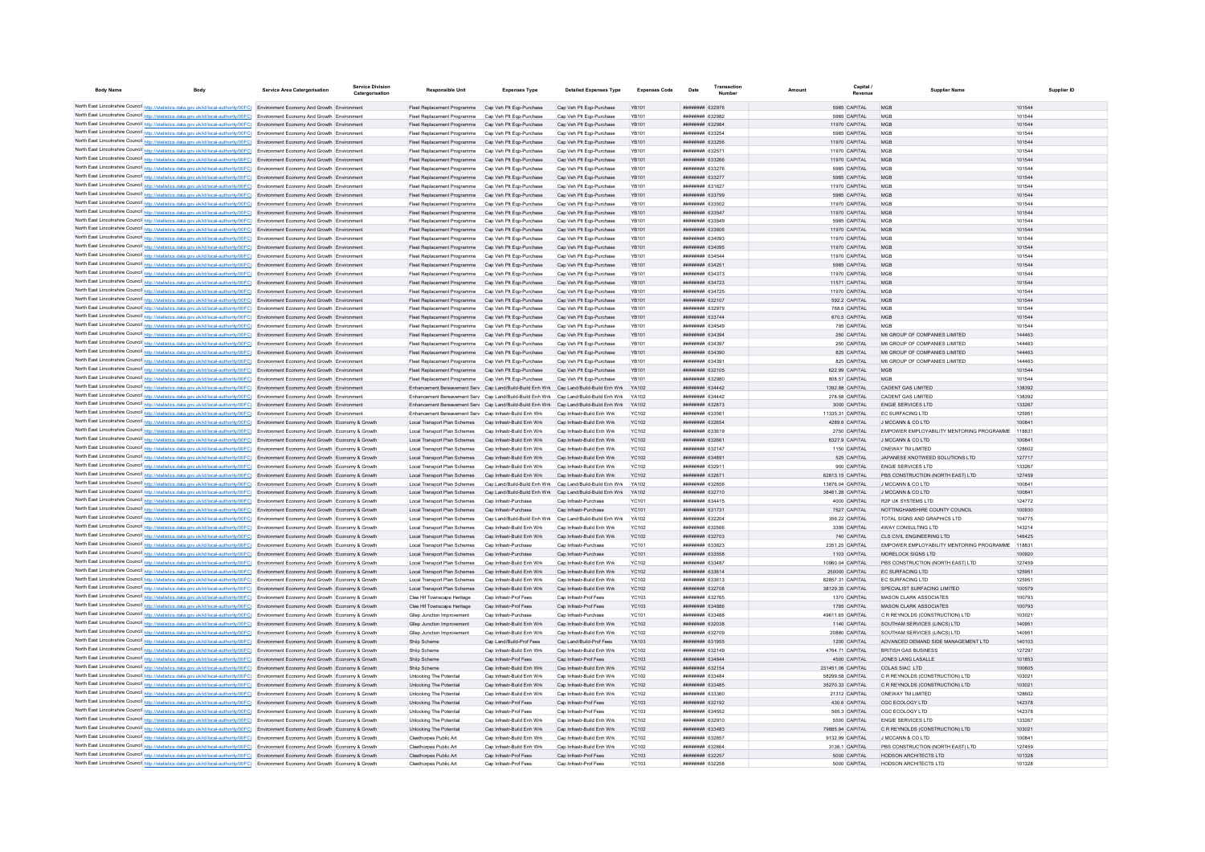| Body Name | Body | Service Area Catergorisation | Service Division Catergorisation | Responsible Unit | Expenses Type | Detailed Expenses Type | Expenses Code | Date | Transaction Number | Amount | Capital / Revenue | Supplier Name | Supplier ID |
|---|---|---|---|---|---|---|---|---|---|---|---|---|---|
| North East Lincolnshire Council | http://statistics.data.gov.uk/id/local-authority/00FC) | Environment Economy And Growth | Environment | Fleet Replacement Programme | Cap Veh Plt Eqp-Purchase | Cap Veh Plt Eqp-Purchase | YB101 | ######## | 632976 | 5985 | CAPITAL | MGB | 101544 |
| North East Lincolnshire Council | http://statistics.data.gov.uk/id/local-authority/00FC) | Environment Economy And Growth | Environment | Fleet Replacement Programme | Cap Veh Plt Eqp-Purchase | Cap Veh Plt Eqp-Purchase | YB101 | ######## | 632982 | 5985 | CAPITAL | MGB | 101544 |
| North East Lincolnshire Council | http://statistics.data.gov.uk/id/local-authority/00FC) | Environment Economy And Growth | Environment | Fleet Replacement Programme | Cap Veh Plt Eqp-Purchase | Cap Veh Plt Eqp-Purchase | YB101 | ######## | 632984 | 11970 | CAPITAL | MGB | 101544 |
| North East Lincolnshire Council | http://statistics.data.gov.uk/id/local-authority/00FC) | Environment Economy And Growth | Environment | Fleet Replacement Programme | Cap Veh Plt Eqp-Purchase | Cap Veh Plt Eqp-Purchase | YB101 | ######## | 633254 | 5985 | CAPITAL | MGB | 101544 |
| North East Lincolnshire Council | http://statistics.data.gov.uk/id/local-authority/00FC) | Environment Economy And Growth | Environment | Fleet Replacement Programme | Cap Veh Plt Eqp-Purchase | Cap Veh Plt Eqp-Purchase | YB101 | ######## | 633256 | 11970 | CAPITAL | MGB | 101544 |
| North East Lincolnshire Council | http://statistics.data.gov.uk/id/local-authority/00FC) | Environment Economy And Growth | Environment | Fleet Replacement Programme | Cap Veh Plt Eqp-Purchase | Cap Veh Plt Eqp-Purchase | YB101 | ######## | 632571 | 11970 | CAPITAL | MGB | 101544 |
| North East Lincolnshire Council | http://statistics.data.gov.uk/id/local-authority/00FC) | Environment Economy And Growth | Environment | Fleet Replacement Programme | Cap Veh Plt Eqp-Purchase | Cap Veh Plt Eqp-Purchase | YB101 | ######## | 633266 | 11970 | CAPITAL | MGB | 101544 |
| North East Lincolnshire Council | http://statistics.data.gov.uk/id/local-authority/00FC) | Environment Economy And Growth | Environment | Fleet Replacement Programme | Cap Veh Plt Eqp-Purchase | Cap Veh Plt Eqp-Purchase | YB101 | ######## | 633276 | 5985 | CAPITAL | MGB | 101544 |
| North East Lincolnshire Council | http://statistics.data.gov.uk/id/local-authority/00FC) | Environment Economy And Growth | Environment | Fleet Replacement Programme | Cap Veh Plt Eqp-Purchase | Cap Veh Plt Eqp-Purchase | YB101 | ######## | 633277 | 5985 | CAPITAL | MGB | 101544 |
| North East Lincolnshire Council | http://statistics.data.gov.uk/id/local-authority/00FC) | Environment Economy And Growth | Environment | Fleet Replacement Programme | Cap Veh Plt Eqp-Purchase | Cap Veh Plt Eqp-Purchase | YB101 | ######## | 631627 | 11970 | CAPITAL | MGB | 101544 |
| North East Lincolnshire Council | http://statistics.data.gov.uk/id/local-authority/00FC) | Environment Economy And Growth | Environment | Fleet Replacement Programme | Cap Veh Plt Eqp-Purchase | Cap Veh Plt Eqp-Purchase | YB101 | ######## | 633799 | 5985 | CAPITAL | MGB | 101544 |
| North East Lincolnshire Council | http://statistics.data.gov.uk/id/local-authority/00FC) | Environment Economy And Growth | Environment | Fleet Replacement Programme | Cap Veh Plt Eqp-Purchase | Cap Veh Plt Eqp-Purchase | YB101 | ######## | 633502 | 11970 | CAPITAL | MGB | 101544 |
| North East Lincolnshire Council | http://statistics.data.gov.uk/id/local-authority/00FC) | Environment Economy And Growth | Environment | Fleet Replacement Programme | Cap Veh Plt Eqp-Purchase | Cap Veh Plt Eqp-Purchase | YB101 | ######## | 633547 | 11970 | CAPITAL | MGB | 101544 |
| North East Lincolnshire Council | http://statistics.data.gov.uk/id/local-authority/00FC) | Environment Economy And Growth | Environment | Fleet Replacement Programme | Cap Veh Plt Eqp-Purchase | Cap Veh Plt Eqp-Purchase | YB101 | ######## | 633549 | 5985 | CAPITAL | MGB | 101544 |
| North East Lincolnshire Council | http://statistics.data.gov.uk/id/local-authority/00FC) | Environment Economy And Growth | Environment | Fleet Replacement Programme | Cap Veh Plt Eqp-Purchase | Cap Veh Plt Eqp-Purchase | YB101 | ######## | 633606 | 11970 | CAPITAL | MGB | 101544 |
| North East Lincolnshire Council | http://statistics.data.gov.uk/id/local-authority/00FC) | Environment Economy And Growth | Environment | Fleet Replacement Programme | Cap Veh Plt Eqp-Purchase | Cap Veh Plt Eqp-Purchase | YB101 | ######## | 634093 | 11970 | CAPITAL | MGB | 101544 |
| North East Lincolnshire Council | http://statistics.data.gov.uk/id/local-authority/00FC) | Environment Economy And Growth | Environment | Fleet Replacement Programme | Cap Veh Plt Eqp-Purchase | Cap Veh Plt Eqp-Purchase | YB101 | ######## | 634095 | 11970 | CAPITAL | MGB | 101544 |
| North East Lincolnshire Council | http://statistics.data.gov.uk/id/local-authority/00FC) | Environment Economy And Growth | Environment | Fleet Replacement Programme | Cap Veh Plt Eqp-Purchase | Cap Veh Plt Eqp-Purchase | YB101 | ######## | 634544 | 11970 | CAPITAL | MGB | 101544 |
| North East Lincolnshire Council | http://statistics.data.gov.uk/id/local-authority/00FC) | Environment Economy And Growth | Environment | Fleet Replacement Programme | Cap Veh Plt Eqp-Purchase | Cap Veh Plt Eqp-Purchase | YB101 | ######## | 634251 | 5985 | CAPITAL | MGB | 101544 |
| North East Lincolnshire Council | http://statistics.data.gov.uk/id/local-authority/00FC) | Environment Economy And Growth | Environment | Fleet Replacement Programme | Cap Veh Plt Eqp-Purchase | Cap Veh Plt Eqp-Purchase | YB101 | ######## | 634373 | 11970 | CAPITAL | MGB | 101544 |
| North East Lincolnshire Council | http://statistics.data.gov.uk/id/local-authority/00FC) | Environment Economy And Growth | Environment | Fleet Replacement Programme | Cap Veh Plt Eqp-Purchase | Cap Veh Plt Eqp-Purchase | YB101 | ######## | 634723 | 11571 | CAPITAL | MGB | 101544 |
| North East Lincolnshire Council | http://statistics.data.gov.uk/id/local-authority/00FC) | Environment Economy And Growth | Environment | Fleet Replacement Programme | Cap Veh Plt Eqp-Purchase | Cap Veh Plt Eqp-Purchase | YB101 | ######## | 634725 | 11970 | CAPITAL | MGB | 101544 |
| North East Lincolnshire Council | http://statistics.data.gov.uk/id/local-authority/00FC) | Environment Economy And Growth | Environment | Fleet Replacement Programme | Cap Veh Plt Eqp-Purchase | Cap Veh Plt Eqp-Purchase | YB101 | ######## | 632107 | 592.2 | CAPITAL | MGB | 101544 |
| North East Lincolnshire Council | http://statistics.data.gov.uk/id/local-authority/00FC) | Environment Economy And Growth | Environment | Fleet Replacement Programme | Cap Veh Plt Eqp-Purchase | Cap Veh Plt Eqp-Purchase | YB101 | ######## | 632979 | 768.6 | CAPITAL | MGB | 101544 |
| North East Lincolnshire Council | http://statistics.data.gov.uk/id/local-authority/00FC) | Environment Economy And Growth | Environment | Fleet Replacement Programme | Cap Veh Plt Eqp-Purchase | Cap Veh Plt Eqp-Purchase | YB101 | ######## | 633744 | 670.5 | CAPITAL | MGB | 101544 |
| North East Lincolnshire Council | http://statistics.data.gov.uk/id/local-authority/00FC) | Environment Economy And Growth | Environment | Fleet Replacement Programme | Cap Veh Plt Eqp-Purchase | Cap Veh Plt Eqp-Purchase | YB101 | ######## | 634549 | 795 | CAPITAL | MGB | 101544 |
| North East Lincolnshire Council | http://statistics.data.gov.uk/id/local-authority/00FC) | Environment Economy And Growth | Environment | Fleet Replacement Programme | Cap Veh Plt Eqp-Purchase | Cap Veh Plt Eqp-Purchase | YB101 | ######## | 634394 | 250 | CAPITAL | M6 GROUP OF COMPANIES LIMITED | 144463 |
| North East Lincolnshire Council | http://statistics.data.gov.uk/id/local-authority/00FC) | Environment Economy And Growth | Environment | Fleet Replacement Programme | Cap Veh Plt Eqp-Purchase | Cap Veh Plt Eqp-Purchase | YB101 | ######## | 634397 | 250 | CAPITAL | M6 GROUP OF COMPANIES LIMITED | 144463 |
| North East Lincolnshire Council | http://statistics.data.gov.uk/id/local-authority/00FC) | Environment Economy And Growth | Environment | Fleet Replacement Programme | Cap Veh Plt Eqp-Purchase | Cap Veh Plt Eqp-Purchase | YB101 | ######## | 634390 | 825 | CAPITAL | M6 GROUP OF COMPANIES LIMITED | 144463 |
| North East Lincolnshire Council | http://statistics.data.gov.uk/id/local-authority/00FC) | Environment Economy And Growth | Environment | Fleet Replacement Programme | Cap Veh Plt Eqp-Purchase | Cap Veh Plt Eqp-Purchase | YB101 | ######## | 634391 | 825 | CAPITAL | M6 GROUP OF COMPANIES LIMITED | 144463 |
| North East Lincolnshire Council | http://statistics.data.gov.uk/id/local-authority/00FC) | Environment Economy And Growth | Environment | Fleet Replacement Programme | Cap Veh Plt Eqp-Purchase | Cap Veh Plt Eqp-Purchase | YB101 | ######## | 632105 | 622.99 | CAPITAL | MGB | 101544 |
| North East Lincolnshire Council | http://statistics.data.gov.uk/id/local-authority/00FC) | Environment Economy And Growth | Environment | Fleet Replacement Programme | Cap Veh Plt Eqp-Purchase | Cap Veh Plt Eqp-Purchase | YB101 | ######## | 632980 | 808.57 | CAPITAL | MGB | 101544 |
| North East Lincolnshire Council | http://statistics.data.gov.uk/id/local-authority/00FC) | Environment Economy And Growth | Environment | Enhancement Bereavement Serv | Cap Land/Build-Build Enh Wrk | Cap Land/Build-Build Enh Wrk | YA102 | ######## | 634442 | 1392.88 | CAPITAL | CADENT GAS LIMITED | 138392 |
| North East Lincolnshire Council | http://statistics.data.gov.uk/id/local-authority/00FC) | Environment Economy And Growth | Environment | Enhancement Bereavement Serv | Cap Land/Build-Build Enh Wrk | Cap Land/Build-Build Enh Wrk | YA102 | ######## | 634442 | 278.58 | CAPITAL | CADENT GAS LIMITED | 138392 |
| North East Lincolnshire Council | http://statistics.data.gov.uk/id/local-authority/00FC) | Environment Economy And Growth | Environment | Enhancement Bereavement Serv | Cap Land/Build-Build Enh Wrk | Cap Land/Build-Build Enh Wrk | YA102 | ######## | 632873 | 3000 | CAPITAL | ENGIE SERVICES LTD | 133267 |
| North East Lincolnshire Council | http://statistics.data.gov.uk/id/local-authority/00FC) | Environment Economy And Growth | Environment | Enhancement Bereavement Serv | Cap Infrastr-Build Enh Wrk | Cap Infrastr-Build Enh Wrk | YC102 | ######## | 633561 | 11335.31 | CAPITAL | EC SURFACING LTD | 125951 |
| North East Lincolnshire Council | http://statistics.data.gov.uk/id/local-authority/00FC) | Environment Economy And Growth | Economy & Growth | Local Transport Plan Schemes | Cap Infrastr-Build Enh Wrk | Cap Infrastr-Build Enh Wrk | YC102 | ######## | 632654 | 4289.6 | CAPITAL | J MCCANN & CO LTD | 100841 |
| North East Lincolnshire Council | http://statistics.data.gov.uk/id/local-authority/00FC) | Environment Economy And Growth | Economy & Growth | Local Transport Plan Schemes | Cap Infrastr-Build Enh Wrk | Cap Infrastr-Build Enh Wrk | YC102 | ######## | 633619 | 2750 | CAPITAL | EMPOWER EMPLOYABILITY MENTORING PROGRAMME | 118831 |
| North East Lincolnshire Council | http://statistics.data.gov.uk/id/local-authority/00FC) | Environment Economy And Growth | Economy & Growth | Local Transport Plan Schemes | Cap Infrastr-Build Enh Wrk | Cap Infrastr-Build Enh Wrk | YC102 | ######## | 632661 | 6327.9 | CAPITAL | J MCCANN & CO LTD | 100841 |
| North East Lincolnshire Council | http://statistics.data.gov.uk/id/local-authority/00FC) | Environment Economy And Growth | Economy & Growth | Local Transport Plan Schemes | Cap Infrastr-Build Enh Wrk | Cap Infrastr-Build Enh Wrk | YC102 | ######## | 632147 | 1150 | CAPITAL | ONEWAY TM LIMITED | 128602 |
| North East Lincolnshire Council | http://statistics.data.gov.uk/id/local-authority/00FC) | Environment Economy And Growth | Economy & Growth | Local Transport Plan Schemes | Cap Infrastr-Build Enh Wrk | Cap Infrastr-Build Enh Wrk | YC102 | ######## | 634891 | 525 | CAPITAL | JAPANESE KNOTWEED SOLUTIONS LTD | 127717 |
| North East Lincolnshire Council | http://statistics.data.gov.uk/id/local-authority/00FC) | Environment Economy And Growth | Economy & Growth | Local Transport Plan Schemes | Cap Infrastr-Build Enh Wrk | Cap Infrastr-Build Enh Wrk | YC102 | ######## | 632911 | 900 | CAPITAL | ENGIE SERVICES LTD | 133267 |
| North East Lincolnshire Council | http://statistics.data.gov.uk/id/local-authority/00FC) | Environment Economy And Growth | Economy & Growth | Local Transport Plan Schemes | Cap Infrastr-Build Enh Wrk | Cap Infrastr-Build Enh Wrk | YC102 | ######## | 632671 | 62613.15 | CAPITAL | PBS CONSTRUCTION (NORTH EAST) LTD | 127459 |
| North East Lincolnshire Council | http://statistics.data.gov.uk/id/local-authority/00FC) | Environment Economy And Growth | Economy & Growth | Local Transport Plan Schemes | Cap Land/Build-Build Enh Wrk | Cap Land/Build-Build Enh Wrk | YA102 | ######## | 632656 | 13876.04 | CAPITAL | J MCCANN & CO LTD | 100841 |
| North East Lincolnshire Council | http://statistics.data.gov.uk/id/local-authority/00FC) | Environment Economy And Growth | Economy & Growth | Local Transport Plan Schemes | Cap Land/Build-Build Enh Wrk | Cap Land/Build-Build Enh Wrk | YA102 | ######## | 632710 | 38461.28 | CAPITAL | J MCCANN & CO LTD | 100841 |
| North East Lincolnshire Council | http://statistics.data.gov.uk/id/local-authority/00FC) | Environment Economy And Growth | Economy & Growth | Local Transport Plan Schemes | Cap Infrastr-Purchase | Cap Infrastr-Purchase | YC101 | ######## | 634415 | 4000 | CAPITAL | R2P UK SYSTEMS LTD | 124772 |
| North East Lincolnshire Council | http://statistics.data.gov.uk/id/local-authority/00FC) | Environment Economy And Growth | Economy & Growth | Local Transport Plan Schemes | Cap Infrastr-Purchase | Cap Infrastr-Purchase | YC101 | ######## | 631731 | 7527 | CAPITAL | NOTTINGHAMSHIRE COUNTY COUNCIL | 100930 |
| North East Lincolnshire Council | http://statistics.data.gov.uk/id/local-authority/00FC) | Environment Economy And Growth | Economy & Growth | Local Transport Plan Schemes | Cap Land/Build-Build Enh Wrk | Cap Land/Build-Build Enh Wrk | YA102 | ######## | 632204 | 356.22 | CAPITAL | TOTAL SIGNS AND GRAPHICS LTD | 104775 |
| North East Lincolnshire Council | http://statistics.data.gov.uk/id/local-authority/00FC) | Environment Economy And Growth | Economy & Growth | Local Transport Plan Schemes | Cap Infrastr-Build Enh Wrk | Cap Infrastr-Build Enh Wrk | YC102 | ######## | 632566 | 3395 | CAPITAL | 4WAY CONSULTING LTD | 143214 |
| North East Lincolnshire Council | http://statistics.data.gov.uk/id/local-authority/00FC) | Environment Economy And Growth | Economy & Growth | Local Transport Plan Schemes | Cap Infrastr-Build Enh Wrk | Cap Infrastr-Build Enh Wrk | YC102 | ######## | 632703 | 740 | CAPITAL | CLS CIVIL ENGINEERING LTD | 146425 |
| North East Lincolnshire Council | http://statistics.data.gov.uk/id/local-authority/00FC) | Environment Economy And Growth | Economy & Growth | Local Transport Plan Schemes | Cap Infrastr-Purchase | Cap Infrastr-Purchase | YC101 | ######## | 633623 | 2351.25 | CAPITAL | EMPOWER EMPLOYABILITY MENTORING PROGRAMME | 118831 |
| North East Lincolnshire Council | http://statistics.data.gov.uk/id/local-authority/00FC) | Environment Economy And Growth | Economy & Growth | Local Transport Plan Schemes | Cap Infrastr-Purchase | Cap Infrastr-Purchase | YC101 | ######## | 633558 | 1103 | CAPITAL | MORELOCK SIGNS LTD | 100920 |
| North East Lincolnshire Council | http://statistics.data.gov.uk/id/local-authority/00FC) | Environment Economy And Growth | Economy & Growth | Local Transport Plan Schemes | Cap Infrastr-Build Enh Wrk | Cap Infrastr-Build Enh Wrk | YC102 | ######## | 633487 | 10960.04 | CAPITAL | PBS CONSTRUCTION (NORTH EAST) LTD | 127459 |
| North East Lincolnshire Council | http://statistics.data.gov.uk/id/local-authority/00FC) | Environment Economy And Growth | Economy & Growth | Local Transport Plan Schemes | Cap Infrastr-Build Enh Wrk | Cap Infrastr-Build Enh Wrk | YC102 | ######## | 633614 | 250000 | CAPITAL | EC SURFACING LTD | 125951 |
| North East Lincolnshire Council | http://statistics.data.gov.uk/id/local-authority/00FC) | Environment Economy And Growth | Economy & Growth | Local Transport Plan Schemes | Cap Infrastr-Build Enh Wrk | Cap Infrastr-Build Enh Wrk | YC102 | ######## | 633613 | 82857.31 | CAPITAL | EC SURFACING LTD | 125951 |
| North East Lincolnshire Council | http://statistics.data.gov.uk/id/local-authority/00FC) | Environment Economy And Growth | Economy & Growth | Local Transport Plan Schemes | Cap Infrastr-Build Enh Wrk | Cap Infrastr-Build Enh Wrk | YC102 | ######## | 632708 | 38129.35 | CAPITAL | SPECIALIST SURFACING LIMITED | 100579 |
| North East Lincolnshire Council | http://statistics.data.gov.uk/id/local-authority/00FC) | Environment Economy And Growth | Economy & Growth | Clee Hill Townscape Heritage | Cap Infrastr-Prof Fees | Cap Infrastr-Prof Fees | YC103 | ######## | 632765 | 1370 | CAPITAL | MASON CLARK ASSOCIATES | 100793 |
| North East Lincolnshire Council | http://statistics.data.gov.uk/id/local-authority/00FC) | Environment Economy And Growth | Economy & Growth | Clee Hill Townscape Heritage | Cap Infrastr-Prof Fees | Cap Infrastr-Prof Fees | YC103 | ######## | 634886 | 1795 | CAPITAL | MASON CLARK ASSOCIATES | 100793 |
| North East Lincolnshire Council | http://statistics.data.gov.uk/id/local-authority/00FC) | Environment Economy And Growth | Economy & Growth | Gllep Junction Improvement | Cap Infrastr-Purchase | Cap Infrastr-Purchase | YC101 | ######## | 633488 | 49611.65 | CAPITAL | C R REYNOLDS (CONSTRUCTION) LTD | 103021 |
| North East Lincolnshire Council | http://statistics.data.gov.uk/id/local-authority/00FC) | Environment Economy And Growth | Economy & Growth | Gllep Junction Improvement | Cap Infrastr-Build Enh Wrk | Cap Infrastr-Build Enh Wrk | YC102 | ######## | 632038 | 1140 | CAPITAL | SOUTHAM SERVICES (LINCS) LTD | 140951 |
| North East Lincolnshire Council | http://statistics.data.gov.uk/id/local-authority/00FC) | Environment Economy And Growth | Economy & Growth | Gllep Junction Improvement | Cap Infrastr-Build Enh Wrk | Cap Infrastr-Build Enh Wrk | YC102 | ######## | 632709 | 20880 | CAPITAL | SOUTHAM SERVICES (LINCS) LTD | 140951 |
| North East Lincolnshire Council | http://statistics.data.gov.uk/id/local-authority/00FC) | Environment Economy And Growth | Economy & Growth | Shiip Scheme | Cap Land/Build-Prof Fees | Cap Land/Build-Prof Fees | YA103 | ######## | 631955 | 1200 | CAPITAL | ADVANCED DEMAND SIDE MANAGEMENT LTD | 140103 |
| North East Lincolnshire Council | http://statistics.data.gov.uk/id/local-authority/00FC) | Environment Economy And Growth | Economy & Growth | Shiip Scheme | Cap Infrastr-Build Enh Wrk | Cap Infrastr-Build Enh Wrk | YC102 | ######## | 632149 | 4764.71 | CAPITAL | BRITISH GAS BUSINESS | 127297 |
| North East Lincolnshire Council | http://statistics.data.gov.uk/id/local-authority/00FC) | Environment Economy And Growth | Economy & Growth | Shiip Scheme | Cap Infrastr-Prof Fees | Cap Infrastr-Prof Fees | YC103 | ######## | 634844 | 4500 | CAPITAL | JONES LANG LASALLE | 101853 |
| North East Lincolnshire Council | http://statistics.data.gov.uk/id/local-authority/00FC) | Environment Economy And Growth | Economy & Growth | Shiip Scheme | Cap Infrastr-Build Enh Wrk | Cap Infrastr-Build Enh Wrk | YC102 | ######## | 632154 | 231461.06 | CAPITAL | COLAS SIAC LTD | 100605 |
| North East Lincolnshire Council | http://statistics.data.gov.uk/id/local-authority/00FC) | Environment Economy And Growth | Economy & Growth | Unlocking The Potential | Cap Infrastr-Build Enh Wrk | Cap Infrastr-Build Enh Wrk | YC102 | ######## | 633484 | 58299.58 | CAPITAL | C R REYNOLDS (CONSTRUCTION) LTD | 103021 |
| North East Lincolnshire Council | http://statistics.data.gov.uk/id/local-authority/00FC) | Environment Economy And Growth | Economy & Growth | Unlocking The Potential | Cap Infrastr-Build Enh Wrk | Cap Infrastr-Build Enh Wrk | YC102 | ######## | 633485 | 35270.33 | CAPITAL | C R REYNOLDS (CONSTRUCTION) LTD | 103021 |
| North East Lincolnshire Council | http://statistics.data.gov.uk/id/local-authority/00FC) | Environment Economy And Growth | Economy & Growth | Unlocking The Potential | Cap Infrastr-Build Enh Wrk | Cap Infrastr-Build Enh Wrk | YC102 | ######## | 633360 | 21312 | CAPITAL | ONEWAY TM LIMITED | 128602 |
| North East Lincolnshire Council | http://statistics.data.gov.uk/id/local-authority/00FC) | Environment Economy And Growth | Economy & Growth | Unlocking The Potential | Cap Infrastr-Prof Fees | Cap Infrastr-Prof Fees | YC103 | ######## | 632192 | 430.6 | CAPITAL | CGC ECOLOGY LTD | 142378 |
| North East Lincolnshire Council | http://statistics.data.gov.uk/id/local-authority/00FC) | Environment Economy And Growth | Economy & Growth | Unlocking The Potential | Cap Infrastr-Prof Fees | Cap Infrastr-Prof Fees | YC103 | ######## | 634552 | 565.3 | CAPITAL | CGC ECOLOGY LTD | 142378 |
| North East Lincolnshire Council | http://statistics.data.gov.uk/id/local-authority/00FC) | Environment Economy And Growth | Economy & Growth | Unlocking The Potential | Cap Infrastr-Build Enh Wrk | Cap Infrastr-Build Enh Wrk | YC102 | ######## | 632910 | 5500 | CAPITAL | ENGIE SERVICES LTD | 133267 |
| North East Lincolnshire Council | http://statistics.data.gov.uk/id/local-authority/00FC) | Environment Economy And Growth | Economy & Growth | Unlocking The Potential | Cap Infrastr-Build Enh Wrk | Cap Infrastr-Build Enh Wrk | YC102 | ######## | 633483 | 79885.94 | CAPITAL | C R REYNOLDS (CONSTRUCTION) LTD | 103021 |
| North East Lincolnshire Council | http://statistics.data.gov.uk/id/local-authority/00FC) | Environment Economy And Growth | Economy & Growth | Cleethorpes Public Art | Cap Infrastr-Build Enh Wrk | Cap Infrastr-Build Enh Wrk | YC102 | ######## | 632657 | 9132.99 | CAPITAL | J MCCANN & CO LTD | 100841 |
| North East Lincolnshire Council | http://statistics.data.gov.uk/id/local-authority/00FC) | Environment Economy And Growth | Economy & Growth | Cleethorpes Public Art | Cap Infrastr-Build Enh Wrk | Cap Infrastr-Build Enh Wrk | YC102 | ######## | 632664 | 3136.1 | CAPITAL | PBS CONSTRUCTION (NORTH EAST) LTD | 127459 |
| North East Lincolnshire Council | http://statistics.data.gov.uk/id/local-authority/00FC) | Environment Economy And Growth | Economy & Growth | Cleethorpes Public Art | Cap Infrastr-Prof Fees | Cap Infrastr-Prof Fees | YC103 | ######## | 632257 | 5000 | CAPITAL | HODSON ARCHITECTS LTD | 101328 |
| North East Lincolnshire Council | http://statistics.data.gov.uk/id/local-authority/00FC) | Environment Economy And Growth | Economy & Growth | Cleethorpes Public Art | Cap Infrastr-Prof Fees | Cap Infrastr-Prof Fees | YC103 | ######## | 632258 | 5000 | CAPITAL | HODSON ARCHITECTS LTD | 101328 |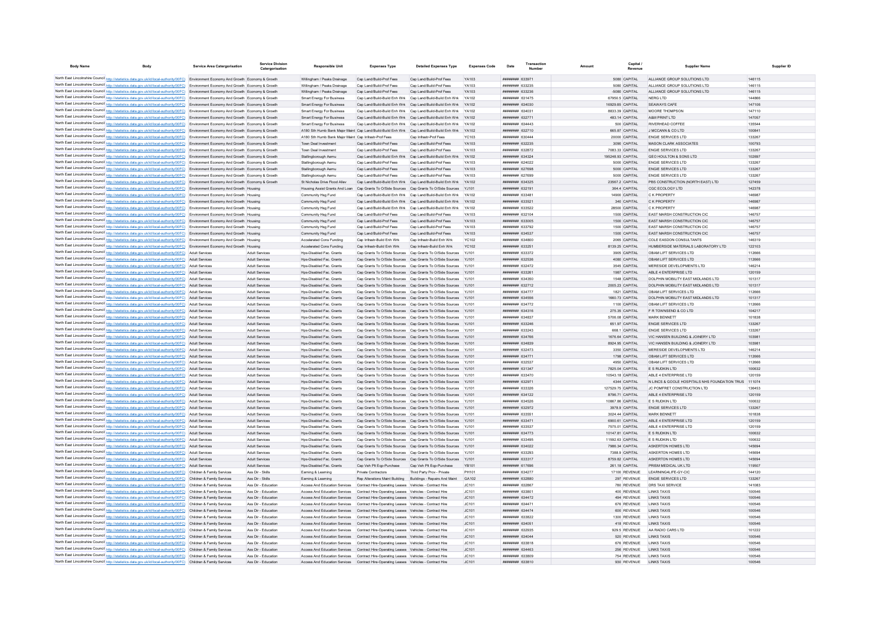| Body Name | Body | Service Area Catergorisation | Service Division Catergorisation | Responsible Unit | Expenses Type | Detailed Expenses Type | Expenses Code | Date | Transaction Number | Amount | Capital / Revenue | Supplier Name | Supplier ID |
|---|---|---|---|---|---|---|---|---|---|---|---|---|---|
| North East Lincolnshire Council | http://statistics.data.gov.uk/id/local-authority/00FC) | Environment Economy And Growth | Economy & Growth | Willingham / Peaks Drainage | Cap Land/Build-Prof Fees | Cap Land/Build-Prof Fees | YA103 | ######## | 633971 | 5080 | CAPITAL | ALLIANCE GROUP SOLUTIONS LTD | 146115 |
| North East Lincolnshire Council | http://statistics.data.gov.uk/id/local-authority/00FC) | Environment Economy And Growth | Economy & Growth | Willingham / Peaks Drainage | Cap Land/Build-Prof Fees | Cap Land/Build-Prof Fees | YA103 | ######## | 633235 | 5080 | CAPITAL | ALLIANCE GROUP SOLUTIONS LTD | 146115 |
| North East Lincolnshire Council | http://statistics.data.gov.uk/id/local-authority/00FC) | Environment Economy And Growth | Economy & Growth | Willingham / Peaks Drainage | Cap Land/Build-Prof Fees | Cap Land/Build-Prof Fees | YA103 | ######## | 633236 | -5080 | CAPITAL | ALLIANCE GROUP SOLUTIONS LTD | 146115 |
| North East Lincolnshire Council | http://statistics.data.gov.uk/id/local-authority/00FC) | Environment Economy And Growth | Economy & Growth | Smart Energy For Business | Cap Land/Build-Build Enh Wrk | Cap Land/Build-Build Enh Wrk | YA102 | ######## | 631475 | 67950.5 | CAPITAL | NERG LTD | 144866 |
| North East Lincolnshire Council | http://statistics.data.gov.uk/id/local-authority/00FC) | Environment Economy And Growth | Economy & Growth | Smart Energy For Business | Cap Land/Build-Build Enh Wrk | Cap Land/Build-Build Enh Wrk | YA102 | ######## | 634030 | 16929.85 | CAPITAL | SEAWAYS CAFE | 147106 |
| North East Lincolnshire Council | http://statistics.data.gov.uk/id/local-authority/00FC) | Environment Economy And Growth | Economy & Growth | Smart Energy For Business | Cap Land/Build-Build Enh Wrk | Cap Land/Build-Build Enh Wrk | YA102 | ######## | 634031 | 8833.39 | CAPITAL | MOORE THOMPSON | 147110 |
| North East Lincolnshire Council | http://statistics.data.gov.uk/id/local-authority/00FC) | Environment Economy And Growth | Economy & Growth | Smart Energy For Business | Cap Land/Build-Build Enh Wrk | Cap Land/Build-Build Enh Wrk | YA102 | ######## | 632771 | 483.14 | CAPITAL | A&M PRINT LTD | 147057 |
| North East Lincolnshire Council | http://statistics.data.gov.uk/id/local-authority/00FC) | Environment Economy And Growth | Economy & Growth | Smart Energy For Business | Cap Land/Build-Build Enh Wrk | Cap Land/Build-Build Enh Wrk | YA102 | ######## | 634443 | 500 | CAPITAL | RIVERHEAD COFFEE | 135544 |
| North East Lincolnshire Council | http://statistics.data.gov.uk/id/local-authority/00FC) | Environment Economy And Growth | Economy & Growth | A180 Sth Humb Bank Major Maint | Cap Land/Build-Build Enh Wrk | Cap Land/Build-Build Enh Wrk | YA102 | ######## | 632710 | 665.87 | CAPITAL | J MCCANN & CO LTD | 100841 |
| North East Lincolnshire Council | http://statistics.data.gov.uk/id/local-authority/00FC) | Environment Economy And Growth | Economy & Growth | A180 Sth Humb Bank Major Maint | Cap Infrastr-Prof Fees | Cap Infrastr-Prof Fees | YC103 | ######## | 630444 | 20000 | CAPITAL | ENGIE SERVICES LTD | 133267 |
| North East Lincolnshire Council | http://statistics.data.gov.uk/id/local-authority/00FC) | Environment Economy And Growth | Economy & Growth | Town Deal Investment | Cap Land/Build-Prof Fees | Cap Land/Build-Prof Fees | YA103 | ######## | 632235 | 3090 | CAPITAL | MASON CLARK ASSOCIATES | 100793 |
| North East Lincolnshire Council | http://statistics.data.gov.uk/id/local-authority/00FC) | Environment Economy And Growth | Economy & Growth | Town Deal Investment | Cap Land/Build-Prof Fees | Cap Land/Build-Prof Fees | YA103 | ######## | 632872 | 7083.33 | CAPITAL | ENGIE SERVICES LTD | 133267 |
| North East Lincolnshire Council | http://statistics.data.gov.uk/id/local-authority/00FC) | Environment Economy And Growth | Economy & Growth | Stallingborough Aemu | Cap Land/Build-Build Enh Wrk | Cap Land/Build-Build Enh Wrk | YA102 | ######## | 634324 | 195248.93 | CAPITAL | GEO HOULTON & SONS LTD | 102897 |
| North East Lincolnshire Council | http://statistics.data.gov.uk/id/local-authority/00FC) | Environment Economy And Growth | Economy & Growth | Stallingborough Aemu | Cap Land/Build-Prof Fees | Cap Land/Build-Prof Fees | YA103 | ######## | 624022 | 5000 | CAPITAL | ENGIE SERVICES LTD | 133267 |
| North East Lincolnshire Council | http://statistics.data.gov.uk/id/local-authority/00FC) | Environment Economy And Growth | Economy & Growth | Stallingborough Aemu | Cap Land/Build-Prof Fees | Cap Land/Build-Prof Fees | YA103 | ######## | 627698 | 5000 | CAPITAL | ENGIE SERVICES LTD | 133267 |
| North East Lincolnshire Council | http://statistics.data.gov.uk/id/local-authority/00FC) | Environment Economy And Growth | Economy & Growth | Stallingborough Aemu | Cap Land/Build-Prof Fees | Cap Land/Build-Prof Fees | YA103 | ######## | 627699 | 5000 | CAPITAL | ENGIE SERVICES LTD | 133267 |
| North East Lincolnshire Council | http://statistics.data.gov.uk/id/local-authority/00FC) | Environment Economy And Growth | Economy & Growth | St Nicholas Drive Flood Allev | Cap Land/Build-Build Enh Wrk | Cap Land/Build-Build Enh Wrk | YA102 | ######## | 634325 | 23567.2 | CAPITAL | PBS CONSTRUCTION (NORTH EAST) LTD | 127459 |
| North East Lincolnshire Council | http://statistics.data.gov.uk/id/local-authority/00FC) | Environment Economy And Growth | Housing | Housing Assist Grants And Loan | Cap Grants To O/Side Sources | Cap Grants To O/Side Sources | YJ101 | ######## | 632191 | 364.4 | CAPITAL | CGC ECOLOGY LTD | 142378 |
| North East Lincolnshire Council | http://statistics.data.gov.uk/id/local-authority/00FC) | Environment Economy And Growth | Housing | Community Hsg Fund | Cap Land/Build-Build Enh Wrk | Cap Land/Build-Build Enh Wrk | YA102 | ######## | 633481 | 14900 | CAPITAL | C K PROPERTY | 146987 |
| North East Lincolnshire Council | http://statistics.data.gov.uk/id/local-authority/00FC) | Environment Economy And Growth | Housing | Community Hsg Fund | Cap Land/Build-Build Enh Wrk | Cap Land/Build-Build Enh Wrk | YA102 | ######## | 633521 | 340 | CAPITAL | C K PROPERTY | 146987 |
| North East Lincolnshire Council | http://statistics.data.gov.uk/id/local-authority/00FC) | Environment Economy And Growth | Housing | Community Hsg Fund | Cap Land/Build-Build Enh Wrk | Cap Land/Build-Build Enh Wrk | YA102 | ######## | 633522 | 28500 | CAPITAL | C K PROPERTY | 146987 |
| North East Lincolnshire Council | http://statistics.data.gov.uk/id/local-authority/00FC) | Environment Economy And Growth | Housing | Community Hsg Fund | Cap Land/Build-Prof Fees | Cap Land/Build-Prof Fees | YA103 | ######## | 632104 | 1500 | CAPITAL | EAST MARSH CONSTRUCTION CIC | 146757 |
| North East Lincolnshire Council | http://statistics.data.gov.uk/id/local-authority/00FC) | Environment Economy And Growth | Housing | Community Hsg Fund | Cap Land/Build-Prof Fees | Cap Land/Build-Prof Fees | YA103 | ######## | 633005 | 1500 | CAPITAL | EAST MARSH CONSTRUCTION CIC | 146757 |
| North East Lincolnshire Council | http://statistics.data.gov.uk/id/local-authority/00FC) | Environment Economy And Growth | Housing | Community Hsg Fund | Cap Land/Build-Prof Fees | Cap Land/Build-Prof Fees | YA103 | ######## | 633792 | 1500 | CAPITAL | EAST MARSH CONSTRUCTION CIC | 146757 |
| North East Lincolnshire Council | http://statistics.data.gov.uk/id/local-authority/00FC) | Environment Economy And Growth | Housing | Community Hsg Fund | Cap Land/Build-Prof Fees | Cap Land/Build-Prof Fees | YA103 | ######## | 634537 | 1500 | CAPITAL | EAST MARSH CONSTRUCTION CIC | 146757 |
| North East Lincolnshire Council | http://statistics.data.gov.uk/id/local-authority/00FC) | Environment Economy And Growth | Housing | Accelerated Cons Funding | Cap Infrastr-Build Enh Wrk | Cap Infrastr-Build Enh Wrk | YC102 | ######## | 634800 | 2065 | CAPITAL | COLE EASDON CONSULTANTS | 146319 |
| North East Lincolnshire Council | http://statistics.data.gov.uk/id/local-authority/00FC) | Environment Economy And Growth | Housing | Accelerated Cons Funding | Cap Infrastr-Build Enh Wrk | Cap Infrastr-Build Enh Wrk | YC102 | ######## | 633251 | 8139.25 | CAPITAL | HUMBERSIDE MATERIALS LABORATORY LTD | 122103 |
| North East Lincolnshire Council | http://statistics.data.gov.uk/id/local-authority/00FC) | Adult Services | Adult Services | Hps-Disabled Fac. Grants | Cap Grants To O/Side Sources | Cap Grants To O/Side Sources | YJ101 | ######## | 633372 | 3905 | CAPITAL | OBAM LIFT SERVICES LTD | 112666 |
| North East Lincolnshire Council | http://statistics.data.gov.uk/id/local-authority/00FC) | Adult Services | Adult Services | Hps-Disabled Fac. Grants | Cap Grants To O/Side Sources | Cap Grants To O/Side Sources | YJ101 | ######## | 632536 | 4080 | CAPITAL | OBAM LIFT SERVICES LTD | 112666 |
| North East Lincolnshire Council | http://statistics.data.gov.uk/id/local-authority/00FC) | Adult Services | Adult Services | Hps-Disabled Fac. Grants | Cap Grants To O/Side Sources | Cap Grants To O/Side Sources | YJ101 | ######## | 632472 | 3545 | CAPITAL | MERESIDE DEVELOPMENTS LTD | 146214 |
| North East Lincolnshire Council | http://statistics.data.gov.uk/id/local-authority/00FC) | Adult Services | Adult Services | Hps-Disabled Fac. Grants | Cap Grants To O/Side Sources | Cap Grants To O/Side Sources | YJ101 | ######## | 633261 | 1987 | CAPITAL | ABLE 4 ENTERPRISE LTD | 120159 |
| North East Lincolnshire Council | http://statistics.data.gov.uk/id/local-authority/00FC) | Adult Services | Adult Services | Hps-Disabled Fac. Grants | Cap Grants To O/Side Sources | Cap Grants To O/Side Sources | YJ101 | ######## | 634350 | 1548 | CAPITAL | DOLPHIN MOBILITY EAST MIDLANDS LTD | 101317 |
| North East Lincolnshire Council | http://statistics.data.gov.uk/id/local-authority/00FC) | Adult Services | Adult Services | Hps-Disabled Fac. Grants | Cap Grants To O/Side Sources | Cap Grants To O/Side Sources | YJ101 | ######## | 632712 | 2005.23 | CAPITAL | DOLPHIN MOBILITY EAST MIDLANDS LTD | 101317 |
| North East Lincolnshire Council | http://statistics.data.gov.uk/id/local-authority/00FC) | Adult Services | Adult Services | Hps-Disabled Fac. Grants | Cap Grants To O/Side Sources | Cap Grants To O/Side Sources | YJ101 | ######## | 634777 | 1821 | CAPITAL | OBAM LIFT SERVICES LTD | 112666 |
| North East Lincolnshire Council | http://statistics.data.gov.uk/id/local-authority/00FC) | Adult Services | Adult Services | Hps-Disabled Fac. Grants | Cap Grants To O/Side Sources | Cap Grants To O/Side Sources | YJ101 | ######## | 634856 | 1660.73 | CAPITAL | DOLPHIN MOBILITY EAST MIDLANDS LTD | 101317 |
| North East Lincolnshire Council | http://statistics.data.gov.uk/id/local-authority/00FC) | Adult Services | Adult Services | Hps-Disabled Fac. Grants | Cap Grants To O/Side Sources | Cap Grants To O/Side Sources | YJ101 | ######## | 634772 | 1100 | CAPITAL | OBAM LIFT SERVICES LTD | 112666 |
| North East Lincolnshire Council | http://statistics.data.gov.uk/id/local-authority/00FC) | Adult Services | Adult Services | Hps-Disabled Fac. Grants | Cap Grants To O/Side Sources | Cap Grants To O/Side Sources | YJ101 | ######## | 634316 | 275.35 | CAPITAL | F R TOWNSEND & CO LTD | 104217 |
| North East Lincolnshire Council | http://statistics.data.gov.uk/id/local-authority/00FC) | Adult Services | Adult Services | Hps-Disabled Fac. Grants | Cap Grants To O/Side Sources | Cap Grants To O/Side Sources | YJ101 | ######## | 634837 | 5706.08 | CAPITAL | MARK BENNETT | 101838 |
| North East Lincolnshire Council | http://statistics.data.gov.uk/id/local-authority/00FC) | Adult Services | Adult Services | Hps-Disabled Fac. Grants | Cap Grants To O/Side Sources | Cap Grants To O/Side Sources | YJ101 | ######## | 633246 | 651.97 | CAPITAL | ENGIE SERVICES LTD | 133267 |
| North East Lincolnshire Council | http://statistics.data.gov.uk/id/local-authority/00FC) | Adult Services | Adult Services | Hps-Disabled Fac. Grants | Cap Grants To O/Side Sources | Cap Grants To O/Side Sources | YJ101 | ######## | 633243 | 668.1 | CAPITAL | ENGIE SERVICES LTD | 133267 |
| North East Lincolnshire Council | http://statistics.data.gov.uk/id/local-authority/00FC) | Adult Services | Adult Services | Hps-Disabled Fac. Grants | Cap Grants To O/Side Sources | Cap Grants To O/Side Sources | YJ101 | ######## | 634766 | 1676.64 | CAPITAL | VIC HANSEN BUILDING & JOINERY LTD | 103981 |
| North East Lincolnshire Council | http://statistics.data.gov.uk/id/local-authority/00FC) | Adult Services | Adult Services | Hps-Disabled Fac. Grants | Cap Grants To O/Side Sources | Cap Grants To O/Side Sources | YJ101 | ######## | 634839 | 8924.95 | CAPITAL | VIC HANSEN BUILDING & JOINERY LTD | 103981 |
| North East Lincolnshire Council | http://statistics.data.gov.uk/id/local-authority/00FC) | Adult Services | Adult Services | Hps-Disabled Fac. Grants | Cap Grants To O/Side Sources | Cap Grants To O/Side Sources | YJ101 | ######## | 632473 | 3350 | CAPITAL | MERESIDE DEVELOPMENTS LTD | 146214 |
| North East Lincolnshire Council | http://statistics.data.gov.uk/id/local-authority/00FC) | Adult Services | Adult Services | Hps-Disabled Fac. Grants | Cap Grants To O/Side Sources | Cap Grants To O/Side Sources | YJ101 | ######## | 634771 | 1798 | CAPITAL | OBAM LIFT SERVICES LTD | 112666 |
| North East Lincolnshire Council | http://statistics.data.gov.uk/id/local-authority/00FC) | Adult Services | Adult Services | Hps-Disabled Fac. Grants | Cap Grants To O/Side Sources | Cap Grants To O/Side Sources | YJ101 | ######## | 632537 | 4950 | CAPITAL | OBAM LIFT SERVICES LTD | 112666 |
| North East Lincolnshire Council | http://statistics.data.gov.uk/id/local-authority/00FC) | Adult Services | Adult Services | Hps-Disabled Fac. Grants | Cap Grants To O/Side Sources | Cap Grants To O/Side Sources | YJ101 | ######## | 631347 | 7825.04 | CAPITAL | E S RUDKIN LTD | 100632 |
| North East Lincolnshire Council | http://statistics.data.gov.uk/id/local-authority/00FC) | Adult Services | Adult Services | Hps-Disabled Fac. Grants | Cap Grants To O/Side Sources | Cap Grants To O/Side Sources | YJ101 | ######## | 633470 | 10543.18 | CAPITAL | ABLE 4 ENTERPRISE LTD | 120159 |
| North East Lincolnshire Council | http://statistics.data.gov.uk/id/local-authority/00FC) | Adult Services | Adult Services | Hps-Disabled Fac. Grants | Cap Grants To O/Side Sources | Cap Grants To O/Side Sources | YJ101 | ######## | 632971 | 4344 | CAPITAL | N LINCS & GOOLE HOSPITALS NHS FOUNDATION TRUS | 111074 |
| North East Lincolnshire Council | http://statistics.data.gov.uk/id/local-authority/00FC) | Adult Services | Adult Services | Hps-Disabled Fac. Grants | Cap Grants To O/Side Sources | Cap Grants To O/Side Sources | YJ101 | ######## | 633326 | 127529.75 | CAPITAL | JC POMFRET CONSTRUCTION LTD | 136453 |
| North East Lincolnshire Council | http://statistics.data.gov.uk/id/local-authority/00FC) | Adult Services | Adult Services | Hps-Disabled Fac. Grants | Cap Grants To O/Side Sources | Cap Grants To O/Side Sources | YJ101 | ######## | 634122 | 8796.71 | CAPITAL | ABLE 4 ENTERPRISE LTD | 120159 |
| North East Lincolnshire Council | http://statistics.data.gov.uk/id/local-authority/00FC) | Adult Services | Adult Services | Hps-Disabled Fac. Grants | Cap Grants To O/Side Sources | Cap Grants To O/Side Sources | YJ101 | ######## | 634526 | 10867.86 | CAPITAL | E S RUDKIN LTD | 100632 |
| North East Lincolnshire Council | http://statistics.data.gov.uk/id/local-authority/00FC) | Adult Services | Adult Services | Hps-Disabled Fac. Grants | Cap Grants To O/Side Sources | Cap Grants To O/Side Sources | YJ101 | ######## | 632972 | 3978.9 | CAPITAL | ENGIE SERVICES LTD | 133267 |
| North East Lincolnshire Council | http://statistics.data.gov.uk/id/local-authority/00FC) | Adult Services | Adult Services | Hps-Disabled Fac. Grants | Cap Grants To O/Side Sources | Cap Grants To O/Side Sources | YJ101 | ######## | 633551 | 3024.44 | CAPITAL | MARK BENNETT | 101838 |
| North East Lincolnshire Council | http://statistics.data.gov.uk/id/local-authority/00FC) | Adult Services | Adult Services | Hps-Disabled Fac. Grants | Cap Grants To O/Side Sources | Cap Grants To O/Side Sources | YJ101 | ######## | 633471 | 6900.61 | CAPITAL | ABLE 4 ENTERPRISE LTD | 120159 |
| North East Lincolnshire Council | http://statistics.data.gov.uk/id/local-authority/00FC) | Adult Services | Adult Services | Hps-Disabled Fac. Grants | Cap Grants To O/Side Sources | Cap Grants To O/Side Sources | YJ101 | ######## | 633537 | 7575.01 | CAPITAL | ABLE 4 ENTERPRISE LTD | 120159 |
| North East Lincolnshire Council | http://statistics.data.gov.uk/id/local-authority/00FC) | Adult Services | Adult Services | Hps-Disabled Fac. Grants | Cap Grants To O/Side Sources | Cap Grants To O/Side Sources | YJ101 | ######## | 634773 | 10147.81 | CAPITAL | E S RUDKIN LTD | 100632 |
| North East Lincolnshire Council | http://statistics.data.gov.uk/id/local-authority/00FC) | Adult Services | Adult Services | Hps-Disabled Fac. Grants | Cap Grants To O/Side Sources | Cap Grants To O/Side Sources | YJ101 | ######## | 633495 | 11592.63 | CAPITAL | E S RUDKIN LTD | 100632 |
| North East Lincolnshire Council | http://statistics.data.gov.uk/id/local-authority/00FC) | Adult Services | Adult Services | Hps-Disabled Fac. Grants | Cap Grants To O/Side Sources | Cap Grants To O/Side Sources | YJ101 | ######## | 634022 | 7986.34 | CAPITAL | ASKERTON HOMES LTD | 145694 |
| North East Lincolnshire Council | http://statistics.data.gov.uk/id/local-authority/00FC) | Adult Services | Adult Services | Hps-Disabled Fac. Grants | Cap Grants To O/Side Sources | Cap Grants To O/Side Sources | YJ101 | ######## | 633293 | 7368.9 | CAPITAL | ASKERTON HOMES LTD | 145694 |
| North East Lincolnshire Council | http://statistics.data.gov.uk/id/local-authority/00FC) | Adult Services | Adult Services | Hps-Disabled Fac. Grants | Cap Grants To O/Side Sources | Cap Grants To O/Side Sources | YJ101 | ######## | 633317 | 8759.82 | CAPITAL | ASKERTON HOMES LTD | 145694 |
| North East Lincolnshire Council | http://statistics.data.gov.uk/id/local-authority/00FC) | Adult Services | Adult Services | Hps-Disabled Fac. Grants | Cap Veh Plt Eqp-Purchase | Cap Veh Plt Eqp-Purchase | YB101 | ######## | 617696 | 261.18 | CAPITAL | PRISM MEDICAL UK LTD | 119507 |
| North East Lincolnshire Council | http://statistics.data.gov.uk/id/local-authority/00FC) | Children & Family Services | Ass Dir - Skills | Earning & Learning | Private Contractors | Third Party Prov - Private | PH101 | ######## | 634277 | 17100 | REVENUE | LEARNING4LIFE-GY-CIC | 144120 |
| North East Lincolnshire Council | http://statistics.data.gov.uk/id/local-authority/00FC) | Children & Family Services | Ass Dir - Skills | Earning & Learning | Rep Alterations Maint Building | Buildings - Repairs And Maint | GA102 | ######## | 632880 | 297 | REVENUE | ENGIE SERVICES LTD | 133267 |
| North East Lincolnshire Council | http://statistics.data.gov.uk/id/local-authority/00FC) | Children & Family Services | Ass Dir - Education | Access And Education Services | Contract Hire-Operating Leases | Vehicles - Contract Hire | JC101 | ######## | 632867 | 780 | REVENUE | DRS TAXI SERVICE | 141083 |
| North East Lincolnshire Council | http://statistics.data.gov.uk/id/local-authority/00FC) | Children & Family Services | Ass Dir - Education | Access And Education Services | Contract Hire-Operating Leases | Vehicles - Contract Hire | JC101 | ######## | 633801 | 400 | REVENUE | LINKS TAXIS | 100546 |
| North East Lincolnshire Council | http://statistics.data.gov.uk/id/local-authority/00FC) | Children & Family Services | Ass Dir - Education | Access And Education Services | Contract Hire-Operating Leases | Vehicles - Contract Hire | JC101 | ######## | 634472 | 494 | REVENUE | LINKS TAXIS | 100546 |
| North East Lincolnshire Council | http://statistics.data.gov.uk/id/local-authority/00FC) | Children & Family Services | Ass Dir - Education | Access And Education Services | Contract Hire-Operating Leases | Vehicles - Contract Hire | JC101 | ######## | 634471 | 676 | REVENUE | LINKS TAXIS | 100546 |
| North East Lincolnshire Council | http://statistics.data.gov.uk/id/local-authority/00FC) | Children & Family Services | Ass Dir - Education | Access And Education Services | Contract Hire-Operating Leases | Vehicles - Contract Hire | JC101 | ######## | 634474 | 600 | REVENUE | LINKS TAXIS | 100546 |
| North East Lincolnshire Council | http://statistics.data.gov.uk/id/local-authority/00FC) | Children & Family Services | Ass Dir - Education | Access And Education Services | Contract Hire-Operating Leases | Vehicles - Contract Hire | JC101 | ######## | 633822 | 1300 | REVENUE | LINKS TAXIS | 100546 |
| North East Lincolnshire Council | http://statistics.data.gov.uk/id/local-authority/00FC) | Children & Family Services | Ass Dir - Education | Access And Education Services | Contract Hire-Operating Leases | Vehicles - Contract Hire | JC101 | ######## | 634051 | 418 | REVENUE | LINKS TAXIS | 100546 |
| North East Lincolnshire Council | http://statistics.data.gov.uk/id/local-authority/00FC) | Children & Family Services | Ass Dir - Education | Access And Education Services | Contract Hire-Operating Leases | Vehicles - Contract Hire | JC101 | ######## | 632935 | 929.5 | REVENUE | AA RADIO CARS LTD | 101222 |
| North East Lincolnshire Council | http://statistics.data.gov.uk/id/local-authority/00FC) | Children & Family Services | Ass Dir - Education | Access And Education Services | Contract Hire-Operating Leases | Vehicles - Contract Hire | JC101 | ######## | 634044 | 520 | REVENUE | LINKS TAXIS | 100546 |
| North East Lincolnshire Council | http://statistics.data.gov.uk/id/local-authority/00FC) | Children & Family Services | Ass Dir - Education | Access And Education Services | Contract Hire-Operating Leases | Vehicles - Contract Hire | JC101 | ######## | 633818 | 676 | REVENUE | LINKS TAXIS | 100546 |
| North East Lincolnshire Council | http://statistics.data.gov.uk/id/local-authority/00FC) | Children & Family Services | Ass Dir - Education | Access And Education Services | Contract Hire-Operating Leases | Vehicles - Contract Hire | JC101 | ######## | 634463 | 256 | REVENUE | LINKS TAXIS | 100546 |
| North East Lincolnshire Council | http://statistics.data.gov.uk/id/local-authority/00FC) | Children & Family Services | Ass Dir - Education | Access And Education Services | Contract Hire-Operating Leases | Vehicles - Contract Hire | JC101 | ######## | 633809 | 754 | REVENUE | LINKS TAXIS | 100546 |
| North East Lincolnshire Council | http://statistics.data.gov.uk/id/local-authority/00FC) | Children & Family Services | Ass Dir - Education | Access And Education Services | Contract Hire-Operating Leases | Vehicles - Contract Hire | JC101 | ######## | 633810 | 930 | REVENUE | LINKS TAXIS | 100546 |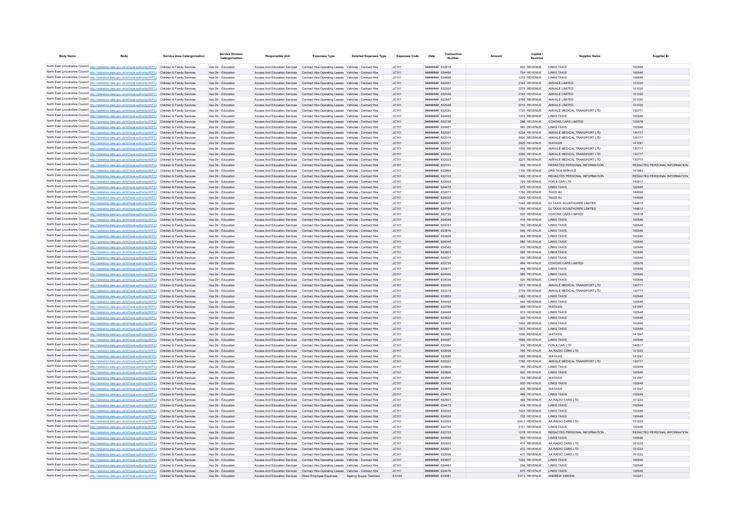| Body Name | Body | Service Area Catergorisation | Service Division Catergorisation | Responsible Unit | Expenses Type | Detailed Expenses Type | Expenses Code | Date | Transaction Number | Amount | Capital / Revenue | Supplier Name | Supplier ID |
|---|---|---|---|---|---|---|---|---|---|---|---|---|---|
| North East Lincolnshire Council | http://statistics.data.gov.uk/id/local-authority/00FC | Children & Family Services | Ass Dir - Education | Access And Education Services | Contract Hire-Operating Leases | Vehicles - Contract Hire | JC101 | ######## | 633819 | 930 | REVENUE | LINKS TAXIS | 100546 |
| North East Lincolnshire Council | http://statistics.data.gov.uk/id/local-authority/00FC | Children & Family Services | Ass Dir - Education | Access And Education Services | Contract Hire-Operating Leases | Vehicles - Contract Hire | JC101 | ######## | 634466 | 754 | REVENUE | LINKS TAXIS | 100546 |
| North East Lincolnshire Council | http://statistics.data.gov.uk/id/local-authority/00FC | Children & Family Services | Ass Dir - Education | Access And Education Services | Contract Hire-Operating Leases | Vehicles - Contract Hire | JC101 | ######## | 634898 | 1276 | REVENUE | LINKS TAXIS | 100546 |
| North East Lincolnshire Council | http://statistics.data.gov.uk/id/local-authority/00FC | Children & Family Services | Ass Dir - Education | Access And Education Services | Contract Hire-Operating Leases | Vehicles - Contract Hire | JC101 | ######## | 632551 | 2145 | REVENUE | AMVALE LIMITED | 101030 |
| North East Lincolnshire Council | http://statistics.data.gov.uk/id/local-authority/00FC | Children & Family Services | Ass Dir - Education | Access And Education Services | Contract Hire-Operating Leases | Vehicles - Contract Hire | JC101 | ######## | 632550 | 2375 | REVENUE | AMVALE LIMITED | 101030 |
| North East Lincolnshire Council | http://statistics.data.gov.uk/id/local-authority/00FC | Children & Family Services | Ass Dir - Education | Access And Education Services | Contract Hire-Operating Leases | Vehicles - Contract Hire | JC101 | ######## | 632549 | 2145 | REVENUE | AMVALE LIMITED | 101030 |
| North East Lincolnshire Council | http://statistics.data.gov.uk/id/local-authority/00FC | Children & Family Services | Ass Dir - Education | Access And Education Services | Contract Hire-Operating Leases | Vehicles - Contract Hire | JC101 | ######## | 632547 | 2760 | REVENUE | AMVALE LIMITED | 101030 |
| North East Lincolnshire Council | http://statistics.data.gov.uk/id/local-authority/00FC | Children & Family Services | Ass Dir - Education | Access And Education Services | Contract Hire-Operating Leases | Vehicles - Contract Hire | JC101 | ######## | 632548 | 2015 | REVENUE | AMVALE LIMITED | 101030 |
| North East Lincolnshire Council | http://statistics.data.gov.uk/id/local-authority/00FC | Children & Family Services | Ass Dir - Education | Access And Education Services | Contract Hire-Operating Leases | Vehicles - Contract Hire | JC101 | ######## | 632020 | 1725 | REVENUE | AMVALE MEDICAL TRANSPORT LTD | 130777 |
| North East Lincolnshire Council | http://statistics.data.gov.uk/id/local-authority/00FC | Children & Family Services | Ass Dir - Education | Access And Education Services | Contract Hire-Operating Leases | Vehicles - Contract Hire | JC101 | ######## | 634462 | 1372 | REVENUE | LINKS TAXIS | 100546 |
| North East Lincolnshire Council | http://statistics.data.gov.uk/id/local-authority/00FC | Children & Family Services | Ass Dir - Education | Access And Education Services | Contract Hire-Operating Leases | Vehicles - Contract Hire | JC101 | ######## | 632728 | 288 | REVENUE | COXONS CARS LIMITED | 100578 |
| North East Lincolnshire Council | http://statistics.data.gov.uk/id/local-authority/00FC | Children & Family Services | Ass Dir - Education | Access And Education Services | Contract Hire-Operating Leases | Vehicles - Contract Hire | JC101 | ######## | 634461 | 940 | REVENUE | LINKS TAXIS | 100546 |
| North East Lincolnshire Council | http://statistics.data.gov.uk/id/local-authority/00FC | Children & Family Services | Ass Dir - Education | Access And Education Services | Contract Hire-Operating Leases | Vehicles - Contract Hire | JC101 | ######## | 632027 | 3234 | REVENUE | AMVALE MEDICAL TRANSPORT LTD | 130777 |
| North East Lincolnshire Council | http://statistics.data.gov.uk/id/local-authority/00FC | Children & Family Services | Ass Dir - Education | Access And Education Services | Contract Hire-Operating Leases | Vehicles - Contract Hire | JC101 | ######## | 632019 | 3900 | REVENUE | AMVALE MEDICAL TRANSPORT LTD | 130777 |
| North East Lincolnshire Council | http://statistics.data.gov.uk/id/local-authority/00FC | Children & Family Services | Ass Dir - Education | Access And Education Services | Contract Hire-Operating Leases | Vehicles - Contract Hire | JC101 | ######## | 634757 | 2925 | REVENUE | WATAXIS | 141297 |
| North East Lincolnshire Council | http://statistics.data.gov.uk/id/local-authority/00FC | Children & Family Services | Ass Dir - Education | Access And Education Services | Contract Hire-Operating Leases | Vehicles - Contract Hire | JC101 | ######## | 632025 | 1935 | REVENUE | AMVALE MEDICAL TRANSPORT LTD | 130777 |
| North East Lincolnshire Council | http://statistics.data.gov.uk/id/local-authority/00FC | Children & Family Services | Ass Dir - Education | Access And Education Services | Contract Hire-Operating Leases | Vehicles - Contract Hire | JC101 | ######## | 632024 | 3255 | REVENUE | AMVALE MEDICAL TRANSPORT LTD | 130777 |
| North East Lincolnshire Council | http://statistics.data.gov.uk/id/local-authority/00FC | Children & Family Services | Ass Dir - Education | Access And Education Services | Contract Hire-Operating Leases | Vehicles - Contract Hire | JC101 | ######## | 632023 | 3225 | REVENUE | AMVALE MEDICAL TRANSPORT LTD | 130777 |
| North East Lincolnshire Council | http://statistics.data.gov.uk/id/local-authority/00FC | Children & Family Services | Ass Dir - Education | Access And Education Services | Contract Hire-Operating Leases | Vehicles - Contract Hire | JC101 | ######## | 632101 | 690 | REVENUE | REDACTED PERSONAL INFORMATION | REDACTED PERSONAL INFORMATION |
| North East Lincolnshire Council | http://statistics.data.gov.uk/id/local-authority/00FC | Children & Family Services | Ass Dir - Education | Access And Education Services | Contract Hire-Operating Leases | Vehicles - Contract Hire | JC101 | ######## | 632866 | 1105 | REVENUE | DRS TAXI SERVICE | 141083 |
| North East Lincolnshire Council | http://statistics.data.gov.uk/id/local-authority/00FC | Children & Family Services | Ass Dir - Education | Access And Education Services | Contract Hire-Operating Leases | Vehicles - Contract Hire | JC101 | ######## | 632102 | 1400 | REVENUE | REDACTED PERSONAL INFORMATION | REDACTED PERSONAL INFORMATION |
| North East Lincolnshire Council | http://statistics.data.gov.uk/id/local-authority/00FC | Children & Family Services | Ass Dir - Education | Access And Education Services | Contract Hire-Operating Leases | Vehicles - Contract Hire | JC101 | ######## | 632053 | 720 | REVENUE | FON A CAR LTD | 140517 |
| North East Lincolnshire Council | http://statistics.data.gov.uk/id/local-authority/00FC | Children & Family Services | Ass Dir - Education | Access And Education Services | Contract Hire-Operating Leases | Vehicles - Contract Hire | JC101 | ######## | 634475 | 675 | REVENUE | LINKS TAXIS | 100546 |
| North East Lincolnshire Council | http://statistics.data.gov.uk/id/local-authority/00FC | Children & Family Services | Ass Dir - Education | Access And Education Services | Contract Hire-Operating Leases | Vehicles - Contract Hire | JC101 | ######## | 632871 | 1760 | REVENUE | TAXIS 4U | 144556 |
| North East Lincolnshire Council | http://statistics.data.gov.uk/id/local-authority/00FC | Children & Family Services | Ass Dir - Education | Access And Education Services | Contract Hire-Operating Leases | Vehicles - Contract Hire | JC101 | ######## | 634025 | 1200 | REVENUE | TAXIS 4U | 144556 |
| North East Lincolnshire Council | http://statistics.data.gov.uk/id/local-authority/00FC | Children & Family Services | Ass Dir - Education | Access And Education Services | Contract Hire-Operating Leases | Vehicles - Contract Hire | JC101 | ######## | 632103 | 1040 | REVENUE | DJ TAXIS SCUNTHORPE LIMITED | 144612 |
| North East Lincolnshire Council | http://statistics.data.gov.uk/id/local-authority/00FC | Children & Family Services | Ass Dir - Education | Access And Education Services | Contract Hire-Operating Leases | Vehicles - Contract Hire | JC101 | ######## | 634784 | 1760 | REVENUE | DJ TAXIS SCUNTHORPE LIMITED | 144612 |
| North East Lincolnshire Council | http://statistics.data.gov.uk/id/local-authority/00FC | Children & Family Services | Ass Dir - Education | Access And Education Services | Contract Hire-Operating Leases | Vehicles - Contract Hire | JC101 | ######## | 632726 | 520 | REVENUE | COXONS CARS LIMITED | 100578 |
| North East Lincolnshire Council | http://statistics.data.gov.uk/id/local-authority/00FC | Children & Family Services | Ass Dir - Education | Access And Education Services | Contract Hire-Operating Leases | Vehicles - Contract Hire | JC101 | ######## | 634048 | 416 | REVENUE | LINKS TAXIS | 100546 |
| North East Lincolnshire Council | http://statistics.data.gov.uk/id/local-authority/00FC | Children & Family Services | Ass Dir - Education | Access And Education Services | Contract Hire-Operating Leases | Vehicles - Contract Hire | JC101 | ######## | 634033 | 780 | REVENUE | LINKS TAXIS | 100546 |
| North East Lincolnshire Council | http://statistics.data.gov.uk/id/local-authority/00FC | Children & Family Services | Ass Dir - Education | Access And Education Services | Contract Hire-Operating Leases | Vehicles - Contract Hire | JC101 | ######## | 633816 | 546 | REVENUE | LINKS TAXIS | 100546 |
| North East Lincolnshire Council | http://statistics.data.gov.uk/id/local-authority/00FC | Children & Family Services | Ass Dir - Education | Access And Education Services | Contract Hire-Operating Leases | Vehicles - Contract Hire | JC101 | ######## | 633808 | 884 | REVENUE | LINKS TAXIS | 100546 |
| North East Lincolnshire Council | http://statistics.data.gov.uk/id/local-authority/00FC | Children & Family Services | Ass Dir - Education | Access And Education Services | Contract Hire-Operating Leases | Vehicles - Contract Hire | JC101 | ######## | 634049 | 884 | REVENUE | LINKS TAXIS | 100546 |
| North East Lincolnshire Council | http://statistics.data.gov.uk/id/local-authority/00FC | Children & Family Services | Ass Dir - Education | Access And Education Services | Contract Hire-Operating Leases | Vehicles - Contract Hire | JC101 | ######## | 634042 | 416 | REVENUE | LINKS TAXIS | 100546 |
| North East Lincolnshire Council | http://statistics.data.gov.uk/id/local-authority/00FC | Children & Family Services | Ass Dir - Education | Access And Education Services | Contract Hire-Operating Leases | Vehicles - Contract Hire | JC101 | ######## | 633803 | 585 | REVENUE | LINKS TAXIS | 100546 |
| North East Lincolnshire Council | http://statistics.data.gov.uk/id/local-authority/00FC | Children & Family Services | Ass Dir - Education | Access And Education Services | Contract Hire-Operating Leases | Vehicles - Contract Hire | JC101 | ######## | 634037 | 520 | REVENUE | LINKS TAXIS | 100546 |
| North East Lincolnshire Council | http://statistics.data.gov.uk/id/local-authority/00FC | Children & Family Services | Ass Dir - Education | Access And Education Services | Contract Hire-Operating Leases | Vehicles - Contract Hire | JC101 | ######## | 632736 | 494 | REVENUE | COXONS CARS LIMITED | 100578 |
| North East Lincolnshire Council | http://statistics.data.gov.uk/id/local-authority/00FC | Children & Family Services | Ass Dir - Education | Access And Education Services | Contract Hire-Operating Leases | Vehicles - Contract Hire | JC101 | ######## | 633817 | 546 | REVENUE | LINKS TAXIS | 100546 |
| North East Lincolnshire Council | http://statistics.data.gov.uk/id/local-authority/00FC | Children & Family Services | Ass Dir - Education | Access And Education Services | Contract Hire-Operating Leases | Vehicles - Contract Hire | JC101 | ######## | 634046 | 585 | REVENUE | LINKS TAXIS | 100546 |
| North East Lincolnshire Council | http://statistics.data.gov.uk/id/local-authority/00FC | Children & Family Services | Ass Dir - Education | Access And Education Services | Contract Hire-Operating Leases | Vehicles - Contract Hire | JC101 | ######## | 634036 | 520 | REVENUE | LINKS TAXIS | 100546 |
| North East Lincolnshire Council | http://statistics.data.gov.uk/id/local-authority/00FC | Children & Family Services | Ass Dir - Education | Access And Education Services | Contract Hire-Operating Leases | Vehicles - Contract Hire | JC101 | ######## | 632026 | 1677 | REVENUE | AMVALE MEDICAL TRANSPORT LTD | 130777 |
| North East Lincolnshire Council | http://statistics.data.gov.uk/id/local-authority/00FC | Children & Family Services | Ass Dir - Education | Access And Education Services | Contract Hire-Operating Leases | Vehicles - Contract Hire | JC101 | ######## | 633219 | 2709 | REVENUE | AMVALE MEDICAL TRANSPORT LTD | 130777 |
| North East Lincolnshire Council | http://statistics.data.gov.uk/id/local-authority/00FC | Children & Family Services | Ass Dir - Education | Access And Education Services | Contract Hire-Operating Leases | Vehicles - Contract Hire | JC101 | ######## | 633820 | 1482 | REVENUE | LINKS TAXIS | 100546 |
| North East Lincolnshire Council | http://statistics.data.gov.uk/id/local-authority/00FC | Children & Family Services | Ass Dir - Education | Access And Education Services | Contract Hire-Operating Leases | Vehicles - Contract Hire | JC101 | ######## | 634050 | 546 | REVENUE | LINKS TAXIS | 100546 |
| North East Lincolnshire Council | http://statistics.data.gov.uk/id/local-authority/00FC | Children & Family Services | Ass Dir - Education | Access And Education Services | Contract Hire-Operating Leases | Vehicles - Contract Hire | JC101 | ######## | 633789 | 689 | REVENUE | WATAXIS | 141297 |
| North East Lincolnshire Council | http://statistics.data.gov.uk/id/local-authority/00FC | Children & Family Services | Ass Dir - Education | Access And Education Services | Contract Hire-Operating Leases | Vehicles - Contract Hire | JC101 | ######## | 634464 | 970 | REVENUE | LINKS TAXIS | 100546 |
| North East Lincolnshire Council | http://statistics.data.gov.uk/id/local-authority/00FC | Children & Family Services | Ass Dir - Education | Access And Education Services | Contract Hire-Operating Leases | Vehicles - Contract Hire | JC101 | ######## | 633822 | 325 | REVENUE | LINKS TAXIS | 100546 |
| North East Lincolnshire Council | http://statistics.data.gov.uk/id/local-authority/00FC | Children & Family Services | Ass Dir - Education | Access And Education Services | Contract Hire-Operating Leases | Vehicles - Contract Hire | JC101 | ######## | 633804 | 1650 | REVENUE | LINKS TAXIS | 100546 |
| North East Lincolnshire Council | http://statistics.data.gov.uk/id/local-authority/00FC | Children & Family Services | Ass Dir - Education | Access And Education Services | Contract Hire-Operating Leases | Vehicles - Contract Hire | JC101 | ######## | 634465 | 1875 | REVENUE | LINKS TAXIS | 100546 |
| North East Lincolnshire Council | http://statistics.data.gov.uk/id/local-authority/00FC | Children & Family Services | Ass Dir - Education | Access And Education Services | Contract Hire-Operating Leases | Vehicles - Contract Hire | JC101 | ######## | 633595 | 1650 | REVENUE | WATAXIS | 141297 |
| North East Lincolnshire Council | http://statistics.data.gov.uk/id/local-authority/00FC | Children & Family Services | Ass Dir - Education | Access And Education Services | Contract Hire-Operating Leases | Vehicles - Contract Hire | JC101 | ######## | 634047 | 1680 | REVENUE | LINKS TAXIS | 100546 |
| North East Lincolnshire Council | http://statistics.data.gov.uk/id/local-authority/00FC | Children & Family Services | Ass Dir - Education | Access And Education Services | Contract Hire-Operating Leases | Vehicles - Contract Hire | JC101 | ######## | 632054 | 300 | REVENUE | FON A CAR LTD | 140517 |
| North East Lincolnshire Council | http://statistics.data.gov.uk/id/local-authority/00FC | Children & Family Services | Ass Dir - Education | Access And Education Services | Contract Hire-Operating Leases | Vehicles - Contract Hire | JC101 | ######## | 632938 | 795 | REVENUE | AA RADIO CARS LTD | 101222 |
| North East Lincolnshire Council | http://statistics.data.gov.uk/id/local-authority/00FC | Children & Family Services | Ass Dir - Education | Access And Education Services | Contract Hire-Operating Leases | Vehicles - Contract Hire | JC101 | ######## | 633596 | 1665 | REVENUE | WATAXIS | 141297 |
| North East Lincolnshire Council | http://statistics.data.gov.uk/id/local-authority/00FC | Children & Family Services | Ass Dir - Education | Access And Education Services | Contract Hire-Operating Leases | Vehicles - Contract Hire | JC101 | ######## | 632022 | 1785 | REVENUE | AMVALE MEDICAL TRANSPORT LTD | 130777 |
| North East Lincolnshire Council | http://statistics.data.gov.uk/id/local-authority/00FC | Children & Family Services | Ass Dir - Education | Access And Education Services | Contract Hire-Operating Leases | Vehicles - Contract Hire | JC101 | ######## | 633805 | 780 | REVENUE | LINKS TAXIS | 100546 |
| North East Lincolnshire Council | http://statistics.data.gov.uk/id/local-authority/00FC | Children & Family Services | Ass Dir - Education | Access And Education Services | Contract Hire-Operating Leases | Vehicles - Contract Hire | JC101 | ######## | 633806 | 930 | REVENUE | LINKS TAXIS | 100546 |
| North East Lincolnshire Council | http://statistics.data.gov.uk/id/local-authority/00FC | Children & Family Services | Ass Dir - Education | Access And Education Services | Contract Hire-Operating Leases | Vehicles - Contract Hire | JC101 | ######## | 633594 | 720 | REVENUE | WATAXIS | 141297 |
| North East Lincolnshire Council | http://statistics.data.gov.uk/id/local-authority/00FC | Children & Family Services | Ass Dir - Education | Access And Education Services | Contract Hire-Operating Leases | Vehicles - Contract Hire | JC101 | ######## | 634045 | 930 | REVENUE | LINKS TAXIS | 100546 |
| North East Lincolnshire Council | http://statistics.data.gov.uk/id/local-authority/00FC | Children & Family Services | Ass Dir - Education | Access And Education Services | Contract Hire-Operating Leases | Vehicles - Contract Hire | JC101 | ######## | 633589 | 600 | REVENUE | WATAXIS | 141297 |
| North East Lincolnshire Council | http://statistics.data.gov.uk/id/local-authority/00FC | Children & Family Services | Ass Dir - Education | Access And Education Services | Contract Hire-Operating Leases | Vehicles - Contract Hire | JC101 | ######## | 634470 | 468 | REVENUE | LINKS TAXIS | 100546 |
| North East Lincolnshire Council | http://statistics.data.gov.uk/id/local-authority/00FC | Children & Family Services | Ass Dir - Education | Access And Education Services | Contract Hire-Operating Leases | Vehicles - Contract Hire | JC101 | ######## | 632937 | 468 | REVENUE | AA RADIO CARS LTD | 101222 |
| North East Lincolnshire Council | http://statistics.data.gov.uk/id/local-authority/00FC | Children & Family Services | Ass Dir - Education | Access And Education Services | Contract Hire-Operating Leases | Vehicles - Contract Hire | JC101 | ######## | 634473 | 416 | REVENUE | LINKS TAXIS | 100546 |
| North East Lincolnshire Council | http://statistics.data.gov.uk/id/local-authority/00FC | Children & Family Services | Ass Dir - Education | Access And Education Services | Contract Hire-Operating Leases | Vehicles - Contract Hire | JC101 | ######## | 634043 | 1424 | REVENUE | LINKS TAXIS | 100546 |
| North East Lincolnshire Council | http://statistics.data.gov.uk/id/local-authority/00FC | Children & Family Services | Ass Dir - Education | Access And Education Services | Contract Hire-Operating Leases | Vehicles - Contract Hire | JC101 | ######## | 634524 | 702 | REVENUE | LINKS TAXIS | 100546 |
| North East Lincolnshire Council | http://statistics.data.gov.uk/id/local-authority/00FC | Children & Family Services | Ass Dir - Education | Access And Education Services | Contract Hire-Operating Leases | Vehicles - Contract Hire | JC101 | ######## | 632935 | 500.5 | REVENUE | AA RADIO CARS LTD | 101222 |
| North East Lincolnshire Council | http://statistics.data.gov.uk/id/local-authority/00FC | Children & Family Services | Ass Dir - Education | Access And Education Services | Contract Hire-Operating Leases | Vehicles - Contract Hire | JC101 | ######## | 634742 | 3151 | REVENUE | LINKS TAXIS | 100546 |
| North East Lincolnshire Council | http://statistics.data.gov.uk/id/local-authority/00FC | Children & Family Services | Ass Dir - Education | Access And Education Services | Contract Hire-Operating Leases | Vehicles - Contract Hire | JC101 | ######## | 632725 | 1278 | REVENUE | REDACTED PERSONAL INFORMATION | REDACTED PERSONAL INFORMATION |
| North East Lincolnshire Council | http://statistics.data.gov.uk/id/local-authority/00FC | Children & Family Services | Ass Dir - Education | Access And Education Services | Contract Hire-Operating Leases | Vehicles - Contract Hire | JC101 | ######## | 634468 | 555 | REVENUE | LINKS TAXIS | 100546 |
| North East Lincolnshire Council | http://statistics.data.gov.uk/id/local-authority/00FC | Children & Family Services | Ass Dir - Education | Access And Education Services | Contract Hire-Operating Leases | Vehicles - Contract Hire | JC101 | ######## | 632922 | 470 | REVENUE | AA RADIO CARS LTD | 101222 |
| North East Lincolnshire Council | http://statistics.data.gov.uk/id/local-authority/00FC | Children & Family Services | Ass Dir - Education | Access And Education Services | Contract Hire-Operating Leases | Vehicles - Contract Hire | JC101 | ######## | 632921 | 470 | REVENUE | AA RADIO CARS LTD | 101222 |
| North East Lincolnshire Council | http://statistics.data.gov.uk/id/local-authority/00FC | Children & Family Services | Ass Dir - Education | Access And Education Services | Contract Hire-Operating Leases | Vehicles - Contract Hire | JC101 | ######## | 632936 | 475 | REVENUE | AA RADIO CARS LTD | 101222 |
| North East Lincolnshire Council | http://statistics.data.gov.uk/id/local-authority/00FC | Children & Family Services | Ass Dir - Education | Access And Education Services | Contract Hire-Operating Leases | Vehicles - Contract Hire | JC101 | ######## | 633807 | 1232 | REVENUE | LINKS TAXIS | 100546 |
| North East Lincolnshire Council | http://statistics.data.gov.uk/id/local-authority/00FC | Children & Family Services | Ass Dir - Education | Access And Education Services | Contract Hire-Operating Leases | Vehicles - Contract Hire | JC101 | ######## | 634463 | 256 | REVENUE | LINKS TAXIS | 100546 |
| North East Lincolnshire Council | http://statistics.data.gov.uk/id/local-authority/00FC | Children & Family Services | Ass Dir - Education | Access And Education Services | Contract Hire-Operating Leases | Vehicles - Contract Hire | JC101 | ######## | 634476 | 970 | REVENUE | LINKS TAXIS | 100546 |
| North East Lincolnshire Council | http://statistics.data.gov.uk/id/local-authority/00FC | Children & Family Services | Ass Dir - Education | Access And Education Services | Direct Employee Expenses | Agency Supply Teachers | EA104 | ######## | 634081 | 337.5 | REVENUE | ANDREW SIMONS | 102321 |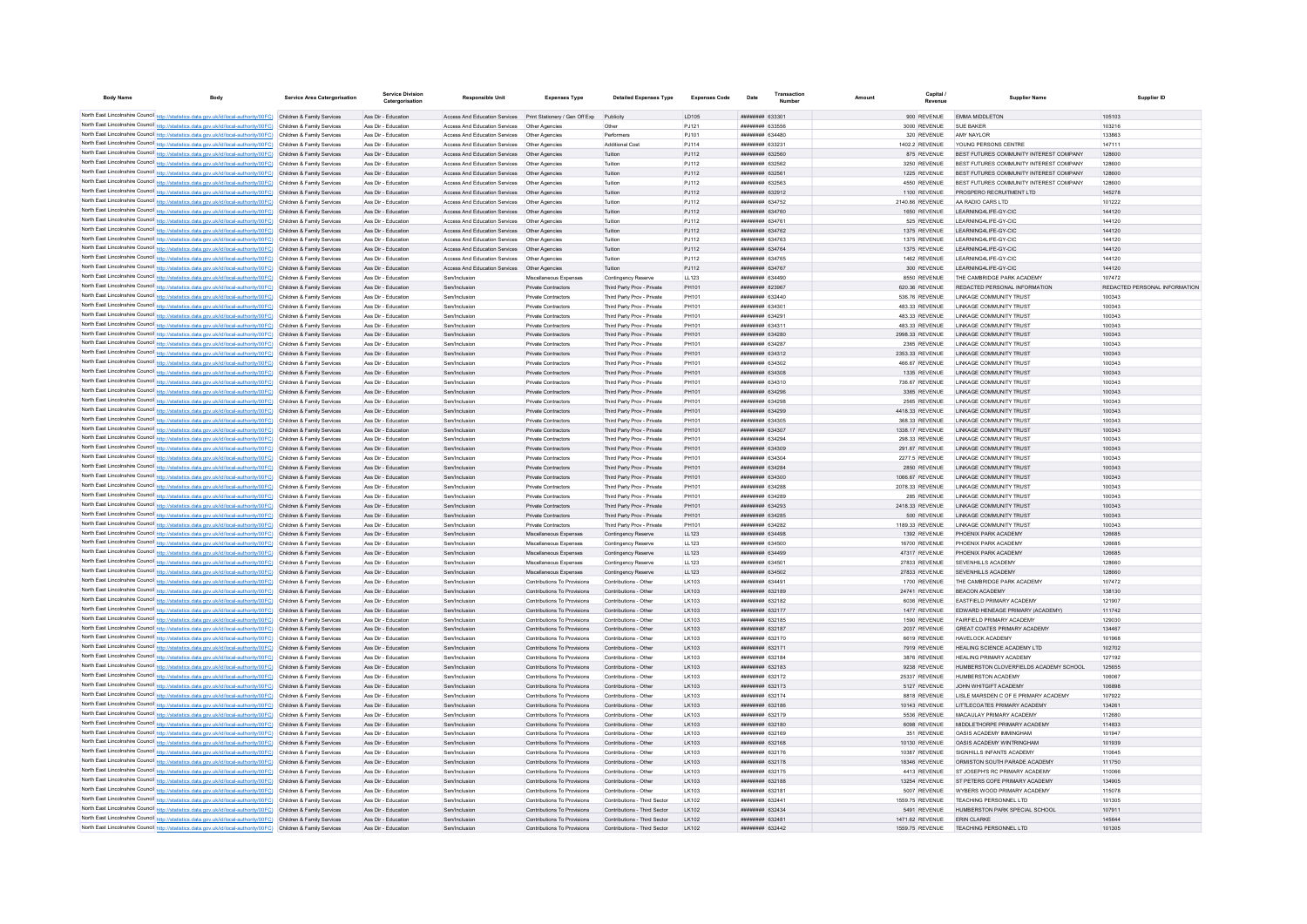| Body Name | Body | Service Area Catergorisation | Service Division Catergorisation | Responsible Unit | Expenses Type | Detailed Expenses Type | Expenses Code | Date | Transaction Number | Amount | Capital / Revenue | Supplier Name | Supplier ID |
|---|---|---|---|---|---|---|---|---|---|---|---|---|---|
| North East Lincolnshire Council | http://statistics.data.gov.uk/id/local-authority/00FC | Children & Family Services | Ass Dir - Education | Access And Education Services | Print Stationery / Gen Off Exp | Publicity | LD105 | ######## | 633301 | 900 | REVENUE | EMMA MIDDLETON | 105103 |
| North East Lincolnshire Council | http://statistics.data.gov.uk/id/local-authority/00FC | Children & Family Services | Ass Dir - Education | Access And Education Services | Other Agencies | Other | PJ121 | ######## | 633556 | 3000 | REVENUE | SUE BAKER | 103216 |
| North East Lincolnshire Council | http://statistics.data.gov.uk/id/local-authority/00FC | Children & Family Services | Ass Dir - Education | Access And Education Services | Other Agencies | Performers | PJ101 | ######## | 634480 | 320 | REVENUE | AMY NAYLOR | 133863 |
| North East Lincolnshire Council | http://statistics.data.gov.uk/id/local-authority/00FC | Children & Family Services | Ass Dir - Education | Access And Education Services | Other Agencies | Additional Cost | PJ114 | ######## | 633231 | 1402.2 | REVENUE | YOUNG PERSONS CENTRE | 147111 |
| North East Lincolnshire Council | http://statistics.data.gov.uk/id/local-authority/00FC | Children & Family Services | Ass Dir - Education | Access And Education Services | Other Agencies | Tuition | PJ112 | ######## | 632560 | 875 | REVENUE | BEST FUTURES COMMUNITY INTEREST COMPANY | 128600 |
| North East Lincolnshire Council | http://statistics.data.gov.uk/id/local-authority/00FC | Children & Family Services | Ass Dir - Education | Access And Education Services | Other Agencies | Tuition | PJ112 | ######## | 632562 | 3250 | REVENUE | BEST FUTURES COMMUNITY INTEREST COMPANY | 128600 |
| North East Lincolnshire Council | http://statistics.data.gov.uk/id/local-authority/00FC | Children & Family Services | Ass Dir - Education | Access And Education Services | Other Agencies | Tuition | PJ112 | ######## | 632561 | 1225 | REVENUE | BEST FUTURES COMMUNITY INTEREST COMPANY | 128600 |
| North East Lincolnshire Council | http://statistics.data.gov.uk/id/local-authority/00FC | Children & Family Services | Ass Dir - Education | Access And Education Services | Other Agencies | Tuition | PJ112 | ######## | 632563 | 4550 | REVENUE | BEST FUTURES COMMUNITY INTEREST COMPANY | 128600 |
| North East Lincolnshire Council | http://statistics.data.gov.uk/id/local-authority/00FC | Children & Family Services | Ass Dir - Education | Access And Education Services | Other Agencies | Tuition | PJ112 | ######## | 632912 | 1100 | REVENUE | PROSPERO RECRUITMENT LTD | 145278 |
| North East Lincolnshire Council | http://statistics.data.gov.uk/id/local-authority/00FC | Children & Family Services | Ass Dir - Education | Access And Education Services | Other Agencies | Tuition | PJ112 | ######## | 634752 | 2140.86 | REVENUE | AA RADIO CARS LTD | 101222 |
| North East Lincolnshire Council | http://statistics.data.gov.uk/id/local-authority/00FC | Children & Family Services | Ass Dir - Education | Access And Education Services | Other Agencies | Tuition | PJ112 | ######## | 634760 | 1650 | REVENUE | LEARNING4LIFE-GY-CIC | 144120 |
| North East Lincolnshire Council | http://statistics.data.gov.uk/id/local-authority/00FC | Children & Family Services | Ass Dir - Education | Access And Education Services | Other Agencies | Tuition | PJ112 | ######## | 634761 | 525 | REVENUE | LEARNING4LIFE-GY-CIC | 144120 |
| North East Lincolnshire Council | http://statistics.data.gov.uk/id/local-authority/00FC | Children & Family Services | Ass Dir - Education | Access And Education Services | Other Agencies | Tuition | PJ112 | ######## | 634762 | 1375 | REVENUE | LEARNING4LIFE-GY-CIC | 144120 |
| North East Lincolnshire Council | http://statistics.data.gov.uk/id/local-authority/00FC | Children & Family Services | Ass Dir - Education | Access And Education Services | Other Agencies | Tuition | PJ112 | ######## | 634763 | 1375 | REVENUE | LEARNING4LIFE-GY-CIC | 144120 |
| North East Lincolnshire Council | http://statistics.data.gov.uk/id/local-authority/00FC | Children & Family Services | Ass Dir - Education | Access And Education Services | Other Agencies | Tuition | PJ112 | ######## | 634764 | 1375 | REVENUE | LEARNING4LIFE-GY-CIC | 144120 |
| North East Lincolnshire Council | http://statistics.data.gov.uk/id/local-authority/00FC | Children & Family Services | Ass Dir - Education | Access And Education Services | Other Agencies | Tuition | PJ112 | ######## | 634765 | 1462 | REVENUE | LEARNING4LIFE-GY-CIC | 144120 |
| North East Lincolnshire Council | http://statistics.data.gov.uk/id/local-authority/00FC | Children & Family Services | Ass Dir - Education | Access And Education Services | Other Agencies | Tuition | PJ112 | ######## | 634767 | 300 | REVENUE | LEARNING4LIFE-GY-CIC | 144120 |
| North East Lincolnshire Council | http://statistics.data.gov.uk/id/local-authority/00FC | Children & Family Services | Ass Dir - Education | Sen/Inclusion | Miscellaneous Expenses | Contingency Reserve | LL123 | ######## | 634490 | 8550 | REVENUE | THE CAMBRIDGE PARK ACADEMY | 107472 |
| North East Lincolnshire Council | http://statistics.data.gov.uk/id/local-authority/00FC | Children & Family Services | Ass Dir - Education | Sen/Inclusion | Private Contractors | Third Party Prov - Private | PH101 | ######## | 623967 | 820.36 | REVENUE | REDACTED PERSONAL INFORMATION | REDACTED PERSONAL INFORMATION |
| North East Lincolnshire Council | http://statistics.data.gov.uk/id/local-authority/00FC | Children & Family Services | Ass Dir - Education | Sen/Inclusion | Private Contractors | Third Party Prov - Private | PH101 | ######## | 632440 | 536.76 | REVENUE | LINKAGE COMMUNITY TRUST | 100343 |
| North East Lincolnshire Council | http://statistics.data.gov.uk/id/local-authority/00FC | Children & Family Services | Ass Dir - Education | Sen/Inclusion | Private Contractors | Third Party Prov - Private | PH101 | ######## | 634301 | 483.33 | REVENUE | LINKAGE COMMUNITY TRUST | 100343 |
| North East Lincolnshire Council | http://statistics.data.gov.uk/id/local-authority/00FC | Children & Family Services | Ass Dir - Education | Sen/Inclusion | Private Contractors | Third Party Prov - Private | PH101 | ######## | 634291 | 483.33 | REVENUE | LINKAGE COMMUNITY TRUST | 100343 |
| North East Lincolnshire Council | http://statistics.data.gov.uk/id/local-authority/00FC | Children & Family Services | Ass Dir - Education | Sen/Inclusion | Private Contractors | Third Party Prov - Private | PH101 | ######## | 634311 | 483.33 | REVENUE | LINKAGE COMMUNITY TRUST | 100343 |
| North East Lincolnshire Council | http://statistics.data.gov.uk/id/local-authority/00FC | Children & Family Services | Ass Dir - Education | Sen/Inclusion | Private Contractors | Third Party Prov - Private | PH101 | ######## | 634280 | 2998.33 | REVENUE | LINKAGE COMMUNITY TRUST | 100343 |
| North East Lincolnshire Council | http://statistics.data.gov.uk/id/local-authority/00FC | Children & Family Services | Ass Dir - Education | Sen/Inclusion | Private Contractors | Third Party Prov - Private | PH101 | ######## | 634287 | 2365 | REVENUE | LINKAGE COMMUNITY TRUST | 100343 |
| North East Lincolnshire Council | http://statistics.data.gov.uk/id/local-authority/00FC | Children & Family Services | Ass Dir - Education | Sen/Inclusion | Private Contractors | Third Party Prov - Private | PH101 | ######## | 634312 | 2353.33 | REVENUE | LINKAGE COMMUNITY TRUST | 100343 |
| North East Lincolnshire Council | http://statistics.data.gov.uk/id/local-authority/00FC | Children & Family Services | Ass Dir - Education | Sen/Inclusion | Private Contractors | Third Party Prov - Private | PH101 | ######## | 634302 | 466.67 | REVENUE | LINKAGE COMMUNITY TRUST | 100343 |
| North East Lincolnshire Council | http://statistics.data.gov.uk/id/local-authority/00FC | Children & Family Services | Ass Dir - Education | Sen/Inclusion | Private Contractors | Third Party Prov - Private | PH101 | ######## | 634308 | 1335 | REVENUE | LINKAGE COMMUNITY TRUST | 100343 |
| North East Lincolnshire Council | http://statistics.data.gov.uk/id/local-authority/00FC | Children & Family Services | Ass Dir - Education | Sen/Inclusion | Private Contractors | Third Party Prov - Private | PH101 | ######## | 634310 | 736.67 | REVENUE | LINKAGE COMMUNITY TRUST | 100343 |
| North East Lincolnshire Council | http://statistics.data.gov.uk/id/local-authority/00FC | Children & Family Services | Ass Dir - Education | Sen/Inclusion | Private Contractors | Third Party Prov - Private | PH101 | ######## | 634296 | 3365 | REVENUE | LINKAGE COMMUNITY TRUST | 100343 |
| North East Lincolnshire Council | http://statistics.data.gov.uk/id/local-authority/00FC | Children & Family Services | Ass Dir - Education | Sen/Inclusion | Private Contractors | Third Party Prov - Private | PH101 | ######## | 634298 | 2565 | REVENUE | LINKAGE COMMUNITY TRUST | 100343 |
| North East Lincolnshire Council | http://statistics.data.gov.uk/id/local-authority/00FC | Children & Family Services | Ass Dir - Education | Sen/Inclusion | Private Contractors | Third Party Prov - Private | PH101 | ######## | 634299 | 4418.33 | REVENUE | LINKAGE COMMUNITY TRUST | 100343 |
| North East Lincolnshire Council | http://statistics.data.gov.uk/id/local-authority/00FC | Children & Family Services | Ass Dir - Education | Sen/Inclusion | Private Contractors | Third Party Prov - Private | PH101 | ######## | 634305 | 368.33 | REVENUE | LINKAGE COMMUNITY TRUST | 100343 |
| North East Lincolnshire Council | http://statistics.data.gov.uk/id/local-authority/00FC | Children & Family Services | Ass Dir - Education | Sen/Inclusion | Private Contractors | Third Party Prov - Private | PH101 | ######## | 634307 | 1338.17 | REVENUE | LINKAGE COMMUNITY TRUST | 100343 |
| North East Lincolnshire Council | http://statistics.data.gov.uk/id/local-authority/00FC | Children & Family Services | Ass Dir - Education | Sen/Inclusion | Private Contractors | Third Party Prov - Private | PH101 | ######## | 634294 | 298.33 | REVENUE | LINKAGE COMMUNITY TRUST | 100343 |
| North East Lincolnshire Council | http://statistics.data.gov.uk/id/local-authority/00FC | Children & Family Services | Ass Dir - Education | Sen/Inclusion | Private Contractors | Third Party Prov - Private | PH101 | ######## | 634309 | 291.67 | REVENUE | LINKAGE COMMUNITY TRUST | 100343 |
| North East Lincolnshire Council | http://statistics.data.gov.uk/id/local-authority/00FC | Children & Family Services | Ass Dir - Education | Sen/Inclusion | Private Contractors | Third Party Prov - Private | PH101 | ######## | 634304 | 2277.5 | REVENUE | LINKAGE COMMUNITY TRUST | 100343 |
| North East Lincolnshire Council | http://statistics.data.gov.uk/id/local-authority/00FC | Children & Family Services | Ass Dir - Education | Sen/Inclusion | Private Contractors | Third Party Prov - Private | PH101 | ######## | 634284 | 2850 | REVENUE | LINKAGE COMMUNITY TRUST | 100343 |
| North East Lincolnshire Council | http://statistics.data.gov.uk/id/local-authority/00FC | Children & Family Services | Ass Dir - Education | Sen/Inclusion | Private Contractors | Third Party Prov - Private | PH101 | ######## | 634300 | 1068.67 | REVENUE | LINKAGE COMMUNITY TRUST | 100343 |
| North East Lincolnshire Council | http://statistics.data.gov.uk/id/local-authority/00FC | Children & Family Services | Ass Dir - Education | Sen/Inclusion | Private Contractors | Third Party Prov - Private | PH101 | ######## | 634288 | 2078.33 | REVENUE | LINKAGE COMMUNITY TRUST | 100343 |
| North East Lincolnshire Council | http://statistics.data.gov.uk/id/local-authority/00FC | Children & Family Services | Ass Dir - Education | Sen/Inclusion | Private Contractors | Third Party Prov - Private | PH101 | ######## | 634289 | 285 | REVENUE | LINKAGE COMMUNITY TRUST | 100343 |
| North East Lincolnshire Council | http://statistics.data.gov.uk/id/local-authority/00FC | Children & Family Services | Ass Dir - Education | Sen/Inclusion | Private Contractors | Third Party Prov - Private | PH101 | ######## | 634293 | 2418.33 | REVENUE | LINKAGE COMMUNITY TRUST | 100343 |
| North East Lincolnshire Council | http://statistics.data.gov.uk/id/local-authority/00FC | Children & Family Services | Ass Dir - Education | Sen/Inclusion | Private Contractors | Third Party Prov - Private | PH101 | ######## | 634285 | 500 | REVENUE | LINKAGE COMMUNITY TRUST | 100343 |
| North East Lincolnshire Council | http://statistics.data.gov.uk/id/local-authority/00FC | Children & Family Services | Ass Dir - Education | Sen/Inclusion | Private Contractors | Third Party Prov - Private | PH101 | ######## | 634282 | 1189.33 | REVENUE | LINKAGE COMMUNITY TRUST | 100343 |
| North East Lincolnshire Council | http://statistics.data.gov.uk/id/local-authority/00FC | Children & Family Services | Ass Dir - Education | Sen/Inclusion | Miscellaneous Expenses | Contingency Reserve | LL123 | ######## | 634498 | 1392 | REVENUE | PHOENIX PARK ACADEMY | 126685 |
| North East Lincolnshire Council | http://statistics.data.gov.uk/id/local-authority/00FC | Children & Family Services | Ass Dir - Education | Sen/Inclusion | Miscellaneous Expenses | Contingency Reserve | LL123 | ######## | 634500 | 16700 | REVENUE | PHOENIX PARK ACADEMY | 126685 |
| North East Lincolnshire Council | http://statistics.data.gov.uk/id/local-authority/00FC | Children & Family Services | Ass Dir - Education | Sen/Inclusion | Miscellaneous Expenses | Contingency Reserve | LL123 | ######## | 634499 | 47317 | REVENUE | PHOENIX PARK ACADEMY | 126685 |
| North East Lincolnshire Council | http://statistics.data.gov.uk/id/local-authority/00FC | Children & Family Services | Ass Dir - Education | Sen/Inclusion | Miscellaneous Expenses | Contingency Reserve | LL123 | ######## | 634501 | 27833 | REVENUE | SEVENHILLS ACADEMY | 128660 |
| North East Lincolnshire Council | http://statistics.data.gov.uk/id/local-authority/00FC | Children & Family Services | Ass Dir - Education | Sen/Inclusion | Miscellaneous Expenses | Contingency Reserve | LL123 | ######## | 634502 | 27833 | REVENUE | SEVENHILLS ACADEMY | 128660 |
| North East Lincolnshire Council | http://statistics.data.gov.uk/id/local-authority/00FC | Children & Family Services | Ass Dir - Education | Sen/Inclusion | Contributions To Provisions | Contributions - Other | LK103 | ######## | 634491 | 1700 | REVENUE | THE CAMBRIDGE PARK ACADEMY | 107472 |
| North East Lincolnshire Council | http://statistics.data.gov.uk/id/local-authority/00FC | Children & Family Services | Ass Dir - Education | Sen/Inclusion | Contributions To Provisions | Contributions - Other | LK103 | ######## | 632189 | 24741 | REVENUE | BEACON ACADEMY | 138130 |
| North East Lincolnshire Council | http://statistics.data.gov.uk/id/local-authority/00FC | Children & Family Services | Ass Dir - Education | Sen/Inclusion | Contributions To Provisions | Contributions - Other | LK103 | ######## | 632182 | 6036 | REVENUE | EASTFIELD PRIMARY ACADEMY | 121907 |
| North East Lincolnshire Council | http://statistics.data.gov.uk/id/local-authority/00FC | Children & Family Services | Ass Dir - Education | Sen/Inclusion | Contributions To Provisions | Contributions - Other | LK103 | ######## | 632177 | 1477 | REVENUE | EDWARD HENEAGE PRIMARY (ACADEMY) | 111742 |
| North East Lincolnshire Council | http://statistics.data.gov.uk/id/local-authority/00FC | Children & Family Services | Ass Dir - Education | Sen/Inclusion | Contributions To Provisions | Contributions - Other | LK103 | ######## | 632185 | 1590 | REVENUE | FAIRFIELD PRIMARY ACADEMY | 129030 |
| North East Lincolnshire Council | http://statistics.data.gov.uk/id/local-authority/00FC | Children & Family Services | Ass Dir - Education | Sen/Inclusion | Contributions To Provisions | Contributions - Other | LK103 | ######## | 632187 | 2037 | REVENUE | GREAT COATES PRIMARY ACADEMY | 134467 |
| North East Lincolnshire Council | http://statistics.data.gov.uk/id/local-authority/00FC | Children & Family Services | Ass Dir - Education | Sen/Inclusion | Contributions To Provisions | Contributions - Other | LK103 | ######## | 632170 | 6619 | REVENUE | HAVELOCK ACADEMY | 101968 |
| North East Lincolnshire Council | http://statistics.data.gov.uk/id/local-authority/00FC | Children & Family Services | Ass Dir - Education | Sen/Inclusion | Contributions To Provisions | Contributions - Other | LK103 | ######## | 632171 | 7919 | REVENUE | HEALING SCIENCE ACADEMY LTD | 102702 |
| North East Lincolnshire Council | http://statistics.data.gov.uk/id/local-authority/00FC | Children & Family Services | Ass Dir - Education | Sen/Inclusion | Contributions To Provisions | Contributions - Other | LK103 | ######## | 632184 | 3876 | REVENUE | HEALING PRIMARY ACADEMY | 127192 |
| North East Lincolnshire Council | http://statistics.data.gov.uk/id/local-authority/00FC | Children & Family Services | Ass Dir - Education | Sen/Inclusion | Contributions To Provisions | Contributions - Other | LK103 | ######## | 632183 | 9238 | REVENUE | HUMBERSTON CLOVERFIELDS ACADEMY SCHOOL | 125655 |
| North East Lincolnshire Council | http://statistics.data.gov.uk/id/local-authority/00FC | Children & Family Services | Ass Dir - Education | Sen/Inclusion | Contributions To Provisions | Contributions - Other | LK103 | ######## | 632172 | 25337 | REVENUE | HUMBERSTON ACADEMY | 106067 |
| North East Lincolnshire Council | http://statistics.data.gov.uk/id/local-authority/00FC | Children & Family Services | Ass Dir - Education | Sen/Inclusion | Contributions To Provisions | Contributions - Other | LK103 | ######## | 632173 | 5127 | REVENUE | JOHN WHITGIFT ACADEMY | 106898 |
| North East Lincolnshire Council | http://statistics.data.gov.uk/id/local-authority/00FC | Children & Family Services | Ass Dir - Education | Sen/Inclusion | Contributions To Provisions | Contributions - Other | LK103 | ######## | 632174 | 8818 | REVENUE | LISLE MARSDEN C OF E PRIMARY ACADEMY | 107922 |
| North East Lincolnshire Council | http://statistics.data.gov.uk/id/local-authority/00FC | Children & Family Services | Ass Dir - Education | Sen/Inclusion | Contributions To Provisions | Contributions - Other | LK103 | ######## | 632186 | 10143 | REVENUE | LITTLECOATES PRIMARY ACADEMY | 134261 |
| North East Lincolnshire Council | http://statistics.data.gov.uk/id/local-authority/00FC | Children & Family Services | Ass Dir - Education | Sen/Inclusion | Contributions To Provisions | Contributions - Other | LK103 | ######## | 632179 | 5536 | REVENUE | MACAULAY PRIMARY ACADEMY | 112680 |
| North East Lincolnshire Council | http://statistics.data.gov.uk/id/local-authority/00FC | Children & Family Services | Ass Dir - Education | Sen/Inclusion | Contributions To Provisions | Contributions - Other | LK103 | ######## | 632180 | 6098 | REVENUE | MIDDLETHORPE PRIMARY ACADEMY | 114833 |
| North East Lincolnshire Council | http://statistics.data.gov.uk/id/local-authority/00FC | Children & Family Services | Ass Dir - Education | Sen/Inclusion | Contributions To Provisions | Contributions - Other | LK103 | ######## | 632169 | 351 | REVENUE | OASIS ACADEMY IMMINGHAM | 101947 |
| North East Lincolnshire Council | http://statistics.data.gov.uk/id/local-authority/00FC | Children & Family Services | Ass Dir - Education | Sen/Inclusion | Contributions To Provisions | Contributions - Other | LK103 | ######## | 632168 | 10130 | REVENUE | OASIS ACADEMY WINTRINGHAM | 101939 |
| North East Lincolnshire Council | http://statistics.data.gov.uk/id/local-authority/00FC | Children & Family Services | Ass Dir - Education | Sen/Inclusion | Contributions To Provisions | Contributions - Other | LK103 | ######## | 632176 | 10387 | REVENUE | SIGNHILLS INFANTS ACADEMY | 110645 |
| North East Lincolnshire Council | http://statistics.data.gov.uk/id/local-authority/00FC | Children & Family Services | Ass Dir - Education | Sen/Inclusion | Contributions To Provisions | Contributions - Other | LK103 | ######## | 632178 | 18346 | REVENUE | ORMISTON SOUTH PARADE ACADEMY | 111750 |
| North East Lincolnshire Council | http://statistics.data.gov.uk/id/local-authority/00FC | Children & Family Services | Ass Dir - Education | Sen/Inclusion | Contributions To Provisions | Contributions - Other | LK103 | ######## | 632175 | 4413 | REVENUE | ST JOSEPH'S RC PRIMARY ACADEMY | 110066 |
| North East Lincolnshire Council | http://statistics.data.gov.uk/id/local-authority/00FC | Children & Family Services | Ass Dir - Education | Sen/Inclusion | Contributions To Provisions | Contributions - Other | LK103 | ######## | 632188 | 13254 | REVENUE | ST PETERS COFE PRIMARY ACADEMY | 134905 |
| North East Lincolnshire Council | http://statistics.data.gov.uk/id/local-authority/00FC | Children & Family Services | Ass Dir - Education | Sen/Inclusion | Contributions To Provisions | Contributions - Other | LK103 | ######## | 632181 | 5007 | REVENUE | WYBERS WOOD PRIMARY ACADEMY | 115078 |
| North East Lincolnshire Council | http://statistics.data.gov.uk/id/local-authority/00FC | Children & Family Services | Ass Dir - Education | Sen/Inclusion | Contributions To Provisions | Contributions - Third Sector | LK102 | ######## | 632441 | 1559.75 | REVENUE | TEACHING PERSONNEL LTD | 101305 |
| North East Lincolnshire Council | http://statistics.data.gov.uk/id/local-authority/00FC | Children & Family Services | Ass Dir - Education | Sen/Inclusion | Contributions To Provisions | Contributions - Third Sector | LK102 | ######## | 632434 | 5491 | REVENUE | HUMBERSTON PARK SPECIAL SCHOOL | 107911 |
| North East Lincolnshire Council | http://statistics.data.gov.uk/id/local-authority/00FC | Children & Family Services | Ass Dir - Education | Sen/Inclusion | Contributions To Provisions | Contributions - Third Sector | LK102 | ######## | 632481 | 1471.62 | REVENUE | ERIN CLARKE | 145644 |
| North East Lincolnshire Council | http://statistics.data.gov.uk/id/local-authority/00FC | Children & Family Services | Ass Dir - Education | Sen/Inclusion | Contributions To Provisions | Contributions - Third Sector | LK102 | ######## | 632442 | 1559.75 | REVENUE | TEACHING PERSONNEL LTD | 101305 |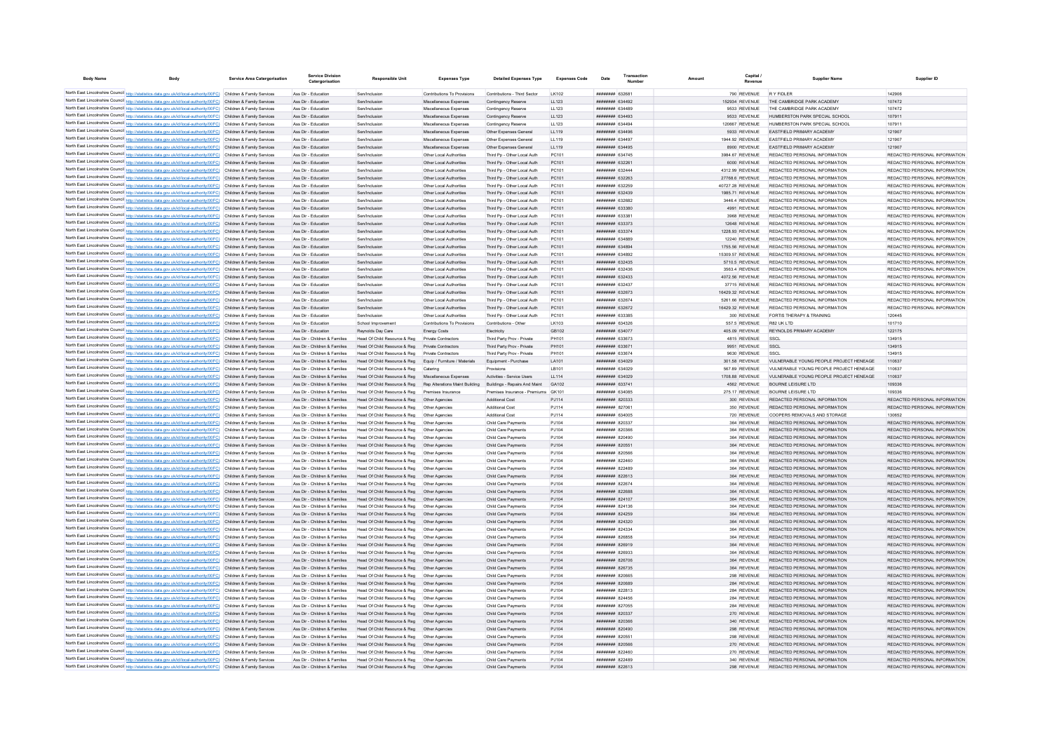| Body Name | Body | Service Area Catergorisation | Service Division Catergorisation | Responsible Unit | Expenses Type | Detailed Expenses Type | Expenses Code | Date | Transaction Number | Amount | Capital / Revenue | Supplier Name | Supplier ID |
|---|---|---|---|---|---|---|---|---|---|---|---|---|---|
| North East Lincolnshire Council | http://statistics.data.gov.uk/id/local-authority/00FC | Children & Family Services | Ass Dir - Education | Sen/Inclusion | Contributions To Provisions | Contributions - Third Sector | LK102 | ######## | 632681 | 790 | REVENUE | R Y FIDLER | 142906 |
| North East Lincolnshire Council | http://statistics.data.gov.uk/id/local-authority/00FC | Children & Family Services | Ass Dir - Education | Sen/Inclusion | Miscellaneous Expenses | Contingency Reserve | LL123 | ######## | 634492 | 152934 | REVENUE | THE CAMBRIDGE PARK ACADEMY | 107472 |
| North East Lincolnshire Council | http://statistics.data.gov.uk/id/local-authority/00FC | Children & Family Services | Ass Dir - Education | Sen/Inclusion | Miscellaneous Expenses | Contingency Reserve | LL123 | ######## | 634489 | 9533 | REVENUE | THE CAMBRIDGE PARK ACADEMY | 107472 |
| North East Lincolnshire Council | http://statistics.data.gov.uk/id/local-authority/00FC | Children & Family Services | Ass Dir - Education | Sen/Inclusion | Miscellaneous Expenses | Contingency Reserve | LL123 | ######## | 634493 | 9533 | REVENUE | HUMBERSTON PARK SPECIAL SCHOOL | 107911 |
| North East Lincolnshire Council | http://statistics.data.gov.uk/id/local-authority/00FC | Children & Family Services | Ass Dir - Education | Sen/Inclusion | Miscellaneous Expenses | Contingency Reserve | LL123 | ######## | 634494 | 120667 | REVENUE | HUMBERSTON PARK SPECIAL SCHOOL | 107911 |
| North East Lincolnshire Council | http://statistics.data.gov.uk/id/local-authority/00FC | Children & Family Services | Ass Dir - Education | Sen/Inclusion | Miscellaneous Expenses | Other Expenses General | LL119 | ######## | 634496 | 5933 | REVENUE | EASTFIELD PRIMARY ACADEMY | 121907 |
| North East Lincolnshire Council | http://statistics.data.gov.uk/id/local-authority/00FC | Children & Family Services | Ass Dir - Education | Sen/Inclusion | Miscellaneous Expenses | Other Expenses General | LL119 | ######## | 634497 | 1944.92 | REVENUE | EASTFIELD PRIMARY ACADEMY | 121907 |
| North East Lincolnshire Council | http://statistics.data.gov.uk/id/local-authority/00FC | Children & Family Services | Ass Dir - Education | Sen/Inclusion | Miscellaneous Expenses | Other Expenses General | LL119 | ######## | 634495 | 8900 | REVENUE | EASTFIELD PRIMARY ACADEMY | 121907 |
| North East Lincolnshire Council | http://statistics.data.gov.uk/id/local-authority/00FC | Children & Family Services | Ass Dir - Education | Sen/Inclusion | Other Local Authorities | Third Pp - Other Local Auth | PC101 | ######## | 634745 | 3984.67 | REVENUE | REDACTED PERSONAL INFORMATION | REDACTED PERSONAL INFORMATION |
| North East Lincolnshire Council | http://statistics.data.gov.uk/id/local-authority/00FC | Children & Family Services | Ass Dir - Education | Sen/Inclusion | Other Local Authorities | Third Pp - Other Local Auth | PC101 | ######## | 632261 | 6000 | REVENUE | REDACTED PERSONAL INFORMATION | REDACTED PERSONAL INFORMATION |
| North East Lincolnshire Council | http://statistics.data.gov.uk/id/local-authority/00FC | Children & Family Services | Ass Dir - Education | Sen/Inclusion | Other Local Authorities | Third Pp - Other Local Auth | PC101 | ######## | 632444 | 4312.99 | REVENUE | REDACTED PERSONAL INFORMATION | REDACTED PERSONAL INFORMATION |
| North East Lincolnshire Council | http://statistics.data.gov.uk/id/local-authority/00FC | Children & Family Services | Ass Dir - Education | Sen/Inclusion | Other Local Authorities | Third Pp - Other Local Auth | PC101 | ######## | 632263 | 27768.6 | REVENUE | REDACTED PERSONAL INFORMATION | REDACTED PERSONAL INFORMATION |
| North East Lincolnshire Council | http://statistics.data.gov.uk/id/local-authority/00FC | Children & Family Services | Ass Dir - Education | Sen/Inclusion | Other Local Authorities | Third Pp - Other Local Auth | PC101 | ######## | 632259 | 40727.28 | REVENUE | REDACTED PERSONAL INFORMATION | REDACTED PERSONAL INFORMATION |
| North East Lincolnshire Council | http://statistics.data.gov.uk/id/local-authority/00FC | Children & Family Services | Ass Dir - Education | Sen/Inclusion | Other Local Authorities | Third Pp - Other Local Auth | PC101 | ######## | 632439 | 1985.71 | REVENUE | REDACTED PERSONAL INFORMATION | REDACTED PERSONAL INFORMATION |
| North East Lincolnshire Council | http://statistics.data.gov.uk/id/local-authority/00FC | Children & Family Services | Ass Dir - Education | Sen/Inclusion | Other Local Authorities | Third Pp - Other Local Auth | PC101 | ######## | 632682 | 3446.4 | REVENUE | REDACTED PERSONAL INFORMATION | REDACTED PERSONAL INFORMATION |
| North East Lincolnshire Council | http://statistics.data.gov.uk/id/local-authority/00FC | Children & Family Services | Ass Dir - Education | Sen/Inclusion | Other Local Authorities | Third Pp - Other Local Auth | PC101 | ######## | 633380 | 4991 | REVENUE | REDACTED PERSONAL INFORMATION | REDACTED PERSONAL INFORMATION |
| North East Lincolnshire Council | http://statistics.data.gov.uk/id/local-authority/00FC | Children & Family Services | Ass Dir - Education | Sen/Inclusion | Other Local Authorities | Third Pp - Other Local Auth | PC101 | ######## | 633381 | 3968 | REVENUE | REDACTED PERSONAL INFORMATION | REDACTED PERSONAL INFORMATION |
| North East Lincolnshire Council | http://statistics.data.gov.uk/id/local-authority/00FC | Children & Family Services | Ass Dir - Education | Sen/Inclusion | Other Local Authorities | Third Pp - Other Local Auth | PC101 | ######## | 633373 | 12648 | REVENUE | REDACTED PERSONAL INFORMATION | REDACTED PERSONAL INFORMATION |
| North East Lincolnshire Council | http://statistics.data.gov.uk/id/local-authority/00FC | Children & Family Services | Ass Dir - Education | Sen/Inclusion | Other Local Authorities | Third Pp - Other Local Auth | PC101 | ######## | 633374 | 1228.93 | REVENUE | REDACTED PERSONAL INFORMATION | REDACTED PERSONAL INFORMATION |
| North East Lincolnshire Council | http://statistics.data.gov.uk/id/local-authority/00FC | Children & Family Services | Ass Dir - Education | Sen/Inclusion | Other Local Authorities | Third Pp - Other Local Auth | PC101 | ######## | 634889 | 12240 | REVENUE | REDACTED PERSONAL INFORMATION | REDACTED PERSONAL INFORMATION |
| North East Lincolnshire Council | http://statistics.data.gov.uk/id/local-authority/00FC | Children & Family Services | Ass Dir - Education | Sen/Inclusion | Other Local Authorities | Third Pp - Other Local Auth | PC101 | ######## | 634894 | 1755.56 | REVENUE | REDACTED PERSONAL INFORMATION | REDACTED PERSONAL INFORMATION |
| North East Lincolnshire Council | http://statistics.data.gov.uk/id/local-authority/00FC | Children & Family Services | Ass Dir - Education | Sen/Inclusion | Other Local Authorities | Third Pp - Other Local Auth | PC101 | ######## | 634892 | 15309.57 | REVENUE | REDACTED PERSONAL INFORMATION | REDACTED PERSONAL INFORMATION |
| North East Lincolnshire Council | http://statistics.data.gov.uk/id/local-authority/00FC | Children & Family Services | Ass Dir - Education | Sen/Inclusion | Other Local Authorities | Third Pp - Other Local Auth | PC101 | ######## | 632435 | 5710.5 | REVENUE | REDACTED PERSONAL INFORMATION | REDACTED PERSONAL INFORMATION |
| North East Lincolnshire Council | http://statistics.data.gov.uk/id/local-authority/00FC | Children & Family Services | Ass Dir - Education | Sen/Inclusion | Other Local Authorities | Third Pp - Other Local Auth | PC101 | ######## | 632436 | 3563.4 | REVENUE | REDACTED PERSONAL INFORMATION | REDACTED PERSONAL INFORMATION |
| North East Lincolnshire Council | http://statistics.data.gov.uk/id/local-authority/00FC | Children & Family Services | Ass Dir - Education | Sen/Inclusion | Other Local Authorities | Third Pp - Other Local Auth | PC101 | ######## | 632433 | 4072.56 | REVENUE | REDACTED PERSONAL INFORMATION | REDACTED PERSONAL INFORMATION |
| North East Lincolnshire Council | http://statistics.data.gov.uk/id/local-authority/00FC | Children & Family Services | Ass Dir - Education | Sen/Inclusion | Other Local Authorities | Third Pp - Other Local Auth | PC101 | ######## | 632437 | 37715 | REVENUE | REDACTED PERSONAL INFORMATION | REDACTED PERSONAL INFORMATION |
| North East Lincolnshire Council | http://statistics.data.gov.uk/id/local-authority/00FC | Children & Family Services | Ass Dir - Education | Sen/Inclusion | Other Local Authorities | Third Pp - Other Local Auth | PC101 | ######## | 632673 | 16429.32 | REVENUE | REDACTED PERSONAL INFORMATION | REDACTED PERSONAL INFORMATION |
| North East Lincolnshire Council | http://statistics.data.gov.uk/id/local-authority/00FC | Children & Family Services | Ass Dir - Education | Sen/Inclusion | Other Local Authorities | Third Pp - Other Local Auth | PC101 | ######## | 632674 | 5261.66 | REVENUE | REDACTED PERSONAL INFORMATION | REDACTED PERSONAL INFORMATION |
| North East Lincolnshire Council | http://statistics.data.gov.uk/id/local-authority/00FC | Children & Family Services | Ass Dir - Education | Sen/Inclusion | Other Local Authorities | Third Pp - Other Local Auth | PC101 | ######## | 632672 | 16429.32 | REVENUE | REDACTED PERSONAL INFORMATION | REDACTED PERSONAL INFORMATION |
| North East Lincolnshire Council | http://statistics.data.gov.uk/id/local-authority/00FC | Children & Family Services | Ass Dir - Education | Sen/Inclusion | Other Local Authorities | Third Pp - Other Local Auth | PC101 | ######## | 633385 | 300 | REVENUE | FORTIS THERAPY & TRAINING | 120445 |
| North East Lincolnshire Council | http://statistics.data.gov.uk/id/local-authority/00FC | Children & Family Services | Ass Dir - Education | School Improvement | Contributions To Provisions | Contributions - Other | LK103 | ######## | 634326 | 557.5 | REVENUE | R82 UK LTD | 101710 |
| North East Lincolnshire Council | http://statistics.data.gov.uk/id/local-authority/00FC | Children & Family Services | Ass Dir - Education | Reynolds Day Care | Energy Costs | Electricity | GB102 | ######## | 634077 | 405.09 | REVENUE | REYNOLDS PRIMARY ACADEMY | 122175 |
| North East Lincolnshire Council | http://statistics.data.gov.uk/id/local-authority/00FC | Children & Family Services | Ass Dir - Children & Families | Head Of Child Resource & Reg | Private Contractors | Third Party Prov - Private | PH101 | ######## | 633673 | 4815 | REVENUE | SSCL | 134915 |
| North East Lincolnshire Council | http://statistics.data.gov.uk/id/local-authority/00FC | Children & Family Services | Ass Dir - Children & Families | Head Of Child Resource & Reg | Private Contractors | Third Party Prov - Private | PH101 | ######## | 633671 | 9951 | REVENUE | SSCL | 134915 |
| North East Lincolnshire Council | http://statistics.data.gov.uk/id/local-authority/00FC | Children & Family Services | Ass Dir - Children & Families | Head Of Child Resource & Reg | Private Contractors | Third Party Prov - Private | PH101 | ######## | 633674 | 9630 | REVENUE | SSCL | 134915 |
| North East Lincolnshire Council | http://statistics.data.gov.uk/id/local-authority/00FC | Children & Family Services | Ass Dir - Children & Families | Head Of Child Resource & Reg | Equip / Furniture / Materials | Equipment - Purchase | LA101 | ######## | 634029 | 301.58 | REVENUE | VULNERABLE YOUNG PEOPLE PROJECT HENEAGE | 110637 |
| North East Lincolnshire Council | http://statistics.data.gov.uk/id/local-authority/00FC | Children & Family Services | Ass Dir - Children & Families | Head Of Child Resource & Reg | Catering | Provisions | LB101 | ######## | 634029 | 567.89 | REVENUE | VULNERABLE YOUNG PEOPLE PROJECT HENEAGE | 110637 |
| North East Lincolnshire Council | http://statistics.data.gov.uk/id/local-authority/00FC | Children & Family Services | Ass Dir - Children & Families | Head Of Child Resource & Reg | Miscellaneous Expenses | Activities - Service Users | LL114 | ######## | 634029 | 1708.88 | REVENUE | VULNERABLE YOUNG PEOPLE PROJECT HENEAGE | 110637 |
| North East Lincolnshire Council | http://statistics.data.gov.uk/id/local-authority/00FC | Children & Family Services | Ass Dir - Children & Families | Head Of Child Resource & Reg | Rep Alterations Maint Building | Buildings - Repairs And Maint | GA102 | ######## | 633741 | 4562 | REVENUE | BOURNE LEISURE LTD | 109336 |
| North East Lincolnshire Council | http://statistics.data.gov.uk/id/local-authority/00FC | Children & Family Services | Ass Dir - Children & Families | Head Of Child Resource & Reg | Premises Insurance | Premises Insurance - Premiums | GK101 | ######## | 634085 | 275.17 | REVENUE | BOURNE LEISURE LTD | 109336 |
| North East Lincolnshire Council | http://statistics.data.gov.uk/id/local-authority/00FC | Children & Family Services | Ass Dir - Children & Families | Head Of Child Resource & Reg | Other Agencies | Additional Cost | PJ114 | ######## | 820333 | 300 | REVENUE | REDACTED PERSONAL INFORMATION | REDACTED PERSONAL INFORMATION |
| North East Lincolnshire Council | http://statistics.data.gov.uk/id/local-authority/00FC | Children & Family Services | Ass Dir - Children & Families | Head Of Child Resource & Reg | Other Agencies | Additional Cost | PJ114 | ######## | 827061 | 350 | REVENUE | REDACTED PERSONAL INFORMATION | REDACTED PERSONAL INFORMATION |
| North East Lincolnshire Council | http://statistics.data.gov.uk/id/local-authority/00FC | Children & Family Services | Ass Dir - Children & Families | Head Of Child Resource & Reg | Other Agencies | Additional Cost | PJ114 | ######## | 634005 | 720 | REVENUE | COOPERS REMOVALS AND STORAGE | 130652 |
| North East Lincolnshire Council | http://statistics.data.gov.uk/id/local-authority/00FC | Children & Family Services | Ass Dir - Children & Families | Head Of Child Resource & Reg | Other Agencies | Child Care Payments | PJ104 | ######## | 820337 | 364 | REVENUE | REDACTED PERSONAL INFORMATION | REDACTED PERSONAL INFORMATION |
| North East Lincolnshire Council | http://statistics.data.gov.uk/id/local-authority/00FC | Children & Family Services | Ass Dir - Children & Families | Head Of Child Resource & Reg | Other Agencies | Child Care Payments | PJ104 | ######## | 820366 | 364 | REVENUE | REDACTED PERSONAL INFORMATION | REDACTED PERSONAL INFORMATION |
| North East Lincolnshire Council | http://statistics.data.gov.uk/id/local-authority/00FC | Children & Family Services | Ass Dir - Children & Families | Head Of Child Resource & Reg | Other Agencies | Child Care Payments | PJ104 | ######## | 820490 | 364 | REVENUE | REDACTED PERSONAL INFORMATION | REDACTED PERSONAL INFORMATION |
| North East Lincolnshire Council | http://statistics.data.gov.uk/id/local-authority/00FC | Children & Family Services | Ass Dir - Children & Families | Head Of Child Resource & Reg | Other Agencies | Child Care Payments | PJ104 | ######## | 820551 | 364 | REVENUE | REDACTED PERSONAL INFORMATION | REDACTED PERSONAL INFORMATION |
| North East Lincolnshire Council | http://statistics.data.gov.uk/id/local-authority/00FC | Children & Family Services | Ass Dir - Children & Families | Head Of Child Resource & Reg | Other Agencies | Child Care Payments | PJ104 | ######## | 820566 | 364 | REVENUE | REDACTED PERSONAL INFORMATION | REDACTED PERSONAL INFORMATION |
| North East Lincolnshire Council | http://statistics.data.gov.uk/id/local-authority/00FC | Children & Family Services | Ass Dir - Children & Families | Head Of Child Resource & Reg | Other Agencies | Child Care Payments | PJ104 | ######## | 822460 | 364 | REVENUE | REDACTED PERSONAL INFORMATION | REDACTED PERSONAL INFORMATION |
| North East Lincolnshire Council | http://statistics.data.gov.uk/id/local-authority/00FC | Children & Family Services | Ass Dir - Children & Families | Head Of Child Resource & Reg | Other Agencies | Child Care Payments | PJ104 | ######## | 822489 | 364 | REVENUE | REDACTED PERSONAL INFORMATION | REDACTED PERSONAL INFORMATION |
| North East Lincolnshire Council | http://statistics.data.gov.uk/id/local-authority/00FC | Children & Family Services | Ass Dir - Children & Families | Head Of Child Resource & Reg | Other Agencies | Child Care Payments | PJ104 | ######## | 822613 | 364 | REVENUE | REDACTED PERSONAL INFORMATION | REDACTED PERSONAL INFORMATION |
| North East Lincolnshire Council | http://statistics.data.gov.uk/id/local-authority/00FC | Children & Family Services | Ass Dir - Children & Families | Head Of Child Resource & Reg | Other Agencies | Child Care Payments | PJ104 | ######## | 822674 | 364 | REVENUE | REDACTED PERSONAL INFORMATION | REDACTED PERSONAL INFORMATION |
| North East Lincolnshire Council | http://statistics.data.gov.uk/id/local-authority/00FC | Children & Family Services | Ass Dir - Children & Families | Head Of Child Resource & Reg | Other Agencies | Child Care Payments | PJ104 | ######## | 822688 | 364 | REVENUE | REDACTED PERSONAL INFORMATION | REDACTED PERSONAL INFORMATION |
| North East Lincolnshire Council | http://statistics.data.gov.uk/id/local-authority/00FC | Children & Family Services | Ass Dir - Children & Families | Head Of Child Resource & Reg | Other Agencies | Child Care Payments | PJ104 | ######## | 824107 | 364 | REVENUE | REDACTED PERSONAL INFORMATION | REDACTED PERSONAL INFORMATION |
| North East Lincolnshire Council | http://statistics.data.gov.uk/id/local-authority/00FC | Children & Family Services | Ass Dir - Children & Families | Head Of Child Resource & Reg | Other Agencies | Child Care Payments | PJ104 | ######## | 824136 | 364 | REVENUE | REDACTED PERSONAL INFORMATION | REDACTED PERSONAL INFORMATION |
| North East Lincolnshire Council | http://statistics.data.gov.uk/id/local-authority/00FC | Children & Family Services | Ass Dir - Children & Families | Head Of Child Resource & Reg | Other Agencies | Child Care Payments | PJ104 | ######## | 824259 | 364 | REVENUE | REDACTED PERSONAL INFORMATION | REDACTED PERSONAL INFORMATION |
| North East Lincolnshire Council | http://statistics.data.gov.uk/id/local-authority/00FC | Children & Family Services | Ass Dir - Children & Families | Head Of Child Resource & Reg | Other Agencies | Child Care Payments | PJ104 | ######## | 824320 | 364 | REVENUE | REDACTED PERSONAL INFORMATION | REDACTED PERSONAL INFORMATION |
| North East Lincolnshire Council | http://statistics.data.gov.uk/id/local-authority/00FC | Children & Family Services | Ass Dir - Children & Families | Head Of Child Resource & Reg | Other Agencies | Child Care Payments | PJ104 | ######## | 824334 | 364 | REVENUE | REDACTED PERSONAL INFORMATION | REDACTED PERSONAL INFORMATION |
| North East Lincolnshire Council | http://statistics.data.gov.uk/id/local-authority/00FC | Children & Family Services | Ass Dir - Children & Families | Head Of Child Resource & Reg | Other Agencies | Child Care Payments | PJ104 | ######## | 826858 | 364 | REVENUE | REDACTED PERSONAL INFORMATION | REDACTED PERSONAL INFORMATION |
| North East Lincolnshire Council | http://statistics.data.gov.uk/id/local-authority/00FC | Children & Family Services | Ass Dir - Children & Families | Head Of Child Resource & Reg | Other Agencies | Child Care Payments | PJ104 | ######## | 826919 | 364 | REVENUE | REDACTED PERSONAL INFORMATION | REDACTED PERSONAL INFORMATION |
| North East Lincolnshire Council | http://statistics.data.gov.uk/id/local-authority/00FC | Children & Family Services | Ass Dir - Children & Families | Head Of Child Resource & Reg | Other Agencies | Child Care Payments | PJ104 | ######## | 826933 | 364 | REVENUE | REDACTED PERSONAL INFORMATION | REDACTED PERSONAL INFORMATION |
| North East Lincolnshire Council | http://statistics.data.gov.uk/id/local-authority/00FC | Children & Family Services | Ass Dir - Children & Families | Head Of Child Resource & Reg | Other Agencies | Child Care Payments | PJ104 | ######## | 826706 | 364 | REVENUE | REDACTED PERSONAL INFORMATION | REDACTED PERSONAL INFORMATION |
| North East Lincolnshire Council | http://statistics.data.gov.uk/id/local-authority/00FC | Children & Family Services | Ass Dir - Children & Families | Head Of Child Resource & Reg | Other Agencies | Child Care Payments | PJ104 | ######## | 826735 | 364 | REVENUE | REDACTED PERSONAL INFORMATION | REDACTED PERSONAL INFORMATION |
| North East Lincolnshire Council | http://statistics.data.gov.uk/id/local-authority/00FC | Children & Family Services | Ass Dir - Children & Families | Head Of Child Resource & Reg | Other Agencies | Child Care Payments | PJ104 | ######## | 820665 | 298 | REVENUE | REDACTED PERSONAL INFORMATION | REDACTED PERSONAL INFORMATION |
| North East Lincolnshire Council | http://statistics.data.gov.uk/id/local-authority/00FC | Children & Family Services | Ass Dir - Children & Families | Head Of Child Resource & Reg | Other Agencies | Child Care Payments | PJ104 | ######## | 820689 | 284 | REVENUE | REDACTED PERSONAL INFORMATION | REDACTED PERSONAL INFORMATION |
| North East Lincolnshire Council | http://statistics.data.gov.uk/id/local-authority/00FC | Children & Family Services | Ass Dir - Children & Families | Head Of Child Resource & Reg | Other Agencies | Child Care Payments | PJ104 | ######## | 822813 | 284 | REVENUE | REDACTED PERSONAL INFORMATION | REDACTED PERSONAL INFORMATION |
| North East Lincolnshire Council | http://statistics.data.gov.uk/id/local-authority/00FC | Children & Family Services | Ass Dir - Children & Families | Head Of Child Resource & Reg | Other Agencies | Child Care Payments | PJ104 | ######## | 824456 | 284 | REVENUE | REDACTED PERSONAL INFORMATION | REDACTED PERSONAL INFORMATION |
| North East Lincolnshire Council | http://statistics.data.gov.uk/id/local-authority/00FC | Children & Family Services | Ass Dir - Children & Families | Head Of Child Resource & Reg | Other Agencies | Child Care Payments | PJ104 | ######## | 827055 | 284 | REVENUE | REDACTED PERSONAL INFORMATION | REDACTED PERSONAL INFORMATION |
| North East Lincolnshire Council | http://statistics.data.gov.uk/id/local-authority/00FC | Children & Family Services | Ass Dir - Children & Families | Head Of Child Resource & Reg | Other Agencies | Child Care Payments | PJ104 | ######## | 820337 | 270 | REVENUE | REDACTED PERSONAL INFORMATION | REDACTED PERSONAL INFORMATION |
| North East Lincolnshire Council | http://statistics.data.gov.uk/id/local-authority/00FC | Children & Family Services | Ass Dir - Children & Families | Head Of Child Resource & Reg | Other Agencies | Child Care Payments | PJ104 | ######## | 820366 | 340 | REVENUE | REDACTED PERSONAL INFORMATION | REDACTED PERSONAL INFORMATION |
| North East Lincolnshire Council | http://statistics.data.gov.uk/id/local-authority/00FC | Children & Family Services | Ass Dir - Children & Families | Head Of Child Resource & Reg | Other Agencies | Child Care Payments | PJ104 | ######## | 820490 | 298 | REVENUE | REDACTED PERSONAL INFORMATION | REDACTED PERSONAL INFORMATION |
| North East Lincolnshire Council | http://statistics.data.gov.uk/id/local-authority/00FC | Children & Family Services | Ass Dir - Children & Families | Head Of Child Resource & Reg | Other Agencies | Child Care Payments | PJ104 | ######## | 820551 | 298 | REVENUE | REDACTED PERSONAL INFORMATION | REDACTED PERSONAL INFORMATION |
| North East Lincolnshire Council | http://statistics.data.gov.uk/id/local-authority/00FC | Children & Family Services | Ass Dir - Children & Families | Head Of Child Resource & Reg | Other Agencies | Child Care Payments | PJ104 | ######## | 820566 | 270 | REVENUE | REDACTED PERSONAL INFORMATION | REDACTED PERSONAL INFORMATION |
| North East Lincolnshire Council | http://statistics.data.gov.uk/id/local-authority/00FC | Children & Family Services | Ass Dir - Children & Families | Head Of Child Resource & Reg | Other Agencies | Child Care Payments | PJ104 | ######## | 822460 | 270 | REVENUE | REDACTED PERSONAL INFORMATION | REDACTED PERSONAL INFORMATION |
| North East Lincolnshire Council | http://statistics.data.gov.uk/id/local-authority/00FC | Children & Family Services | Ass Dir - Children & Families | Head Of Child Resource & Reg | Other Agencies | Child Care Payments | PJ104 | ######## | 822489 | 340 | REVENUE | REDACTED PERSONAL INFORMATION | REDACTED PERSONAL INFORMATION |
| North East Lincolnshire Council | http://statistics.data.gov.uk/id/local-authority/00FC | Children & Family Services | Ass Dir - Children & Families | Head Of Child Resource & Reg | Other Agencies | Child Care Payments | PJ104 | ######## | 822613 | 298 | REVENUE | REDACTED PERSONAL INFORMATION | REDACTED PERSONAL INFORMATION |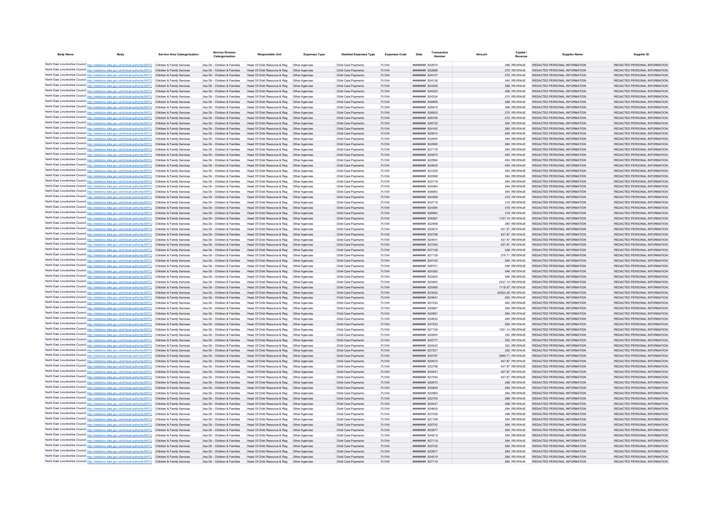| Body Name | Body | Service Area Catergorisation | Service Division Catergorisation | Responsible Unit | Expenses Type | Detailed Expenses Type | Expenses Code | Date | Transaction Number | Amount | Capital / Revenue | Supplier Name | Supplier ID |
|---|---|---|---|---|---|---|---|---|---|---|---|---|---|
| North East Lincolnshire Council | http://statistics.data.gov.uk/id/local-authority/00FC) | Children & Family Services | Ass Dir - Children & Families | Head Of Child Resource & Reg | Other Agencies | Child Care Payments | PJ104 | ######## | 822674 | 298 | REVENUE | REDACTED PERSONAL INFORMATION | REDACTED PERSONAL INFORMATION |
| North East Lincolnshire Council | http://statistics.data.gov.uk/id/local-authority/00FC) | Children & Family Services | Ass Dir - Children & Families | Head Of Child Resource & Reg | Other Agencies | Child Care Payments | PJ104 | ######## | 822688 | 270 | REVENUE | REDACTED PERSONAL INFORMATION | REDACTED PERSONAL INFORMATION |
| North East Lincolnshire Council | http://statistics.data.gov.uk/id/local-authority/00FC) | Children & Family Services | Ass Dir - Children & Families | Head Of Child Resource & Reg | Other Agencies | Child Care Payments | PJ104 | ######## | 824107 | 270 | REVENUE | REDACTED PERSONAL INFORMATION | REDACTED PERSONAL INFORMATION |
| North East Lincolnshire Council | http://statistics.data.gov.uk/id/local-authority/00FC) | Children & Family Services | Ass Dir - Children & Families | Head Of Child Resource & Reg | Other Agencies | Child Care Payments | PJ104 | ######## | 824136 | 340 | REVENUE | REDACTED PERSONAL INFORMATION | REDACTED PERSONAL INFORMATION |
| North East Lincolnshire Council | http://statistics.data.gov.uk/id/local-authority/00FC) | Children & Family Services | Ass Dir - Children & Families | Head Of Child Resource & Reg | Other Agencies | Child Care Payments | PJ104 | ######## | 824259 | 298 | REVENUE | REDACTED PERSONAL INFORMATION | REDACTED PERSONAL INFORMATION |
| North East Lincolnshire Council | http://statistics.data.gov.uk/id/local-authority/00FC) | Children & Family Services | Ass Dir - Children & Families | Head Of Child Resource & Reg | Other Agencies | Child Care Payments | PJ104 | ######## | 824320 | 298 | REVENUE | REDACTED PERSONAL INFORMATION | REDACTED PERSONAL INFORMATION |
| North East Lincolnshire Council | http://statistics.data.gov.uk/id/local-authority/00FC) | Children & Family Services | Ass Dir - Children & Families | Head Of Child Resource & Reg | Other Agencies | Child Care Payments | PJ104 | ######## | 824334 | 270 | REVENUE | REDACTED PERSONAL INFORMATION | REDACTED PERSONAL INFORMATION |
| North East Lincolnshire Council | http://statistics.data.gov.uk/id/local-authority/00FC) | Children & Family Services | Ass Dir - Children & Families | Head Of Child Resource & Reg | Other Agencies | Child Care Payments | PJ104 | ######## | 826858 | 298 | REVENUE | REDACTED PERSONAL INFORMATION | REDACTED PERSONAL INFORMATION |
| North East Lincolnshire Council | http://statistics.data.gov.uk/id/local-authority/00FC) | Children & Family Services | Ass Dir - Children & Families | Head Of Child Resource & Reg | Other Agencies | Child Care Payments | PJ104 | ######## | 826919 | 298 | REVENUE | REDACTED PERSONAL INFORMATION | REDACTED PERSONAL INFORMATION |
| North East Lincolnshire Council | http://statistics.data.gov.uk/id/local-authority/00FC) | Children & Family Services | Ass Dir - Children & Families | Head Of Child Resource & Reg | Other Agencies | Child Care Payments | PJ104 | ######## | 826933 | 270 | REVENUE | REDACTED PERSONAL INFORMATION | REDACTED PERSONAL INFORMATION |
| North East Lincolnshire Council | http://statistics.data.gov.uk/id/local-authority/00FC) | Children & Family Services | Ass Dir - Children & Families | Head Of Child Resource & Reg | Other Agencies | Child Care Payments | PJ104 | ######## | 826706 | 270 | REVENUE | REDACTED PERSONAL INFORMATION | REDACTED PERSONAL INFORMATION |
| North East Lincolnshire Council | http://statistics.data.gov.uk/id/local-authority/00FC) | Children & Family Services | Ass Dir - Children & Families | Head Of Child Resource & Reg | Other Agencies | Child Care Payments | PJ104 | ######## | 826735 | 340 | REVENUE | REDACTED PERSONAL INFORMATION | REDACTED PERSONAL INFORMATION |
| North East Lincolnshire Council | http://statistics.data.gov.uk/id/local-authority/00FC) | Children & Family Services | Ass Dir - Children & Families | Head Of Child Resource & Reg | Other Agencies | Child Care Payments | PJ104 | ######## | 824162 | 260 | REVENUE | REDACTED PERSONAL INFORMATION | REDACTED PERSONAL INFORMATION |
| North East Lincolnshire Council | http://statistics.data.gov.uk/id/local-authority/00FC) | Children & Family Services | Ass Dir - Children & Families | Head Of Child Resource & Reg | Other Agencies | Child Care Payments | PJ104 | ######## | 820814 | 284 | REVENUE | REDACTED PERSONAL INFORMATION | REDACTED PERSONAL INFORMATION |
| North East Lincolnshire Council | http://statistics.data.gov.uk/id/local-authority/00FC) | Children & Family Services | Ass Dir - Children & Families | Head Of Child Resource & Reg | Other Agencies | Child Care Payments | PJ104 | ######## | 822940 | 284 | REVENUE | REDACTED PERSONAL INFORMATION | REDACTED PERSONAL INFORMATION |
| North East Lincolnshire Council | http://statistics.data.gov.uk/id/local-authority/00FC) | Children & Family Services | Ass Dir - Children & Families | Head Of Child Resource & Reg | Other Agencies | Child Care Payments | PJ104 | ######## | 824585 | 284 | REVENUE | REDACTED PERSONAL INFORMATION | REDACTED PERSONAL INFORMATION |
| North East Lincolnshire Council | http://statistics.data.gov.uk/id/local-authority/00FC) | Children & Family Services | Ass Dir - Children & Families | Head Of Child Resource & Reg | Other Agencies | Child Care Payments | PJ104 | ######## | 827178 | 284 | REVENUE | REDACTED PERSONAL INFORMATION | REDACTED PERSONAL INFORMATION |
| North East Lincolnshire Council | http://statistics.data.gov.uk/id/local-authority/00FC) | Children & Family Services | Ass Dir - Children & Families | Head Of Child Resource & Reg | Other Agencies | Child Care Payments | PJ104 | ######## | 820870 | 454 | REVENUE | REDACTED PERSONAL INFORMATION | REDACTED PERSONAL INFORMATION |
| North East Lincolnshire Council | http://statistics.data.gov.uk/id/local-authority/00FC) | Children & Family Services | Ass Dir - Children & Families | Head Of Child Resource & Reg | Other Agencies | Child Care Payments | PJ104 | ######## | 822994 | 454 | REVENUE | REDACTED PERSONAL INFORMATION | REDACTED PERSONAL INFORMATION |
| North East Lincolnshire Council | http://statistics.data.gov.uk/id/local-authority/00FC) | Children & Family Services | Ass Dir - Children & Families | Head Of Child Resource & Reg | Other Agencies | Child Care Payments | PJ104 | ######## | 824635 | 454 | REVENUE | REDACTED PERSONAL INFORMATION | REDACTED PERSONAL INFORMATION |
| North East Lincolnshire Council | http://statistics.data.gov.uk/id/local-authority/00FC) | Children & Family Services | Ass Dir - Children & Families | Head Of Child Resource & Reg | Other Agencies | Child Care Payments | PJ104 | ######## | 827226 | 454 | REVENUE | REDACTED PERSONAL INFORMATION | REDACTED PERSONAL INFORMATION |
| North East Lincolnshire Council | http://statistics.data.gov.uk/id/local-authority/00FC) | Children & Family Services | Ass Dir - Children & Families | Head Of Child Resource & Reg | Other Agencies | Child Care Payments | PJ104 | ######## | 820596 | 364 | REVENUE | REDACTED PERSONAL INFORMATION | REDACTED PERSONAL INFORMATION |
| North East Lincolnshire Council | http://statistics.data.gov.uk/id/local-authority/00FC) | Children & Family Services | Ass Dir - Children & Families | Head Of Child Resource & Reg | Other Agencies | Child Care Payments | PJ104 | ######## | 822718 | 364 | REVENUE | REDACTED PERSONAL INFORMATION | REDACTED PERSONAL INFORMATION |
| North East Lincolnshire Council | http://statistics.data.gov.uk/id/local-authority/00FC) | Children & Family Services | Ass Dir - Children & Families | Head Of Child Resource & Reg | Other Agencies | Child Care Payments | PJ104 | ######## | 824364 | 364 | REVENUE | REDACTED PERSONAL INFORMATION | REDACTED PERSONAL INFORMATION |
| North East Lincolnshire Council | http://statistics.data.gov.uk/id/local-authority/00FC) | Children & Family Services | Ass Dir - Children & Families | Head Of Child Resource & Reg | Other Agencies | Child Care Payments | PJ104 | ######## | 826963 | 364 | REVENUE | REDACTED PERSONAL INFORMATION | REDACTED PERSONAL INFORMATION |
| North East Lincolnshire Council | http://statistics.data.gov.uk/id/local-authority/00FC) | Children & Family Services | Ass Dir - Children & Families | Head Of Child Resource & Reg | Other Agencies | Child Care Payments | PJ104 | ######## | 820596 | 319 | REVENUE | REDACTED PERSONAL INFORMATION | REDACTED PERSONAL INFORMATION |
| North East Lincolnshire Council | http://statistics.data.gov.uk/id/local-authority/00FC) | Children & Family Services | Ass Dir - Children & Families | Head Of Child Resource & Reg | Other Agencies | Child Care Payments | PJ104 | ######## | 822718 | 319 | REVENUE | REDACTED PERSONAL INFORMATION | REDACTED PERSONAL INFORMATION |
| North East Lincolnshire Council | http://statistics.data.gov.uk/id/local-authority/00FC) | Children & Family Services | Ass Dir - Children & Families | Head Of Child Resource & Reg | Other Agencies | Child Care Payments | PJ104 | ######## | 824364 | 319 | REVENUE | REDACTED PERSONAL INFORMATION | REDACTED PERSONAL INFORMATION |
| North East Lincolnshire Council | http://statistics.data.gov.uk/id/local-authority/00FC) | Children & Family Services | Ass Dir - Children & Families | Head Of Child Resource & Reg | Other Agencies | Child Care Payments | PJ104 | ######## | 826963 | 319 | REVENUE | REDACTED PERSONAL INFORMATION | REDACTED PERSONAL INFORMATION |
| North East Lincolnshire Council | http://statistics.data.gov.uk/id/local-authority/00FC) | Children & Family Services | Ass Dir - Children & Families | Head Of Child Resource & Reg | Other Agencies | Child Care Payments | PJ104 | ######## | 826287 | 1157.14 | REVENUE | REDACTED PERSONAL INFORMATION | REDACTED PERSONAL INFORMATION |
| North East Lincolnshire Council | http://statistics.data.gov.uk/id/local-authority/00FC) | Children & Family Services | Ass Dir - Children & Families | Head Of Child Resource & Reg | Other Agencies | Child Care Payments | PJ104 | ######## | 822468 | 260 | REVENUE | REDACTED PERSONAL INFORMATION | REDACTED PERSONAL INFORMATION |
| North East Lincolnshire Council | http://statistics.data.gov.uk/id/local-authority/00FC) | Children & Family Services | Ass Dir - Children & Families | Head Of Child Resource & Reg | Other Agencies | Child Care Payments | PJ104 | ######## | 820674 | 437.87 | REVENUE | REDACTED PERSONAL INFORMATION | REDACTED PERSONAL INFORMATION |
| North East Lincolnshire Council | http://statistics.data.gov.uk/id/local-authority/00FC) | Children & Family Services | Ass Dir - Children & Families | Head Of Child Resource & Reg | Other Agencies | Child Care Payments | PJ104 | ######## | 822798 | 437.87 | REVENUE | REDACTED PERSONAL INFORMATION | REDACTED PERSONAL INFORMATION |
| North East Lincolnshire Council | http://statistics.data.gov.uk/id/local-authority/00FC) | Children & Family Services | Ass Dir - Children & Families | Head Of Child Resource & Reg | Other Agencies | Child Care Payments | PJ104 | ######## | 824441 | 437.87 | REVENUE | REDACTED PERSONAL INFORMATION | REDACTED PERSONAL INFORMATION |
| North East Lincolnshire Council | http://statistics.data.gov.uk/id/local-authority/00FC) | Children & Family Services | Ass Dir - Children & Families | Head Of Child Resource & Reg | Other Agencies | Child Care Payments | PJ104 | ######## | 827040 | 437.87 | REVENUE | REDACTED PERSONAL INFORMATION | REDACTED PERSONAL INFORMATION |
| North East Lincolnshire Council | http://statistics.data.gov.uk/id/local-authority/00FC) | Children & Family Services | Ass Dir - Children & Families | Head Of Child Resource & Reg | Other Agencies | Child Care Payments | PJ104 | ######## | 827128 | 338 | REVENUE | REDACTED PERSONAL INFORMATION | REDACTED PERSONAL INFORMATION |
| North East Lincolnshire Council | http://statistics.data.gov.uk/id/local-authority/00FC) | Children & Family Services | Ass Dir - Children & Families | Head Of Child Resource & Reg | Other Agencies | Child Care Payments | PJ104 | ######## | 827128 | 276.71 | REVENUE | REDACTED PERSONAL INFORMATION | REDACTED PERSONAL INFORMATION |
| North East Lincolnshire Council | http://statistics.data.gov.uk/id/local-authority/00FC) | Children & Family Services | Ass Dir - Children & Families | Head Of Child Resource & Reg | Other Agencies | Child Care Payments | PJ104 | ######## | 824152 | 546 | REVENUE | REDACTED PERSONAL INFORMATION | REDACTED PERSONAL INFORMATION |
| North East Lincolnshire Council | http://statistics.data.gov.uk/id/local-authority/00FC) | Children & Family Services | Ass Dir - Children & Families | Head Of Child Resource & Reg | Other Agencies | Child Care Payments | PJ104 | ######## | 826751 | 546 | REVENUE | REDACTED PERSONAL INFORMATION | REDACTED PERSONAL INFORMATION |
| North East Lincolnshire Council | http://statistics.data.gov.uk/id/local-authority/00FC) | Children & Family Services | Ass Dir - Children & Families | Head Of Child Resource & Reg | Other Agencies | Child Care Payments | PJ104 | ######## | 820362 | 546 | REVENUE | REDACTED PERSONAL INFORMATION | REDACTED PERSONAL INFORMATION |
| North East Lincolnshire Council | http://statistics.data.gov.uk/id/local-authority/00FC) | Children & Family Services | Ass Dir - Children & Families | Head Of Child Resource & Reg | Other Agencies | Child Care Payments | PJ104 | ######## | 822505 | 546 | REVENUE | REDACTED PERSONAL INFORMATION | REDACTED PERSONAL INFORMATION |
| North East Lincolnshire Council | http://statistics.data.gov.uk/id/local-authority/00FC) | Children & Family Services | Ass Dir - Children & Families | Head Of Child Resource & Reg | Other Agencies | Child Care Payments | PJ104 | ######## | 820905 | 2237.14 | REVENUE | REDACTED PERSONAL INFORMATION | REDACTED PERSONAL INFORMATION |
| North East Lincolnshire Council | http://statistics.data.gov.uk/id/local-authority/00FC) | Children & Family Services | Ass Dir - Children & Families | Head Of Child Resource & Reg | Other Agencies | Child Care Payments | PJ104 | ######## | 820906 | 1118.57 | REVENUE | REDACTED PERSONAL INFORMATION | REDACTED PERSONAL INFORMATION |
| North East Lincolnshire Council | http://statistics.data.gov.uk/id/local-authority/00FC) | Children & Family Services | Ass Dir - Children & Families | Head Of Child Resource & Reg | Other Agencies | Child Care Payments | PJ104 | ######## | 823022 | 20523.29 | REVENUE | REDACTED PERSONAL INFORMATION | REDACTED PERSONAL INFORMATION |
| North East Lincolnshire Council | http://statistics.data.gov.uk/id/local-authority/00FC) | Children & Family Services | Ass Dir - Children & Families | Head Of Child Resource & Reg | Other Agencies | Child Care Payments | PJ104 | ######## | 824641 | 500 | REVENUE | REDACTED PERSONAL INFORMATION | REDACTED PERSONAL INFORMATION |
| North East Lincolnshire Council | http://statistics.data.gov.uk/id/local-authority/00FC) | Children & Family Services | Ass Dir - Children & Families | Head Of Child Resource & Reg | Other Agencies | Child Care Payments | PJ104 | ######## | 827232 | 500 | REVENUE | REDACTED PERSONAL INFORMATION | REDACTED PERSONAL INFORMATION |
| North East Lincolnshire Council | http://statistics.data.gov.uk/id/local-authority/00FC) | Children & Family Services | Ass Dir - Children & Families | Head Of Child Resource & Reg | Other Agencies | Child Care Payments | PJ104 | ######## | 820867 | 284 | REVENUE | REDACTED PERSONAL INFORMATION | REDACTED PERSONAL INFORMATION |
| North East Lincolnshire Council | http://statistics.data.gov.uk/id/local-authority/00FC) | Children & Family Services | Ass Dir - Children & Families | Head Of Child Resource & Reg | Other Agencies | Child Care Payments | PJ104 | ######## | 822991 | 284 | REVENUE | REDACTED PERSONAL INFORMATION | REDACTED PERSONAL INFORMATION |
| North East Lincolnshire Council | http://statistics.data.gov.uk/id/local-authority/00FC) | Children & Family Services | Ass Dir - Children & Families | Head Of Child Resource & Reg | Other Agencies | Child Care Payments | PJ104 | ######## | 824632 | 284 | REVENUE | REDACTED PERSONAL INFORMATION | REDACTED PERSONAL INFORMATION |
| North East Lincolnshire Council | http://statistics.data.gov.uk/id/local-authority/00FC) | Children & Family Services | Ass Dir - Children & Families | Head Of Child Resource & Reg | Other Agencies | Child Care Payments | PJ104 | ######## | 827223 | 284 | REVENUE | REDACTED PERSONAL INFORMATION | REDACTED PERSONAL INFORMATION |
| North East Lincolnshire Council | http://statistics.data.gov.uk/id/local-authority/00FC) | Children & Family Services | Ass Dir - Children & Families | Head Of Child Resource & Reg | Other Agencies | Child Care Payments | PJ104 | ######## | 827159 | 1301.14 | REVENUE | REDACTED PERSONAL INFORMATION | REDACTED PERSONAL INFORMATION |
| North East Lincolnshire Council | http://statistics.data.gov.uk/id/local-authority/00FC) | Children & Family Services | Ass Dir - Children & Families | Head Of Child Resource & Reg | Other Agencies | Child Care Payments | PJ104 | ######## | 820654 | 352 | REVENUE | REDACTED PERSONAL INFORMATION | REDACTED PERSONAL INFORMATION |
| North East Lincolnshire Council | http://statistics.data.gov.uk/id/local-authority/00FC) | Children & Family Services | Ass Dir - Children & Families | Head Of Child Resource & Reg | Other Agencies | Child Care Payments | PJ104 | ######## | 822777 | 352 | REVENUE | REDACTED PERSONAL INFORMATION | REDACTED PERSONAL INFORMATION |
| North East Lincolnshire Council | http://statistics.data.gov.uk/id/local-authority/00FC) | Children & Family Services | Ass Dir - Children & Families | Head Of Child Resource & Reg | Other Agencies | Child Care Payments | PJ104 | ######## | 824422 | 352 | REVENUE | REDACTED PERSONAL INFORMATION | REDACTED PERSONAL INFORMATION |
| North East Lincolnshire Council | http://statistics.data.gov.uk/id/local-authority/00FC) | Children & Family Services | Ass Dir - Children & Families | Head Of Child Resource & Reg | Other Agencies | Child Care Payments | PJ104 | ######## | 827021 | 352 | REVENUE | REDACTED PERSONAL INFORMATION | REDACTED PERSONAL INFORMATION |
| North East Lincolnshire Council | http://statistics.data.gov.uk/id/local-authority/00FC) | Children & Family Services | Ass Dir - Children & Families | Head Of Child Resource & Reg | Other Agencies | Child Care Payments | PJ104 | ######## | 820787 | 2899.71 | REVENUE | REDACTED PERSONAL INFORMATION | REDACTED PERSONAL INFORMATION |
| North East Lincolnshire Council | http://statistics.data.gov.uk/id/local-authority/00FC) | Children & Family Services | Ass Dir - Children & Families | Head Of Child Resource & Reg | Other Agencies | Child Care Payments | PJ104 | ######## | 820674 | 437.87 | REVENUE | REDACTED PERSONAL INFORMATION | REDACTED PERSONAL INFORMATION |
| North East Lincolnshire Council | http://statistics.data.gov.uk/id/local-authority/00FC) | Children & Family Services | Ass Dir - Children & Families | Head Of Child Resource & Reg | Other Agencies | Child Care Payments | PJ104 | ######## | 822798 | 437.87 | REVENUE | REDACTED PERSONAL INFORMATION | REDACTED PERSONAL INFORMATION |
| North East Lincolnshire Council | http://statistics.data.gov.uk/id/local-authority/00FC) | Children & Family Services | Ass Dir - Children & Families | Head Of Child Resource & Reg | Other Agencies | Child Care Payments | PJ104 | ######## | 824441 | 437.87 | REVENUE | REDACTED PERSONAL INFORMATION | REDACTED PERSONAL INFORMATION |
| North East Lincolnshire Council | http://statistics.data.gov.uk/id/local-authority/00FC) | Children & Family Services | Ass Dir - Children & Families | Head Of Child Resource & Reg | Other Agencies | Child Care Payments | PJ104 | ######## | 827040 | 437.87 | REVENUE | REDACTED PERSONAL INFORMATION | REDACTED PERSONAL INFORMATION |
| North East Lincolnshire Council | http://statistics.data.gov.uk/id/local-authority/00FC) | Children & Family Services | Ass Dir - Children & Families | Head Of Child Resource & Reg | Other Agencies | Child Care Payments | PJ104 | ######## | 820670 | 298 | REVENUE | REDACTED PERSONAL INFORMATION | REDACTED PERSONAL INFORMATION |
| North East Lincolnshire Council | http://statistics.data.gov.uk/id/local-authority/00FC) | Children & Family Services | Ass Dir - Children & Families | Head Of Child Resource & Reg | Other Agencies | Child Care Payments | PJ104 | ######## | 820839 | 284 | REVENUE | REDACTED PERSONAL INFORMATION | REDACTED PERSONAL INFORMATION |
| North East Lincolnshire Council | http://statistics.data.gov.uk/id/local-authority/00FC) | Children & Family Services | Ass Dir - Children & Families | Head Of Child Resource & Reg | Other Agencies | Child Care Payments | PJ104 | ######## | 822965 | 284 | REVENUE | REDACTED PERSONAL INFORMATION | REDACTED PERSONAL INFORMATION |
| North East Lincolnshire Council | http://statistics.data.gov.uk/id/local-authority/00FC) | Children & Family Services | Ass Dir - Children & Families | Head Of Child Resource & Reg | Other Agencies | Child Care Payments | PJ104 | ######## | 822793 | 298 | REVENUE | REDACTED PERSONAL INFORMATION | REDACTED PERSONAL INFORMATION |
| North East Lincolnshire Council | http://statistics.data.gov.uk/id/local-authority/00FC) | Children & Family Services | Ass Dir - Children & Families | Head Of Child Resource & Reg | Other Agencies | Child Care Payments | PJ104 | ######## | 824437 | 298 | REVENUE | REDACTED PERSONAL INFORMATION | REDACTED PERSONAL INFORMATION |
| North East Lincolnshire Council | http://statistics.data.gov.uk/id/local-authority/00FC) | Children & Family Services | Ass Dir - Children & Families | Head Of Child Resource & Reg | Other Agencies | Child Care Payments | PJ104 | ######## | 824609 | 284 | REVENUE | REDACTED PERSONAL INFORMATION | REDACTED PERSONAL INFORMATION |
| North East Lincolnshire Council | http://statistics.data.gov.uk/id/local-authority/00FC) | Children & Family Services | Ass Dir - Children & Families | Head Of Child Resource & Reg | Other Agencies | Child Care Payments | PJ104 | ######## | 827036 | 298 | REVENUE | REDACTED PERSONAL INFORMATION | REDACTED PERSONAL INFORMATION |
| North East Lincolnshire Council | http://statistics.data.gov.uk/id/local-authority/00FC) | Children & Family Services | Ass Dir - Children & Families | Head Of Child Resource & Reg | Other Agencies | Child Care Payments | PJ104 | ######## | 827199 | 284 | REVENUE | REDACTED PERSONAL INFORMATION | REDACTED PERSONAL INFORMATION |
| North East Lincolnshire Council | http://statistics.data.gov.uk/id/local-authority/00FC) | Children & Family Services | Ass Dir - Children & Families | Head Of Child Resource & Reg | Other Agencies | Child Care Payments | PJ104 | ######## | 820752 | 364 | REVENUE | REDACTED PERSONAL INFORMATION | REDACTED PERSONAL INFORMATION |
| North East Lincolnshire Council | http://statistics.data.gov.uk/id/local-authority/00FC) | Children & Family Services | Ass Dir - Children & Families | Head Of Child Resource & Reg | Other Agencies | Child Care Payments | PJ104 | ######## | 822877 | 364 | REVENUE | REDACTED PERSONAL INFORMATION | REDACTED PERSONAL INFORMATION |
| North East Lincolnshire Council | http://statistics.data.gov.uk/id/local-authority/00FC) | Children & Family Services | Ass Dir - Children & Families | Head Of Child Resource & Reg | Other Agencies | Child Care Payments | PJ104 | ######## | 824519 | 364 | REVENUE | REDACTED PERSONAL INFORMATION | REDACTED PERSONAL INFORMATION |
| North East Lincolnshire Council | http://statistics.data.gov.uk/id/local-authority/00FC) | Children & Family Services | Ass Dir - Children & Families | Head Of Child Resource & Reg | Other Agencies | Child Care Payments | PJ104 | ######## | 827119 | 364 | REVENUE | REDACTED PERSONAL INFORMATION | REDACTED PERSONAL INFORMATION |
| North East Lincolnshire Council | http://statistics.data.gov.uk/id/local-authority/00FC) | Children & Family Services | Ass Dir - Children & Families | Head Of Child Resource & Reg | Other Agencies | Child Care Payments | PJ104 | ######## | 820752 | 284 | REVENUE | REDACTED PERSONAL INFORMATION | REDACTED PERSONAL INFORMATION |
| North East Lincolnshire Council | http://statistics.data.gov.uk/id/local-authority/00FC) | Children & Family Services | Ass Dir - Children & Families | Head Of Child Resource & Reg | Other Agencies | Child Care Payments | PJ104 | ######## | 822877 | 284 | REVENUE | REDACTED PERSONAL INFORMATION | REDACTED PERSONAL INFORMATION |
| North East Lincolnshire Council | http://statistics.data.gov.uk/id/local-authority/00FC) | Children & Family Services | Ass Dir - Children & Families | Head Of Child Resource & Reg | Other Agencies | Child Care Payments | PJ104 | ######## | 824519 | 284 | REVENUE | REDACTED PERSONAL INFORMATION | REDACTED PERSONAL INFORMATION |
| North East Lincolnshire Council | http://statistics.data.gov.uk/id/local-authority/00FC) | Children & Family Services | Ass Dir - Children & Families | Head Of Child Resource & Reg | Other Agencies | Child Care Payments | PJ104 | ######## | 827119 | 284 | REVENUE | REDACTED PERSONAL INFORMATION | REDACTED PERSONAL INFORMATION |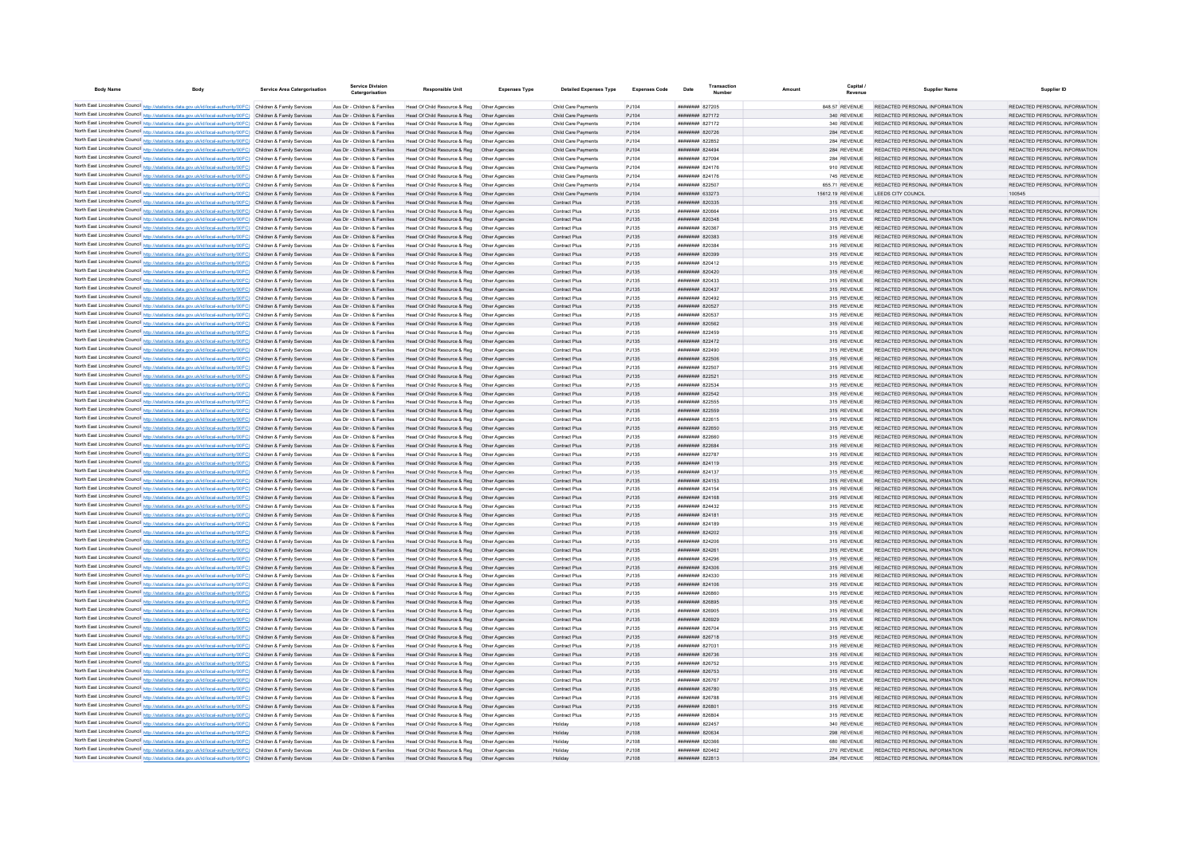| Body Name | Body | Service Area Catergorisation | Service Division Catergorisation | Responsible Unit | Expenses Type | Detailed Expenses Type | Expenses Code | Date | Transaction Number | Amount | Capital / Revenue | Supplier Name | Supplier ID |
|---|---|---|---|---|---|---|---|---|---|---|---|---|---|
| North East Lincolnshire Council | http://statistics.data.gov.uk/id/local-authority/00FC) | Children & Family Services | Ass Dir - Children & Families | Head Of Child Resource & Reg | Other Agencies | Child Care Payments | PJ104 | ######## | 827205 | 848.57 | REVENUE | REDACTED PERSONAL INFORMATION | REDACTED PERSONAL INFORMATION |
| North East Lincolnshire Council | http://statistics.data.gov.uk/id/local-authority/00FC) | Children & Family Services | Ass Dir - Children & Families | Head Of Child Resource & Reg | Other Agencies | Child Care Payments | PJ104 | ######## | 827172 | 340 | REVENUE | REDACTED PERSONAL INFORMATION | REDACTED PERSONAL INFORMATION |
| North East Lincolnshire Council | http://statistics.data.gov.uk/id/local-authority/00FC) | Children & Family Services | Ass Dir - Children & Families | Head Of Child Resource & Reg | Other Agencies | Child Care Payments | PJ104 | ######## | 827172 | 340 | REVENUE | REDACTED PERSONAL INFORMATION | REDACTED PERSONAL INFORMATION |
| North East Lincolnshire Council | http://statistics.data.gov.uk/id/local-authority/00FC) | Children & Family Services | Ass Dir - Children & Families | Head Of Child Resource & Reg | Other Agencies | Child Care Payments | PJ104 | ######## | 820726 | 284 | REVENUE | REDACTED PERSONAL INFORMATION | REDACTED PERSONAL INFORMATION |
| North East Lincolnshire Council | http://statistics.data.gov.uk/id/local-authority/00FC) | Children & Family Services | Ass Dir - Children & Families | Head Of Child Resource & Reg | Other Agencies | Child Care Payments | PJ104 | ######## | 822852 | 284 | REVENUE | REDACTED PERSONAL INFORMATION | REDACTED PERSONAL INFORMATION |
| North East Lincolnshire Council | http://statistics.data.gov.uk/id/local-authority/00FC) | Children & Family Services | Ass Dir - Children & Families | Head Of Child Resource & Reg | Other Agencies | Child Care Payments | PJ104 | ######## | 824494 | 284 | REVENUE | REDACTED PERSONAL INFORMATION | REDACTED PERSONAL INFORMATION |
| North East Lincolnshire Council | http://statistics.data.gov.uk/id/local-authority/00FC) | Children & Family Services | Ass Dir - Children & Families | Head Of Child Resource & Reg | Other Agencies | Child Care Payments | PJ104 | ######## | 827094 | 284 | REVENUE | REDACTED PERSONAL INFORMATION | REDACTED PERSONAL INFORMATION |
| North East Lincolnshire Council | http://statistics.data.gov.uk/id/local-authority/00FC) | Children & Family Services | Ass Dir - Children & Families | Head Of Child Resource & Reg | Other Agencies | Child Care Payments | PJ104 | ######## | 824176 | 910 | REVENUE | REDACTED PERSONAL INFORMATION | REDACTED PERSONAL INFORMATION |
| North East Lincolnshire Council | http://statistics.data.gov.uk/id/local-authority/00FC) | Children & Family Services | Ass Dir - Children & Families | Head Of Child Resource & Reg | Other Agencies | Child Care Payments | PJ104 | ######## | 824176 | 745 | REVENUE | REDACTED PERSONAL INFORMATION | REDACTED PERSONAL INFORMATION |
| North East Lincolnshire Council | http://statistics.data.gov.uk/id/local-authority/00FC) | Children & Family Services | Ass Dir - Children & Families | Head Of Child Resource & Reg | Other Agencies | Child Care Payments | PJ104 | ######## | 822507 | 655.71 | REVENUE | REDACTED PERSONAL INFORMATION | REDACTED PERSONAL INFORMATION |
| North East Lincolnshire Council | http://statistics.data.gov.uk/id/local-authority/00FC) | Children & Family Services | Ass Dir - Children & Families | Head Of Child Resource & Reg | Other Agencies | Child Care Payments | PJ104 | ######## | 633273 | 15612.19 | REVENUE | LEEDS CITY COUNCIL | 100545 |
| North East Lincolnshire Council | http://statistics.data.gov.uk/id/local-authority/00FC) | Children & Family Services | Ass Dir - Children & Families | Head Of Child Resource & Reg | Other Agencies | Contract Plus | PJ135 | ######## | 820335 | 315 | REVENUE | REDACTED PERSONAL INFORMATION | REDACTED PERSONAL INFORMATION |
| North East Lincolnshire Council | http://statistics.data.gov.uk/id/local-authority/00FC) | Children & Family Services | Ass Dir - Children & Families | Head Of Child Resource & Reg | Other Agencies | Contract Plus | PJ135 | ######## | 820664 | 315 | REVENUE | REDACTED PERSONAL INFORMATION | REDACTED PERSONAL INFORMATION |
| North East Lincolnshire Council | http://statistics.data.gov.uk/id/local-authority/00FC) | Children & Family Services | Ass Dir - Children & Families | Head Of Child Resource & Reg | Other Agencies | Contract Plus | PJ135 | ######## | 820348 | 315 | REVENUE | REDACTED PERSONAL INFORMATION | REDACTED PERSONAL INFORMATION |
| North East Lincolnshire Council | http://statistics.data.gov.uk/id/local-authority/00FC) | Children & Family Services | Ass Dir - Children & Families | Head Of Child Resource & Reg | Other Agencies | Contract Plus | PJ135 | ######## | 820367 | 315 | REVENUE | REDACTED PERSONAL INFORMATION | REDACTED PERSONAL INFORMATION |
| North East Lincolnshire Council | http://statistics.data.gov.uk/id/local-authority/00FC) | Children & Family Services | Ass Dir - Children & Families | Head Of Child Resource & Reg | Other Agencies | Contract Plus | PJ135 | ######## | 820383 | 315 | REVENUE | REDACTED PERSONAL INFORMATION | REDACTED PERSONAL INFORMATION |
| North East Lincolnshire Council | http://statistics.data.gov.uk/id/local-authority/00FC) | Children & Family Services | Ass Dir - Children & Families | Head Of Child Resource & Reg | Other Agencies | Contract Plus | PJ135 | ######## | 820384 | 315 | REVENUE | REDACTED PERSONAL INFORMATION | REDACTED PERSONAL INFORMATION |
| North East Lincolnshire Council | http://statistics.data.gov.uk/id/local-authority/00FC) | Children & Family Services | Ass Dir - Children & Families | Head Of Child Resource & Reg | Other Agencies | Contract Plus | PJ135 | ######## | 820399 | 315 | REVENUE | REDACTED PERSONAL INFORMATION | REDACTED PERSONAL INFORMATION |
| North East Lincolnshire Council | http://statistics.data.gov.uk/id/local-authority/00FC) | Children & Family Services | Ass Dir - Children & Families | Head Of Child Resource & Reg | Other Agencies | Contract Plus | PJ135 | ######## | 820412 | 315 | REVENUE | REDACTED PERSONAL INFORMATION | REDACTED PERSONAL INFORMATION |
| North East Lincolnshire Council | http://statistics.data.gov.uk/id/local-authority/00FC) | Children & Family Services | Ass Dir - Children & Families | Head Of Child Resource & Reg | Other Agencies | Contract Plus | PJ135 | ######## | 820420 | 315 | REVENUE | REDACTED PERSONAL INFORMATION | REDACTED PERSONAL INFORMATION |
| North East Lincolnshire Council | http://statistics.data.gov.uk/id/local-authority/00FC) | Children & Family Services | Ass Dir - Children & Families | Head Of Child Resource & Reg | Other Agencies | Contract Plus | PJ135 | ######## | 820433 | 315 | REVENUE | REDACTED PERSONAL INFORMATION | REDACTED PERSONAL INFORMATION |
| North East Lincolnshire Council | http://statistics.data.gov.uk/id/local-authority/00FC) | Children & Family Services | Ass Dir - Children & Families | Head Of Child Resource & Reg | Other Agencies | Contract Plus | PJ135 | ######## | 820437 | 315 | REVENUE | REDACTED PERSONAL INFORMATION | REDACTED PERSONAL INFORMATION |
| North East Lincolnshire Council | http://statistics.data.gov.uk/id/local-authority/00FC) | Children & Family Services | Ass Dir - Children & Families | Head Of Child Resource & Reg | Other Agencies | Contract Plus | PJ135 | ######## | 820492 | 315 | REVENUE | REDACTED PERSONAL INFORMATION | REDACTED PERSONAL INFORMATION |
| North East Lincolnshire Council | http://statistics.data.gov.uk/id/local-authority/00FC) | Children & Family Services | Ass Dir - Children & Families | Head Of Child Resource & Reg | Other Agencies | Contract Plus | PJ135 | ######## | 820527 | 315 | REVENUE | REDACTED PERSONAL INFORMATION | REDACTED PERSONAL INFORMATION |
| North East Lincolnshire Council | http://statistics.data.gov.uk/id/local-authority/00FC) | Children & Family Services | Ass Dir - Children & Families | Head Of Child Resource & Reg | Other Agencies | Contract Plus | PJ135 | ######## | 820537 | 315 | REVENUE | REDACTED PERSONAL INFORMATION | REDACTED PERSONAL INFORMATION |
| North East Lincolnshire Council | http://statistics.data.gov.uk/id/local-authority/00FC) | Children & Family Services | Ass Dir - Children & Families | Head Of Child Resource & Reg | Other Agencies | Contract Plus | PJ135 | ######## | 820562 | 315 | REVENUE | REDACTED PERSONAL INFORMATION | REDACTED PERSONAL INFORMATION |
| North East Lincolnshire Council | http://statistics.data.gov.uk/id/local-authority/00FC) | Children & Family Services | Ass Dir - Children & Families | Head Of Child Resource & Reg | Other Agencies | Contract Plus | PJ135 | ######## | 822459 | 315 | REVENUE | REDACTED PERSONAL INFORMATION | REDACTED PERSONAL INFORMATION |
| North East Lincolnshire Council | http://statistics.data.gov.uk/id/local-authority/00FC) | Children & Family Services | Ass Dir - Children & Families | Head Of Child Resource & Reg | Other Agencies | Contract Plus | PJ135 | ######## | 822472 | 315 | REVENUE | REDACTED PERSONAL INFORMATION | REDACTED PERSONAL INFORMATION |
| North East Lincolnshire Council | http://statistics.data.gov.uk/id/local-authority/00FC) | Children & Family Services | Ass Dir - Children & Families | Head Of Child Resource & Reg | Other Agencies | Contract Plus | PJ135 | ######## | 822490 | 315 | REVENUE | REDACTED PERSONAL INFORMATION | REDACTED PERSONAL INFORMATION |
| North East Lincolnshire Council | http://statistics.data.gov.uk/id/local-authority/00FC) | Children & Family Services | Ass Dir - Children & Families | Head Of Child Resource & Reg | Other Agencies | Contract Plus | PJ135 | ######## | 822506 | 315 | REVENUE | REDACTED PERSONAL INFORMATION | REDACTED PERSONAL INFORMATION |
| North East Lincolnshire Council | http://statistics.data.gov.uk/id/local-authority/00FC) | Children & Family Services | Ass Dir - Children & Families | Head Of Child Resource & Reg | Other Agencies | Contract Plus | PJ135 | ######## | 822507 | 315 | REVENUE | REDACTED PERSONAL INFORMATION | REDACTED PERSONAL INFORMATION |
| North East Lincolnshire Council | http://statistics.data.gov.uk/id/local-authority/00FC) | Children & Family Services | Ass Dir - Children & Families | Head Of Child Resource & Reg | Other Agencies | Contract Plus | PJ135 | ######## | 822521 | 315 | REVENUE | REDACTED PERSONAL INFORMATION | REDACTED PERSONAL INFORMATION |
| North East Lincolnshire Council | http://statistics.data.gov.uk/id/local-authority/00FC) | Children & Family Services | Ass Dir - Children & Families | Head Of Child Resource & Reg | Other Agencies | Contract Plus | PJ135 | ######## | 822534 | 315 | REVENUE | REDACTED PERSONAL INFORMATION | REDACTED PERSONAL INFORMATION |
| North East Lincolnshire Council | http://statistics.data.gov.uk/id/local-authority/00FC) | Children & Family Services | Ass Dir - Children & Families | Head Of Child Resource & Reg | Other Agencies | Contract Plus | PJ135 | ######## | 822542 | 315 | REVENUE | REDACTED PERSONAL INFORMATION | REDACTED PERSONAL INFORMATION |
| North East Lincolnshire Council | http://statistics.data.gov.uk/id/local-authority/00FC) | Children & Family Services | Ass Dir - Children & Families | Head Of Child Resource & Reg | Other Agencies | Contract Plus | PJ135 | ######## | 822555 | 315 | REVENUE | REDACTED PERSONAL INFORMATION | REDACTED PERSONAL INFORMATION |
| North East Lincolnshire Council | http://statistics.data.gov.uk/id/local-authority/00FC) | Children & Family Services | Ass Dir - Children & Families | Head Of Child Resource & Reg | Other Agencies | Contract Plus | PJ135 | ######## | 822559 | 315 | REVENUE | REDACTED PERSONAL INFORMATION | REDACTED PERSONAL INFORMATION |
| North East Lincolnshire Council | http://statistics.data.gov.uk/id/local-authority/00FC) | Children & Family Services | Ass Dir - Children & Families | Head Of Child Resource & Reg | Other Agencies | Contract Plus | PJ135 | ######## | 822615 | 315 | REVENUE | REDACTED PERSONAL INFORMATION | REDACTED PERSONAL INFORMATION |
| North East Lincolnshire Council | http://statistics.data.gov.uk/id/local-authority/00FC) | Children & Family Services | Ass Dir - Children & Families | Head Of Child Resource & Reg | Other Agencies | Contract Plus | PJ135 | ######## | 822650 | 315 | REVENUE | REDACTED PERSONAL INFORMATION | REDACTED PERSONAL INFORMATION |
| North East Lincolnshire Council | http://statistics.data.gov.uk/id/local-authority/00FC) | Children & Family Services | Ass Dir - Children & Families | Head Of Child Resource & Reg | Other Agencies | Contract Plus | PJ135 | ######## | 822660 | 315 | REVENUE | REDACTED PERSONAL INFORMATION | REDACTED PERSONAL INFORMATION |
| North East Lincolnshire Council | http://statistics.data.gov.uk/id/local-authority/00FC) | Children & Family Services | Ass Dir - Children & Families | Head Of Child Resource & Reg | Other Agencies | Contract Plus | PJ135 | ######## | 822684 | 315 | REVENUE | REDACTED PERSONAL INFORMATION | REDACTED PERSONAL INFORMATION |
| North East Lincolnshire Council | http://statistics.data.gov.uk/id/local-authority/00FC) | Children & Family Services | Ass Dir - Children & Families | Head Of Child Resource & Reg | Other Agencies | Contract Plus | PJ135 | ######## | 822787 | 315 | REVENUE | REDACTED PERSONAL INFORMATION | REDACTED PERSONAL INFORMATION |
| North East Lincolnshire Council | http://statistics.data.gov.uk/id/local-authority/00FC) | Children & Family Services | Ass Dir - Children & Families | Head Of Child Resource & Reg | Other Agencies | Contract Plus | PJ135 | ######## | 824119 | 315 | REVENUE | REDACTED PERSONAL INFORMATION | REDACTED PERSONAL INFORMATION |
| North East Lincolnshire Council | http://statistics.data.gov.uk/id/local-authority/00FC) | Children & Family Services | Ass Dir - Children & Families | Head Of Child Resource & Reg | Other Agencies | Contract Plus | PJ135 | ######## | 824137 | 315 | REVENUE | REDACTED PERSONAL INFORMATION | REDACTED PERSONAL INFORMATION |
| North East Lincolnshire Council | http://statistics.data.gov.uk/id/local-authority/00FC) | Children & Family Services | Ass Dir - Children & Families | Head Of Child Resource & Reg | Other Agencies | Contract Plus | PJ135 | ######## | 824153 | 315 | REVENUE | REDACTED PERSONAL INFORMATION | REDACTED PERSONAL INFORMATION |
| North East Lincolnshire Council | http://statistics.data.gov.uk/id/local-authority/00FC) | Children & Family Services | Ass Dir - Children & Families | Head Of Child Resource & Reg | Other Agencies | Contract Plus | PJ135 | ######## | 824154 | 315 | REVENUE | REDACTED PERSONAL INFORMATION | REDACTED PERSONAL INFORMATION |
| North East Lincolnshire Council | http://statistics.data.gov.uk/id/local-authority/00FC) | Children & Family Services | Ass Dir - Children & Families | Head Of Child Resource & Reg | Other Agencies | Contract Plus | PJ135 | ######## | 824168 | 315 | REVENUE | REDACTED PERSONAL INFORMATION | REDACTED PERSONAL INFORMATION |
| North East Lincolnshire Council | http://statistics.data.gov.uk/id/local-authority/00FC) | Children & Family Services | Ass Dir - Children & Families | Head Of Child Resource & Reg | Other Agencies | Contract Plus | PJ135 | ######## | 824432 | 315 | REVENUE | REDACTED PERSONAL INFORMATION | REDACTED PERSONAL INFORMATION |
| North East Lincolnshire Council | http://statistics.data.gov.uk/id/local-authority/00FC) | Children & Family Services | Ass Dir - Children & Families | Head Of Child Resource & Reg | Other Agencies | Contract Plus | PJ135 | ######## | 824181 | 315 | REVENUE | REDACTED PERSONAL INFORMATION | REDACTED PERSONAL INFORMATION |
| North East Lincolnshire Council | http://statistics.data.gov.uk/id/local-authority/00FC) | Children & Family Services | Ass Dir - Children & Families | Head Of Child Resource & Reg | Other Agencies | Contract Plus | PJ135 | ######## | 824189 | 315 | REVENUE | REDACTED PERSONAL INFORMATION | REDACTED PERSONAL INFORMATION |
| North East Lincolnshire Council | http://statistics.data.gov.uk/id/local-authority/00FC) | Children & Family Services | Ass Dir - Children & Families | Head Of Child Resource & Reg | Other Agencies | Contract Plus | PJ135 | ######## | 824202 | 315 | REVENUE | REDACTED PERSONAL INFORMATION | REDACTED PERSONAL INFORMATION |
| North East Lincolnshire Council | http://statistics.data.gov.uk/id/local-authority/00FC) | Children & Family Services | Ass Dir - Children & Families | Head Of Child Resource & Reg | Other Agencies | Contract Plus | PJ135 | ######## | 824206 | 315 | REVENUE | REDACTED PERSONAL INFORMATION | REDACTED PERSONAL INFORMATION |
| North East Lincolnshire Council | http://statistics.data.gov.uk/id/local-authority/00FC) | Children & Family Services | Ass Dir - Children & Families | Head Of Child Resource & Reg | Other Agencies | Contract Plus | PJ135 | ######## | 824261 | 315 | REVENUE | REDACTED PERSONAL INFORMATION | REDACTED PERSONAL INFORMATION |
| North East Lincolnshire Council | http://statistics.data.gov.uk/id/local-authority/00FC) | Children & Family Services | Ass Dir - Children & Families | Head Of Child Resource & Reg | Other Agencies | Contract Plus | PJ135 | ######## | 824296 | 315 | REVENUE | REDACTED PERSONAL INFORMATION | REDACTED PERSONAL INFORMATION |
| North East Lincolnshire Council | http://statistics.data.gov.uk/id/local-authority/00FC) | Children & Family Services | Ass Dir - Children & Families | Head Of Child Resource & Reg | Other Agencies | Contract Plus | PJ135 | ######## | 824306 | 315 | REVENUE | REDACTED PERSONAL INFORMATION | REDACTED PERSONAL INFORMATION |
| North East Lincolnshire Council | http://statistics.data.gov.uk/id/local-authority/00FC) | Children & Family Services | Ass Dir - Children & Families | Head Of Child Resource & Reg | Other Agencies | Contract Plus | PJ135 | ######## | 824330 | 315 | REVENUE | REDACTED PERSONAL INFORMATION | REDACTED PERSONAL INFORMATION |
| North East Lincolnshire Council | http://statistics.data.gov.uk/id/local-authority/00FC) | Children & Family Services | Ass Dir - Children & Families | Head Of Child Resource & Reg | Other Agencies | Contract Plus | PJ135 | ######## | 824106 | 315 | REVENUE | REDACTED PERSONAL INFORMATION | REDACTED PERSONAL INFORMATION |
| North East Lincolnshire Council | http://statistics.data.gov.uk/id/local-authority/00FC) | Children & Family Services | Ass Dir - Children & Families | Head Of Child Resource & Reg | Other Agencies | Contract Plus | PJ135 | ######## | 826860 | 315 | REVENUE | REDACTED PERSONAL INFORMATION | REDACTED PERSONAL INFORMATION |
| North East Lincolnshire Council | http://statistics.data.gov.uk/id/local-authority/00FC) | Children & Family Services | Ass Dir - Children & Families | Head Of Child Resource & Reg | Other Agencies | Contract Plus | PJ135 | ######## | 826895 | 315 | REVENUE | REDACTED PERSONAL INFORMATION | REDACTED PERSONAL INFORMATION |
| North East Lincolnshire Council | http://statistics.data.gov.uk/id/local-authority/00FC) | Children & Family Services | Ass Dir - Children & Families | Head Of Child Resource & Reg | Other Agencies | Contract Plus | PJ135 | ######## | 826905 | 315 | REVENUE | REDACTED PERSONAL INFORMATION | REDACTED PERSONAL INFORMATION |
| North East Lincolnshire Council | http://statistics.data.gov.uk/id/local-authority/00FC) | Children & Family Services | Ass Dir - Children & Families | Head Of Child Resource & Reg | Other Agencies | Contract Plus | PJ135 | ######## | 826929 | 315 | REVENUE | REDACTED PERSONAL INFORMATION | REDACTED PERSONAL INFORMATION |
| North East Lincolnshire Council | http://statistics.data.gov.uk/id/local-authority/00FC) | Children & Family Services | Ass Dir - Children & Families | Head Of Child Resource & Reg | Other Agencies | Contract Plus | PJ135 | ######## | 826704 | 315 | REVENUE | REDACTED PERSONAL INFORMATION | REDACTED PERSONAL INFORMATION |
| North East Lincolnshire Council | http://statistics.data.gov.uk/id/local-authority/00FC) | Children & Family Services | Ass Dir - Children & Families | Head Of Child Resource & Reg | Other Agencies | Contract Plus | PJ135 | ######## | 826718 | 315 | REVENUE | REDACTED PERSONAL INFORMATION | REDACTED PERSONAL INFORMATION |
| North East Lincolnshire Council | http://statistics.data.gov.uk/id/local-authority/00FC) | Children & Family Services | Ass Dir - Children & Families | Head Of Child Resource & Reg | Other Agencies | Contract Plus | PJ135 | ######## | 827031 | 315 | REVENUE | REDACTED PERSONAL INFORMATION | REDACTED PERSONAL INFORMATION |
| North East Lincolnshire Council | http://statistics.data.gov.uk/id/local-authority/00FC) | Children & Family Services | Ass Dir - Children & Families | Head Of Child Resource & Reg | Other Agencies | Contract Plus | PJ135 | ######## | 826736 | 315 | REVENUE | REDACTED PERSONAL INFORMATION | REDACTED PERSONAL INFORMATION |
| North East Lincolnshire Council | http://statistics.data.gov.uk/id/local-authority/00FC) | Children & Family Services | Ass Dir - Children & Families | Head Of Child Resource & Reg | Other Agencies | Contract Plus | PJ135 | ######## | 826752 | 315 | REVENUE | REDACTED PERSONAL INFORMATION | REDACTED PERSONAL INFORMATION |
| North East Lincolnshire Council | http://statistics.data.gov.uk/id/local-authority/00FC) | Children & Family Services | Ass Dir - Children & Families | Head Of Child Resource & Reg | Other Agencies | Contract Plus | PJ135 | ######## | 826753 | 315 | REVENUE | REDACTED PERSONAL INFORMATION | REDACTED PERSONAL INFORMATION |
| North East Lincolnshire Council | http://statistics.data.gov.uk/id/local-authority/00FC) | Children & Family Services | Ass Dir - Children & Families | Head Of Child Resource & Reg | Other Agencies | Contract Plus | PJ135 | ######## | 826767 | 315 | REVENUE | REDACTED PERSONAL INFORMATION | REDACTED PERSONAL INFORMATION |
| North East Lincolnshire Council | http://statistics.data.gov.uk/id/local-authority/00FC) | Children & Family Services | Ass Dir - Children & Families | Head Of Child Resource & Reg | Other Agencies | Contract Plus | PJ135 | ######## | 826780 | 315 | REVENUE | REDACTED PERSONAL INFORMATION | REDACTED PERSONAL INFORMATION |
| North East Lincolnshire Council | http://statistics.data.gov.uk/id/local-authority/00FC) | Children & Family Services | Ass Dir - Children & Families | Head Of Child Resource & Reg | Other Agencies | Contract Plus | PJ135 | ######## | 826788 | 315 | REVENUE | REDACTED PERSONAL INFORMATION | REDACTED PERSONAL INFORMATION |
| North East Lincolnshire Council | http://statistics.data.gov.uk/id/local-authority/00FC) | Children & Family Services | Ass Dir - Children & Families | Head Of Child Resource & Reg | Other Agencies | Contract Plus | PJ135 | ######## | 826801 | 315 | REVENUE | REDACTED PERSONAL INFORMATION | REDACTED PERSONAL INFORMATION |
| North East Lincolnshire Council | http://statistics.data.gov.uk/id/local-authority/00FC) | Children & Family Services | Ass Dir - Children & Families | Head Of Child Resource & Reg | Other Agencies | Contract Plus | PJ135 | ######## | 826804 | 315 | REVENUE | REDACTED PERSONAL INFORMATION | REDACTED PERSONAL INFORMATION |
| North East Lincolnshire Council | http://statistics.data.gov.uk/id/local-authority/00FC) | Children & Family Services | Ass Dir - Children & Families | Head Of Child Resource & Reg | Other Agencies | Holiday | PJ108 | ######## | 822457 | 340 | REVENUE | REDACTED PERSONAL INFORMATION | REDACTED PERSONAL INFORMATION |
| North East Lincolnshire Council | http://statistics.data.gov.uk/id/local-authority/00FC) | Children & Family Services | Ass Dir - Children & Families | Head Of Child Resource & Reg | Other Agencies | Holiday | PJ108 | ######## | 820634 | 298 | REVENUE | REDACTED PERSONAL INFORMATION | REDACTED PERSONAL INFORMATION |
| North East Lincolnshire Council | http://statistics.data.gov.uk/id/local-authority/00FC) | Children & Family Services | Ass Dir - Children & Families | Head Of Child Resource & Reg | Other Agencies | Holiday | PJ108 | ######## | 820366 | 680 | REVENUE | REDACTED PERSONAL INFORMATION | REDACTED PERSONAL INFORMATION |
| North East Lincolnshire Council | http://statistics.data.gov.uk/id/local-authority/00FC) | Children & Family Services | Ass Dir - Children & Families | Head Of Child Resource & Reg | Other Agencies | Holiday | PJ108 | ######## | 820462 | 270 | REVENUE | REDACTED PERSONAL INFORMATION | REDACTED PERSONAL INFORMATION |
| North East Lincolnshire Council | http://statistics.data.gov.uk/id/local-authority/00FC) | Children & Family Services | Ass Dir - Children & Families | Head Of Child Resource & Reg | Other Agencies | Holiday | PJ108 | ######## | 822813 | 284 | REVENUE | REDACTED PERSONAL INFORMATION | REDACTED PERSONAL INFORMATION |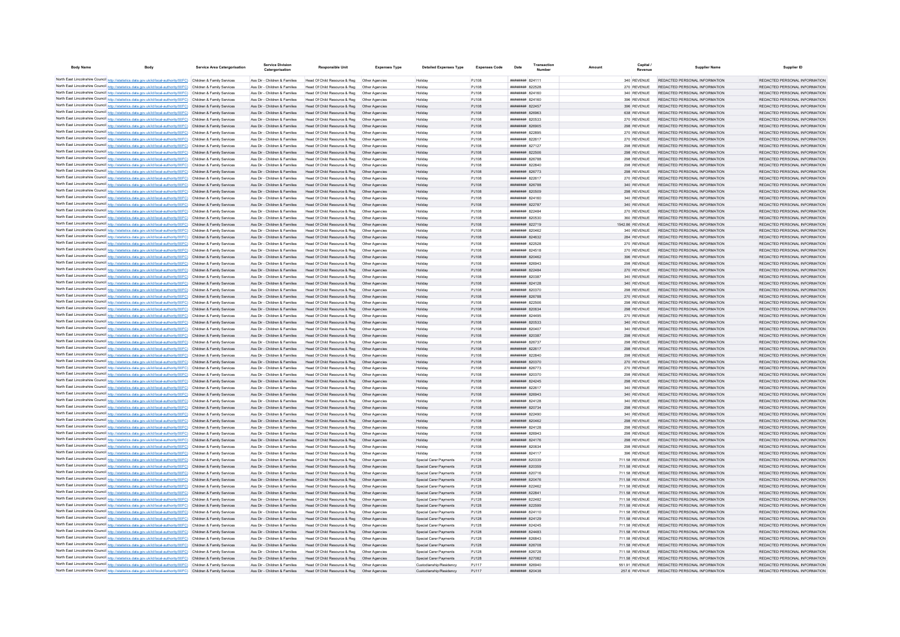| Body Name | Body | Service Area Catergorisation | Service Division Catergorisation | Responsible Unit | Expenses Type | Detailed Expenses Type | Expenses Code | Date | Transaction Number | Amount | Capital / Revenue | Supplier Name | Supplier ID |
|---|---|---|---|---|---|---|---|---|---|---|---|---|---|
| North East Lincolnshire Council | http://statistics.data.gov.uk/id/local-authority/00FC | Children & Family Services | Ass Dir - Children & Families | Head Of Child Resource & Reg | Other Agencies | Holiday | PJ108 | ######## | 824111 | 340 | REVENUE | REDACTED PERSONAL INFORMATION | REDACTED PERSONAL INFORMATION |
| North East Lincolnshire Council | http://statistics.data.gov.uk/id/local-authority/00FC | Children & Family Services | Ass Dir - Children & Families | Head Of Child Resource & Reg | Other Agencies | Holiday | PJ108 | ######## | 822528 | 270 | REVENUE | REDACTED PERSONAL INFORMATION | REDACTED PERSONAL INFORMATION |
| North East Lincolnshire Council | http://statistics.data.gov.uk/id/local-authority/00FC | Children & Family Services | Ass Dir - Children & Families | Head Of Child Resource & Reg | Other Agencies | Holiday | PJ108 | ######## | 824160 | 340 | REVENUE | REDACTED PERSONAL INFORMATION | REDACTED PERSONAL INFORMATION |
| North East Lincolnshire Council | http://statistics.data.gov.uk/id/local-authority/00FC | Children & Family Services | Ass Dir - Children & Families | Head Of Child Resource & Reg | Other Agencies | Holiday | PJ108 | ######## | 824160 | 396 | REVENUE | REDACTED PERSONAL INFORMATION | REDACTED PERSONAL INFORMATION |
| North East Lincolnshire Council | http://statistics.data.gov.uk/id/local-authority/00FC | Children & Family Services | Ass Dir - Children & Families | Head Of Child Resource & Reg | Other Agencies | Holiday | PJ108 | ######## | 822457 | 396 | REVENUE | REDACTED PERSONAL INFORMATION | REDACTED PERSONAL INFORMATION |
| North East Lincolnshire Council | http://statistics.data.gov.uk/id/local-authority/00FC | Children & Family Services | Ass Dir - Children & Families | Head Of Child Resource & Reg | Other Agencies | Holiday | PJ108 | ######## | 826963 | 638 | REVENUE | REDACTED PERSONAL INFORMATION | REDACTED PERSONAL INFORMATION |
| North East Lincolnshire Council | http://statistics.data.gov.uk/id/local-authority/00FC | Children & Family Services | Ass Dir - Children & Families | Head Of Child Resource & Reg | Other Agencies | Holiday | PJ108 | ######## | 820533 | 270 | REVENUE | REDACTED PERSONAL INFORMATION | REDACTED PERSONAL INFORMATION |
| North East Lincolnshire Council | http://statistics.data.gov.uk/id/local-authority/00FC | Children & Family Services | Ass Dir - Children & Families | Head Of Child Resource & Reg | Other Agencies | Holiday | PJ108 | ######## | 826905 | 298 | REVENUE | REDACTED PERSONAL INFORMATION | REDACTED PERSONAL INFORMATION |
| North East Lincolnshire Council | http://statistics.data.gov.uk/id/local-authority/00FC | Children & Family Services | Ass Dir - Children & Families | Head Of Child Resource & Reg | Other Agencies | Holiday | PJ108 | ######## | 822895 | 270 | REVENUE | REDACTED PERSONAL INFORMATION | REDACTED PERSONAL INFORMATION |
| North East Lincolnshire Council | http://statistics.data.gov.uk/id/local-authority/00FC | Children & Family Services | Ass Dir - Children & Families | Head Of Child Resource & Reg | Other Agencies | Holiday | PJ108 | ######## | 822617 | 270 | REVENUE | REDACTED PERSONAL INFORMATION | REDACTED PERSONAL INFORMATION |
| North East Lincolnshire Council | http://statistics.data.gov.uk/id/local-authority/00FC | Children & Family Services | Ass Dir - Children & Families | Head Of Child Resource & Reg | Other Agencies | Holiday | PJ108 | ######## | 827127 | 298 | REVENUE | REDACTED PERSONAL INFORMATION | REDACTED PERSONAL INFORMATION |
| North East Lincolnshire Council | http://statistics.data.gov.uk/id/local-authority/00FC | Children & Family Services | Ass Dir - Children & Families | Head Of Child Resource & Reg | Other Agencies | Holiday | PJ108 | ######## | 822506 | 298 | REVENUE | REDACTED PERSONAL INFORMATION | REDACTED PERSONAL INFORMATION |
| North East Lincolnshire Council | http://statistics.data.gov.uk/id/local-authority/00FC | Children & Family Services | Ass Dir - Children & Families | Head Of Child Resource & Reg | Other Agencies | Holiday | PJ108 | ######## | 826788 | 298 | REVENUE | REDACTED PERSONAL INFORMATION | REDACTED PERSONAL INFORMATION |
| North East Lincolnshire Council | http://statistics.data.gov.uk/id/local-authority/00FC | Children & Family Services | Ass Dir - Children & Families | Head Of Child Resource & Reg | Other Agencies | Holiday | PJ108 | ######## | 822840 | 298 | REVENUE | REDACTED PERSONAL INFORMATION | REDACTED PERSONAL INFORMATION |
| North East Lincolnshire Council | http://statistics.data.gov.uk/id/local-authority/00FC | Children & Family Services | Ass Dir - Children & Families | Head Of Child Resource & Reg | Other Agencies | Holiday | PJ108 | ######## | 826773 | 298 | REVENUE | REDACTED PERSONAL INFORMATION | REDACTED PERSONAL INFORMATION |
| North East Lincolnshire Council | http://statistics.data.gov.uk/id/local-authority/00FC | Children & Family Services | Ass Dir - Children & Families | Head Of Child Resource & Reg | Other Agencies | Holiday | PJ108 | ######## | 822617 | 270 | REVENUE | REDACTED PERSONAL INFORMATION | REDACTED PERSONAL INFORMATION |
| North East Lincolnshire Council | http://statistics.data.gov.uk/id/local-authority/00FC | Children & Family Services | Ass Dir - Children & Families | Head Of Child Resource & Reg | Other Agencies | Holiday | PJ108 | ######## | 826788 | 340 | REVENUE | REDACTED PERSONAL INFORMATION | REDACTED PERSONAL INFORMATION |
| North East Lincolnshire Council | http://statistics.data.gov.uk/id/local-authority/00FC | Children & Family Services | Ass Dir - Children & Families | Head Of Child Resource & Reg | Other Agencies | Holiday | PJ108 | ######## | 820509 | 298 | REVENUE | REDACTED PERSONAL INFORMATION | REDACTED PERSONAL INFORMATION |
| North East Lincolnshire Council | http://statistics.data.gov.uk/id/local-authority/00FC | Children & Family Services | Ass Dir - Children & Families | Head Of Child Resource & Reg | Other Agencies | Holiday | PJ108 | ######## | 824160 | 340 | REVENUE | REDACTED PERSONAL INFORMATION | REDACTED PERSONAL INFORMATION |
| North East Lincolnshire Council | http://statistics.data.gov.uk/id/local-authority/00FC | Children & Family Services | Ass Dir - Children & Families | Head Of Child Resource & Reg | Other Agencies | Holiday | PJ108 | ######## | 822787 | 340 | REVENUE | REDACTED PERSONAL INFORMATION | REDACTED PERSONAL INFORMATION |
| North East Lincolnshire Council | http://statistics.data.gov.uk/id/local-authority/00FC | Children & Family Services | Ass Dir - Children & Families | Head Of Child Resource & Reg | Other Agencies | Holiday | PJ108 | ######## | 822484 | 270 | REVENUE | REDACTED PERSONAL INFORMATION | REDACTED PERSONAL INFORMATION |
| North East Lincolnshire Council | http://statistics.data.gov.uk/id/local-authority/00FC | Children & Family Services | Ass Dir - Children & Families | Head Of Child Resource & Reg | Other Agencies | Holiday | PJ108 | ######## | 820530 | 360 | REVENUE | REDACTED PERSONAL INFORMATION | REDACTED PERSONAL INFORMATION |
| North East Lincolnshire Council | http://statistics.data.gov.uk/id/local-authority/00FC | Children & Family Services | Ass Dir - Children & Families | Head Of Child Resource & Reg | Other Agencies | Holiday | PJ108 | ######## | 822719 | 1542.86 | REVENUE | REDACTED PERSONAL INFORMATION | REDACTED PERSONAL INFORMATION |
| North East Lincolnshire Council | http://statistics.data.gov.uk/id/local-authority/00FC | Children & Family Services | Ass Dir - Children & Families | Head Of Child Resource & Reg | Other Agencies | Holiday | PJ108 | ######## | 820462 | 340 | REVENUE | REDACTED PERSONAL INFORMATION | REDACTED PERSONAL INFORMATION |
| North East Lincolnshire Council | http://statistics.data.gov.uk/id/local-authority/00FC | Children & Family Services | Ass Dir - Children & Families | Head Of Child Resource & Reg | Other Agencies | Holiday | PJ108 | ######## | 824632 | 284 | REVENUE | REDACTED PERSONAL INFORMATION | REDACTED PERSONAL INFORMATION |
| North East Lincolnshire Council | http://statistics.data.gov.uk/id/local-authority/00FC | Children & Family Services | Ass Dir - Children & Families | Head Of Child Resource & Reg | Other Agencies | Holiday | PJ108 | ######## | 822528 | 270 | REVENUE | REDACTED PERSONAL INFORMATION | REDACTED PERSONAL INFORMATION |
| North East Lincolnshire Council | http://statistics.data.gov.uk/id/local-authority/00FC | Children & Family Services | Ass Dir - Children & Families | Head Of Child Resource & Reg | Other Agencies | Holiday | PJ108 | ######## | 824518 | 270 | REVENUE | REDACTED PERSONAL INFORMATION | REDACTED PERSONAL INFORMATION |
| North East Lincolnshire Council | http://statistics.data.gov.uk/id/local-authority/00FC | Children & Family Services | Ass Dir - Children & Families | Head Of Child Resource & Reg | Other Agencies | Holiday | PJ108 | ######## | 820462 | 396 | REVENUE | REDACTED PERSONAL INFORMATION | REDACTED PERSONAL INFORMATION |
| North East Lincolnshire Council | http://statistics.data.gov.uk/id/local-authority/00FC | Children & Family Services | Ass Dir - Children & Families | Head Of Child Resource & Reg | Other Agencies | Holiday | PJ108 | ######## | 826943 | 298 | REVENUE | REDACTED PERSONAL INFORMATION | REDACTED PERSONAL INFORMATION |
| North East Lincolnshire Council | http://statistics.data.gov.uk/id/local-authority/00FC | Children & Family Services | Ass Dir - Children & Families | Head Of Child Resource & Reg | Other Agencies | Holiday | PJ108 | ######## | 822484 | 270 | REVENUE | REDACTED PERSONAL INFORMATION | REDACTED PERSONAL INFORMATION |
| North East Lincolnshire Council | http://statistics.data.gov.uk/id/local-authority/00FC | Children & Family Services | Ass Dir - Children & Families | Head Of Child Resource & Reg | Other Agencies | Holiday | PJ108 | ######## | 820387 | 340 | REVENUE | REDACTED PERSONAL INFORMATION | REDACTED PERSONAL INFORMATION |
| North East Lincolnshire Council | http://statistics.data.gov.uk/id/local-authority/00FC | Children & Family Services | Ass Dir - Children & Families | Head Of Child Resource & Reg | Other Agencies | Holiday | PJ108 | ######## | 824128 | 340 | REVENUE | REDACTED PERSONAL INFORMATION | REDACTED PERSONAL INFORMATION |
| North East Lincolnshire Council | http://statistics.data.gov.uk/id/local-authority/00FC | Children & Family Services | Ass Dir - Children & Families | Head Of Child Resource & Reg | Other Agencies | Holiday | PJ108 | ######## | 820370 | 298 | REVENUE | REDACTED PERSONAL INFORMATION | REDACTED PERSONAL INFORMATION |
| North East Lincolnshire Council | http://statistics.data.gov.uk/id/local-authority/00FC | Children & Family Services | Ass Dir - Children & Families | Head Of Child Resource & Reg | Other Agencies | Holiday | PJ108 | ######## | 826788 | 270 | REVENUE | REDACTED PERSONAL INFORMATION | REDACTED PERSONAL INFORMATION |
| North East Lincolnshire Council | http://statistics.data.gov.uk/id/local-authority/00FC | Children & Family Services | Ass Dir - Children & Families | Head Of Child Resource & Reg | Other Agencies | Holiday | PJ108 | ######## | 822506 | 298 | REVENUE | REDACTED PERSONAL INFORMATION | REDACTED PERSONAL INFORMATION |
| North East Lincolnshire Council | http://statistics.data.gov.uk/id/local-authority/00FC | Children & Family Services | Ass Dir - Children & Families | Head Of Child Resource & Reg | Other Agencies | Holiday | PJ108 | ######## | 820634 | 298 | REVENUE | REDACTED PERSONAL INFORMATION | REDACTED PERSONAL INFORMATION |
| North East Lincolnshire Council | http://statistics.data.gov.uk/id/local-authority/00FC | Children & Family Services | Ass Dir - Children & Families | Head Of Child Resource & Reg | Other Agencies | Holiday | PJ108 | ######## | 824495 | 270 | REVENUE | REDACTED PERSONAL INFORMATION | REDACTED PERSONAL INFORMATION |
| North East Lincolnshire Council | http://statistics.data.gov.uk/id/local-authority/00FC | Children & Family Services | Ass Dir - Children & Families | Head Of Child Resource & Reg | Other Agencies | Holiday | PJ108 | ######## | 820533 | 340 | REVENUE | REDACTED PERSONAL INFORMATION | REDACTED PERSONAL INFORMATION |
| North East Lincolnshire Council | http://statistics.data.gov.uk/id/local-authority/00FC | Children & Family Services | Ass Dir - Children & Families | Head Of Child Resource & Reg | Other Agencies | Holiday | PJ108 | ######## | 820407 | 340 | REVENUE | REDACTED PERSONAL INFORMATION | REDACTED PERSONAL INFORMATION |
| North East Lincolnshire Council | http://statistics.data.gov.uk/id/local-authority/00FC | Children & Family Services | Ass Dir - Children & Families | Head Of Child Resource & Reg | Other Agencies | Holiday | PJ108 | ######## | 820387 | 298 | REVENUE | REDACTED PERSONAL INFORMATION | REDACTED PERSONAL INFORMATION |
| North East Lincolnshire Council | http://statistics.data.gov.uk/id/local-authority/00FC | Children & Family Services | Ass Dir - Children & Families | Head Of Child Resource & Reg | Other Agencies | Holiday | PJ108 | ######## | 826737 | 298 | REVENUE | REDACTED PERSONAL INFORMATION | REDACTED PERSONAL INFORMATION |
| North East Lincolnshire Council | http://statistics.data.gov.uk/id/local-authority/00FC | Children & Family Services | Ass Dir - Children & Families | Head Of Child Resource & Reg | Other Agencies | Holiday | PJ108 | ######## | 822617 | 298 | REVENUE | REDACTED PERSONAL INFORMATION | REDACTED PERSONAL INFORMATION |
| North East Lincolnshire Council | http://statistics.data.gov.uk/id/local-authority/00FC | Children & Family Services | Ass Dir - Children & Families | Head Of Child Resource & Reg | Other Agencies | Holiday | PJ108 | ######## | 822840 | 298 | REVENUE | REDACTED PERSONAL INFORMATION | REDACTED PERSONAL INFORMATION |
| North East Lincolnshire Council | http://statistics.data.gov.uk/id/local-authority/00FC | Children & Family Services | Ass Dir - Children & Families | Head Of Child Resource & Reg | Other Agencies | Holiday | PJ108 | ######## | 820370 | 270 | REVENUE | REDACTED PERSONAL INFORMATION | REDACTED PERSONAL INFORMATION |
| North East Lincolnshire Council | http://statistics.data.gov.uk/id/local-authority/00FC | Children & Family Services | Ass Dir - Children & Families | Head Of Child Resource & Reg | Other Agencies | Holiday | PJ108 | ######## | 826773 | 270 | REVENUE | REDACTED PERSONAL INFORMATION | REDACTED PERSONAL INFORMATION |
| North East Lincolnshire Council | http://statistics.data.gov.uk/id/local-authority/00FC | Children & Family Services | Ass Dir - Children & Families | Head Of Child Resource & Reg | Other Agencies | Holiday | PJ108 | ######## | 820370 | 298 | REVENUE | REDACTED PERSONAL INFORMATION | REDACTED PERSONAL INFORMATION |
| North East Lincolnshire Council | http://statistics.data.gov.uk/id/local-authority/00FC | Children & Family Services | Ass Dir - Children & Families | Head Of Child Resource & Reg | Other Agencies | Holiday | PJ108 | ######## | 824245 | 298 | REVENUE | REDACTED PERSONAL INFORMATION | REDACTED PERSONAL INFORMATION |
| North East Lincolnshire Council | http://statistics.data.gov.uk/id/local-authority/00FC | Children & Family Services | Ass Dir - Children & Families | Head Of Child Resource & Reg | Other Agencies | Holiday | PJ108 | ######## | 822617 | 340 | REVENUE | REDACTED PERSONAL INFORMATION | REDACTED PERSONAL INFORMATION |
| North East Lincolnshire Council | http://statistics.data.gov.uk/id/local-authority/00FC | Children & Family Services | Ass Dir - Children & Families | Head Of Child Resource & Reg | Other Agencies | Holiday | PJ108 | ######## | 826943 | 340 | REVENUE | REDACTED PERSONAL INFORMATION | REDACTED PERSONAL INFORMATION |
| North East Lincolnshire Council | http://statistics.data.gov.uk/id/local-authority/00FC | Children & Family Services | Ass Dir - Children & Families | Head Of Child Resource & Reg | Other Agencies | Holiday | PJ108 | ######## | 824128 | 340 | REVENUE | REDACTED PERSONAL INFORMATION | REDACTED PERSONAL INFORMATION |
| North East Lincolnshire Council | http://statistics.data.gov.uk/id/local-authority/00FC | Children & Family Services | Ass Dir - Children & Families | Head Of Child Resource & Reg | Other Agencies | Holiday | PJ108 | ######## | 820734 | 298 | REVENUE | REDACTED PERSONAL INFORMATION | REDACTED PERSONAL INFORMATION |
| North East Lincolnshire Council | http://statistics.data.gov.uk/id/local-authority/00FC | Children & Family Services | Ass Dir - Children & Families | Head Of Child Resource & Reg | Other Agencies | Holiday | PJ108 | ######## | 822490 | 340 | REVENUE | REDACTED PERSONAL INFORMATION | REDACTED PERSONAL INFORMATION |
| North East Lincolnshire Council | http://statistics.data.gov.uk/id/local-authority/00FC | Children & Family Services | Ass Dir - Children & Families | Head Of Child Resource & Reg | Other Agencies | Holiday | PJ108 | ######## | 820462 | 298 | REVENUE | REDACTED PERSONAL INFORMATION | REDACTED PERSONAL INFORMATION |
| North East Lincolnshire Council | http://statistics.data.gov.uk/id/local-authority/00FC | Children & Family Services | Ass Dir - Children & Families | Head Of Child Resource & Reg | Other Agencies | Holiday | PJ108 | ######## | 824128 | 298 | REVENUE | REDACTED PERSONAL INFORMATION | REDACTED PERSONAL INFORMATION |
| North East Lincolnshire Council | http://statistics.data.gov.uk/id/local-authority/00FC | Children & Family Services | Ass Dir - Children & Families | Head Of Child Resource & Reg | Other Agencies | Holiday | PJ108 | ######## | 826943 | 298 | REVENUE | REDACTED PERSONAL INFORMATION | REDACTED PERSONAL INFORMATION |
| North East Lincolnshire Council | http://statistics.data.gov.uk/id/local-authority/00FC | Children & Family Services | Ass Dir - Children & Families | Head Of Child Resource & Reg | Other Agencies | Holiday | PJ108 | ######## | 824176 | 298 | REVENUE | REDACTED PERSONAL INFORMATION | REDACTED PERSONAL INFORMATION |
| North East Lincolnshire Council | http://statistics.data.gov.uk/id/local-authority/00FC | Children & Family Services | Ass Dir - Children & Families | Head Of Child Resource & Reg | Other Agencies | Holiday | PJ108 | ######## | 820634 | 298 | REVENUE | REDACTED PERSONAL INFORMATION | REDACTED PERSONAL INFORMATION |
| North East Lincolnshire Council | http://statistics.data.gov.uk/id/local-authority/00FC | Children & Family Services | Ass Dir - Children & Families | Head Of Child Resource & Reg | Other Agencies | Holiday | PJ108 | ######## | 824117 | 396 | REVENUE | REDACTED PERSONAL INFORMATION | REDACTED PERSONAL INFORMATION |
| North East Lincolnshire Council | http://statistics.data.gov.uk/id/local-authority/00FC | Children & Family Services | Ass Dir - Children & Families | Head Of Child Resource & Reg | Other Agencies | Special Carer Payments | PJ128 | ######## | 820339 | 711.58 | REVENUE | REDACTED PERSONAL INFORMATION | REDACTED PERSONAL INFORMATION |
| North East Lincolnshire Council | http://statistics.data.gov.uk/id/local-authority/00FC | Children & Family Services | Ass Dir - Children & Families | Head Of Child Resource & Reg | Other Agencies | Special Carer Payments | PJ128 | ######## | 820359 | 711.58 | REVENUE | REDACTED PERSONAL INFORMATION | REDACTED PERSONAL INFORMATION |
| North East Lincolnshire Council | http://statistics.data.gov.uk/id/local-authority/00FC | Children & Family Services | Ass Dir - Children & Families | Head Of Child Resource & Reg | Other Agencies | Special Carer Payments | PJ128 | ######## | 820716 | 711.58 | REVENUE | REDACTED PERSONAL INFORMATION | REDACTED PERSONAL INFORMATION |
| North East Lincolnshire Council | http://statistics.data.gov.uk/id/local-authority/00FC | Children & Family Services | Ass Dir - Children & Families | Head Of Child Resource & Reg | Other Agencies | Special Carer Payments | PJ128 | ######## | 820476 | 711.58 | REVENUE | REDACTED PERSONAL INFORMATION | REDACTED PERSONAL INFORMATION |
| North East Lincolnshire Council | http://statistics.data.gov.uk/id/local-authority/00FC | Children & Family Services | Ass Dir - Children & Families | Head Of Child Resource & Reg | Other Agencies | Special Carer Payments | PJ128 | ######## | 822462 | 711.58 | REVENUE | REDACTED PERSONAL INFORMATION | REDACTED PERSONAL INFORMATION |
| North East Lincolnshire Council | http://statistics.data.gov.uk/id/local-authority/00FC | Children & Family Services | Ass Dir - Children & Families | Head Of Child Resource & Reg | Other Agencies | Special Carer Payments | PJ128 | ######## | 822841 | 711.58 | REVENUE | REDACTED PERSONAL INFORMATION | REDACTED PERSONAL INFORMATION |
| North East Lincolnshire Council | http://statistics.data.gov.uk/id/local-authority/00FC | Children & Family Services | Ass Dir - Children & Families | Head Of Child Resource & Reg | Other Agencies | Special Carer Payments | PJ128 | ######## | 822482 | 711.58 | REVENUE | REDACTED PERSONAL INFORMATION | REDACTED PERSONAL INFORMATION |
| North East Lincolnshire Council | http://statistics.data.gov.uk/id/local-authority/00FC | Children & Family Services | Ass Dir - Children & Families | Head Of Child Resource & Reg | Other Agencies | Special Carer Payments | PJ128 | ######## | 822599 | 711.58 | REVENUE | REDACTED PERSONAL INFORMATION | REDACTED PERSONAL INFORMATION |
| North East Lincolnshire Council | http://statistics.data.gov.uk/id/local-authority/00FC | Children & Family Services | Ass Dir - Children & Families | Head Of Child Resource & Reg | Other Agencies | Special Carer Payments | PJ128 | ######## | 824110 | 711.58 | REVENUE | REDACTED PERSONAL INFORMATION | REDACTED PERSONAL INFORMATION |
| North East Lincolnshire Council | http://statistics.data.gov.uk/id/local-authority/00FC | Children & Family Services | Ass Dir - Children & Families | Head Of Child Resource & Reg | Other Agencies | Special Carer Payments | PJ128 | ######## | 824129 | 711.58 | REVENUE | REDACTED PERSONAL INFORMATION | REDACTED PERSONAL INFORMATION |
| North East Lincolnshire Council | http://statistics.data.gov.uk/id/local-authority/00FC | Children & Family Services | Ass Dir - Children & Families | Head Of Child Resource & Reg | Other Agencies | Special Carer Payments | PJ128 | ######## | 824245 | 711.58 | REVENUE | REDACTED PERSONAL INFORMATION | REDACTED PERSONAL INFORMATION |
| North East Lincolnshire Council | http://statistics.data.gov.uk/id/local-authority/00FC | Children & Family Services | Ass Dir - Children & Families | Head Of Child Resource & Reg | Other Agencies | Special Carer Payments | PJ128 | ######## | 824483 | 711.58 | REVENUE | REDACTED PERSONAL INFORMATION | REDACTED PERSONAL INFORMATION |
| North East Lincolnshire Council | http://statistics.data.gov.uk/id/local-authority/00FC | Children & Family Services | Ass Dir - Children & Families | Head Of Child Resource & Reg | Other Agencies | Special Carer Payments | PJ128 | ######## | 826843 | 711.58 | REVENUE | REDACTED PERSONAL INFORMATION | REDACTED PERSONAL INFORMATION |
| North East Lincolnshire Council | http://statistics.data.gov.uk/id/local-authority/00FC | Children & Family Services | Ass Dir - Children & Families | Head Of Child Resource & Reg | Other Agencies | Special Carer Payments | PJ128 | ######## | 826708 | 711.58 | REVENUE | REDACTED PERSONAL INFORMATION | REDACTED PERSONAL INFORMATION |
| North East Lincolnshire Council | http://statistics.data.gov.uk/id/local-authority/00FC | Children & Family Services | Ass Dir - Children & Families | Head Of Child Resource & Reg | Other Agencies | Special Carer Payments | PJ128 | ######## | 826728 | 711.58 | REVENUE | REDACTED PERSONAL INFORMATION | REDACTED PERSONAL INFORMATION |
| North East Lincolnshire Council | http://statistics.data.gov.uk/id/local-authority/00FC | Children & Family Services | Ass Dir - Children & Families | Head Of Child Resource & Reg | Other Agencies | Special Carer Payments | PJ128 | ######## | 827082 | 711.58 | REVENUE | REDACTED PERSONAL INFORMATION | REDACTED PERSONAL INFORMATION |
| North East Lincolnshire Council | http://statistics.data.gov.uk/id/local-authority/00FC | Children & Family Services | Ass Dir - Children & Families | Head Of Child Resource & Reg | Other Agencies | Custodianship/Residency | PJ117 | ######## | 826940 | 561.91 | REVENUE | REDACTED PERSONAL INFORMATION | REDACTED PERSONAL INFORMATION |
| North East Lincolnshire Council | http://statistics.data.gov.uk/id/local-authority/00FC | Children & Family Services | Ass Dir - Children & Families | Head Of Child Resource & Reg | Other Agencies | Custodianship/Residency | PJ117 | ######## | 820438 | 257.6 | REVENUE | REDACTED PERSONAL INFORMATION | REDACTED PERSONAL INFORMATION |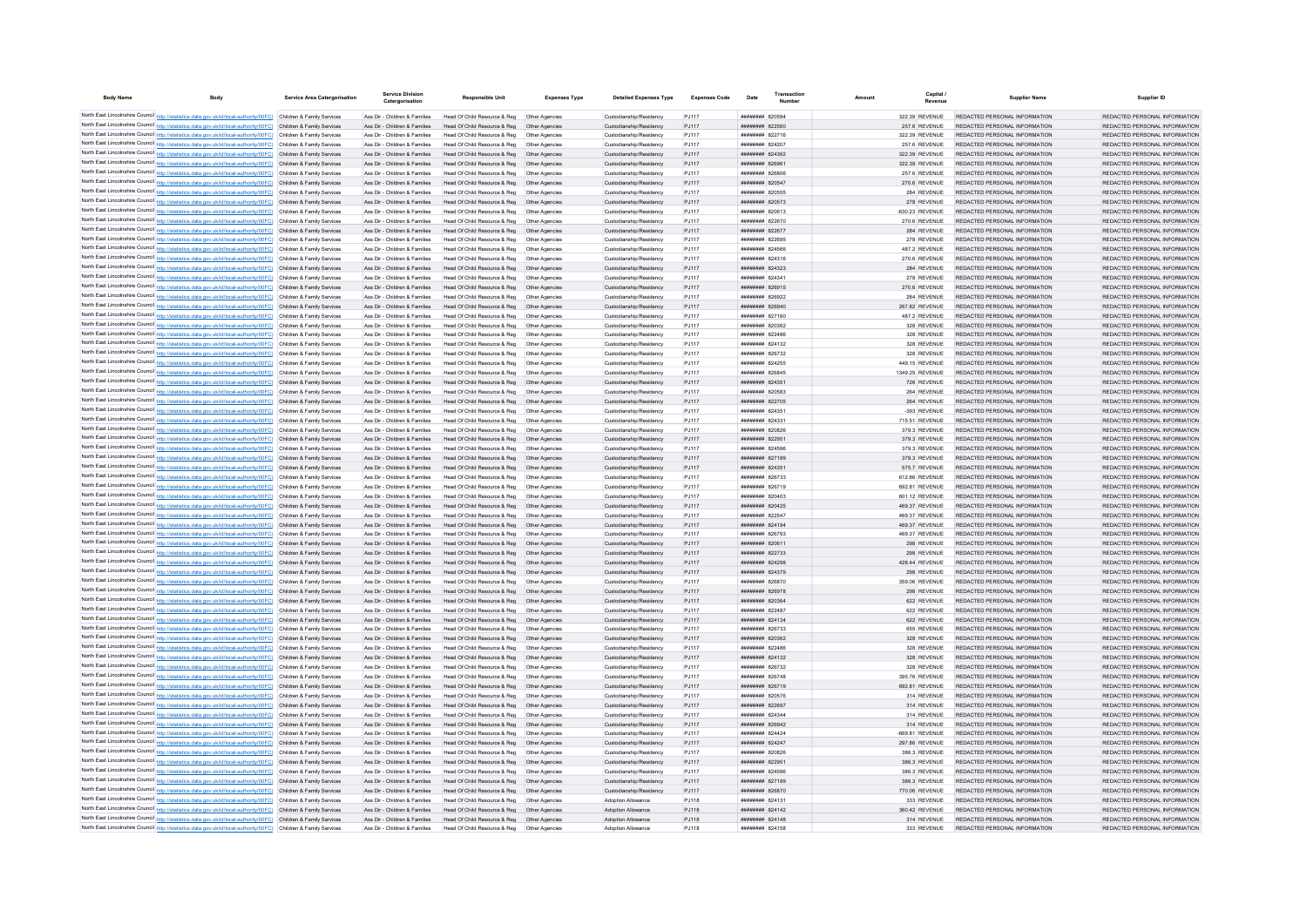| Body Name | Body | Service Area Catergorisation | Service Division Catergorisation | Responsible Unit | Expenses Type | Detailed Expenses Type | Expenses Code | Date | Transaction Number | Amount | Capital / Revenue | Supplier Name | Supplier ID |
|---|---|---|---|---|---|---|---|---|---|---|---|---|---|
| North East Lincolnshire Council | http://statistics.data.gov.uk/id/local-authority/00FC | Children & Family Services | Ass Dir - Children & Families | Head Of Child Resource & Reg | Other Agencies | Custodianship/Residency | PJ117 | ######## | 820594 | 322.39 | REVENUE | REDACTED PERSONAL INFORMATION | REDACTED PERSONAL INFORMATION |
| North East Lincolnshire Council | http://statistics.data.gov.uk/id/local-authority/00FC | Children & Family Services | Ass Dir - Children & Families | Head Of Child Resource & Reg | Other Agencies | Custodianship/Residency | PJ117 | ######## | 822560 | 257.6 | REVENUE | REDACTED PERSONAL INFORMATION | REDACTED PERSONAL INFORMATION |
| North East Lincolnshire Council | http://statistics.data.gov.uk/id/local-authority/00FC | Children & Family Services | Ass Dir - Children & Families | Head Of Child Resource & Reg | Other Agencies | Custodianship/Residency | PJ117 | ######## | 822716 | 322.39 | REVENUE | REDACTED PERSONAL INFORMATION | REDACTED PERSONAL INFORMATION |
| North East Lincolnshire Council | http://statistics.data.gov.uk/id/local-authority/00FC | Children & Family Services | Ass Dir - Children & Families | Head Of Child Resource & Reg | Other Agencies | Custodianship/Residency | PJ117 | ######## | 824207 | 257.6 | REVENUE | REDACTED PERSONAL INFORMATION | REDACTED PERSONAL INFORMATION |
| North East Lincolnshire Council | http://statistics.data.gov.uk/id/local-authority/00FC | Children & Family Services | Ass Dir - Children & Families | Head Of Child Resource & Reg | Other Agencies | Custodianship/Residency | PJ117 | ######## | 824362 | 322.39 | REVENUE | REDACTED PERSONAL INFORMATION | REDACTED PERSONAL INFORMATION |
| North East Lincolnshire Council | http://statistics.data.gov.uk/id/local-authority/00FC | Children & Family Services | Ass Dir - Children & Families | Head Of Child Resource & Reg | Other Agencies | Custodianship/Residency | PJ117 | ######## | 826961 | 322.39 | REVENUE | REDACTED PERSONAL INFORMATION | REDACTED PERSONAL INFORMATION |
| North East Lincolnshire Council | http://statistics.data.gov.uk/id/local-authority/00FC | Children & Family Services | Ass Dir - Children & Families | Head Of Child Resource & Reg | Other Agencies | Custodianship/Residency | PJ117 | ######## | 826808 | 257.6 | REVENUE | REDACTED PERSONAL INFORMATION | REDACTED PERSONAL INFORMATION |
| North East Lincolnshire Council | http://statistics.data.gov.uk/id/local-authority/00FC | Children & Family Services | Ass Dir - Children & Families | Head Of Child Resource & Reg | Other Agencies | Custodianship/Residency | PJ117 | ######## | 820547 | 270.6 | REVENUE | REDACTED PERSONAL INFORMATION | REDACTED PERSONAL INFORMATION |
| North East Lincolnshire Council | http://statistics.data.gov.uk/id/local-authority/00FC | Children & Family Services | Ass Dir - Children & Families | Head Of Child Resource & Reg | Other Agencies | Custodianship/Residency | PJ117 | ######## | 820565 | 284 | REVENUE | REDACTED PERSONAL INFORMATION | REDACTED PERSONAL INFORMATION |
| North East Lincolnshire Council | http://statistics.data.gov.uk/id/local-authority/00FC | Children & Family Services | Ass Dir - Children & Families | Head Of Child Resource & Reg | Other Agencies | Custodianship/Residency | PJ117 | ######## | 820573 | 278 | REVENUE | REDACTED PERSONAL INFORMATION | REDACTED PERSONAL INFORMATION |
| North East Lincolnshire Council | http://statistics.data.gov.uk/id/local-authority/00FC | Children & Family Services | Ass Dir - Children & Families | Head Of Child Resource & Reg | Other Agencies | Custodianship/Residency | PJ117 | ######## | 820613 | -630.23 | REVENUE | REDACTED PERSONAL INFORMATION | REDACTED PERSONAL INFORMATION |
| North East Lincolnshire Council | http://statistics.data.gov.uk/id/local-authority/00FC | Children & Family Services | Ass Dir - Children & Families | Head Of Child Resource & Reg | Other Agencies | Custodianship/Residency | PJ117 | ######## | 822670 | 270.6 | REVENUE | REDACTED PERSONAL INFORMATION | REDACTED PERSONAL INFORMATION |
| North East Lincolnshire Council | http://statistics.data.gov.uk/id/local-authority/00FC | Children & Family Services | Ass Dir - Children & Families | Head Of Child Resource & Reg | Other Agencies | Custodianship/Residency | PJ117 | ######## | 822677 | 284 | REVENUE | REDACTED PERSONAL INFORMATION | REDACTED PERSONAL INFORMATION |
| North East Lincolnshire Council | http://statistics.data.gov.uk/id/local-authority/00FC | Children & Family Services | Ass Dir - Children & Families | Head Of Child Resource & Reg | Other Agencies | Custodianship/Residency | PJ117 | ######## | 822695 | 278 | REVENUE | REDACTED PERSONAL INFORMATION | REDACTED PERSONAL INFORMATION |
| North East Lincolnshire Council | http://statistics.data.gov.uk/id/local-authority/00FC | Children & Family Services | Ass Dir - Children & Families | Head Of Child Resource & Reg | Other Agencies | Custodianship/Residency | PJ117 | ######## | 824566 | 487.2 | REVENUE | REDACTED PERSONAL INFORMATION | REDACTED PERSONAL INFORMATION |
| North East Lincolnshire Council | http://statistics.data.gov.uk/id/local-authority/00FC | Children & Family Services | Ass Dir - Children & Families | Head Of Child Resource & Reg | Other Agencies | Custodianship/Residency | PJ117 | ######## | 824316 | 270.6 | REVENUE | REDACTED PERSONAL INFORMATION | REDACTED PERSONAL INFORMATION |
| North East Lincolnshire Council | http://statistics.data.gov.uk/id/local-authority/00FC | Children & Family Services | Ass Dir - Children & Families | Head Of Child Resource & Reg | Other Agencies | Custodianship/Residency | PJ117 | ######## | 824323 | 284 | REVENUE | REDACTED PERSONAL INFORMATION | REDACTED PERSONAL INFORMATION |
| North East Lincolnshire Council | http://statistics.data.gov.uk/id/local-authority/00FC | Children & Family Services | Ass Dir - Children & Families | Head Of Child Resource & Reg | Other Agencies | Custodianship/Residency | PJ117 | ######## | 824341 | 278 | REVENUE | REDACTED PERSONAL INFORMATION | REDACTED PERSONAL INFORMATION |
| North East Lincolnshire Council | http://statistics.data.gov.uk/id/local-authority/00FC | Children & Family Services | Ass Dir - Children & Families | Head Of Child Resource & Reg | Other Agencies | Custodianship/Residency | PJ117 | ######## | 826915 | 270.6 | REVENUE | REDACTED PERSONAL INFORMATION | REDACTED PERSONAL INFORMATION |
| North East Lincolnshire Council | http://statistics.data.gov.uk/id/local-authority/00FC | Children & Family Services | Ass Dir - Children & Families | Head Of Child Resource & Reg | Other Agencies | Custodianship/Residency | PJ117 | ######## | 826922 | 284 | REVENUE | REDACTED PERSONAL INFORMATION | REDACTED PERSONAL INFORMATION |
| North East Lincolnshire Council | http://statistics.data.gov.uk/id/local-authority/00FC | Children & Family Services | Ass Dir - Children & Families | Head Of Child Resource & Reg | Other Agencies | Custodianship/Residency | PJ117 | ######## | 826940 | 267.82 | REVENUE | REDACTED PERSONAL INFORMATION | REDACTED PERSONAL INFORMATION |
| North East Lincolnshire Council | http://statistics.data.gov.uk/id/local-authority/00FC | Children & Family Services | Ass Dir - Children & Families | Head Of Child Resource & Reg | Other Agencies | Custodianship/Residency | PJ117 | ######## | 827160 | 487.2 | REVENUE | REDACTED PERSONAL INFORMATION | REDACTED PERSONAL INFORMATION |
| North East Lincolnshire Council | http://statistics.data.gov.uk/id/local-authority/00FC | Children & Family Services | Ass Dir - Children & Families | Head Of Child Resource & Reg | Other Agencies | Custodianship/Residency | PJ117 | ######## | 820362 | 328 | REVENUE | REDACTED PERSONAL INFORMATION | REDACTED PERSONAL INFORMATION |
| North East Lincolnshire Council | http://statistics.data.gov.uk/id/local-authority/00FC | Children & Family Services | Ass Dir - Children & Families | Head Of Child Resource & Reg | Other Agencies | Custodianship/Residency | PJ117 | ######## | 822486 | 328 | REVENUE | REDACTED PERSONAL INFORMATION | REDACTED PERSONAL INFORMATION |
| North East Lincolnshire Council | http://statistics.data.gov.uk/id/local-authority/00FC | Children & Family Services | Ass Dir - Children & Families | Head Of Child Resource & Reg | Other Agencies | Custodianship/Residency | PJ117 | ######## | 824132 | 328 | REVENUE | REDACTED PERSONAL INFORMATION | REDACTED PERSONAL INFORMATION |
| North East Lincolnshire Council | http://statistics.data.gov.uk/id/local-authority/00FC | Children & Family Services | Ass Dir - Children & Families | Head Of Child Resource & Reg | Other Agencies | Custodianship/Residency | PJ117 | ######## | 826732 | 328 | REVENUE | REDACTED PERSONAL INFORMATION | REDACTED PERSONAL INFORMATION |
| North East Lincolnshire Council | http://statistics.data.gov.uk/id/local-authority/00FC | Children & Family Services | Ass Dir - Children & Families | Head Of Child Resource & Reg | Other Agencies | Custodianship/Residency | PJ117 | ######## | 824255 | 449.15 | REVENUE | REDACTED PERSONAL INFORMATION | REDACTED PERSONAL INFORMATION |
| North East Lincolnshire Council | http://statistics.data.gov.uk/id/local-authority/00FC | Children & Family Services | Ass Dir - Children & Families | Head Of Child Resource & Reg | Other Agencies | Custodianship/Residency | PJ117 | ######## | 826845 | 1349.25 | REVENUE | REDACTED PERSONAL INFORMATION | REDACTED PERSONAL INFORMATION |
| North East Lincolnshire Council | http://statistics.data.gov.uk/id/local-authority/00FC | Children & Family Services | Ass Dir - Children & Families | Head Of Child Resource & Reg | Other Agencies | Custodianship/Residency | PJ117 | ######## | 824351 | 726 | REVENUE | REDACTED PERSONAL INFORMATION | REDACTED PERSONAL INFORMATION |
| North East Lincolnshire Council | http://statistics.data.gov.uk/id/local-authority/00FC | Children & Family Services | Ass Dir - Children & Families | Head Of Child Resource & Reg | Other Agencies | Custodianship/Residency | PJ117 | ######## | 820583 | 264 | REVENUE | REDACTED PERSONAL INFORMATION | REDACTED PERSONAL INFORMATION |
| North East Lincolnshire Council | http://statistics.data.gov.uk/id/local-authority/00FC | Children & Family Services | Ass Dir - Children & Families | Head Of Child Resource & Reg | Other Agencies | Custodianship/Residency | PJ117 | ######## | 822705 | 264 | REVENUE | REDACTED PERSONAL INFORMATION | REDACTED PERSONAL INFORMATION |
| North East Lincolnshire Council | http://statistics.data.gov.uk/id/local-authority/00FC | Children & Family Services | Ass Dir - Children & Families | Head Of Child Resource & Reg | Other Agencies | Custodianship/Residency | PJ117 | ######## | 824351 | -393 | REVENUE | REDACTED PERSONAL INFORMATION | REDACTED PERSONAL INFORMATION |
| North East Lincolnshire Council | http://statistics.data.gov.uk/id/local-authority/00FC | Children & Family Services | Ass Dir - Children & Families | Head Of Child Resource & Reg | Other Agencies | Custodianship/Residency | PJ117 | ######## | 824331 | 715.51 | REVENUE | REDACTED PERSONAL INFORMATION | REDACTED PERSONAL INFORMATION |
| North East Lincolnshire Council | http://statistics.data.gov.uk/id/local-authority/00FC | Children & Family Services | Ass Dir - Children & Families | Head Of Child Resource & Reg | Other Agencies | Custodianship/Residency | PJ117 | ######## | 820826 | 379.3 | REVENUE | REDACTED PERSONAL INFORMATION | REDACTED PERSONAL INFORMATION |
| North East Lincolnshire Council | http://statistics.data.gov.uk/id/local-authority/00FC | Children & Family Services | Ass Dir - Children & Families | Head Of Child Resource & Reg | Other Agencies | Custodianship/Residency | PJ117 | ######## | 822951 | 379.3 | REVENUE | REDACTED PERSONAL INFORMATION | REDACTED PERSONAL INFORMATION |
| North East Lincolnshire Council | http://statistics.data.gov.uk/id/local-authority/00FC | Children & Family Services | Ass Dir - Children & Families | Head Of Child Resource & Reg | Other Agencies | Custodianship/Residency | PJ117 | ######## | 824596 | 379.3 | REVENUE | REDACTED PERSONAL INFORMATION | REDACTED PERSONAL INFORMATION |
| North East Lincolnshire Council | http://statistics.data.gov.uk/id/local-authority/00FC | Children & Family Services | Ass Dir - Children & Families | Head Of Child Resource & Reg | Other Agencies | Custodianship/Residency | PJ117 | ######## | 827189 | 379.3 | REVENUE | REDACTED PERSONAL INFORMATION | REDACTED PERSONAL INFORMATION |
| North East Lincolnshire Council | http://statistics.data.gov.uk/id/local-authority/00FC | Children & Family Services | Ass Dir - Children & Families | Head Of Child Resource & Reg | Other Agencies | Custodianship/Residency | PJ117 | ######## | 824351 | 575.7 | REVENUE | REDACTED PERSONAL INFORMATION | REDACTED PERSONAL INFORMATION |
| North East Lincolnshire Council | http://statistics.data.gov.uk/id/local-authority/00FC | Children & Family Services | Ass Dir - Children & Families | Head Of Child Resource & Reg | Other Agencies | Custodianship/Residency | PJ117 | ######## | 826733 | 612.86 | REVENUE | REDACTED PERSONAL INFORMATION | REDACTED PERSONAL INFORMATION |
| North East Lincolnshire Council | http://statistics.data.gov.uk/id/local-authority/00FC | Children & Family Services | Ass Dir - Children & Families | Head Of Child Resource & Reg | Other Agencies | Custodianship/Residency | PJ117 | ######## | 826719 | 692.81 | REVENUE | REDACTED PERSONAL INFORMATION | REDACTED PERSONAL INFORMATION |
| North East Lincolnshire Council | http://statistics.data.gov.uk/id/local-authority/00FC | Children & Family Services | Ass Dir - Children & Families | Head Of Child Resource & Reg | Other Agencies | Custodianship/Residency | PJ117 | ######## | 820403 | 601.12 | REVENUE | REDACTED PERSONAL INFORMATION | REDACTED PERSONAL INFORMATION |
| North East Lincolnshire Council | http://statistics.data.gov.uk/id/local-authority/00FC | Children & Family Services | Ass Dir - Children & Families | Head Of Child Resource & Reg | Other Agencies | Custodianship/Residency | PJ117 | ######## | 820425 | 469.37 | REVENUE | REDACTED PERSONAL INFORMATION | REDACTED PERSONAL INFORMATION |
| North East Lincolnshire Council | http://statistics.data.gov.uk/id/local-authority/00FC | Children & Family Services | Ass Dir - Children & Families | Head Of Child Resource & Reg | Other Agencies | Custodianship/Residency | PJ117 | ######## | 822547 | 469.37 | REVENUE | REDACTED PERSONAL INFORMATION | REDACTED PERSONAL INFORMATION |
| North East Lincolnshire Council | http://statistics.data.gov.uk/id/local-authority/00FC | Children & Family Services | Ass Dir - Children & Families | Head Of Child Resource & Reg | Other Agencies | Custodianship/Residency | PJ117 | ######## | 824194 | 469.37 | REVENUE | REDACTED PERSONAL INFORMATION | REDACTED PERSONAL INFORMATION |
| North East Lincolnshire Council | http://statistics.data.gov.uk/id/local-authority/00FC | Children & Family Services | Ass Dir - Children & Families | Head Of Child Resource & Reg | Other Agencies | Custodianship/Residency | PJ117 | ######## | 826793 | 469.37 | REVENUE | REDACTED PERSONAL INFORMATION | REDACTED PERSONAL INFORMATION |
| North East Lincolnshire Council | http://statistics.data.gov.uk/id/local-authority/00FC | Children & Family Services | Ass Dir - Children & Families | Head Of Child Resource & Reg | Other Agencies | Custodianship/Residency | PJ117 | ######## | 820611 | 298 | REVENUE | REDACTED PERSONAL INFORMATION | REDACTED PERSONAL INFORMATION |
| North East Lincolnshire Council | http://statistics.data.gov.uk/id/local-authority/00FC | Children & Family Services | Ass Dir - Children & Families | Head Of Child Resource & Reg | Other Agencies | Custodianship/Residency | PJ117 | ######## | 822733 | 298 | REVENUE | REDACTED PERSONAL INFORMATION | REDACTED PERSONAL INFORMATION |
| North East Lincolnshire Council | http://statistics.data.gov.uk/id/local-authority/00FC | Children & Family Services | Ass Dir - Children & Families | Head Of Child Resource & Reg | Other Agencies | Custodianship/Residency | PJ117 | ######## | 824298 | 428.44 | REVENUE | REDACTED PERSONAL INFORMATION | REDACTED PERSONAL INFORMATION |
| North East Lincolnshire Council | http://statistics.data.gov.uk/id/local-authority/00FC | Children & Family Services | Ass Dir - Children & Families | Head Of Child Resource & Reg | Other Agencies | Custodianship/Residency | PJ117 | ######## | 824379 | 298 | REVENUE | REDACTED PERSONAL INFORMATION | REDACTED PERSONAL INFORMATION |
| North East Lincolnshire Council | http://statistics.data.gov.uk/id/local-authority/00FC | Children & Family Services | Ass Dir - Children & Families | Head Of Child Resource & Reg | Other Agencies | Custodianship/Residency | PJ117 | ######## | 826870 | 359.06 | REVENUE | REDACTED PERSONAL INFORMATION | REDACTED PERSONAL INFORMATION |
| North East Lincolnshire Council | http://statistics.data.gov.uk/id/local-authority/00FC | Children & Family Services | Ass Dir - Children & Families | Head Of Child Resource & Reg | Other Agencies | Custodianship/Residency | PJ117 | ######## | 826978 | 298 | REVENUE | REDACTED PERSONAL INFORMATION | REDACTED PERSONAL INFORMATION |
| North East Lincolnshire Council | http://statistics.data.gov.uk/id/local-authority/00FC | Children & Family Services | Ass Dir - Children & Families | Head Of Child Resource & Reg | Other Agencies | Custodianship/Residency | PJ117 | ######## | 820364 | 622 | REVENUE | REDACTED PERSONAL INFORMATION | REDACTED PERSONAL INFORMATION |
| North East Lincolnshire Council | http://statistics.data.gov.uk/id/local-authority/00FC | Children & Family Services | Ass Dir - Children & Families | Head Of Child Resource & Reg | Other Agencies | Custodianship/Residency | PJ117 | ######## | 822487 | 622 | REVENUE | REDACTED PERSONAL INFORMATION | REDACTED PERSONAL INFORMATION |
| North East Lincolnshire Council | http://statistics.data.gov.uk/id/local-authority/00FC | Children & Family Services | Ass Dir - Children & Families | Head Of Child Resource & Reg | Other Agencies | Custodianship/Residency | PJ117 | ######## | 824134 | 622 | REVENUE | REDACTED PERSONAL INFORMATION | REDACTED PERSONAL INFORMATION |
| North East Lincolnshire Council | http://statistics.data.gov.uk/id/local-authority/00FC | Children & Family Services | Ass Dir - Children & Families | Head Of Child Resource & Reg | Other Agencies | Custodianship/Residency | PJ117 | ######## | 826733 | 655 | REVENUE | REDACTED PERSONAL INFORMATION | REDACTED PERSONAL INFORMATION |
| North East Lincolnshire Council | http://statistics.data.gov.uk/id/local-authority/00FC | Children & Family Services | Ass Dir - Children & Families | Head Of Child Resource & Reg | Other Agencies | Custodianship/Residency | PJ117 | ######## | 820362 | 328 | REVENUE | REDACTED PERSONAL INFORMATION | REDACTED PERSONAL INFORMATION |
| North East Lincolnshire Council | http://statistics.data.gov.uk/id/local-authority/00FC | Children & Family Services | Ass Dir - Children & Families | Head Of Child Resource & Reg | Other Agencies | Custodianship/Residency | PJ117 | ######## | 822486 | 328 | REVENUE | REDACTED PERSONAL INFORMATION | REDACTED PERSONAL INFORMATION |
| North East Lincolnshire Council | http://statistics.data.gov.uk/id/local-authority/00FC | Children & Family Services | Ass Dir - Children & Families | Head Of Child Resource & Reg | Other Agencies | Custodianship/Residency | PJ117 | ######## | 824132 | 328 | REVENUE | REDACTED PERSONAL INFORMATION | REDACTED PERSONAL INFORMATION |
| North East Lincolnshire Council | http://statistics.data.gov.uk/id/local-authority/00FC | Children & Family Services | Ass Dir - Children & Families | Head Of Child Resource & Reg | Other Agencies | Custodianship/Residency | PJ117 | ######## | 826732 | 328 | REVENUE | REDACTED PERSONAL INFORMATION | REDACTED PERSONAL INFORMATION |
| North East Lincolnshire Council | http://statistics.data.gov.uk/id/local-authority/00FC | Children & Family Services | Ass Dir - Children & Families | Head Of Child Resource & Reg | Other Agencies | Custodianship/Residency | PJ117 | ######## | 826748 | 395.76 | REVENUE | REDACTED PERSONAL INFORMATION | REDACTED PERSONAL INFORMATION |
| North East Lincolnshire Council | http://statistics.data.gov.uk/id/local-authority/00FC | Children & Family Services | Ass Dir - Children & Families | Head Of Child Resource & Reg | Other Agencies | Custodianship/Residency | PJ117 | ######## | 826719 | 692.81 | REVENUE | REDACTED PERSONAL INFORMATION | REDACTED PERSONAL INFORMATION |
| North East Lincolnshire Council | http://statistics.data.gov.uk/id/local-authority/00FC | Children & Family Services | Ass Dir - Children & Families | Head Of Child Resource & Reg | Other Agencies | Custodianship/Residency | PJ117 | ######## | 820576 | 314 | REVENUE | REDACTED PERSONAL INFORMATION | REDACTED PERSONAL INFORMATION |
| North East Lincolnshire Council | http://statistics.data.gov.uk/id/local-authority/00FC | Children & Family Services | Ass Dir - Children & Families | Head Of Child Resource & Reg | Other Agencies | Custodianship/Residency | PJ117 | ######## | 822697 | 314 | REVENUE | REDACTED PERSONAL INFORMATION | REDACTED PERSONAL INFORMATION |
| North East Lincolnshire Council | http://statistics.data.gov.uk/id/local-authority/00FC | Children & Family Services | Ass Dir - Children & Families | Head Of Child Resource & Reg | Other Agencies | Custodianship/Residency | PJ117 | ######## | 824344 | 314 | REVENUE | REDACTED PERSONAL INFORMATION | REDACTED PERSONAL INFORMATION |
| North East Lincolnshire Council | http://statistics.data.gov.uk/id/local-authority/00FC | Children & Family Services | Ass Dir - Children & Families | Head Of Child Resource & Reg | Other Agencies | Custodianship/Residency | PJ117 | ######## | 826942 | 314 | REVENUE | REDACTED PERSONAL INFORMATION | REDACTED PERSONAL INFORMATION |
| North East Lincolnshire Council | http://statistics.data.gov.uk/id/local-authority/00FC | Children & Family Services | Ass Dir - Children & Families | Head Of Child Resource & Reg | Other Agencies | Custodianship/Residency | PJ117 | ######## | 824424 | -669.81 | REVENUE | REDACTED PERSONAL INFORMATION | REDACTED PERSONAL INFORMATION |
| North East Lincolnshire Council | http://statistics.data.gov.uk/id/local-authority/00FC | Children & Family Services | Ass Dir - Children & Families | Head Of Child Resource & Reg | Other Agencies | Custodianship/Residency | PJ117 | ######## | 824247 | 297.86 | REVENUE | REDACTED PERSONAL INFORMATION | REDACTED PERSONAL INFORMATION |
| North East Lincolnshire Council | http://statistics.data.gov.uk/id/local-authority/00FC | Children & Family Services | Ass Dir - Children & Families | Head Of Child Resource & Reg | Other Agencies | Custodianship/Residency | PJ117 | ######## | 820826 | 386.3 | REVENUE | REDACTED PERSONAL INFORMATION | REDACTED PERSONAL INFORMATION |
| North East Lincolnshire Council | http://statistics.data.gov.uk/id/local-authority/00FC | Children & Family Services | Ass Dir - Children & Families | Head Of Child Resource & Reg | Other Agencies | Custodianship/Residency | PJ117 | ######## | 822951 | 386.3 | REVENUE | REDACTED PERSONAL INFORMATION | REDACTED PERSONAL INFORMATION |
| North East Lincolnshire Council | http://statistics.data.gov.uk/id/local-authority/00FC | Children & Family Services | Ass Dir - Children & Families | Head Of Child Resource & Reg | Other Agencies | Custodianship/Residency | PJ117 | ######## | 824596 | 386.3 | REVENUE | REDACTED PERSONAL INFORMATION | REDACTED PERSONAL INFORMATION |
| North East Lincolnshire Council | http://statistics.data.gov.uk/id/local-authority/00FC | Children & Family Services | Ass Dir - Children & Families | Head Of Child Resource & Reg | Other Agencies | Custodianship/Residency | PJ117 | ######## | 827189 | 386.3 | REVENUE | REDACTED PERSONAL INFORMATION | REDACTED PERSONAL INFORMATION |
| North East Lincolnshire Council | http://statistics.data.gov.uk/id/local-authority/00FC | Children & Family Services | Ass Dir - Children & Families | Head Of Child Resource & Reg | Other Agencies | Custodianship/Residency | PJ117 | ######## | 826870 | 770.06 | REVENUE | REDACTED PERSONAL INFORMATION | REDACTED PERSONAL INFORMATION |
| North East Lincolnshire Council | http://statistics.data.gov.uk/id/local-authority/00FC | Children & Family Services | Ass Dir - Children & Families | Head Of Child Resource & Reg | Other Agencies | Adoption Allowance | PJ118 | ######## | 824131 | 333 | REVENUE | REDACTED PERSONAL INFORMATION | REDACTED PERSONAL INFORMATION |
| North East Lincolnshire Council | http://statistics.data.gov.uk/id/local-authority/00FC | Children & Family Services | Ass Dir - Children & Families | Head Of Child Resource & Reg | Other Agencies | Adoption Allowance | PJ118 | ######## | 824142 | 360.42 | REVENUE | REDACTED PERSONAL INFORMATION | REDACTED PERSONAL INFORMATION |
| North East Lincolnshire Council | http://statistics.data.gov.uk/id/local-authority/00FC | Children & Family Services | Ass Dir - Children & Families | Head Of Child Resource & Reg | Other Agencies | Adoption Allowance | PJ118 | ######## | 824148 | 314 | REVENUE | REDACTED PERSONAL INFORMATION | REDACTED PERSONAL INFORMATION |
| North East Lincolnshire Council | http://statistics.data.gov.uk/id/local-authority/00FC | Children & Family Services | Ass Dir - Children & Families | Head Of Child Resource & Reg | Other Agencies | Adoption Allowance | PJ118 | ######## | 824158 | 333 | REVENUE | REDACTED PERSONAL INFORMATION | REDACTED PERSONAL INFORMATION |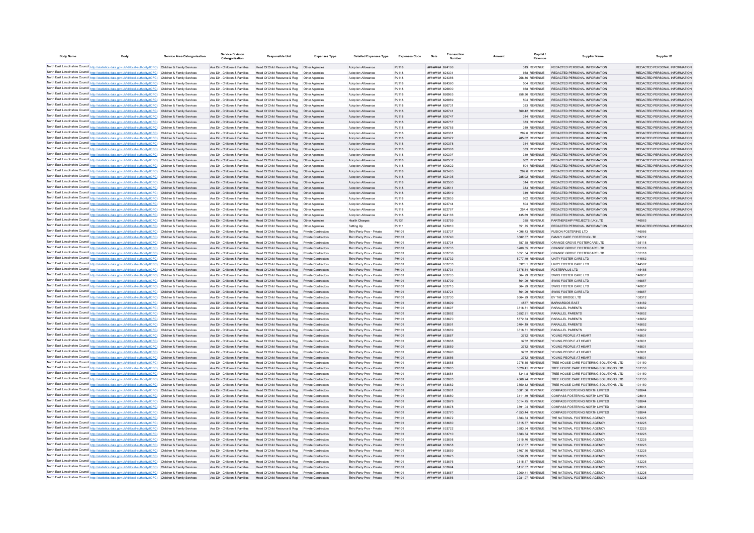| Body Name | Body | Service Area Catergorisation | Service Division Catergorisation | Responsible Unit | Expenses Type | Detailed Expenses Type | Expenses Code | Date | Transaction Number | Amount | Capital / Revenue | Supplier Name | Supplier ID |
|---|---|---|---|---|---|---|---|---|---|---|---|---|---|
| North East Lincolnshire Council | http://statistics.data.gov.uk/id/local-authority/00FC | Children & Family Services | Ass Dir - Children & Families | Head Of Child Resource & Reg | Other Agencies | Adoption Allowance | PJ118 | ######## | 824166 | 319 | REVENUE | REDACTED PERSONAL INFORMATION | REDACTED PERSONAL INFORMATION |
| North East Lincolnshire Council | http://statistics.data.gov.uk/id/local-authority/00FC | Children & Family Services | Ass Dir - Children & Families | Head Of Child Resource & Reg | Other Agencies | Adoption Allowance | PJ118 | ######## | 824301 | 668 | REVENUE | REDACTED PERSONAL INFORMATION | REDACTED PERSONAL INFORMATION |
| North East Lincolnshire Council | http://statistics.data.gov.uk/id/local-authority/00FC | Children & Family Services | Ass Dir - Children & Families | Head Of Child Resource & Reg | Other Agencies | Adoption Allowance | PJ118 | ######## | 824366 | 258.36 | REVENUE | REDACTED PERSONAL INFORMATION | REDACTED PERSONAL INFORMATION |
| North East Lincolnshire Council | http://statistics.data.gov.uk/id/local-authority/00FC | Children & Family Services | Ass Dir - Children & Families | Head Of Child Resource & Reg | Other Agencies | Adoption Allowance | PJ118 | ######## | 824390 | 504 | REVENUE | REDACTED PERSONAL INFORMATION | REDACTED PERSONAL INFORMATION |
| North East Lincolnshire Council | http://statistics.data.gov.uk/id/local-authority/00FC | Children & Family Services | Ass Dir - Children & Families | Head Of Child Resource & Reg | Other Agencies | Adoption Allowance | PJ118 | ######## | 826900 | 668 | REVENUE | REDACTED PERSONAL INFORMATION | REDACTED PERSONAL INFORMATION |
| North East Lincolnshire Council | http://statistics.data.gov.uk/id/local-authority/00FC | Children & Family Services | Ass Dir - Children & Families | Head Of Child Resource & Reg | Other Agencies | Adoption Allowance | PJ118 | ######## | 826965 | 258.36 | REVENUE | REDACTED PERSONAL INFORMATION | REDACTED PERSONAL INFORMATION |
| North East Lincolnshire Council | http://statistics.data.gov.uk/id/local-authority/00FC | Children & Family Services | Ass Dir - Children & Families | Head Of Child Resource & Reg | Other Agencies | Adoption Allowance | PJ118 | ######## | 826989 | 504 | REVENUE | REDACTED PERSONAL INFORMATION | REDACTED PERSONAL INFORMATION |
| North East Lincolnshire Council | http://statistics.data.gov.uk/id/local-authority/00FC | Children & Family Services | Ass Dir - Children & Families | Head Of Child Resource & Reg | Other Agencies | Adoption Allowance | PJ118 | ######## | 826731 | 333 | REVENUE | REDACTED PERSONAL INFORMATION | REDACTED PERSONAL INFORMATION |
| North East Lincolnshire Council | http://statistics.data.gov.uk/id/local-authority/00FC | Children & Family Services | Ass Dir - Children & Families | Head Of Child Resource & Reg | Other Agencies | Adoption Allowance | PJ118 | ######## | 826741 | 360.42 | REVENUE | REDACTED PERSONAL INFORMATION | REDACTED PERSONAL INFORMATION |
| North East Lincolnshire Council | http://statistics.data.gov.uk/id/local-authority/00FC | Children & Family Services | Ass Dir - Children & Families | Head Of Child Resource & Reg | Other Agencies | Adoption Allowance | PJ118 | ######## | 826747 | 314 | REVENUE | REDACTED PERSONAL INFORMATION | REDACTED PERSONAL INFORMATION |
| North East Lincolnshire Council | http://statistics.data.gov.uk/id/local-authority/00FC | Children & Family Services | Ass Dir - Children & Families | Head Of Child Resource & Reg | Other Agencies | Adoption Allowance | PJ118 | ######## | 826757 | 333 | REVENUE | REDACTED PERSONAL INFORMATION | REDACTED PERSONAL INFORMATION |
| North East Lincolnshire Council | http://statistics.data.gov.uk/id/local-authority/00FC | Children & Family Services | Ass Dir - Children & Families | Head Of Child Resource & Reg | Other Agencies | Adoption Allowance | PJ118 | ######## | 826765 | 319 | REVENUE | REDACTED PERSONAL INFORMATION | REDACTED PERSONAL INFORMATION |
| North East Lincolnshire Council | http://statistics.data.gov.uk/id/local-authority/00FC | Children & Family Services | Ass Dir - Children & Families | Head Of Child Resource & Reg | Other Agencies | Adoption Allowance | PJ118 | ######## | 820361 | 299.6 | REVENUE | REDACTED PERSONAL INFORMATION | REDACTED PERSONAL INFORMATION |
| North East Lincolnshire Council | http://statistics.data.gov.uk/id/local-authority/00FC | Children & Family Services | Ass Dir - Children & Families | Head Of Child Resource & Reg | Other Agencies | Adoption Allowance | PJ118 | ######## | 820372 | 285.02 | REVENUE | REDACTED PERSONAL INFORMATION | REDACTED PERSONAL INFORMATION |
| North East Lincolnshire Council | http://statistics.data.gov.uk/id/local-authority/00FC | Children & Family Services | Ass Dir - Children & Families | Head Of Child Resource & Reg | Other Agencies | Adoption Allowance | PJ118 | ######## | 820378 | 314 | REVENUE | REDACTED PERSONAL INFORMATION | REDACTED PERSONAL INFORMATION |
| North East Lincolnshire Council | http://statistics.data.gov.uk/id/local-authority/00FC | Children & Family Services | Ass Dir - Children & Families | Head Of Child Resource & Reg | Other Agencies | Adoption Allowance | PJ118 | ######## | 820388 | 333 | REVENUE | REDACTED PERSONAL INFORMATION | REDACTED PERSONAL INFORMATION |
| North East Lincolnshire Council | http://statistics.data.gov.uk/id/local-authority/00FC | Children & Family Services | Ass Dir - Children & Families | Head Of Child Resource & Reg | Other Agencies | Adoption Allowance | PJ118 | ######## | 820397 | 319 | REVENUE | REDACTED PERSONAL INFORMATION | REDACTED PERSONAL INFORMATION |
| North East Lincolnshire Council | http://statistics.data.gov.uk/id/local-authority/00FC | Children & Family Services | Ass Dir - Children & Families | Head Of Child Resource & Reg | Other Agencies | Adoption Allowance | PJ118 | ######## | 820532 | 662 | REVENUE | REDACTED PERSONAL INFORMATION | REDACTED PERSONAL INFORMATION |
| North East Lincolnshire Council | http://statistics.data.gov.uk/id/local-authority/00FC | Children & Family Services | Ass Dir - Children & Families | Head Of Child Resource & Reg | Other Agencies | Adoption Allowance | PJ118 | ######## | 820622 | 504 | REVENUE | REDACTED PERSONAL INFORMATION | REDACTED PERSONAL INFORMATION |
| North East Lincolnshire Council | http://statistics.data.gov.uk/id/local-authority/00FC | Children & Family Services | Ass Dir - Children & Families | Head Of Child Resource & Reg | Other Agencies | Adoption Allowance | PJ118 | ######## | 822485 | 299.6 | REVENUE | REDACTED PERSONAL INFORMATION | REDACTED PERSONAL INFORMATION |
| North East Lincolnshire Council | http://statistics.data.gov.uk/id/local-authority/00FC | Children & Family Services | Ass Dir - Children & Families | Head Of Child Resource & Reg | Other Agencies | Adoption Allowance | PJ118 | ######## | 822495 | 285.02 | REVENUE | REDACTED PERSONAL INFORMATION | REDACTED PERSONAL INFORMATION |
| North East Lincolnshire Council | http://statistics.data.gov.uk/id/local-authority/00FC | Children & Family Services | Ass Dir - Children & Families | Head Of Child Resource & Reg | Other Agencies | Adoption Allowance | PJ118 | ######## | 822500 | 314 | REVENUE | REDACTED PERSONAL INFORMATION | REDACTED PERSONAL INFORMATION |
| North East Lincolnshire Council | http://statistics.data.gov.uk/id/local-authority/00FC | Children & Family Services | Ass Dir - Children & Families | Head Of Child Resource & Reg | Other Agencies | Adoption Allowance | PJ118 | ######## | 822511 | 333 | REVENUE | REDACTED PERSONAL INFORMATION | REDACTED PERSONAL INFORMATION |
| North East Lincolnshire Council | http://statistics.data.gov.uk/id/local-authority/00FC | Children & Family Services | Ass Dir - Children & Families | Head Of Child Resource & Reg | Other Agencies | Adoption Allowance | PJ118 | ######## | 822519 | 319 | REVENUE | REDACTED PERSONAL INFORMATION | REDACTED PERSONAL INFORMATION |
| North East Lincolnshire Council | http://statistics.data.gov.uk/id/local-authority/00FC | Children & Family Services | Ass Dir - Children & Families | Head Of Child Resource & Reg | Other Agencies | Adoption Allowance | PJ118 | ######## | 822655 | 662 | REVENUE | REDACTED PERSONAL INFORMATION | REDACTED PERSONAL INFORMATION |
| North East Lincolnshire Council | http://statistics.data.gov.uk/id/local-authority/00FC | Children & Family Services | Ass Dir - Children & Families | Head Of Child Resource & Reg | Other Agencies | Adoption Allowance | PJ118 | ######## | 822744 | 504 | REVENUE | REDACTED PERSONAL INFORMATION | REDACTED PERSONAL INFORMATION |
| North East Lincolnshire Council | http://statistics.data.gov.uk/id/local-authority/00FC | Children & Family Services | Ass Dir - Children & Families | Head Of Child Resource & Reg | Other Agencies | Adoption Allowance | PJ118 | ######## | 822767 | 254.4 | REVENUE | REDACTED PERSONAL INFORMATION | REDACTED PERSONAL INFORMATION |
| North East Lincolnshire Council | http://statistics.data.gov.uk/id/local-authority/00FC | Children & Family Services | Ass Dir - Children & Families | Head Of Child Resource & Reg | Other Agencies | Adoption Allowance | PJ118 | ######## | 824166 | 435.69 | REVENUE | REDACTED PERSONAL INFORMATION | REDACTED PERSONAL INFORMATION |
| North East Lincolnshire Council | http://statistics.data.gov.uk/id/local-authority/00FC | Children & Family Services | Ass Dir - Children & Families | Head Of Child Resource & Reg | Other Agencies | Health Charges | PJ131 | ######## | 633759 | 385 | REVENUE | PARTNERSHIP PROJECTS (UK) LTD | 146563 |
| North East Lincolnshire Council | http://statistics.data.gov.uk/id/local-authority/00FC | Children & Family Services | Ass Dir - Children & Families | Head Of Child Resource & Reg | Other Agencies | Setting Up | PJ111 | ######## | 823010 | 551.75 | REVENUE | REDACTED PERSONAL INFORMATION | REDACTED PERSONAL INFORMATION |
| North East Lincolnshire Council | http://statistics.data.gov.uk/id/local-authority/00FC | Children & Family Services | Ass Dir - Children & Families | Head Of Child Resource & Reg | Private Contractors | Third Party Prov - Private | PH101 | ######## | 633737 | 4098.43 | REVENUE | FUSION FOSTERING LTD | 146086 |
| North East Lincolnshire Council | http://statistics.data.gov.uk/id/local-authority/00FC | Children & Family Services | Ass Dir - Children & Families | Head Of Child Resource & Reg | Private Contractors | Third Party Prov - Private | PH101 | ######## | 633740 | 3582.67 | REVENUE | FAMILY CARE FOSTERING LTD | 138712 |
| North East Lincolnshire Council | http://statistics.data.gov.uk/id/local-authority/00FC | Children & Family Services | Ass Dir - Children & Families | Head Of Child Resource & Reg | Private Contractors | Third Party Prov - Private | PH101 | ######## | 633734 | 687.38 | REVENUE | ORANGE GROVE FOSTERCARE LTD | 135118 |
| North East Lincolnshire Council | http://statistics.data.gov.uk/id/local-authority/00FC | Children & Family Services | Ass Dir - Children & Families | Head Of Child Resource & Reg | Private Contractors | Third Party Prov - Private | PH101 | ######## | 633735 | 3200.35 | REVENUE | ORANGE GROVE FOSTERCARE LTD | 135118 |
| North East Lincolnshire Council | http://statistics.data.gov.uk/id/local-authority/00FC | Children & Family Services | Ass Dir - Children & Families | Head Of Child Resource & Reg | Private Contractors | Third Party Prov - Private | PH101 | ######## | 633736 | 3851.54 | REVENUE | ORANGE GROVE FOSTERCARE LTD | 135118 |
| North East Lincolnshire Council | http://statistics.data.gov.uk/id/local-authority/00FC | Children & Family Services | Ass Dir - Children & Families | Head Of Child Resource & Reg | Private Contractors | Third Party Prov - Private | PH101 | ######## | 633732 | 5077.49 | REVENUE | UNITY FOSTER CARE LTD | 144562 |
| North East Lincolnshire Council | http://statistics.data.gov.uk/id/local-authority/00FC | Children & Family Services | Ass Dir - Children & Families | Head Of Child Resource & Reg | Private Contractors | Third Party Prov - Private | PH101 | ######## | 633733 | 3320.1 | REVENUE | UNITY FOSTER CARE LTD | 144562 |
| North East Lincolnshire Council | http://statistics.data.gov.uk/id/local-authority/00FC | Children & Family Services | Ass Dir - Children & Families | Head Of Child Resource & Reg | Private Contractors | Third Party Prov - Private | PH101 | ######## | 633731 | 3575.54 | REVENUE | FOSTERPLUS LTD | 145485 |
| North East Lincolnshire Council | http://statistics.data.gov.uk/id/local-authority/00FC | Children & Family Services | Ass Dir - Children & Families | Head Of Child Resource & Reg | Private Contractors | Third Party Prov - Private | PH101 | ######## | 633705 | 864.99 | REVENUE | SWIIS FOSTER CARE LTD | 146857 |
| North East Lincolnshire Council | http://statistics.data.gov.uk/id/local-authority/00FC | Children & Family Services | Ass Dir - Children & Families | Head Of Child Resource & Reg | Private Contractors | Third Party Prov - Private | PH101 | ######## | 633709 | 864.99 | REVENUE | SWIIS FOSTER CARE LTD | 146857 |
| North East Lincolnshire Council | http://statistics.data.gov.uk/id/local-authority/00FC | Children & Family Services | Ass Dir - Children & Families | Head Of Child Resource & Reg | Private Contractors | Third Party Prov - Private | PH101 | ######## | 633715 | 864.99 | REVENUE | SWIIS FOSTER CARE LTD | 146857 |
| North East Lincolnshire Council | http://statistics.data.gov.uk/id/local-authority/00FC | Children & Family Services | Ass Dir - Children & Families | Head Of Child Resource & Reg | Private Contractors | Third Party Prov - Private | PH101 | ######## | 633721 | 864.99 | REVENUE | SWIIS FOSTER CARE LTD | 146857 |
| North East Lincolnshire Council | http://statistics.data.gov.uk/id/local-authority/00FC | Children & Family Services | Ass Dir - Children & Families | Head Of Child Resource & Reg | Private Contractors | Third Party Prov - Private | PH101 | ######## | 633700 | 6664.29 | REVENUE | BY THE BRIDGE LTD | 138312 |
| North East Lincolnshire Council | http://statistics.data.gov.uk/id/local-authority/00FC | Children & Family Services | Ass Dir - Children & Families | Head Of Child Resource & Reg | Private Contractors | Third Party Prov - Private | PH101 | ######## | 633699 | 4557 | REVENUE | BARNARDOS EAST | 143482 |
| North East Lincolnshire Council | http://statistics.data.gov.uk/id/local-authority/00FC | Children & Family Services | Ass Dir - Children & Families | Head Of Child Resource & Reg | Private Contractors | Third Party Prov - Private | PH101 | ######## | 633697 | 3518.81 | REVENUE | PARALLEL PARENTS | 145652 |
| North East Lincolnshire Council | http://statistics.data.gov.uk/id/local-authority/00FC | Children & Family Services | Ass Dir - Children & Families | Head Of Child Resource & Reg | Private Contractors | Third Party Prov - Private | PH101 | ######## | 633692 | 3252.21 | REVENUE | PARALLEL PARENTS | 145652 |
| North East Lincolnshire Council | http://statistics.data.gov.uk/id/local-authority/00FC | Children & Family Services | Ass Dir - Children & Families | Head Of Child Resource & Reg | Private Contractors | Third Party Prov - Private | PH101 | ######## | 633670 | 5872.33 | REVENUE | PARALLEL PARENTS | 145652 |
| North East Lincolnshire Council | http://statistics.data.gov.uk/id/local-authority/00FC | Children & Family Services | Ass Dir - Children & Families | Head Of Child Resource & Reg | Private Contractors | Third Party Prov - Private | PH101 | ######## | 633691 | 3704.19 | REVENUE | PARALLEL PARENTS | 145652 |
| North East Lincolnshire Council | http://statistics.data.gov.uk/id/local-authority/00FC | Children & Family Services | Ass Dir - Children & Families | Head Of Child Resource & Reg | Private Contractors | Third Party Prov - Private | PH101 | ######## | 633669 | 3518.81 | REVENUE | PARALLEL PARENTS | 145652 |
| North East Lincolnshire Council | http://statistics.data.gov.uk/id/local-authority/00FC | Children & Family Services | Ass Dir - Children & Families | Head Of Child Resource & Reg | Private Contractors | Third Party Prov - Private | PH101 | ######## | 633687 | 3782 | REVENUE | YOUNG PEOPLE AT HEART | 145801 |
| North East Lincolnshire Council | http://statistics.data.gov.uk/id/local-authority/00FC | Children & Family Services | Ass Dir - Children & Families | Head Of Child Resource & Reg | Private Contractors | Third Party Prov - Private | PH101 | ######## | 633688 | 3782 | REVENUE | YOUNG PEOPLE AT HEART | 145801 |
| North East Lincolnshire Council | http://statistics.data.gov.uk/id/local-authority/00FC | Children & Family Services | Ass Dir - Children & Families | Head Of Child Resource & Reg | Private Contractors | Third Party Prov - Private | PH101 | ######## | 633689 | 3782 | REVENUE | YOUNG PEOPLE AT HEART | 145801 |
| North East Lincolnshire Council | http://statistics.data.gov.uk/id/local-authority/00FC | Children & Family Services | Ass Dir - Children & Families | Head Of Child Resource & Reg | Private Contractors | Third Party Prov - Private | PH101 | ######## | 633690 | 3782 | REVENUE | YOUNG PEOPLE AT HEART | 145801 |
| North East Lincolnshire Council | http://statistics.data.gov.uk/id/local-authority/00FC | Children & Family Services | Ass Dir - Children & Families | Head Of Child Resource & Reg | Private Contractors | Third Party Prov - Private | PH101 | ######## | 633686 | 3782 | REVENUE | YOUNG PEOPLE AT HEART | 145801 |
| North East Lincolnshire Council | http://statistics.data.gov.uk/id/local-authority/00FC | Children & Family Services | Ass Dir - Children & Families | Head Of Child Resource & Reg | Private Contractors | Third Party Prov - Private | PH101 | ######## | 633685 | 3275.15 | REVENUE | TREE HOUSE CARE FOSTERING SOLUTIONS LTD | 101150 |
| North East Lincolnshire Council | http://statistics.data.gov.uk/id/local-authority/00FC | Children & Family Services | Ass Dir - Children & Families | Head Of Child Resource & Reg | Private Contractors | Third Party Prov - Private | PH101 | ######## | 633685 | 3320.41 | REVENUE | TREE HOUSE CARE FOSTERING SOLUTIONS LTD | 101150 |
| North East Lincolnshire Council | http://statistics.data.gov.uk/id/local-authority/00FC | Children & Family Services | Ass Dir - Children & Families | Head Of Child Resource & Reg | Private Contractors | Third Party Prov - Private | PH101 | ######## | 633684 | 3341.8 | REVENUE | TREE HOUSE CARE FOSTERING SOLUTIONS LTD | 101150 |
| North East Lincolnshire Council | http://statistics.data.gov.uk/id/local-authority/00FC | Children & Family Services | Ass Dir - Children & Families | Head Of Child Resource & Reg | Private Contractors | Third Party Prov - Private | PH101 | ######## | 633683 | 4868.24 | REVENUE | TREE HOUSE CARE FOSTERING SOLUTIONS LTD | 101150 |
| North East Lincolnshire Council | http://statistics.data.gov.uk/id/local-authority/00FC | Children & Family Services | Ass Dir - Children & Families | Head Of Child Resource & Reg | Private Contractors | Third Party Prov - Private | PH101 | ######## | 633682 | 3550.12 | REVENUE | TREE HOUSE CARE FOSTERING SOLUTIONS LTD | 101150 |
| North East Lincolnshire Council | http://statistics.data.gov.uk/id/local-authority/00FC | Children & Family Services | Ass Dir - Children & Families | Head Of Child Resource & Reg | Private Contractors | Third Party Prov - Private | PH101 | ######## | 633681 | 3681.56 | REVENUE | COMPASS FOSTERING NORTH LIMITED | 128844 |
| North East Lincolnshire Council | http://statistics.data.gov.uk/id/local-authority/00FC | Children & Family Services | Ass Dir - Children & Families | Head Of Child Resource & Reg | Private Contractors | Third Party Prov - Private | PH101 | ######## | 633680 | 3411.49 | REVENUE | COMPASS FOSTERING NORTH LIMITED | 128844 |
| North East Lincolnshire Council | http://statistics.data.gov.uk/id/local-authority/00FC | Children & Family Services | Ass Dir - Children & Families | Head Of Child Resource & Reg | Private Contractors | Third Party Prov - Private | PH101 | ######## | 633679 | 3014.75 | REVENUE | COMPASS FOSTERING NORTH LIMITED | 128844 |
| North East Lincolnshire Council | http://statistics.data.gov.uk/id/local-authority/00FC | Children & Family Services | Ass Dir - Children & Families | Head Of Child Resource & Reg | Private Contractors | Third Party Prov - Private | PH101 | ######## | 633678 | 3591.04 | REVENUE | COMPASS FOSTERING NORTH LIMITED | 128844 |
| North East Lincolnshire Council | http://statistics.data.gov.uk/id/local-authority/00FC | Children & Family Services | Ass Dir - Children & Families | Head Of Child Resource & Reg | Private Contractors | Third Party Prov - Private | PH101 | ######## | 633770 | -1853.44 | REVENUE | COMPASS FOSTERING NORTH LIMITED | 128844 |
| North East Lincolnshire Council | http://statistics.data.gov.uk/id/local-authority/00FC | Children & Family Services | Ass Dir - Children & Families | Head Of Child Resource & Reg | Private Contractors | Third Party Prov - Private | PH101 | ######## | 633672 | 3383.34 | REVENUE | THE NATIONAL FOSTERING AGENCY | 112225 |
| North East Lincolnshire Council | http://statistics.data.gov.uk/id/local-authority/00FC | Children & Family Services | Ass Dir - Children & Families | Head Of Child Resource & Reg | Private Contractors | Third Party Prov - Private | PH101 | ######## | 633660 | 3315.67 | REVENUE | THE NATIONAL FOSTERING AGENCY | 112225 |
| North East Lincolnshire Council | http://statistics.data.gov.uk/id/local-authority/00FC | Children & Family Services | Ass Dir - Children & Families | Head Of Child Resource & Reg | Private Contractors | Third Party Prov - Private | PH101 | ######## | 633722 | 3383.34 | REVENUE | THE NATIONAL FOSTERING AGENCY | 112225 |
| North East Lincolnshire Council | http://statistics.data.gov.uk/id/local-authority/00FC | Children & Family Services | Ass Dir - Children & Families | Head Of Child Resource & Reg | Private Contractors | Third Party Prov - Private | PH101 | ######## | 633710 | 3383.34 | REVENUE | THE NATIONAL FOSTERING AGENCY | 112225 |
| North East Lincolnshire Council | http://statistics.data.gov.uk/id/local-authority/00FC | Children & Family Services | Ass Dir - Children & Families | Head Of Child Resource & Reg | Private Contractors | Third Party Prov - Private | PH101 | ######## | 633698 | 3315.76 | REVENUE | THE NATIONAL FOSTERING AGENCY | 112225 |
| North East Lincolnshire Council | http://statistics.data.gov.uk/id/local-authority/00FC | Children & Family Services | Ass Dir - Children & Families | Head Of Child Resource & Reg | Private Contractors | Third Party Prov - Private | PH101 | ######## | 633658 | 3117.67 | REVENUE | THE NATIONAL FOSTERING AGENCY | 112225 |
| North East Lincolnshire Council | http://statistics.data.gov.uk/id/local-authority/00FC | Children & Family Services | Ass Dir - Children & Families | Head Of Child Resource & Reg | Private Contractors | Third Party Prov - Private | PH101 | ######## | 633659 | 3467.66 | REVENUE | THE NATIONAL FOSTERING AGENCY | 112225 |
| North East Lincolnshire Council | http://statistics.data.gov.uk/id/local-authority/00FC | Children & Family Services | Ass Dir - Children & Families | Head Of Child Resource & Reg | Private Contractors | Third Party Prov - Private | PH101 | ######## | 633675 | 3350.79 | REVENUE | THE NATIONAL FOSTERING AGENCY | 112225 |
| North East Lincolnshire Council | http://statistics.data.gov.uk/id/local-authority/00FC | Children & Family Services | Ass Dir - Children & Families | Head Of Child Resource & Reg | Private Contractors | Third Party Prov - Private | PH101 | ######## | 633676 | 3315.67 | REVENUE | THE NATIONAL FOSTERING AGENCY | 112225 |
| North East Lincolnshire Council | http://statistics.data.gov.uk/id/local-authority/00FC | Children & Family Services | Ass Dir - Children & Families | Head Of Child Resource & Reg | Private Contractors | Third Party Prov - Private | PH101 | ######## | 633694 | 3117.67 | REVENUE | THE NATIONAL FOSTERING AGENCY | 112225 |
| North East Lincolnshire Council | http://statistics.data.gov.uk/id/local-authority/00FC | Children & Family Services | Ass Dir - Children & Families | Head Of Child Resource & Reg | Private Contractors | Third Party Prov - Private | PH101 | ######## | 633657 | 3260.41 | REVENUE | THE NATIONAL FOSTERING AGENCY | 112225 |
| North East Lincolnshire Council | http://statistics.data.gov.uk/id/local-authority/00FC | Children & Family Services | Ass Dir - Children & Families | Head Of Child Resource & Reg | Private Contractors | Third Party Prov - Private | PH101 | ######## | 633656 | 3281.97 | REVENUE | THE NATIONAL FOSTERING AGENCY | 112225 |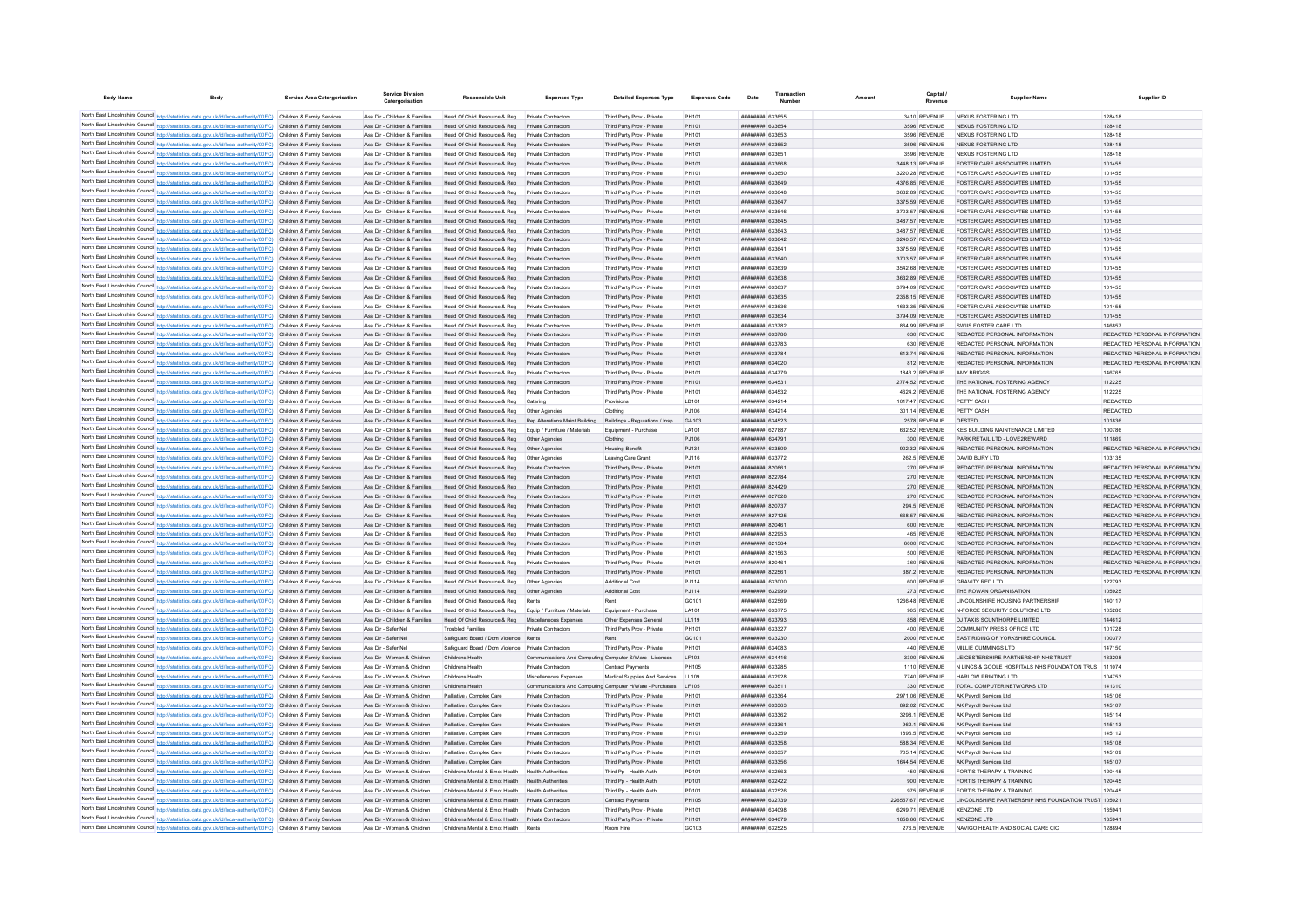| Body Name | Body | Service Area Catergorisation | Service Division Catergorisation | Responsible Unit | Expenses Type | Detailed Expenses Type | Expenses Code | Date | Transaction Number | Amount | Capital / Revenue | Supplier Name | Supplier ID |
|---|---|---|---|---|---|---|---|---|---|---|---|---|---|
| North East Lincolnshire Council | http://statistics.data.gov.uk/id/local-authority/00FC | Children & Family Services | Ass Dir - Children & Families | Head Of Child Resource & Reg | Private Contractors | Third Party Prov - Private | PH101 | ######## | 633655 | 3410 | REVENUE | NEXUS FOSTERING LTD | 128418 |
| North East Lincolnshire Council | http://statistics.data.gov.uk/id/local-authority/00FC | Children & Family Services | Ass Dir - Children & Families | Head Of Child Resource & Reg | Private Contractors | Third Party Prov - Private | PH101 | ######## | 633654 | 3596 | REVENUE | NEXUS FOSTERING LTD | 128418 |
| North East Lincolnshire Council | http://statistics.data.gov.uk/id/local-authority/00FC | Children & Family Services | Ass Dir - Children & Families | Head Of Child Resource & Reg | Private Contractors | Third Party Prov - Private | PH101 | ######## | 633653 | 3596 | REVENUE | NEXUS FOSTERING LTD | 128418 |
| North East Lincolnshire Council | http://statistics.data.gov.uk/id/local-authority/00FC | Children & Family Services | Ass Dir - Children & Families | Head Of Child Resource & Reg | Private Contractors | Third Party Prov - Private | PH101 | ######## | 633652 | 3596 | REVENUE | NEXUS FOSTERING LTD | 128418 |
| North East Lincolnshire Council | http://statistics.data.gov.uk/id/local-authority/00FC | Children & Family Services | Ass Dir - Children & Families | Head Of Child Resource & Reg | Private Contractors | Third Party Prov - Private | PH101 | ######## | 633651 | 3596 | REVENUE | NEXUS FOSTERING LTD | 128418 |
| North East Lincolnshire Council | http://statistics.data.gov.uk/id/local-authority/00FC | Children & Family Services | Ass Dir - Children & Families | Head Of Child Resource & Reg | Private Contractors | Third Party Prov - Private | PH101 | ######## | 633668 | 3448.13 | REVENUE | FOSTER CARE ASSOCIATES LIMITED | 101455 |
| North East Lincolnshire Council | http://statistics.data.gov.uk/id/local-authority/00FC | Children & Family Services | Ass Dir - Children & Families | Head Of Child Resource & Reg | Private Contractors | Third Party Prov - Private | PH101 | ######## | 633650 | 3220.28 | REVENUE | FOSTER CARE ASSOCIATES LIMITED | 101455 |
| North East Lincolnshire Council | http://statistics.data.gov.uk/id/local-authority/00FC | Children & Family Services | Ass Dir - Children & Families | Head Of Child Resource & Reg | Private Contractors | Third Party Prov - Private | PH101 | ######## | 633649 | 4376.85 | REVENUE | FOSTER CARE ASSOCIATES LIMITED | 101455 |
| North East Lincolnshire Council | http://statistics.data.gov.uk/id/local-authority/00FC | Children & Family Services | Ass Dir - Children & Families | Head Of Child Resource & Reg | Private Contractors | Third Party Prov - Private | PH101 | ######## | 633648 | 3632.89 | REVENUE | FOSTER CARE ASSOCIATES LIMITED | 101455 |
| North East Lincolnshire Council | http://statistics.data.gov.uk/id/local-authority/00FC | Children & Family Services | Ass Dir - Children & Families | Head Of Child Resource & Reg | Private Contractors | Third Party Prov - Private | PH101 | ######## | 633647 | 3375.59 | REVENUE | FOSTER CARE ASSOCIATES LIMITED | 101455 |
| North East Lincolnshire Council | http://statistics.data.gov.uk/id/local-authority/00FC | Children & Family Services | Ass Dir - Children & Families | Head Of Child Resource & Reg | Private Contractors | Third Party Prov - Private | PH101 | ######## | 633646 | 3703.57 | REVENUE | FOSTER CARE ASSOCIATES LIMITED | 101455 |
| North East Lincolnshire Council | http://statistics.data.gov.uk/id/local-authority/00FC | Children & Family Services | Ass Dir - Children & Families | Head Of Child Resource & Reg | Private Contractors | Third Party Prov - Private | PH101 | ######## | 633645 | 3487.57 | REVENUE | FOSTER CARE ASSOCIATES LIMITED | 101455 |
| North East Lincolnshire Council | http://statistics.data.gov.uk/id/local-authority/00FC | Children & Family Services | Ass Dir - Children & Families | Head Of Child Resource & Reg | Private Contractors | Third Party Prov - Private | PH101 | ######## | 633643 | 3487.57 | REVENUE | FOSTER CARE ASSOCIATES LIMITED | 101455 |
| North East Lincolnshire Council | http://statistics.data.gov.uk/id/local-authority/00FC | Children & Family Services | Ass Dir - Children & Families | Head Of Child Resource & Reg | Private Contractors | Third Party Prov - Private | PH101 | ######## | 633642 | 3240.57 | REVENUE | FOSTER CARE ASSOCIATES LIMITED | 101455 |
| North East Lincolnshire Council | http://statistics.data.gov.uk/id/local-authority/00FC | Children & Family Services | Ass Dir - Children & Families | Head Of Child Resource & Reg | Private Contractors | Third Party Prov - Private | PH101 | ######## | 633641 | 3375.59 | REVENUE | FOSTER CARE ASSOCIATES LIMITED | 101455 |
| North East Lincolnshire Council | http://statistics.data.gov.uk/id/local-authority/00FC | Children & Family Services | Ass Dir - Children & Families | Head Of Child Resource & Reg | Private Contractors | Third Party Prov - Private | PH101 | ######## | 633640 | 3703.57 | REVENUE | FOSTER CARE ASSOCIATES LIMITED | 101455 |
| North East Lincolnshire Council | http://statistics.data.gov.uk/id/local-authority/00FC | Children & Family Services | Ass Dir - Children & Families | Head Of Child Resource & Reg | Private Contractors | Third Party Prov - Private | PH101 | ######## | 633639 | 3542.68 | REVENUE | FOSTER CARE ASSOCIATES LIMITED | 101455 |
| North East Lincolnshire Council | http://statistics.data.gov.uk/id/local-authority/00FC | Children & Family Services | Ass Dir - Children & Families | Head Of Child Resource & Reg | Private Contractors | Third Party Prov - Private | PH101 | ######## | 633638 | 3632.89 | REVENUE | FOSTER CARE ASSOCIATES LIMITED | 101455 |
| North East Lincolnshire Council | http://statistics.data.gov.uk/id/local-authority/00FC | Children & Family Services | Ass Dir - Children & Families | Head Of Child Resource & Reg | Private Contractors | Third Party Prov - Private | PH101 | ######## | 633637 | 3794.09 | REVENUE | FOSTER CARE ASSOCIATES LIMITED | 101455 |
| North East Lincolnshire Council | http://statistics.data.gov.uk/id/local-authority/00FC | Children & Family Services | Ass Dir - Children & Families | Head Of Child Resource & Reg | Private Contractors | Third Party Prov - Private | PH101 | ######## | 633635 | 2358.15 | REVENUE | FOSTER CARE ASSOCIATES LIMITED | 101455 |
| North East Lincolnshire Council | http://statistics.data.gov.uk/id/local-authority/00FC | Children & Family Services | Ass Dir - Children & Families | Head Of Child Resource & Reg | Private Contractors | Third Party Prov - Private | PH101 | ######## | 633636 | 1633.35 | REVENUE | FOSTER CARE ASSOCIATES LIMITED | 101455 |
| North East Lincolnshire Council | http://statistics.data.gov.uk/id/local-authority/00FC | Children & Family Services | Ass Dir - Children & Families | Head Of Child Resource & Reg | Private Contractors | Third Party Prov - Private | PH101 | ######## | 633634 | 3794.09 | REVENUE | FOSTER CARE ASSOCIATES LIMITED | 101455 |
| North East Lincolnshire Council | http://statistics.data.gov.uk/id/local-authority/00FC | Children & Family Services | Ass Dir - Children & Families | Head Of Child Resource & Reg | Private Contractors | Third Party Prov - Private | PH101 | ######## | 633782 | 864.99 | REVENUE | SWIIS FOSTER CARE LTD | 146857 |
| North East Lincolnshire Council | http://statistics.data.gov.uk/id/local-authority/00FC | Children & Family Services | Ass Dir - Children & Families | Head Of Child Resource & Reg | Private Contractors | Third Party Prov - Private | PH101 | ######## | 633786 | 630 | REVENUE | REDACTED PERSONAL INFORMATION | REDACTED PERSONAL INFORMATION |
| North East Lincolnshire Council | http://statistics.data.gov.uk/id/local-authority/00FC | Children & Family Services | Ass Dir - Children & Families | Head Of Child Resource & Reg | Private Contractors | Third Party Prov - Private | PH101 | ######## | 633783 | 630 | REVENUE | REDACTED PERSONAL INFORMATION | REDACTED PERSONAL INFORMATION |
| North East Lincolnshire Council | http://statistics.data.gov.uk/id/local-authority/00FC | Children & Family Services | Ass Dir - Children & Families | Head Of Child Resource & Reg | Private Contractors | Third Party Prov - Private | PH101 | ######## | 633784 | 613.74 | REVENUE | REDACTED PERSONAL INFORMATION | REDACTED PERSONAL INFORMATION |
| North East Lincolnshire Council | http://statistics.data.gov.uk/id/local-authority/00FC | Children & Family Services | Ass Dir - Children & Families | Head Of Child Resource & Reg | Private Contractors | Third Party Prov - Private | PH101 | ######## | 634020 | 812 | REVENUE | REDACTED PERSONAL INFORMATION | REDACTED PERSONAL INFORMATION |
| North East Lincolnshire Council | http://statistics.data.gov.uk/id/local-authority/00FC | Children & Family Services | Ass Dir - Children & Families | Head Of Child Resource & Reg | Private Contractors | Third Party Prov - Private | PH101 | ######## | 634779 | 1843.2 | REVENUE | AMY BRIGGS | 146765 |
| North East Lincolnshire Council | http://statistics.data.gov.uk/id/local-authority/00FC | Children & Family Services | Ass Dir - Children & Families | Head Of Child Resource & Reg | Private Contractors | Third Party Prov - Private | PH101 | ######## | 634531 | 2774.52 | REVENUE | THE NATIONAL FOSTERING AGENCY | 112225 |
| North East Lincolnshire Council | http://statistics.data.gov.uk/id/local-authority/00FC | Children & Family Services | Ass Dir - Children & Families | Head Of Child Resource & Reg | Private Contractors | Third Party Prov - Private | PH101 | ######## | 634532 | 4624.2 | REVENUE | THE NATIONAL FOSTERING AGENCY | 112225 |
| North East Lincolnshire Council | http://statistics.data.gov.uk/id/local-authority/00FC | Children & Family Services | Ass Dir - Children & Families | Head Of Child Resource & Reg | Catering | Provisions | LB101 | ######## | 634214 | 1017.47 | REVENUE | PETTY CASH | REDACTED |
| North East Lincolnshire Council | http://statistics.data.gov.uk/id/local-authority/00FC | Children & Family Services | Ass Dir - Children & Families | Head Of Child Resource & Reg | Other Agencies | Clothing | PJ106 | ######## | 634214 | 301.14 | REVENUE | PETTY CASH | REDACTED |
| North East Lincolnshire Council | http://statistics.data.gov.uk/id/local-authority/00FC | Children & Family Services | Ass Dir - Children & Families | Head Of Child Resource & Reg | Rep Alterations Maint Building | Buildings - Regulations / Insp | GA103 | ######## | 634523 | 2578 | REVENUE | OFSTED | 101836 |
| North East Lincolnshire Council | http://statistics.data.gov.uk/id/local-authority/00FC | Children & Family Services | Ass Dir - Children & Families | Head Of Child Resource & Reg | Equip / Furniture / Materials | Equipment - Purchase | LA101 | ######## | 627887 | 632.52 | REVENUE | KES BUILDING MAINTENANCE LIMITED | 100786 |
| North East Lincolnshire Council | http://statistics.data.gov.uk/id/local-authority/00FC | Children & Family Services | Ass Dir - Children & Families | Head Of Child Resource & Reg | Other Agencies | Clothing | PJ106 | ######## | 634791 | 300 | REVENUE | PARK RETAIL LTD - LOVE2REWARD | 111869 |
| North East Lincolnshire Council | http://statistics.data.gov.uk/id/local-authority/00FC | Children & Family Services | Ass Dir - Children & Families | Head Of Child Resource & Reg | Other Agencies | Housing Benefit | PJ134 | ######## | 633509 | 902.32 | REVENUE | REDACTED PERSONAL INFORMATION | REDACTED PERSONAL INFORMATION |
| North East Lincolnshire Council | http://statistics.data.gov.uk/id/local-authority/00FC | Children & Family Services | Ass Dir - Children & Families | Head Of Child Resource & Reg | Other Agencies | Leaving Care Grant | PJ116 | ######## | 633772 | 262.5 | REVENUE | DAVID BURY LTD | 103135 |
| North East Lincolnshire Council | http://statistics.data.gov.uk/id/local-authority/00FC | Children & Family Services | Ass Dir - Children & Families | Head Of Child Resource & Reg | Private Contractors | Third Party Prov - Private | PH101 | ######## | 820661 | 270 | REVENUE | REDACTED PERSONAL INFORMATION | REDACTED PERSONAL INFORMATION |
| North East Lincolnshire Council | http://statistics.data.gov.uk/id/local-authority/00FC | Children & Family Services | Ass Dir - Children & Families | Head Of Child Resource & Reg | Private Contractors | Third Party Prov - Private | PH101 | ######## | 822784 | 270 | REVENUE | REDACTED PERSONAL INFORMATION | REDACTED PERSONAL INFORMATION |
| North East Lincolnshire Council | http://statistics.data.gov.uk/id/local-authority/00FC | Children & Family Services | Ass Dir - Children & Families | Head Of Child Resource & Reg | Private Contractors | Third Party Prov - Private | PH101 | ######## | 824429 | 270 | REVENUE | REDACTED PERSONAL INFORMATION | REDACTED PERSONAL INFORMATION |
| North East Lincolnshire Council | http://statistics.data.gov.uk/id/local-authority/00FC | Children & Family Services | Ass Dir - Children & Families | Head Of Child Resource & Reg | Private Contractors | Third Party Prov - Private | PH101 | ######## | 827028 | 270 | REVENUE | REDACTED PERSONAL INFORMATION | REDACTED PERSONAL INFORMATION |
| North East Lincolnshire Council | http://statistics.data.gov.uk/id/local-authority/00FC | Children & Family Services | Ass Dir - Children & Families | Head Of Child Resource & Reg | Private Contractors | Third Party Prov - Private | PH101 | ######## | 820737 | 294.5 | REVENUE | REDACTED PERSONAL INFORMATION | REDACTED PERSONAL INFORMATION |
| North East Lincolnshire Council | http://statistics.data.gov.uk/id/local-authority/00FC | Children & Family Services | Ass Dir - Children & Families | Head Of Child Resource & Reg | Private Contractors | Third Party Prov - Private | PH101 | ######## | 827125 | -668.57 | REVENUE | REDACTED PERSONAL INFORMATION | REDACTED PERSONAL INFORMATION |
| North East Lincolnshire Council | http://statistics.data.gov.uk/id/local-authority/00FC | Children & Family Services | Ass Dir - Children & Families | Head Of Child Resource & Reg | Private Contractors | Third Party Prov - Private | PH101 | ######## | 820461 | 600 | REVENUE | REDACTED PERSONAL INFORMATION | REDACTED PERSONAL INFORMATION |
| North East Lincolnshire Council | http://statistics.data.gov.uk/id/local-authority/00FC | Children & Family Services | Ass Dir - Children & Families | Head Of Child Resource & Reg | Private Contractors | Third Party Prov - Private | PH101 | ######## | 822953 | 465 | REVENUE | REDACTED PERSONAL INFORMATION | REDACTED PERSONAL INFORMATION |
| North East Lincolnshire Council | http://statistics.data.gov.uk/id/local-authority/00FC | Children & Family Services | Ass Dir - Children & Families | Head Of Child Resource & Reg | Private Contractors | Third Party Prov - Private | PH101 | ######## | 821564 | 6000 | REVENUE | REDACTED PERSONAL INFORMATION | REDACTED PERSONAL INFORMATION |
| North East Lincolnshire Council | http://statistics.data.gov.uk/id/local-authority/00FC | Children & Family Services | Ass Dir - Children & Families | Head Of Child Resource & Reg | Private Contractors | Third Party Prov - Private | PH101 | ######## | 821563 | 500 | REVENUE | REDACTED PERSONAL INFORMATION | REDACTED PERSONAL INFORMATION |
| North East Lincolnshire Council | http://statistics.data.gov.uk/id/local-authority/00FC | Children & Family Services | Ass Dir - Children & Families | Head Of Child Resource & Reg | Private Contractors | Third Party Prov - Private | PH101 | ######## | 820461 | 360 | REVENUE | REDACTED PERSONAL INFORMATION | REDACTED PERSONAL INFORMATION |
| North East Lincolnshire Council | http://statistics.data.gov.uk/id/local-authority/00FC | Children & Family Services | Ass Dir - Children & Families | Head Of Child Resource & Reg | Private Contractors | Third Party Prov - Private | PH101 | ######## | 822561 | 387.2 | REVENUE | REDACTED PERSONAL INFORMATION | REDACTED PERSONAL INFORMATION |
| North East Lincolnshire Council | http://statistics.data.gov.uk/id/local-authority/00FC | Children & Family Services | Ass Dir - Children & Families | Head Of Child Resource & Reg | Other Agencies | Additional Cost | PJ114 | ######## | 633000 | 600 | REVENUE | GRAVITY RED LTD | 122793 |
| North East Lincolnshire Council | http://statistics.data.gov.uk/id/local-authority/00FC | Children & Family Services | Ass Dir - Children & Families | Head Of Child Resource & Reg | Other Agencies | Additional Cost | PJ114 | ######## | 632999 | 273 | REVENUE | THE ROWAN ORGANISATION | 105925 |
| North East Lincolnshire Council | http://statistics.data.gov.uk/id/local-authority/00FC | Children & Family Services | Ass Dir - Children & Families | Head Of Child Resource & Reg | Rents | Rent | GC101 | ######## | 632569 | 1266.48 | REVENUE | LINCOLNSHIRE HOUSING PARTNERSHIP | 140117 |
| North East Lincolnshire Council | http://statistics.data.gov.uk/id/local-authority/00FC | Children & Family Services | Ass Dir - Children & Families | Head Of Child Resource & Reg | Equip / Furniture / Materials | Equipment - Purchase | LA101 | ######## | 633775 | 965 | REVENUE | N-FORCE SECURITY SOLUTIONS LTD | 105280 |
| North East Lincolnshire Council | http://statistics.data.gov.uk/id/local-authority/00FC | Children & Family Services | Ass Dir - Children & Families | Head Of Child Resource & Reg | Miscellaneous Expenses | Other Expenses General | LL119 | ######## | 633793 | 858 | REVENUE | DJ TAXIS SCUNTHORPE LIMITED | 144612 |
| North East Lincolnshire Council | http://statistics.data.gov.uk/id/local-authority/00FC | Children & Family Services | Ass Dir - Safer Nel | Troubled Families | Private Contractors | Third Party Prov - Private | PH101 | ######## | 633327 | 400 | REVENUE | COMMUNITY PRESS OFFICE LTD | 101728 |
| North East Lincolnshire Council | http://statistics.data.gov.uk/id/local-authority/00FC | Children & Family Services | Ass Dir - Safer Nel | Safeguard Board / Dom Violence | Rents | Rent | GC101 | ######## | 633230 | 2000 | REVENUE | EAST RIDING OF YORKSHIRE COUNCIL | 100377 |
| North East Lincolnshire Council | http://statistics.data.gov.uk/id/local-authority/00FC | Children & Family Services | Ass Dir - Safer Nel | Safeguard Board / Dom Violence | Private Contractors | Third Party Prov - Private | PH101 | ######## | 634083 | 440 | REVENUE | MILLIE CUMMINGS LTD | 147150 |
| North East Lincolnshire Council | http://statistics.data.gov.uk/id/local-authority/00FC | Children & Family Services | Ass Dir - Women & Children | Childrens Health | Communications And Computing | Computer S/Ware - Licences | LF103 | ######## | 634416 | 3300 | REVENUE | LEICESTERSHIRE PARTNERSHIP NHS TRUST | 133208 |
| North East Lincolnshire Council | http://statistics.data.gov.uk/id/local-authority/00FC | Children & Family Services | Ass Dir - Women & Children | Childrens Health | Private Contractors | Contract Payments | PH105 | ######## | 633285 | 1110 | REVENUE | N LINCS & GOOLE HOSPITALS NHS FOUNDATION TRUS | 111074 |
| North East Lincolnshire Council | http://statistics.data.gov.uk/id/local-authority/00FC | Children & Family Services | Ass Dir - Women & Children | Childrens Health | Miscellaneous Expenses | Medical Supplies And Services | LL109 | ######## | 632928 | 7740 | REVENUE | HARLOW PRINTING LTD | 104753 |
| North East Lincolnshire Council | http://statistics.data.gov.uk/id/local-authority/00FC | Children & Family Services | Ass Dir - Women & Children | Childrens Health | Communications And Computing | Computer H/Ware - Purchases | LF105 | ######## | 633511 | 330 | REVENUE | TOTAL COMPUTER NETWORKS LTD | 141310 |
| North East Lincolnshire Council | http://statistics.data.gov.uk/id/local-authority/00FC | Children & Family Services | Ass Dir - Women & Children | Palliative / Complex Care | Private Contractors | Third Party Prov - Private | PH101 | ######## | 633364 | 2971.06 | REVENUE | AK Payroll Services Ltd | 145106 |
| North East Lincolnshire Council | http://statistics.data.gov.uk/id/local-authority/00FC | Children & Family Services | Ass Dir - Women & Children | Palliative / Complex Care | Private Contractors | Third Party Prov - Private | PH101 | ######## | 633363 | 892.02 | REVENUE | AK Payroll Services Ltd | 145107 |
| North East Lincolnshire Council | http://statistics.data.gov.uk/id/local-authority/00FC | Children & Family Services | Ass Dir - Women & Children | Palliative / Complex Care | Private Contractors | Third Party Prov - Private | PH101 | ######## | 633362 | 3298.1 | REVENUE | AK Payroll Services Ltd | 145114 |
| North East Lincolnshire Council | http://statistics.data.gov.uk/id/local-authority/00FC | Children & Family Services | Ass Dir - Women & Children | Palliative / Complex Care | Private Contractors | Third Party Prov - Private | PH101 | ######## | 633361 | 962.1 | REVENUE | AK Payroll Services Ltd | 145113 |
| North East Lincolnshire Council | http://statistics.data.gov.uk/id/local-authority/00FC | Children & Family Services | Ass Dir - Women & Children | Palliative / Complex Care | Private Contractors | Third Party Prov - Private | PH101 | ######## | 633359 | 1896.5 | REVENUE | AK Payroll Services Ltd | 145112 |
| North East Lincolnshire Council | http://statistics.data.gov.uk/id/local-authority/00FC | Children & Family Services | Ass Dir - Women & Children | Palliative / Complex Care | Private Contractors | Third Party Prov - Private | PH101 | ######## | 633358 | 588.34 | REVENUE | AK Payroll Services Ltd | 145108 |
| North East Lincolnshire Council | http://statistics.data.gov.uk/id/local-authority/00FC | Children & Family Services | Ass Dir - Women & Children | Palliative / Complex Care | Private Contractors | Third Party Prov - Private | PH101 | ######## | 633357 | 705.14 | REVENUE | AK Payroll Services Ltd | 145109 |
| North East Lincolnshire Council | http://statistics.data.gov.uk/id/local-authority/00FC | Children & Family Services | Ass Dir - Women & Children | Palliative / Complex Care | Private Contractors | Third Party Prov - Private | PH101 | ######## | 633356 | 1644.54 | REVENUE | AK Payroll Services Ltd | 145107 |
| North East Lincolnshire Council | http://statistics.data.gov.uk/id/local-authority/00FC | Children & Family Services | Ass Dir - Women & Children | Childrens Mental & Emot Health | Health Authorities | Third Pp - Health Auth | PD101 | ######## | 632663 | 450 | REVENUE | FORTIS THERAPY & TRAINING | 120445 |
| North East Lincolnshire Council | http://statistics.data.gov.uk/id/local-authority/00FC | Children & Family Services | Ass Dir - Women & Children | Childrens Mental & Emot Health | Health Authorities | Third Pp - Health Auth | PD101 | ######## | 632422 | 900 | REVENUE | FORTIS THERAPY & TRAINING | 120445 |
| North East Lincolnshire Council | http://statistics.data.gov.uk/id/local-authority/00FC | Children & Family Services | Ass Dir - Women & Children | Childrens Mental & Emot Health | Health Authorities | Third Pp - Health Auth | PD101 | ######## | 632526 | 975 | REVENUE | FORTIS THERAPY & TRAINING | 120445 |
| North East Lincolnshire Council | http://statistics.data.gov.uk/id/local-authority/00FC | Children & Family Services | Ass Dir - Women & Children | Childrens Mental & Emot Health | Private Contractors | Contract Payments | PH105 | ######## | 632739 | 226557.67 | REVENUE | LINCOLNSHIRE PARTNERSHIP NHS FOUNDATION TRUST | 105021 |
| North East Lincolnshire Council | http://statistics.data.gov.uk/id/local-authority/00FC | Children & Family Services | Ass Dir - Women & Children | Childrens Mental & Emot Health | Private Contractors | Third Party Prov - Private | PH101 | ######## | 634098 | 6249.71 | REVENUE | XENZONE LTD | 135941 |
| North East Lincolnshire Council | http://statistics.data.gov.uk/id/local-authority/00FC | Children & Family Services | Ass Dir - Women & Children | Childrens Mental & Emot Health | Private Contractors | Third Party Prov - Private | PH101 | ######## | 634079 | 1858.66 | REVENUE | XENZONE LTD | 135941 |
| North East Lincolnshire Council | http://statistics.data.gov.uk/id/local-authority/00FC | Children & Family Services | Ass Dir - Women & Children | Childrens Mental & Emot Health | Rents | Room Hire | GC103 | ######## | 632525 | 276.5 | REVENUE | NAVIGO HEALTH AND SOCIAL CARE CIC | 128894 |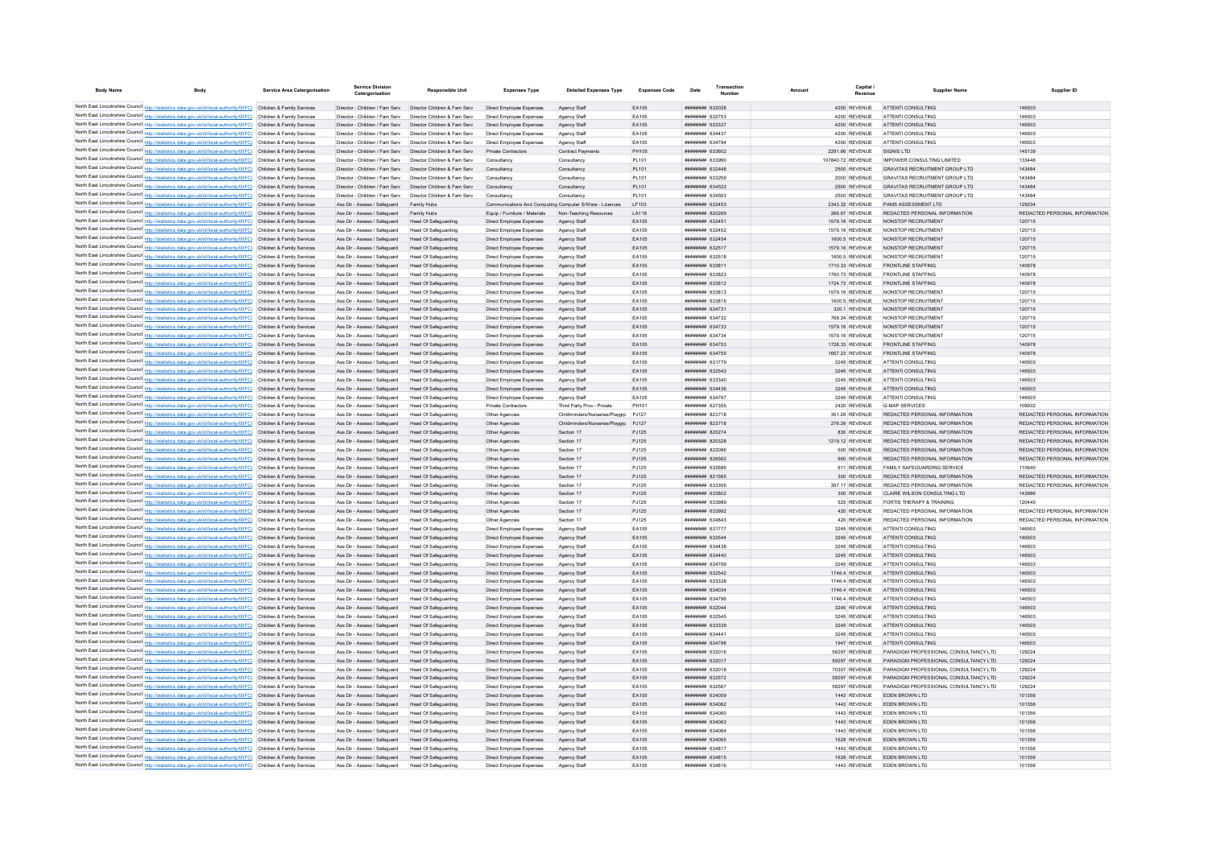| Body Name | Body | Service Area Catergorisation | Service Division Catergorisation | Responsible Unit | Expenses Type | Detailed Expenses Type | Expenses Code | Date | Transaction Number | Amount | Capital / Revenue | Supplier Name | Supplier ID |
|---|---|---|---|---|---|---|---|---|---|---|---|---|---|
| North East Lincolnshire Council | http://statistics.data.gov.uk/id/local-authority/00FC) | Children & Family Services | Director - Children / Fam Serv | Director Children & Fam Serv | Direct Employee Expenses | Agency Staff | EA105 | ######## | 632028 | 4200 | REVENUE | ATTENTI CONSULTING | 146503 |
| North East Lincolnshire Council | http://statistics.data.gov.uk/id/local-authority/00FC) | Children & Family Services | Director - Children / Fam Serv | Director Children & Fam Serv | Direct Employee Expenses | Agency Staff | EA105 | ######## | 632753 | 4200 | REVENUE | ATTENTI CONSULTING | 146503 |
| North East Lincolnshire Council | http://statistics.data.gov.uk/id/local-authority/00FC) | Children & Family Services | Director - Children / Fam Serv | Director Children & Fam Serv | Direct Employee Expenses | Agency Staff | EA105 | ######## | 633337 | 4200 | REVENUE | ATTENTI CONSULTING | 146503 |
| North East Lincolnshire Council | http://statistics.data.gov.uk/id/local-authority/00FC) | Children & Family Services | Director - Children / Fam Serv | Director Children & Fam Serv | Direct Employee Expenses | Agency Staff | EA105 | ######## | 634437 | 4200 | REVENUE | ATTENTI CONSULTING | 146503 |
| North East Lincolnshire Council | http://statistics.data.gov.uk/id/local-authority/00FC) | Children & Family Services | Director - Children / Fam Serv | Director Children & Fam Serv | Direct Employee Expenses | Agency Staff | EA105 | ######## | 634794 | 4200 | REVENUE | ATTENTI CONSULTING | 146503 |
| North East Lincolnshire Council | http://statistics.data.gov.uk/id/local-authority/00FC) | Children & Family Services | Director - Children / Fam Serv | Director Children & Fam Serv | Private Contractors | Contract Payments | PH105 | ######## | 633602 | 2291.66 | REVENUE | SIGNIS LTD | 145139 |
| North East Lincolnshire Council | http://statistics.data.gov.uk/id/local-authority/00FC) | Children & Family Services | Director - Children / Fam Serv | Director Children & Fam Serv | Consultancy | Consultancy | PL101 | ######## | 633990 | 107840.72 | REVENUE | IMPOWER CONSULTING LIMITED | 133446 |
| North East Lincolnshire Council | http://statistics.data.gov.uk/id/local-authority/00FC) | Children & Family Services | Director - Children / Fam Serv | Director Children & Fam Serv | Consultancy | Consultancy | PL101 | ######## | 632448 | 2500 | REVENUE | GRAVITAS RECRUITMENT GROUP LTD | 143484 |
| North East Lincolnshire Council | http://statistics.data.gov.uk/id/local-authority/00FC) | Children & Family Services | Director - Children / Fam Serv | Director Children & Fam Serv | Consultancy | Consultancy | PL101 | ######## | 633259 | 2000 | REVENUE | GRAVITAS RECRUITMENT GROUP LTD | 143484 |
| North East Lincolnshire Council | http://statistics.data.gov.uk/id/local-authority/00FC) | Children & Family Services | Director - Children / Fam Serv | Director Children & Fam Serv | Consultancy | Consultancy | PL101 | ######## | 634533 | 2500 | REVENUE | GRAVITAS RECRUITMENT GROUP LTD | 143484 |
| North East Lincolnshire Council | http://statistics.data.gov.uk/id/local-authority/00FC) | Children & Family Services | Director - Children / Fam Serv | Director Children & Fam Serv | Consultancy | Consultancy | PL101 | ######## | 634553 | 2500 | REVENUE | GRAVITAS RECRUITMENT GROUP LTD | 143484 |
| North East Lincolnshire Council | http://statistics.data.gov.uk/id/local-authority/00FC) | Children & Family Services | Ass Dir - Assess / Safeguard | Family Hubs | Communications And Computing | Computer S/Ware - Licences | LF103 | ######## | 632453 | 2343.32 | REVENUE | PAMS ASSESSMENT LTD | 129234 |
| North East Lincolnshire Council | http://statistics.data.gov.uk/id/local-authority/00FC) | Children & Family Services | Ass Dir - Assess / Safeguard | Family Hubs | Equip / Furniture / Materials | Non-Teaching Resources | LA118 | ######## | 820269 | 266.67 | REVENUE | REDACTED PERSONAL INFORMATION | REDACTED PERSONAL INFORMATION |
| North East Lincolnshire Council | http://statistics.data.gov.uk/id/local-authority/00FC) | Children & Family Services | Ass Dir - Assess / Safeguard | Head Of Safeguarding | Direct Employee Expenses | Agency Staff | EA105 | ######## | 632451 | 1579.16 | REVENUE | NONSTOP RECRUITMENT | 120715 |
| North East Lincolnshire Council | http://statistics.data.gov.uk/id/local-authority/00FC) | Children & Family Services | Ass Dir - Assess / Safeguard | Head Of Safeguarding | Direct Employee Expenses | Agency Staff | EA105 | ######## | 632452 | 1579.16 | REVENUE | NONSTOP RECRUITMENT | 120715 |
| North East Lincolnshire Council | http://statistics.data.gov.uk/id/local-authority/00FC) | Children & Family Services | Ass Dir - Assess / Safeguard | Head Of Safeguarding | Direct Employee Expenses | Agency Staff | EA105 | ######## | 632454 | 1600.5 | REVENUE | NONSTOP RECRUITMENT | 120715 |
| North East Lincolnshire Council | http://statistics.data.gov.uk/id/local-authority/00FC) | Children & Family Services | Ass Dir - Assess / Safeguard | Head Of Safeguarding | Direct Employee Expenses | Agency Staff | EA105 | ######## | 632517 | 1579.16 | REVENUE | NONSTOP RECRUITMENT | 120715 |
| North East Lincolnshire Council | http://statistics.data.gov.uk/id/local-authority/00FC) | Children & Family Services | Ass Dir - Assess / Safeguard | Head Of Safeguarding | Direct Employee Expenses | Agency Staff | EA105 | ######## | 632518 | 1600.5 | REVENUE | NONSTOP RECRUITMENT | 120715 |
| North East Lincolnshire Council | http://statistics.data.gov.uk/id/local-authority/00FC) | Children & Family Services | Ass Dir - Assess / Safeguard | Head Of Safeguarding | Direct Employee Expenses | Agency Staff | EA105 | ######## | 633811 | 1710.33 | REVENUE | FRONTLINE STAFFING | 140978 |
| North East Lincolnshire Council | http://statistics.data.gov.uk/id/local-authority/00FC) | Children & Family Services | Ass Dir - Assess / Safeguard | Head Of Safeguarding | Direct Employee Expenses | Agency Staff | EA105 | ######## | 633823 | 1760.73 | REVENUE | FRONTLINE STAFFING | 140978 |
| North East Lincolnshire Council | http://statistics.data.gov.uk/id/local-authority/00FC) | Children & Family Services | Ass Dir - Assess / Safeguard | Head Of Safeguarding | Direct Employee Expenses | Agency Staff | EA105 | ######## | 633812 | 1724.73 | REVENUE | FRONTLINE STAFFING | 140978 |
| North East Lincolnshire Council | http://statistics.data.gov.uk/id/local-authority/00FC) | Children & Family Services | Ass Dir - Assess / Safeguard | Head Of Safeguarding | Direct Employee Expenses | Agency Staff | EA105 | ######## | 633813 | 1579.16 | REVENUE | NONSTOP RECRUITMENT | 120715 |
| North East Lincolnshire Council | http://statistics.data.gov.uk/id/local-authority/00FC) | Children & Family Services | Ass Dir - Assess / Safeguard | Head Of Safeguarding | Direct Employee Expenses | Agency Staff | EA105 | ######## | 633815 | 1600.5 | REVENUE | NONSTOP RECRUITMENT | 120715 |
| North East Lincolnshire Council | http://statistics.data.gov.uk/id/local-authority/00FC) | Children & Family Services | Ass Dir - Assess / Safeguard | Head Of Safeguarding | Direct Employee Expenses | Agency Staff | EA105 | ######## | 634731 | 320.1 | REVENUE | NONSTOP RECRUITMENT | 120715 |
| North East Lincolnshire Council | http://statistics.data.gov.uk/id/local-authority/00FC) | Children & Family Services | Ass Dir - Assess / Safeguard | Head Of Safeguarding | Direct Employee Expenses | Agency Staff | EA105 | ######## | 634732 | 768.24 | REVENUE | NONSTOP RECRUITMENT | 120715 |
| North East Lincolnshire Council | http://statistics.data.gov.uk/id/local-authority/00FC) | Children & Family Services | Ass Dir - Assess / Safeguard | Head Of Safeguarding | Direct Employee Expenses | Agency Staff | EA105 | ######## | 634733 | 1579.16 | REVENUE | NONSTOP RECRUITMENT | 120715 |
| North East Lincolnshire Council | http://statistics.data.gov.uk/id/local-authority/00FC) | Children & Family Services | Ass Dir - Assess / Safeguard | Head Of Safeguarding | Direct Employee Expenses | Agency Staff | EA105 | ######## | 634734 | 1579.16 | REVENUE | NONSTOP RECRUITMENT | 120715 |
| North East Lincolnshire Council | http://statistics.data.gov.uk/id/local-authority/00FC) | Children & Family Services | Ass Dir - Assess / Safeguard | Head Of Safeguarding | Direct Employee Expenses | Agency Staff | EA105 | ######## | 634753 | 1728.33 | REVENUE | FRONTLINE STAFFING | 140978 |
| North East Lincolnshire Council | http://statistics.data.gov.uk/id/local-authority/00FC) | Children & Family Services | Ass Dir - Assess / Safeguard | Head Of Safeguarding | Direct Employee Expenses | Agency Staff | EA105 | ######## | 634755 | 1657.23 | REVENUE | FRONTLINE STAFFING | 140978 |
| North East Lincolnshire Council | http://statistics.data.gov.uk/id/local-authority/00FC) | Children & Family Services | Ass Dir - Assess / Safeguard | Head Of Safeguarding | Direct Employee Expenses | Agency Staff | EA105 | ######## | 631779 | 3245 | REVENUE | ATTENTI CONSULTING | 146503 |
| North East Lincolnshire Council | http://statistics.data.gov.uk/id/local-authority/00FC) | Children & Family Services | Ass Dir - Assess / Safeguard | Head Of Safeguarding | Direct Employee Expenses | Agency Staff | EA105 | ######## | 632543 | 3245 | REVENUE | ATTENTI CONSULTING | 146503 |
| North East Lincolnshire Council | http://statistics.data.gov.uk/id/local-authority/00FC) | Children & Family Services | Ass Dir - Assess / Safeguard | Head Of Safeguarding | Direct Employee Expenses | Agency Staff | EA105 | ######## | 633340 | 3245 | REVENUE | ATTENTI CONSULTING | 146503 |
| North East Lincolnshire Council | http://statistics.data.gov.uk/id/local-authority/00FC) | Children & Family Services | Ass Dir - Assess / Safeguard | Head Of Safeguarding | Direct Employee Expenses | Agency Staff | EA105 | ######## | 634436 | 3245 | REVENUE | ATTENTI CONSULTING | 146503 |
| North East Lincolnshire Council | http://statistics.data.gov.uk/id/local-authority/00FC) | Children & Family Services | Ass Dir - Assess / Safeguard | Head Of Safeguarding | Direct Employee Expenses | Agency Staff | EA105 | ######## | 634797 | 3245 | REVENUE | ATTENTI CONSULTING | 146503 |
| North East Lincolnshire Council | http://statistics.data.gov.uk/id/local-authority/00FC) | Children & Family Services | Ass Dir - Assess / Safeguard | Head Of Safeguarding | Private Contractors | Third Party Prov - Private | PH101 | ######## | 627355 | 2420 | REVENUE | G-MAP SERVICES | 109932 |
| North East Lincolnshire Council | http://statistics.data.gov.uk/id/local-authority/00FC) | Children & Family Services | Ass Dir - Assess / Safeguard | Head Of Safeguarding | Other Agencies | Childminders/Nurseries/Playgrp | PJ127 | ######## | 823718 | 351.26 | REVENUE | REDACTED PERSONAL INFORMATION | REDACTED PERSONAL INFORMATION |
| North East Lincolnshire Council | http://statistics.data.gov.uk/id/local-authority/00FC) | Children & Family Services | Ass Dir - Assess / Safeguard | Head Of Safeguarding | Other Agencies | Childminders/Nurseries/Playgrp | PJ127 | ######## | 823718 | 276.26 | REVENUE | REDACTED PERSONAL INFORMATION | REDACTED PERSONAL INFORMATION |
| North East Lincolnshire Council | http://statistics.data.gov.uk/id/local-authority/00FC) | Children & Family Services | Ass Dir - Assess / Safeguard | Head Of Safeguarding | Other Agencies | Section 17 | PJ125 | ######## | 820274 | 830 | REVENUE | REDACTED PERSONAL INFORMATION | REDACTED PERSONAL INFORMATION |
| North East Lincolnshire Council | http://statistics.data.gov.uk/id/local-authority/00FC) | Children & Family Services | Ass Dir - Assess / Safeguard | Head Of Safeguarding | Other Agencies | Section 17 | PJ125 | ######## | 820328 | 1219.12 | REVENUE | REDACTED PERSONAL INFORMATION | REDACTED PERSONAL INFORMATION |
| North East Lincolnshire Council | http://statistics.data.gov.uk/id/local-authority/00FC) | Children & Family Services | Ass Dir - Assess / Safeguard | Head Of Safeguarding | Other Agencies | Section 17 | PJ125 | ######## | 822086 | 500 | REVENUE | REDACTED PERSONAL INFORMATION | REDACTED PERSONAL INFORMATION |
| North East Lincolnshire Council | http://statistics.data.gov.uk/id/local-authority/00FC) | Children & Family Services | Ass Dir - Assess / Safeguard | Head Of Safeguarding | Other Agencies | Section 17 | PJ125 | ######## | 826562 | 900 | REVENUE | REDACTED PERSONAL INFORMATION | REDACTED PERSONAL INFORMATION |
| North East Lincolnshire Council | http://statistics.data.gov.uk/id/local-authority/00FC) | Children & Family Services | Ass Dir - Assess / Safeguard | Head Of Safeguarding | Other Agencies | Section 17 | PJ125 | ######## | 632686 | 611 | REVENUE | FAMILY SAFEGUARDING SERVICE | 110640 |
| North East Lincolnshire Council | http://statistics.data.gov.uk/id/local-authority/00FC) | Children & Family Services | Ass Dir - Assess / Safeguard | Head Of Safeguarding | Other Agencies | Section 17 | PJ125 | ######## | 821565 | 300 | REVENUE | REDACTED PERSONAL INFORMATION | REDACTED PERSONAL INFORMATION |
| North East Lincolnshire Council | http://statistics.data.gov.uk/id/local-authority/00FC) | Children & Family Services | Ass Dir - Assess / Safeguard | Head Of Safeguarding | Other Agencies | Section 17 | PJ125 | ######## | 633305 | 357.17 | REVENUE | REDACTED PERSONAL INFORMATION | REDACTED PERSONAL INFORMATION |
| North East Lincolnshire Council | http://statistics.data.gov.uk/id/local-authority/00FC) | Children & Family Services | Ass Dir - Assess / Safeguard | Head Of Safeguarding | Other Agencies | Section 17 | PJ125 | ######## | 633802 | 300 | REVENUE | CLAIRE WILSON CONSULTING LTD | 143986 |
| North East Lincolnshire Council | http://statistics.data.gov.uk/id/local-authority/00FC) | Children & Family Services | Ass Dir - Assess / Safeguard | Head Of Safeguarding | Other Agencies | Section 17 | PJ125 | ######## | 633989 | 525 | REVENUE | FORTIS THERAPY & TRAINING | 120445 |
| North East Lincolnshire Council | http://statistics.data.gov.uk/id/local-authority/00FC) | Children & Family Services | Ass Dir - Assess / Safeguard | Head Of Safeguarding | Other Agencies | Section 17 | PJ125 | ######## | 633992 | 420 | REVENUE | REDACTED PERSONAL INFORMATION | REDACTED PERSONAL INFORMATION |
| North East Lincolnshire Council | http://statistics.data.gov.uk/id/local-authority/00FC) | Children & Family Services | Ass Dir - Assess / Safeguard | Head Of Safeguarding | Other Agencies | Section 17 | PJ125 | ######## | 634843 | 420 | REVENUE | REDACTED PERSONAL INFORMATION | REDACTED PERSONAL INFORMATION |
| North East Lincolnshire Council | http://statistics.data.gov.uk/id/local-authority/00FC) | Children & Family Services | Ass Dir - Assess / Safeguard | Head Of Safeguarding | Direct Employee Expenses | Agency Staff | EA105 | ######## | 631777 | 3245 | REVENUE | ATTENTI CONSULTING | 146503 |
| North East Lincolnshire Council | http://statistics.data.gov.uk/id/local-authority/00FC) | Children & Family Services | Ass Dir - Assess / Safeguard | Head Of Safeguarding | Direct Employee Expenses | Agency Staff | EA105 | ######## | 632544 | 3245 | REVENUE | ATTENTI CONSULTING | 146503 |
| North East Lincolnshire Council | http://statistics.data.gov.uk/id/local-authority/00FC) | Children & Family Services | Ass Dir - Assess / Safeguard | Head Of Safeguarding | Direct Employee Expenses | Agency Staff | EA105 | ######## | 634438 | 3245 | REVENUE | ATTENTI CONSULTING | 146503 |
| North East Lincolnshire Council | http://statistics.data.gov.uk/id/local-authority/00FC) | Children & Family Services | Ass Dir - Assess / Safeguard | Head Of Safeguarding | Direct Employee Expenses | Agency Staff | EA105 | ######## | 634440 | 3245 | REVENUE | ATTENTI CONSULTING | 146503 |
| North East Lincolnshire Council | http://statistics.data.gov.uk/id/local-authority/00FC) | Children & Family Services | Ass Dir - Assess / Safeguard | Head Of Safeguarding | Direct Employee Expenses | Agency Staff | EA105 | ######## | 634799 | 3245 | REVENUE | ATTENTI CONSULTING | 146503 |
| North East Lincolnshire Council | http://statistics.data.gov.uk/id/local-authority/00FC) | Children & Family Services | Ass Dir - Assess / Safeguard | Head Of Safeguarding | Direct Employee Expenses | Agency Staff | EA105 | ######## | 632542 | 1746.4 | REVENUE | ATTENTI CONSULTING | 146503 |
| North East Lincolnshire Council | http://statistics.data.gov.uk/id/local-authority/00FC) | Children & Family Services | Ass Dir - Assess / Safeguard | Head Of Safeguarding | Direct Employee Expenses | Agency Staff | EA105 | ######## | 633338 | 1746.4 | REVENUE | ATTENTI CONSULTING | 146503 |
| North East Lincolnshire Council | http://statistics.data.gov.uk/id/local-authority/00FC) | Children & Family Services | Ass Dir - Assess / Safeguard | Head Of Safeguarding | Direct Employee Expenses | Agency Staff | EA105 | ######## | 634034 | 1746.4 | REVENUE | ATTENTI CONSULTING | 146503 |
| North East Lincolnshire Council | http://statistics.data.gov.uk/id/local-authority/00FC) | Children & Family Services | Ass Dir - Assess / Safeguard | Head Of Safeguarding | Direct Employee Expenses | Agency Staff | EA105 | ######## | 634796 | 1746.4 | REVENUE | ATTENTI CONSULTING | 146503 |
| North East Lincolnshire Council | http://statistics.data.gov.uk/id/local-authority/00FC) | Children & Family Services | Ass Dir - Assess / Safeguard | Head Of Safeguarding | Direct Employee Expenses | Agency Staff | EA105 | ######## | 632044 | 3245 | REVENUE | ATTENTI CONSULTING | 146503 |
| North East Lincolnshire Council | http://statistics.data.gov.uk/id/local-authority/00FC) | Children & Family Services | Ass Dir - Assess / Safeguard | Head Of Safeguarding | Direct Employee Expenses | Agency Staff | EA105 | ######## | 632545 | 3245 | REVENUE | ATTENTI CONSULTING | 146503 |
| North East Lincolnshire Council | http://statistics.data.gov.uk/id/local-authority/00FC) | Children & Family Services | Ass Dir - Assess / Safeguard | Head Of Safeguarding | Direct Employee Expenses | Agency Staff | EA105 | ######## | 633339 | 3245 | REVENUE | ATTENTI CONSULTING | 146503 |
| North East Lincolnshire Council | http://statistics.data.gov.uk/id/local-authority/00FC) | Children & Family Services | Ass Dir - Assess / Safeguard | Head Of Safeguarding | Direct Employee Expenses | Agency Staff | EA105 | ######## | 634441 | 3245 | REVENUE | ATTENTI CONSULTING | 146503 |
| North East Lincolnshire Council | http://statistics.data.gov.uk/id/local-authority/00FC) | Children & Family Services | Ass Dir - Assess / Safeguard | Head Of Safeguarding | Direct Employee Expenses | Agency Staff | EA105 | ######## | 634798 | 1947 | REVENUE | ATTENTI CONSULTING | 146503 |
| North East Lincolnshire Council | http://statistics.data.gov.uk/id/local-authority/00FC) | Children & Family Services | Ass Dir - Assess / Safeguard | Head Of Safeguarding | Direct Employee Expenses | Agency Staff | EA105 | ######## | 632016 | 58297 | REVENUE | PARADIGM PROFESSIONAL CONSULTANCY LTD | 129224 |
| North East Lincolnshire Council | http://statistics.data.gov.uk/id/local-authority/00FC) | Children & Family Services | Ass Dir - Assess / Safeguard | Head Of Safeguarding | Direct Employee Expenses | Agency Staff | EA105 | ######## | 632017 | 59297 | REVENUE | PARADIGM PROFESSIONAL CONSULTANCY LTD | 129224 |
| North East Lincolnshire Council | http://statistics.data.gov.uk/id/local-authority/00FC) | Children & Family Services | Ass Dir - Assess / Safeguard | Head Of Safeguarding | Direct Employee Expenses | Agency Staff | EA105 | ######## | 632018 | 70307 | REVENUE | PARADIGM PROFESSIONAL CONSULTANCY LTD | 129224 |
| North East Lincolnshire Council | http://statistics.data.gov.uk/id/local-authority/00FC) | Children & Family Services | Ass Dir - Assess / Safeguard | Head Of Safeguarding | Direct Employee Expenses | Agency Staff | EA105 | ######## | 632572 | 58297 | REVENUE | PARADIGM PROFESSIONAL CONSULTANCY LTD | 129224 |
| North East Lincolnshire Council | http://statistics.data.gov.uk/id/local-authority/00FC) | Children & Family Services | Ass Dir - Assess / Safeguard | Head Of Safeguarding | Direct Employee Expenses | Agency Staff | EA105 | ######## | 632567 | 58297 | REVENUE | PARADIGM PROFESSIONAL CONSULTANCY LTD | 129224 |
| North East Lincolnshire Council | http://statistics.data.gov.uk/id/local-authority/00FC) | Children & Family Services | Ass Dir - Assess / Safeguard | Head Of Safeguarding | Direct Employee Expenses | Agency Staff | EA105 | ######## | 634059 | 1443 | REVENUE | EDEN BROWN LTD | 101356 |
| North East Lincolnshire Council | http://statistics.data.gov.uk/id/local-authority/00FC) | Children & Family Services | Ass Dir - Assess / Safeguard | Head Of Safeguarding | Direct Employee Expenses | Agency Staff | EA105 | ######## | 634062 | 1443 | REVENUE | EDEN BROWN LTD | 101356 |
| North East Lincolnshire Council | http://statistics.data.gov.uk/id/local-authority/00FC) | Children & Family Services | Ass Dir - Assess / Safeguard | Head Of Safeguarding | Direct Employee Expenses | Agency Staff | EA105 | ######## | 634060 | 1443 | REVENUE | EDEN BROWN LTD | 101356 |
| North East Lincolnshire Council | http://statistics.data.gov.uk/id/local-authority/00FC) | Children & Family Services | Ass Dir - Assess / Safeguard | Head Of Safeguarding | Direct Employee Expenses | Agency Staff | EA105 | ######## | 634063 | 1443 | REVENUE | EDEN BROWN LTD | 101356 |
| North East Lincolnshire Council | http://statistics.data.gov.uk/id/local-authority/00FC) | Children & Family Services | Ass Dir - Assess / Safeguard | Head Of Safeguarding | Direct Employee Expenses | Agency Staff | EA105 | ######## | 634064 | 1443 | REVENUE | EDEN BROWN LTD | 101356 |
| North East Lincolnshire Council | http://statistics.data.gov.uk/id/local-authority/00FC) | Children & Family Services | Ass Dir - Assess / Safeguard | Head Of Safeguarding | Direct Employee Expenses | Agency Staff | EA105 | ######## | 634065 | 1628 | REVENUE | EDEN BROWN LTD | 101356 |
| North East Lincolnshire Council | http://statistics.data.gov.uk/id/local-authority/00FC) | Children & Family Services | Ass Dir - Assess / Safeguard | Head Of Safeguarding | Direct Employee Expenses | Agency Staff | EA105 | ######## | 634817 | 1443 | REVENUE | EDEN BROWN LTD | 101356 |
| North East Lincolnshire Council | http://statistics.data.gov.uk/id/local-authority/00FC) | Children & Family Services | Ass Dir - Assess / Safeguard | Head Of Safeguarding | Direct Employee Expenses | Agency Staff | EA105 | ######## | 634815 | 1628 | REVENUE | EDEN BROWN LTD | 101356 |
| North East Lincolnshire Council | http://statistics.data.gov.uk/id/local-authority/00FC) | Children & Family Services | Ass Dir - Assess / Safeguard | Head Of Safeguarding | Direct Employee Expenses | Agency Staff | EA105 | ######## | 634816 | 1443 | REVENUE | EDEN BROWN LTD | 101356 |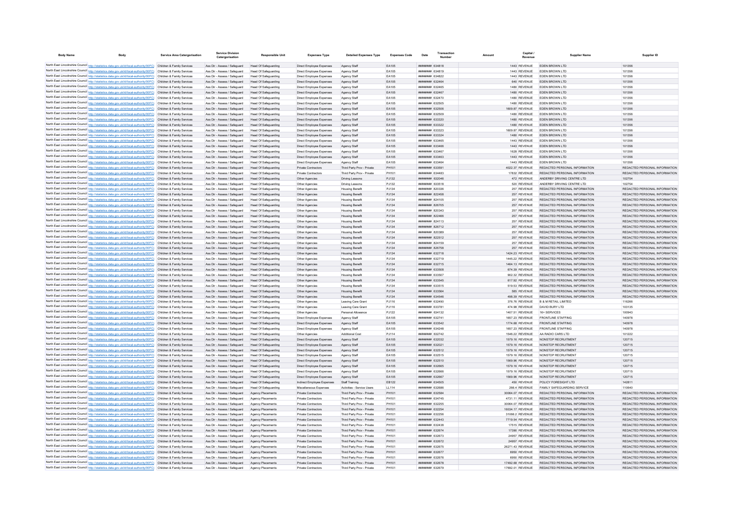| Body Name | Body | Service Area Catergorisation | Service Division Catergorisation | Responsible Unit | Expenses Type | Detailed Expenses Type | Expenses Code | Date | Transaction Number | Amount | Capital / Revenue | Supplier Name | Supplier ID |
|---|---|---|---|---|---|---|---|---|---|---|---|---|---|
| North East Lincolnshire Council | http://statistics.data.gov.uk/id/local-authority/00FC) | Children & Family Services | Ass Dir - Assess / Safeguard | Head Of Safeguarding | Direct Employee Expenses | Agency Staff | EA105 | ######## | 634818 | 1443 | REVENUE | EDEN BROWN LTD | 101356 |
| North East Lincolnshire Council | http://statistics.data.gov.uk/id/local-authority/00FC) | Children & Family Services | Ass Dir - Assess / Safeguard | Head Of Safeguarding | Direct Employee Expenses | Agency Staff | EA105 | ######## | 634819 | 1443 | REVENUE | EDEN BROWN LTD | 101356 |
| North East Lincolnshire Council | http://statistics.data.gov.uk/id/local-authority/00FC) | Children & Family Services | Ass Dir - Assess / Safeguard | Head Of Safeguarding | Direct Employee Expenses | Agency Staff | EA105 | ######## | 634822 | 1443 | REVENUE | EDEN BROWN LTD | 101356 |
| North East Lincolnshire Council | http://statistics.data.gov.uk/id/local-authority/00FC) | Children & Family Services | Ass Dir - Assess / Safeguard | Head Of Safeguarding | Direct Employee Expenses | Agency Staff | EA105 | ######## | 632464 | 640 | REVENUE | EDEN BROWN LTD | 101356 |
| North East Lincolnshire Council | http://statistics.data.gov.uk/id/local-authority/00FC) | Children & Family Services | Ass Dir - Assess / Safeguard | Head Of Safeguarding | Direct Employee Expenses | Agency Staff | EA105 | ######## | 632465 | 1480 | REVENUE | EDEN BROWN LTD | 101356 |
| North East Lincolnshire Council | http://statistics.data.gov.uk/id/local-authority/00FC) | Children & Family Services | Ass Dir - Assess / Safeguard | Head Of Safeguarding | Direct Employee Expenses | Agency Staff | EA105 | ######## | 632467 | 1480 | REVENUE | EDEN BROWN LTD | 101356 |
| North East Lincolnshire Council | http://statistics.data.gov.uk/id/local-authority/00FC) | Children & Family Services | Ass Dir - Assess / Safeguard | Head Of Safeguarding | Direct Employee Expenses | Agency Staff | EA105 | ######## | 632470 | 1480 | REVENUE | EDEN BROWN LTD | 101356 |
| North East Lincolnshire Council | http://statistics.data.gov.uk/id/local-authority/00FC) | Children & Family Services | Ass Dir - Assess / Safeguard | Head Of Safeguarding | Direct Employee Expenses | Agency Staff | EA105 | ######## | 632505 | 1480 | REVENUE | EDEN BROWN LTD | 101356 |
| North East Lincolnshire Council | http://statistics.data.gov.uk/id/local-authority/00FC) | Children & Family Services | Ass Dir - Assess / Safeguard | Head Of Safeguarding | Direct Employee Expenses | Agency Staff | EA105 | ######## | 632506 | 1609.87 | REVENUE | EDEN BROWN LTD | 101356 |
| North East Lincolnshire Council | http://statistics.data.gov.uk/id/local-authority/00FC) | Children & Family Services | Ass Dir - Assess / Safeguard | Head Of Safeguarding | Direct Employee Expenses | Agency Staff | EA105 | ######## | 632509 | 1480 | REVENUE | EDEN BROWN LTD | 101356 |
| North East Lincolnshire Council | http://statistics.data.gov.uk/id/local-authority/00FC) | Children & Family Services | Ass Dir - Assess / Safeguard | Head Of Safeguarding | Direct Employee Expenses | Agency Staff | EA105 | ######## | 633320 | 1480 | REVENUE | EDEN BROWN LTD | 101356 |
| North East Lincolnshire Council | http://statistics.data.gov.uk/id/local-authority/00FC) | Children & Family Services | Ass Dir - Assess / Safeguard | Head Of Safeguarding | Direct Employee Expenses | Agency Staff | EA105 | ######## | 633322 | 1480 | REVENUE | EDEN BROWN LTD | 101356 |
| North East Lincolnshire Council | http://statistics.data.gov.uk/id/local-authority/00FC) | Children & Family Services | Ass Dir - Assess / Safeguard | Head Of Safeguarding | Direct Employee Expenses | Agency Staff | EA105 | ######## | 633323 | 1609.87 | REVENUE | EDEN BROWN LTD | 101356 |
| North East Lincolnshire Council | http://statistics.data.gov.uk/id/local-authority/00FC) | Children & Family Services | Ass Dir - Assess / Safeguard | Head Of Safeguarding | Direct Employee Expenses | Agency Staff | EA105 | ######## | 633324 | 1480 | REVENUE | EDEN BROWN LTD | 101356 |
| North East Lincolnshire Council | http://statistics.data.gov.uk/id/local-authority/00FC) | Children & Family Services | Ass Dir - Assess / Safeguard | Head Of Safeguarding | Direct Employee Expenses | Agency Staff | EA105 | ######## | 633465 | 1443 | REVENUE | EDEN BROWN LTD | 101356 |
| North East Lincolnshire Council | http://statistics.data.gov.uk/id/local-authority/00FC) | Children & Family Services | Ass Dir - Assess / Safeguard | Head Of Safeguarding | Direct Employee Expenses | Agency Staff | EA105 | ######## | 633466 | 1443 | REVENUE | EDEN BROWN LTD | 101356 |
| North East Lincolnshire Council | http://statistics.data.gov.uk/id/local-authority/00FC) | Children & Family Services | Ass Dir - Assess / Safeguard | Head Of Safeguarding | Direct Employee Expenses | Agency Staff | EA105 | ######## | 633467 | 1628 | REVENUE | EDEN BROWN LTD | 101356 |
| North East Lincolnshire Council | http://statistics.data.gov.uk/id/local-authority/00FC) | Children & Family Services | Ass Dir - Assess / Safeguard | Head Of Safeguarding | Direct Employee Expenses | Agency Staff | EA105 | ######## | 633463 | 1443 | REVENUE | EDEN BROWN LTD | 101356 |
| North East Lincolnshire Council | http://statistics.data.gov.uk/id/local-authority/00FC) | Children & Family Services | Ass Dir - Assess / Safeguard | Head Of Safeguarding | Direct Employee Expenses | Agency Staff | EA105 | ######## | 633464 | 1443 | REVENUE | EDEN BROWN LTD | 101356 |
| North East Lincolnshire Council | http://statistics.data.gov.uk/id/local-authority/00FC) | Children & Family Services | Ass Dir - Assess / Safeguard | Head Of Safeguarding | Private Contractors | Third Party Prov - Private | PH101 | ######## | 633591 | 4022.37 | REVENUE | REDACTED PERSONAL INFORMATION | REDACTED PERSONAL INFORMATION |
| North East Lincolnshire Council | http://statistics.data.gov.uk/id/local-authority/00FC) | Children & Family Services | Ass Dir - Assess / Safeguard | Head Of Safeguarding | Private Contractors | Third Party Prov - Private | PH101 | ######## | 634483 | 17832 | REVENUE | REDACTED PERSONAL INFORMATION | REDACTED PERSONAL INFORMATION |
| North East Lincolnshire Council | http://statistics.data.gov.uk/id/local-authority/00FC) | Children & Family Services | Ass Dir - Assess / Safeguard | Head Of Safeguarding | Other Agencies | Driving Lessons | PJ132 | ######## | 632046 | 472 | REVENUE | ANDERBY DRIVING CENTRE LTD | 102754 |
| North East Lincolnshire Council | http://statistics.data.gov.uk/id/local-authority/00FC) | Children & Family Services | Ass Dir - Assess / Safeguard | Head Of Safeguarding | Other Agencies | Driving Lessons | PJ132 | ######## | 633518 | 520 | REVENUE | ANDERBY DRIVING CENTRE LTD | 102754 |
| North East Lincolnshire Council | http://statistics.data.gov.uk/id/local-authority/00FC) | Children & Family Services | Ass Dir - Assess / Safeguard | Head Of Safeguarding | Other Agencies | Housing Benefit | PJ134 | ######## | 820336 | 257 | REVENUE | REDACTED PERSONAL INFORMATION | REDACTED PERSONAL INFORMATION |
| North East Lincolnshire Council | http://statistics.data.gov.uk/id/local-authority/00FC) | Children & Family Services | Ass Dir - Assess / Safeguard | Head Of Safeguarding | Other Agencies | Housing Benefit | PJ134 | ######## | 822458 | 257 | REVENUE | REDACTED PERSONAL INFORMATION | REDACTED PERSONAL INFORMATION |
| North East Lincolnshire Council | http://statistics.data.gov.uk/id/local-authority/00FC) | Children & Family Services | Ass Dir - Assess / Safeguard | Head Of Safeguarding | Other Agencies | Housing Benefit | PJ134 | ######## | 824105 | 257 | REVENUE | REDACTED PERSONAL INFORMATION | REDACTED PERSONAL INFORMATION |
| North East Lincolnshire Council | http://statistics.data.gov.uk/id/local-authority/00FC) | Children & Family Services | Ass Dir - Assess / Safeguard | Head Of Safeguarding | Other Agencies | Housing Benefit | PJ134 | ######## | 826705 | 257 | REVENUE | REDACTED PERSONAL INFORMATION | REDACTED PERSONAL INFORMATION |
| North East Lincolnshire Council | http://statistics.data.gov.uk/id/local-authority/00FC) | Children & Family Services | Ass Dir - Assess / Safeguard | Head Of Safeguarding | Other Agencies | Housing Benefit | PJ134 | ######## | 820343 | 257 | REVENUE | REDACTED PERSONAL INFORMATION | REDACTED PERSONAL INFORMATION |
| North East Lincolnshire Council | http://statistics.data.gov.uk/id/local-authority/00FC) | Children & Family Services | Ass Dir - Assess / Safeguard | Head Of Safeguarding | Other Agencies | Housing Benefit | PJ134 | ######## | 822466 | 257 | REVENUE | REDACTED PERSONAL INFORMATION | REDACTED PERSONAL INFORMATION |
| North East Lincolnshire Council | http://statistics.data.gov.uk/id/local-authority/00FC) | Children & Family Services | Ass Dir - Assess / Safeguard | Head Of Safeguarding | Other Agencies | Housing Benefit | PJ134 | ######## | 824113 | 257 | REVENUE | REDACTED PERSONAL INFORMATION | REDACTED PERSONAL INFORMATION |
| North East Lincolnshire Council | http://statistics.data.gov.uk/id/local-authority/00FC) | Children & Family Services | Ass Dir - Assess / Safeguard | Head Of Safeguarding | Other Agencies | Housing Benefit | PJ134 | ######## | 826712 | 257 | REVENUE | REDACTED PERSONAL INFORMATION | REDACTED PERSONAL INFORMATION |
| North East Lincolnshire Council | http://statistics.data.gov.uk/id/local-authority/00FC) | Children & Family Services | Ass Dir - Assess / Safeguard | Head Of Safeguarding | Other Agencies | Housing Benefit | PJ134 | ######## | 820389 | 257 | REVENUE | REDACTED PERSONAL INFORMATION | REDACTED PERSONAL INFORMATION |
| North East Lincolnshire Council | http://statistics.data.gov.uk/id/local-authority/00FC) | Children & Family Services | Ass Dir - Assess / Safeguard | Head Of Safeguarding | Other Agencies | Housing Benefit | PJ134 | ######## | 822512 | 257 | REVENUE | REDACTED PERSONAL INFORMATION | REDACTED PERSONAL INFORMATION |
| North East Lincolnshire Council | http://statistics.data.gov.uk/id/local-authority/00FC) | Children & Family Services | Ass Dir - Assess / Safeguard | Head Of Safeguarding | Other Agencies | Housing Benefit | PJ134 | ######## | 824159 | 257 | REVENUE | REDACTED PERSONAL INFORMATION | REDACTED PERSONAL INFORMATION |
| North East Lincolnshire Council | http://statistics.data.gov.uk/id/local-authority/00FC) | Children & Family Services | Ass Dir - Assess / Safeguard | Head Of Safeguarding | Other Agencies | Housing Benefit | PJ134 | ######## | 826758 | 257 | REVENUE | REDACTED PERSONAL INFORMATION | REDACTED PERSONAL INFORMATION |
| North East Lincolnshire Council | http://statistics.data.gov.uk/id/local-authority/00FC) | Children & Family Services | Ass Dir - Assess / Safeguard | Head Of Safeguarding | Other Agencies | Housing Benefit | PJ134 | ######## | 632718 | 1424.23 | REVENUE | REDACTED PERSONAL INFORMATION | REDACTED PERSONAL INFORMATION |
| North East Lincolnshire Council | http://statistics.data.gov.uk/id/local-authority/00FC) | Children & Family Services | Ass Dir - Assess / Safeguard | Head Of Safeguarding | Other Agencies | Housing Benefit | PJ134 | ######## | 632719 | 1445.22 | REVENUE | REDACTED PERSONAL INFORMATION | REDACTED PERSONAL INFORMATION |
| North East Lincolnshire Council | http://statistics.data.gov.uk/id/local-authority/00FC) | Children & Family Services | Ass Dir - Assess / Safeguard | Head Of Safeguarding | Other Agencies | Housing Benefit | PJ134 | ######## | 632715 | 1464.13 | REVENUE | REDACTED PERSONAL INFORMATION | REDACTED PERSONAL INFORMATION |
| North East Lincolnshire Council | http://statistics.data.gov.uk/id/local-authority/00FC) | Children & Family Services | Ass Dir - Assess / Safeguard | Head Of Safeguarding | Other Agencies | Housing Benefit | PJ134 | ######## | 633508 | 674.39 | REVENUE | REDACTED PERSONAL INFORMATION | REDACTED PERSONAL INFORMATION |
| North East Lincolnshire Council | http://statistics.data.gov.uk/id/local-authority/00FC) | Children & Family Services | Ass Dir - Assess / Safeguard | Head Of Safeguarding | Other Agencies | Housing Benefit | PJ134 | ######## | 633507 | 902.32 | REVENUE | REDACTED PERSONAL INFORMATION | REDACTED PERSONAL INFORMATION |
| North East Lincolnshire Council | http://statistics.data.gov.uk/id/local-authority/00FC) | Children & Family Services | Ass Dir - Assess / Safeguard | Head Of Safeguarding | Other Agencies | Housing Benefit | PJ134 | ######## | 633545 | 617.92 | REVENUE | REDACTED PERSONAL INFORMATION | REDACTED PERSONAL INFORMATION |
| North East Lincolnshire Council | http://statistics.data.gov.uk/id/local-authority/00FC) | Children & Family Services | Ass Dir - Assess / Safeguard | Head Of Safeguarding | Other Agencies | Housing Benefit | PJ134 | ######## | 633515 | 519.53 | REVENUE | REDACTED PERSONAL INFORMATION | REDACTED PERSONAL INFORMATION |
| North East Lincolnshire Council | http://statistics.data.gov.uk/id/local-authority/00FC) | Children & Family Services | Ass Dir - Assess / Safeguard | Head Of Safeguarding | Other Agencies | Housing Benefit | PJ134 | ######## | 633564 | 585 | REVENUE | REDACTED PERSONAL INFORMATION | REDACTED PERSONAL INFORMATION |
| North East Lincolnshire Council | http://statistics.data.gov.uk/id/local-authority/00FC) | Children & Family Services | Ass Dir - Assess / Safeguard | Head Of Safeguarding | Other Agencies | Housing Benefit | PJ134 | ######## | 634546 | 498.39 | REVENUE | REDACTED PERSONAL INFORMATION | REDACTED PERSONAL INFORMATION |
| North East Lincolnshire Council | http://statistics.data.gov.uk/id/local-authority/00FC) | Children & Family Services | Ass Dir - Assess / Safeguard | Head Of Safeguarding | Other Agencies | Leaving Care Grant | PJ116 | ######## | 632490 | 376.76 | REVENUE | B & M RETAIL LIMITED | 116266 |
| North East Lincolnshire Council | http://statistics.data.gov.uk/id/local-authority/00FC) | Children & Family Services | Ass Dir - Assess / Safeguard | Head Of Safeguarding | Other Agencies | Leaving Care Grant | PJ116 | ######## | 633781 | 474.98 | REVENUE | DAVID BURY LTD | 103135 |
| North East Lincolnshire Council | http://statistics.data.gov.uk/id/local-authority/00FC) | Children & Family Services | Ass Dir - Assess / Safeguard | Head Of Safeguarding | Other Agencies | Personal Allowance | PJ122 | ######## | 634132 | 1407.51 | REVENUE | 16+ SERVICES | 100943 |
| North East Lincolnshire Council | http://statistics.data.gov.uk/id/local-authority/00FC) | Children & Family Services | Ass Dir - Assess / Safeguard | Head Of Safeguarding | Direct Employee Expenses | Agency Staff | EA105 | ######## | 632741 | 1657.23 | REVENUE | FRONTLINE STAFFING | 140978 |
| North East Lincolnshire Council | http://statistics.data.gov.uk/id/local-authority/00FC) | Children & Family Services | Ass Dir - Assess / Safeguard | Head Of Safeguarding | Direct Employee Expenses | Agency Staff | EA105 | ######## | 633542 | 1774.68 | REVENUE | FRONTLINE STAFFING | 140978 |
| North East Lincolnshire Council | http://statistics.data.gov.uk/id/local-authority/00FC) | Children & Family Services | Ass Dir - Assess / Safeguard | Head Of Safeguarding | Direct Employee Expenses | Agency Staff | EA105 | ######## | 634248 | 1657.23 | REVENUE | FRONTLINE STAFFING | 140978 |
| North East Lincolnshire Council | http://statistics.data.gov.uk/id/local-authority/00FC) | Children & Family Services | Ass Dir - Assess / Safeguard | Head Of Safeguarding | Other Agencies | Additional Cost | PJ114 | ######## | 632742 | 1546.22 | REVENUE | AA RADIO CARS LTD | 101222 |
| North East Lincolnshire Council | http://statistics.data.gov.uk/id/local-authority/00FC) | Children & Family Services | Ass Dir - Assess / Safeguard | Head Of Safeguarding | Direct Employee Expenses | Agency Staff | EA105 | ######## | 632032 | 1579.16 | REVENUE | NONSTOP RECRUITMENT | 120715 |
| North East Lincolnshire Council | http://statistics.data.gov.uk/id/local-authority/00FC) | Children & Family Services | Ass Dir - Assess / Safeguard | Head Of Safeguarding | Direct Employee Expenses | Agency Staff | EA105 | ######## | 632021 | 1579.16 | REVENUE | NONSTOP RECRUITMENT | 120715 |
| North East Lincolnshire Council | http://statistics.data.gov.uk/id/local-authority/00FC) | Children & Family Services | Ass Dir - Assess / Safeguard | Head Of Safeguarding | Direct Employee Expenses | Agency Staff | EA105 | ######## | 632512 | 1579.16 | REVENUE | NONSTOP RECRUITMENT | 120715 |
| North East Lincolnshire Council | http://statistics.data.gov.uk/id/local-authority/00FC) | Children & Family Services | Ass Dir - Assess / Safeguard | Head Of Safeguarding | Direct Employee Expenses | Agency Staff | EA105 | ######## | 632515 | 1579.16 | REVENUE | NONSTOP RECRUITMENT | 120715 |
| North East Lincolnshire Council | http://statistics.data.gov.uk/id/local-authority/00FC) | Children & Family Services | Ass Dir - Assess / Safeguard | Head Of Safeguarding | Direct Employee Expenses | Agency Staff | EA105 | ######## | 632510 | 1569.96 | REVENUE | NONSTOP RECRUITMENT | 120715 |
| North East Lincolnshire Council | http://statistics.data.gov.uk/id/local-authority/00FC) | Children & Family Services | Ass Dir - Assess / Safeguard | Head Of Safeguarding | Direct Employee Expenses | Agency Staff | EA105 | ######## | 632665 | 1579.16 | REVENUE | NONSTOP RECRUITMENT | 120715 |
| North East Lincolnshire Council | http://statistics.data.gov.uk/id/local-authority/00FC) | Children & Family Services | Ass Dir - Assess / Safeguard | Head Of Safeguarding | Direct Employee Expenses | Agency Staff | EA105 | ######## | 632666 | 1579.16 | REVENUE | NONSTOP RECRUITMENT | 120715 |
| North East Lincolnshire Council | http://statistics.data.gov.uk/id/local-authority/00FC) | Children & Family Services | Ass Dir - Assess / Safeguard | Head Of Safeguarding | Direct Employee Expenses | Agency Staff | EA105 | ######## | 632667 | 1569.96 | REVENUE | NONSTOP RECRUITMENT | 120715 |
| North East Lincolnshire Council | http://statistics.data.gov.uk/id/local-authority/00FC) | Children & Family Services | Ass Dir - Assess / Safeguard | Head Of Safeguarding | Indirect Employee Expenses | Staff Training | EB122 | ######## | 634505 | 450 | REVENUE | POLICY FORESIGHT LTD | 142811 |
| North East Lincolnshire Council | http://statistics.data.gov.uk/id/local-authority/00FC) | Children & Family Services | Ass Dir - Assess / Safeguard | Head Of Safeguarding | Miscellaneous Expenses | Activities - Service Users | LL114 | ######## | 632686 | 266.4 | REVENUE | FAMILY SAFEGUARDING SERVICE | 110640 |
| North East Lincolnshire Council | http://statistics.data.gov.uk/id/local-authority/00FC) | Children & Family Services | Ass Dir - Assess / Safeguard | Agency Placements | Private Contractors | Third Party Prov - Private | PH101 | ######## | 632584 | 30064.07 | REVENUE | REDACTED PERSONAL INFORMATION | REDACTED PERSONAL INFORMATION |
| North East Lincolnshire Council | http://statistics.data.gov.uk/id/local-authority/00FC) | Children & Family Services | Ass Dir - Assess / Safeguard | Agency Placements | Private Contractors | Third Party Prov - Private | PH101 | ######## | 634745 | 4731.11 | REVENUE | REDACTED PERSONAL INFORMATION | REDACTED PERSONAL INFORMATION |
| North East Lincolnshire Council | http://statistics.data.gov.uk/id/local-authority/00FC) | Children & Family Services | Ass Dir - Assess / Safeguard | Agency Placements | Private Contractors | Third Party Prov - Private | PH101 | ######## | 632255 | 30064.07 | REVENUE | REDACTED PERSONAL INFORMATION | REDACTED PERSONAL INFORMATION |
| North East Lincolnshire Council | http://statistics.data.gov.uk/id/local-authority/00FC) | Children & Family Services | Ass Dir - Assess / Safeguard | Agency Placements | Private Contractors | Third Party Prov - Private | PH101 | ######## | 632254 | 16034.17 | REVENUE | REDACTED PERSONAL INFORMATION | REDACTED PERSONAL INFORMATION |
| North East Lincolnshire Council | http://statistics.data.gov.uk/id/local-authority/00FC) | Children & Family Services | Ass Dir - Assess / Safeguard | Agency Placements | Private Contractors | Third Party Prov - Private | PH101 | ######## | 632256 | 31066.2 | REVENUE | REDACTED PERSONAL INFORMATION | REDACTED PERSONAL INFORMATION |
| North East Lincolnshire Council | http://statistics.data.gov.uk/id/local-authority/00FC) | Children & Family Services | Ass Dir - Assess / Safeguard | Agency Placements | Private Contractors | Third Party Prov - Private | PH101 | ######## | 632443 | 7719.54 | REVENUE | REDACTED PERSONAL INFORMATION | REDACTED PERSONAL INFORMATION |
| North East Lincolnshire Council | http://statistics.data.gov.uk/id/local-authority/00FC) | Children & Family Services | Ass Dir - Assess / Safeguard | Agency Placements | Private Contractors | Third Party Prov - Private | PH101 | ######## | 632438 | 17515 | REVENUE | REDACTED PERSONAL INFORMATION | REDACTED PERSONAL INFORMATION |
| North East Lincolnshire Council | http://statistics.data.gov.uk/id/local-authority/00FC) | Children & Family Services | Ass Dir - Assess / Safeguard | Agency Placements | Private Contractors | Third Party Prov - Private | PH101 | ######## | 632674 | 17390 | REVENUE | REDACTED PERSONAL INFORMATION | REDACTED PERSONAL INFORMATION |
| North East Lincolnshire Council | http://statistics.data.gov.uk/id/local-authority/00FC) | Children & Family Services | Ass Dir - Assess / Safeguard | Agency Placements | Private Contractors | Third Party Prov - Private | PH101 | ######## | 632673 | 24957 | REVENUE | REDACTED PERSONAL INFORMATION | REDACTED PERSONAL INFORMATION |
| North East Lincolnshire Council | http://statistics.data.gov.uk/id/local-authority/00FC) | Children & Family Services | Ass Dir - Assess / Safeguard | Agency Placements | Private Contractors | Third Party Prov - Private | PH101 | ######## | 632672 | 24957 | REVENUE | REDACTED PERSONAL INFORMATION | REDACTED PERSONAL INFORMATION |
| North East Lincolnshire Council | http://statistics.data.gov.uk/id/local-authority/00FC) | Children & Family Services | Ass Dir - Assess / Safeguard | Agency Placements | Private Contractors | Third Party Prov - Private | PH101 | ######## | 632675 | 26271.43 | REVENUE | REDACTED PERSONAL INFORMATION | REDACTED PERSONAL INFORMATION |
| North East Lincolnshire Council | http://statistics.data.gov.uk/id/local-authority/00FC) | Children & Family Services | Ass Dir - Assess / Safeguard | Agency Placements | Private Contractors | Third Party Prov - Private | PH101 | ######## | 632677 | 6950 | REVENUE | REDACTED PERSONAL INFORMATION | REDACTED PERSONAL INFORMATION |
| North East Lincolnshire Council | http://statistics.data.gov.uk/id/local-authority/00FC) | Children & Family Services | Ass Dir - Assess / Safeguard | Agency Placements | Private Contractors | Third Party Prov - Private | PH101 | ######## | 632676 | 6950 | REVENUE | REDACTED PERSONAL INFORMATION | REDACTED PERSONAL INFORMATION |
| North East Lincolnshire Council | http://statistics.data.gov.uk/id/local-authority/00FC) | Children & Family Services | Ass Dir - Assess / Safeguard | Agency Placements | Private Contractors | Third Party Prov - Private | PH101 | ######## | 632678 | 17492.68 | REVENUE | REDACTED PERSONAL INFORMATION | REDACTED PERSONAL INFORMATION |
| North East Lincolnshire Council | http://statistics.data.gov.uk/id/local-authority/00FC) | Children & Family Services | Ass Dir - Assess / Safeguard | Agency Placements | Private Contractors | Third Party Prov - Private | PH101 | ######## | 632679 | 17692.01 | REVENUE | REDACTED PERSONAL INFORMATION | REDACTED PERSONAL INFORMATION |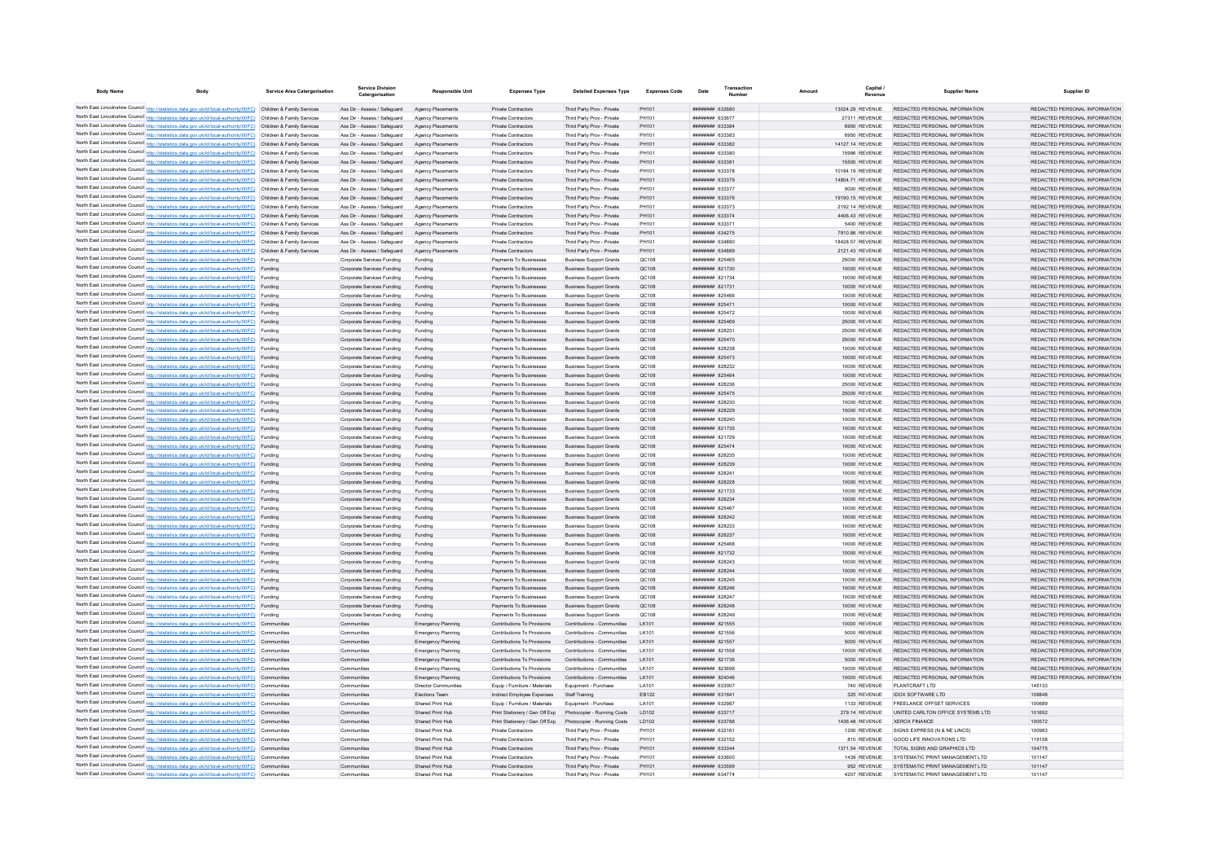| Body Name | Body | Service Area Catergorisation | Service Division Catergorisation | Responsible Unit | Expenses Type | Detailed Expenses Type | Expenses Code | Date | Transaction Number | Amount | Capital / Revenue | Supplier Name | Supplier ID |
|---|---|---|---|---|---|---|---|---|---|---|---|---|---|
| North East Lincolnshire Council | http://statistics.data.gov.uk/id/local-authority/00FC) | Children & Family Services | Ass Dir - Assess / Safeguard | Agency Placements | Private Contractors | Third Party Prov - Private | PH101 | ######## | 632680 | 13024.29 | REVENUE | REDACTED PERSONAL INFORMATION | REDACTED PERSONAL INFORMATION |
| North East Lincolnshire Council | http://statistics.data.gov.uk/id/local-authority/00FC) | Children & Family Services | Ass Dir - Assess / Safeguard | Agency Placements | Private Contractors | Third Party Prov - Private | PH101 | ######## | 633677 | 27311 | REVENUE | REDACTED PERSONAL INFORMATION | REDACTED PERSONAL INFORMATION |
| North East Lincolnshire Council | http://statistics.data.gov.uk/id/local-authority/00FC) | Children & Family Services | Ass Dir - Assess / Safeguard | Agency Placements | Private Contractors | Third Party Prov - Private | PH101 | ######## | 633384 | 6950 | REVENUE | REDACTED PERSONAL INFORMATION | REDACTED PERSONAL INFORMATION |
| North East Lincolnshire Council | http://statistics.data.gov.uk/id/local-authority/00FC) | Children & Family Services | Ass Dir - Assess / Safeguard | Agency Placements | Private Contractors | Third Party Prov - Private | PH101 | ######## | 633383 | 6950 | REVENUE | REDACTED PERSONAL INFORMATION | REDACTED PERSONAL INFORMATION |
| North East Lincolnshire Council | http://statistics.data.gov.uk/id/local-authority/00FC) | Children & Family Services | Ass Dir - Assess / Safeguard | Agency Placements | Private Contractors | Third Party Prov - Private | PH101 | ######## | 633382 | 14127.14 | REVENUE | REDACTED PERSONAL INFORMATION | REDACTED PERSONAL INFORMATION |
| North East Lincolnshire Council | http://statistics.data.gov.uk/id/local-authority/00FC) | Children & Family Services | Ass Dir - Assess / Safeguard | Agency Placements | Private Contractors | Third Party Prov - Private | PH101 | ######## | 633380 | 15996 | REVENUE | REDACTED PERSONAL INFORMATION | REDACTED PERSONAL INFORMATION |
| North East Lincolnshire Council | http://statistics.data.gov.uk/id/local-authority/00FC) | Children & Family Services | Ass Dir - Assess / Safeguard | Agency Placements | Private Contractors | Third Party Prov - Private | PH101 | ######## | 633381 | 15500 | REVENUE | REDACTED PERSONAL INFORMATION | REDACTED PERSONAL INFORMATION |
| North East Lincolnshire Council | http://statistics.data.gov.uk/id/local-authority/00FC) | Children & Family Services | Ass Dir - Assess / Safeguard | Agency Placements | Private Contractors | Third Party Prov - Private | PH101 | ######## | 633378 | 10184.19 | REVENUE | REDACTED PERSONAL INFORMATION | REDACTED PERSONAL INFORMATION |
| North East Lincolnshire Council | http://statistics.data.gov.uk/id/local-authority/00FC) | Children & Family Services | Ass Dir - Assess / Safeguard | Agency Placements | Private Contractors | Third Party Prov - Private | PH101 | ######## | 633379 | 14804.71 | REVENUE | REDACTED PERSONAL INFORMATION | REDACTED PERSONAL INFORMATION |
| North East Lincolnshire Council | http://statistics.data.gov.uk/id/local-authority/00FC) | Children & Family Services | Ass Dir - Assess / Safeguard | Agency Placements | Private Contractors | Third Party Prov - Private | PH101 | ######## | 633377 | 9000 | REVENUE | REDACTED PERSONAL INFORMATION | REDACTED PERSONAL INFORMATION |
| North East Lincolnshire Council | http://statistics.data.gov.uk/id/local-authority/00FC) | Children & Family Services | Ass Dir - Assess / Safeguard | Agency Placements | Private Contractors | Third Party Prov - Private | PH101 | ######## | 633376 | 19190.15 | REVENUE | REDACTED PERSONAL INFORMATION | REDACTED PERSONAL INFORMATION |
| North East Lincolnshire Council | http://statistics.data.gov.uk/id/local-authority/00FC) | Children & Family Services | Ass Dir - Assess / Safeguard | Agency Placements | Private Contractors | Third Party Prov - Private | PH101 | ######## | 633373 | 2192.14 | REVENUE | REDACTED PERSONAL INFORMATION | REDACTED PERSONAL INFORMATION |
| North East Lincolnshire Council | http://statistics.data.gov.uk/id/local-authority/00FC) | Children & Family Services | Ass Dir - Assess / Safeguard | Agency Placements | Private Contractors | Third Party Prov - Private | PH101 | ######## | 633374 | 4408.43 | REVENUE | REDACTED PERSONAL INFORMATION | REDACTED PERSONAL INFORMATION |
| North East Lincolnshire Council | http://statistics.data.gov.uk/id/local-authority/00FC) | Children & Family Services | Ass Dir - Assess / Safeguard | Agency Placements | Private Contractors | Third Party Prov - Private | PH101 | ######## | 633371 | 5400 | REVENUE | REDACTED PERSONAL INFORMATION | REDACTED PERSONAL INFORMATION |
| North East Lincolnshire Council | http://statistics.data.gov.uk/id/local-authority/00FC) | Children & Family Services | Ass Dir - Assess / Safeguard | Agency Placements | Private Contractors | Third Party Prov - Private | PH101 | ######## | 634275 | 7910.86 | REVENUE | REDACTED PERSONAL INFORMATION | REDACTED PERSONAL INFORMATION |
| North East Lincolnshire Council | http://statistics.data.gov.uk/id/local-authority/00FC) | Children & Family Services | Ass Dir - Assess / Safeguard | Agency Placements | Private Contractors | Third Party Prov - Private | PH101 | ######## | 634890 | 18428.57 | REVENUE | REDACTED PERSONAL INFORMATION | REDACTED PERSONAL INFORMATION |
| North East Lincolnshire Council | http://statistics.data.gov.uk/id/local-authority/00FC) | Children & Family Services | Ass Dir - Assess / Safeguard | Agency Placements | Private Contractors | Third Party Prov - Private | PH101 | ######## | 634889 | 2121.43 | REVENUE | REDACTED PERSONAL INFORMATION | REDACTED PERSONAL INFORMATION |
| North East Lincolnshire Council | http://statistics.data.gov.uk/id/local-authority/00FC) | Funding | Corporate Services Funding | Funding | Payments To Businesses | Business Support Grants | QC108 | ######## | 825465 | 25000 | REVENUE | REDACTED PERSONAL INFORMATION | REDACTED PERSONAL INFORMATION |
| North East Lincolnshire Council | http://statistics.data.gov.uk/id/local-authority/00FC) | Funding | Corporate Services Funding | Funding | Payments To Businesses | Business Support Grants | QC108 | ######## | 821730 | 10000 | REVENUE | REDACTED PERSONAL INFORMATION | REDACTED PERSONAL INFORMATION |
| North East Lincolnshire Council | http://statistics.data.gov.uk/id/local-authority/00FC) | Funding | Corporate Services Funding | Funding | Payments To Businesses | Business Support Grants | QC108 | ######## | 821734 | 10000 | REVENUE | REDACTED PERSONAL INFORMATION | REDACTED PERSONAL INFORMATION |
| North East Lincolnshire Council | http://statistics.data.gov.uk/id/local-authority/00FC) | Funding | Corporate Services Funding | Funding | Payments To Businesses | Business Support Grants | QC108 | ######## | 821731 | 10000 | REVENUE | REDACTED PERSONAL INFORMATION | REDACTED PERSONAL INFORMATION |
| North East Lincolnshire Council | http://statistics.data.gov.uk/id/local-authority/00FC) | Funding | Corporate Services Funding | Funding | Payments To Businesses | Business Support Grants | QC108 | ######## | 825466 | 10000 | REVENUE | REDACTED PERSONAL INFORMATION | REDACTED PERSONAL INFORMATION |
| North East Lincolnshire Council | http://statistics.data.gov.uk/id/local-authority/00FC) | Funding | Corporate Services Funding | Funding | Payments To Businesses | Business Support Grants | QC108 | ######## | 825471 | 10000 | REVENUE | REDACTED PERSONAL INFORMATION | REDACTED PERSONAL INFORMATION |
| North East Lincolnshire Council | http://statistics.data.gov.uk/id/local-authority/00FC) | Funding | Corporate Services Funding | Funding | Payments To Businesses | Business Support Grants | QC108 | ######## | 825472 | 10000 | REVENUE | REDACTED PERSONAL INFORMATION | REDACTED PERSONAL INFORMATION |
| North East Lincolnshire Council | http://statistics.data.gov.uk/id/local-authority/00FC) | Funding | Corporate Services Funding | Funding | Payments To Businesses | Business Support Grants | QC108 | ######## | 825469 | 25000 | REVENUE | REDACTED PERSONAL INFORMATION | REDACTED PERSONAL INFORMATION |
| North East Lincolnshire Council | http://statistics.data.gov.uk/id/local-authority/00FC) | Funding | Corporate Services Funding | Funding | Payments To Businesses | Business Support Grants | QC108 | ######## | 828231 | 25000 | REVENUE | REDACTED PERSONAL INFORMATION | REDACTED PERSONAL INFORMATION |
| North East Lincolnshire Council | http://statistics.data.gov.uk/id/local-authority/00FC) | Funding | Corporate Services Funding | Funding | Payments To Businesses | Business Support Grants | QC108 | ######## | 825470 | 25000 | REVENUE | REDACTED PERSONAL INFORMATION | REDACTED PERSONAL INFORMATION |
| North East Lincolnshire Council | http://statistics.data.gov.uk/id/local-authority/00FC) | Funding | Corporate Services Funding | Funding | Payments To Businesses | Business Support Grants | QC108 | ######## | 828238 | 10000 | REVENUE | REDACTED PERSONAL INFORMATION | REDACTED PERSONAL INFORMATION |
| North East Lincolnshire Council | http://statistics.data.gov.uk/id/local-authority/00FC) | Funding | Corporate Services Funding | Funding | Payments To Businesses | Business Support Grants | QC108 | ######## | 825473 | 10000 | REVENUE | REDACTED PERSONAL INFORMATION | REDACTED PERSONAL INFORMATION |
| North East Lincolnshire Council | http://statistics.data.gov.uk/id/local-authority/00FC) | Funding | Corporate Services Funding | Funding | Payments To Businesses | Business Support Grants | QC108 | ######## | 828232 | 10000 | REVENUE | REDACTED PERSONAL INFORMATION | REDACTED PERSONAL INFORMATION |
| North East Lincolnshire Council | http://statistics.data.gov.uk/id/local-authority/00FC) | Funding | Corporate Services Funding | Funding | Payments To Businesses | Business Support Grants | QC108 | ######## | 825464 | 10000 | REVENUE | REDACTED PERSONAL INFORMATION | REDACTED PERSONAL INFORMATION |
| North East Lincolnshire Council | http://statistics.data.gov.uk/id/local-authority/00FC) | Funding | Corporate Services Funding | Funding | Payments To Businesses | Business Support Grants | QC108 | ######## | 828236 | 25000 | REVENUE | REDACTED PERSONAL INFORMATION | REDACTED PERSONAL INFORMATION |
| North East Lincolnshire Council | http://statistics.data.gov.uk/id/local-authority/00FC) | Funding | Corporate Services Funding | Funding | Payments To Businesses | Business Support Grants | QC108 | ######## | 825475 | 25000 | REVENUE | REDACTED PERSONAL INFORMATION | REDACTED PERSONAL INFORMATION |
| North East Lincolnshire Council | http://statistics.data.gov.uk/id/local-authority/00FC) | Funding | Corporate Services Funding | Funding | Payments To Businesses | Business Support Grants | QC108 | ######## | 828230 | 10000 | REVENUE | REDACTED PERSONAL INFORMATION | REDACTED PERSONAL INFORMATION |
| North East Lincolnshire Council | http://statistics.data.gov.uk/id/local-authority/00FC) | Funding | Corporate Services Funding | Funding | Payments To Businesses | Business Support Grants | QC108 | ######## | 828229 | 10000 | REVENUE | REDACTED PERSONAL INFORMATION | REDACTED PERSONAL INFORMATION |
| North East Lincolnshire Council | http://statistics.data.gov.uk/id/local-authority/00FC) | Funding | Corporate Services Funding | Funding | Payments To Businesses | Business Support Grants | QC108 | ######## | 828240 | 10000 | REVENUE | REDACTED PERSONAL INFORMATION | REDACTED PERSONAL INFORMATION |
| North East Lincolnshire Council | http://statistics.data.gov.uk/id/local-authority/00FC) | Funding | Corporate Services Funding | Funding | Payments To Businesses | Business Support Grants | QC108 | ######## | 821735 | 10000 | REVENUE | REDACTED PERSONAL INFORMATION | REDACTED PERSONAL INFORMATION |
| North East Lincolnshire Council | http://statistics.data.gov.uk/id/local-authority/00FC) | Funding | Corporate Services Funding | Funding | Payments To Businesses | Business Support Grants | QC108 | ######## | 821729 | 10000 | REVENUE | REDACTED PERSONAL INFORMATION | REDACTED PERSONAL INFORMATION |
| North East Lincolnshire Council | http://statistics.data.gov.uk/id/local-authority/00FC) | Funding | Corporate Services Funding | Funding | Payments To Businesses | Business Support Grants | QC108 | ######## | 825474 | 10000 | REVENUE | REDACTED PERSONAL INFORMATION | REDACTED PERSONAL INFORMATION |
| North East Lincolnshire Council | http://statistics.data.gov.uk/id/local-authority/00FC) | Funding | Corporate Services Funding | Funding | Payments To Businesses | Business Support Grants | QC108 | ######## | 828235 | 10000 | REVENUE | REDACTED PERSONAL INFORMATION | REDACTED PERSONAL INFORMATION |
| North East Lincolnshire Council | http://statistics.data.gov.uk/id/local-authority/00FC) | Funding | Corporate Services Funding | Funding | Payments To Businesses | Business Support Grants | QC108 | ######## | 828239 | 10000 | REVENUE | REDACTED PERSONAL INFORMATION | REDACTED PERSONAL INFORMATION |
| North East Lincolnshire Council | http://statistics.data.gov.uk/id/local-authority/00FC) | Funding | Corporate Services Funding | Funding | Payments To Businesses | Business Support Grants | QC108 | ######## | 828241 | 10000 | REVENUE | REDACTED PERSONAL INFORMATION | REDACTED PERSONAL INFORMATION |
| North East Lincolnshire Council | http://statistics.data.gov.uk/id/local-authority/00FC) | Funding | Corporate Services Funding | Funding | Payments To Businesses | Business Support Grants | QC108 | ######## | 828228 | 10000 | REVENUE | REDACTED PERSONAL INFORMATION | REDACTED PERSONAL INFORMATION |
| North East Lincolnshire Council | http://statistics.data.gov.uk/id/local-authority/00FC) | Funding | Corporate Services Funding | Funding | Payments To Businesses | Business Support Grants | QC108 | ######## | 821733 | 10000 | REVENUE | REDACTED PERSONAL INFORMATION | REDACTED PERSONAL INFORMATION |
| North East Lincolnshire Council | http://statistics.data.gov.uk/id/local-authority/00FC) | Funding | Corporate Services Funding | Funding | Payments To Businesses | Business Support Grants | QC108 | ######## | 828234 | 10000 | REVENUE | REDACTED PERSONAL INFORMATION | REDACTED PERSONAL INFORMATION |
| North East Lincolnshire Council | http://statistics.data.gov.uk/id/local-authority/00FC) | Funding | Corporate Services Funding | Funding | Payments To Businesses | Business Support Grants | QC108 | ######## | 825467 | 10000 | REVENUE | REDACTED PERSONAL INFORMATION | REDACTED PERSONAL INFORMATION |
| North East Lincolnshire Council | http://statistics.data.gov.uk/id/local-authority/00FC) | Funding | Corporate Services Funding | Funding | Payments To Businesses | Business Support Grants | QC108 | ######## | 828242 | 10000 | REVENUE | REDACTED PERSONAL INFORMATION | REDACTED PERSONAL INFORMATION |
| North East Lincolnshire Council | http://statistics.data.gov.uk/id/local-authority/00FC) | Funding | Corporate Services Funding | Funding | Payments To Businesses | Business Support Grants | QC108 | ######## | 828233 | 10000 | REVENUE | REDACTED PERSONAL INFORMATION | REDACTED PERSONAL INFORMATION |
| North East Lincolnshire Council | http://statistics.data.gov.uk/id/local-authority/00FC) | Funding | Corporate Services Funding | Funding | Payments To Businesses | Business Support Grants | QC108 | ######## | 828237 | 10000 | REVENUE | REDACTED PERSONAL INFORMATION | REDACTED PERSONAL INFORMATION |
| North East Lincolnshire Council | http://statistics.data.gov.uk/id/local-authority/00FC) | Funding | Corporate Services Funding | Funding | Payments To Businesses | Business Support Grants | QC108 | ######## | 825468 | 10000 | REVENUE | REDACTED PERSONAL INFORMATION | REDACTED PERSONAL INFORMATION |
| North East Lincolnshire Council | http://statistics.data.gov.uk/id/local-authority/00FC) | Funding | Corporate Services Funding | Funding | Payments To Businesses | Business Support Grants | QC108 | ######## | 821732 | 10000 | REVENUE | REDACTED PERSONAL INFORMATION | REDACTED PERSONAL INFORMATION |
| North East Lincolnshire Council | http://statistics.data.gov.uk/id/local-authority/00FC) | Funding | Corporate Services Funding | Funding | Payments To Businesses | Business Support Grants | QC108 | ######## | 828243 | 10000 | REVENUE | REDACTED PERSONAL INFORMATION | REDACTED PERSONAL INFORMATION |
| North East Lincolnshire Council | http://statistics.data.gov.uk/id/local-authority/00FC) | Funding | Corporate Services Funding | Funding | Payments To Businesses | Business Support Grants | QC108 | ######## | 828244 | 10000 | REVENUE | REDACTED PERSONAL INFORMATION | REDACTED PERSONAL INFORMATION |
| North East Lincolnshire Council | http://statistics.data.gov.uk/id/local-authority/00FC) | Funding | Corporate Services Funding | Funding | Payments To Businesses | Business Support Grants | QC108 | ######## | 828245 | 10000 | REVENUE | REDACTED PERSONAL INFORMATION | REDACTED PERSONAL INFORMATION |
| North East Lincolnshire Council | http://statistics.data.gov.uk/id/local-authority/00FC) | Funding | Corporate Services Funding | Funding | Payments To Businesses | Business Support Grants | QC108 | ######## | 828246 | 10000 | REVENUE | REDACTED PERSONAL INFORMATION | REDACTED PERSONAL INFORMATION |
| North East Lincolnshire Council | http://statistics.data.gov.uk/id/local-authority/00FC) | Funding | Corporate Services Funding | Funding | Payments To Businesses | Business Support Grants | QC108 | ######## | 828247 | 10000 | REVENUE | REDACTED PERSONAL INFORMATION | REDACTED PERSONAL INFORMATION |
| North East Lincolnshire Council | http://statistics.data.gov.uk/id/local-authority/00FC) | Funding | Corporate Services Funding | Funding | Payments To Businesses | Business Support Grants | QC108 | ######## | 828248 | 10000 | REVENUE | REDACTED PERSONAL INFORMATION | REDACTED PERSONAL INFORMATION |
| North East Lincolnshire Council | http://statistics.data.gov.uk/id/local-authority/00FC) | Funding | Corporate Services Funding | Funding | Payments To Businesses | Business Support Grants | QC108 | ######## | 828249 | 10000 | REVENUE | REDACTED PERSONAL INFORMATION | REDACTED PERSONAL INFORMATION |
| North East Lincolnshire Council | http://statistics.data.gov.uk/id/local-authority/00FC) | Communities | Communities | Emergency Planning | Contributions To Provisions | Contributions - Communities | LK101 | ######## | 821555 | 10000 | REVENUE | REDACTED PERSONAL INFORMATION | REDACTED PERSONAL INFORMATION |
| North East Lincolnshire Council | http://statistics.data.gov.uk/id/local-authority/00FC) | Communities | Communities | Emergency Planning | Contributions To Provisions | Contributions - Communities | LK101 | ######## | 821556 | 5000 | REVENUE | REDACTED PERSONAL INFORMATION | REDACTED PERSONAL INFORMATION |
| North East Lincolnshire Council | http://statistics.data.gov.uk/id/local-authority/00FC) | Communities | Communities | Emergency Planning | Contributions To Provisions | Contributions - Communities | LK101 | ######## | 821557 | 5000 | REVENUE | REDACTED PERSONAL INFORMATION | REDACTED PERSONAL INFORMATION |
| North East Lincolnshire Council | http://statistics.data.gov.uk/id/local-authority/00FC) | Communities | Communities | Emergency Planning | Contributions To Provisions | Contributions - Communities | LK101 | ######## | 821558 | 10000 | REVENUE | REDACTED PERSONAL INFORMATION | REDACTED PERSONAL INFORMATION |
| North East Lincolnshire Council | http://statistics.data.gov.uk/id/local-authority/00FC) | Communities | Communities | Emergency Planning | Contributions To Provisions | Contributions - Communities | LK101 | ######## | 821736 | 5000 | REVENUE | REDACTED PERSONAL INFORMATION | REDACTED PERSONAL INFORMATION |
| North East Lincolnshire Council | http://statistics.data.gov.uk/id/local-authority/00FC) | Communities | Communities | Emergency Planning | Contributions To Provisions | Contributions - Communities | LK101 | ######## | 823698 | 10000 | REVENUE | REDACTED PERSONAL INFORMATION | REDACTED PERSONAL INFORMATION |
| North East Lincolnshire Council | http://statistics.data.gov.uk/id/local-authority/00FC) | Communities | Communities | Emergency Planning | Contributions To Provisions | Contributions - Communities | LK101 | ######## | 824046 | 10000 | REVENUE | REDACTED PERSONAL INFORMATION | REDACTED PERSONAL INFORMATION |
| North East Lincolnshire Council | http://statistics.data.gov.uk/id/local-authority/00FC) | Communities | Communities | Director Communities | Equip / Furniture / Materials | Equipment - Purchase | LA101 | ######## | 633007 | 740 | REVENUE | PLANTCRAFT LTD | 145133 |
| North East Lincolnshire Council | http://statistics.data.gov.uk/id/local-authority/00FC) | Communities | Communities | Elections Team | Indirect Employee Expenses | Staff Training | EB122 | ######## | 631641 | 325 | REVENUE | IDOX SOFTWARE LTD | 109848 |
| North East Lincolnshire Council | http://statistics.data.gov.uk/id/local-authority/00FC) | Communities | Communities | Shared Print Hub | Equip / Furniture / Materials | Equipment - Purchase | LA101 | ######## | 632987 | 1133 | REVENUE | FREELANCE OFFSET SERVICES | 100689 |
| North East Lincolnshire Council | http://statistics.data.gov.uk/id/local-authority/00FC) | Communities | Communities | Shared Print Hub | Print Stationery / Gen Off Exp | Photocopier - Running Costs | LD102 | ######## | 633717 | 279.14 | REVENUE | UNITED CARLTON OFFICE SYSTEMS LTD | 101652 |
| North East Lincolnshire Council | http://statistics.data.gov.uk/id/local-authority/00FC) | Communities | Communities | Shared Print Hub | Print Stationery / Gen Off Exp | Photocopier - Running Costs | LD102 | ######## | 633788 | 1436.48 | REVENUE | XEROX FINANCE | 100572 |
| North East Lincolnshire Council | http://statistics.data.gov.uk/id/local-authority/00FC) | Communities | Communities | Shared Print Hub | Private Contractors | Third Party Prov - Private | PH101 | ######## | 632161 | 1200 | REVENUE | SIGNS EXPRESS (N & NE LINCS) | 100983 |
| North East Lincolnshire Council | http://statistics.data.gov.uk/id/local-authority/00FC) | Communities | Communities | Shared Print Hub | Private Contractors | Third Party Prov - Private | PH101 | ######## | 632152 | 810 | REVENUE | GOOD LIFE INNOVATIONS LTD | 119158 |
| North East Lincolnshire Council | http://statistics.data.gov.uk/id/local-authority/00FC) | Communities | Communities | Shared Print Hub | Private Contractors | Third Party Prov - Private | PH101 | ######## | 633344 | 1371.54 | REVENUE | TOTAL SIGNS AND GRAPHICS LTD | 104775 |
| North East Lincolnshire Council | http://statistics.data.gov.uk/id/local-authority/00FC) | Communities | Communities | Shared Print Hub | Private Contractors | Third Party Prov - Private | PH101 | ######## | 633600 | 1439 | REVENUE | SYSTEMATIC PRINT MANAGEMENT LTD | 101147 |
| North East Lincolnshire Council | http://statistics.data.gov.uk/id/local-authority/00FC) | Communities | Communities | Shared Print Hub | Private Contractors | Third Party Prov - Private | PH101 | ######## | 633599 | 952 | REVENUE | SYSTEMATIC PRINT MANAGEMENT LTD | 101147 |
| North East Lincolnshire Council | http://statistics.data.gov.uk/id/local-authority/00FC) | Communities | Communities | Shared Print Hub | Private Contractors | Third Party Prov - Private | PH101 | ######## | 634774 | 4207 | REVENUE | SYSTEMATIC PRINT MANAGEMENT LTD | 101147 |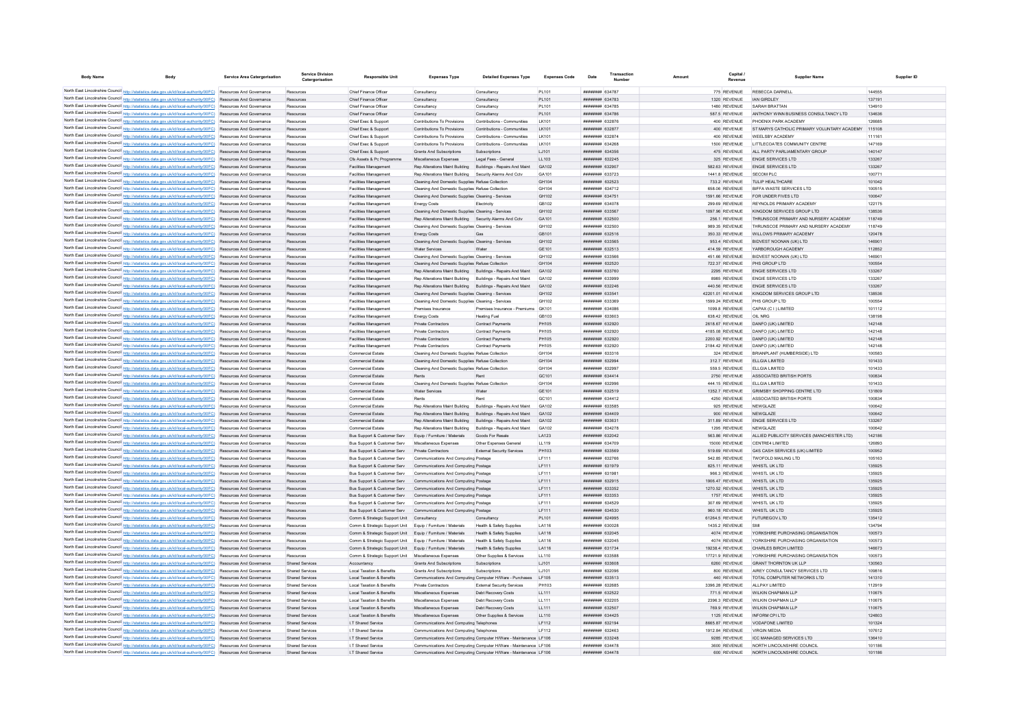| Body Name | Body | Service Area Catergorisation | Service Division Catergorisation | Responsible Unit | Expenses Type | Detailed Expenses Type | Expenses Code | Date | Transaction Number | Amount | Capital / Revenue | Supplier Name | Supplier ID |
|---|---|---|---|---|---|---|---|---|---|---|---|---|---|
| North East Lincolnshire Council | http://statistics.data.gov.uk/id/local-authority/00FC) | Resources And Governance | Resources | Chief Finance Officer | Consultancy | Consultancy | PL101 | ######## | 634787 | 775 | REVENUE | REBECCA DARNELL | 144555 |
| North East Lincolnshire Council | http://statistics.data.gov.uk/id/local-authority/00FC) | Resources And Governance | Resources | Chief Finance Officer | Consultancy | Consultancy | PL101 | ######## | 634783 | 1320 | REVENUE | IAN GIRDLEY | 137191 |
| North East Lincolnshire Council | http://statistics.data.gov.uk/id/local-authority/00FC) | Resources And Governance | Resources | Chief Finance Officer | Consultancy | Consultancy | PL101 | ######## | 634785 | 1460 | REVENUE | SARAH BRATTAN | 134910 |
| North East Lincolnshire Council | http://statistics.data.gov.uk/id/local-authority/00FC) | Resources And Governance | Resources | Chief Finance Officer | Consultancy | Consultancy | PL101 | ######## | 634786 | 587.5 | REVENUE | ANTHONY WINN BUSINESS CONSULTANCY LTD | 134636 |
| North East Lincolnshire Council | http://statistics.data.gov.uk/id/local-authority/00FC) | Resources And Governance | Resources | Chief Exec & Support | Contributions To Provisions | Contributions - Communities | LK101 | ######## | 632876 | 400 | REVENUE | PHOENIX PARK ACADEMY | 126685 |
| North East Lincolnshire Council | http://statistics.data.gov.uk/id/local-authority/00FC) | Resources And Governance | Resources | Chief Exec & Support | Contributions To Provisions | Contributions - Communities | LK101 | ######## | 632877 | 400 | REVENUE | ST MARYS CATHOLIC PRIMARY VOLUNTARY ACADEMY | 115108 |
| North East Lincolnshire Council | http://statistics.data.gov.uk/id/local-authority/00FC) | Resources And Governance | Resources | Chief Exec & Support | Contributions To Provisions | Contributions - Communities | LK101 | ######## | 632874 | 400 | REVENUE | WEELSBY ACADEMY | 111161 |
| North East Lincolnshire Council | http://statistics.data.gov.uk/id/local-authority/00FC) | Resources And Governance | Resources | Chief Exec & Support | Contributions To Provisions | Contributions - Communities | LK101 | ######## | 634268 | 1500 | REVENUE | LITTLECOATES COMMUNITY CENTRE | 147169 |
| North East Lincolnshire Council | http://statistics.data.gov.uk/id/local-authority/00FC) | Resources And Governance | Resources | Chief Exec & Support | Grants And Subscriptions | Subscriptions | LJ101 | ######## | 634556 | 475 | REVENUE | ALL PARTY PARLIAMENTARY GROUP | 140147 |
| North East Lincolnshire Council | http://statistics.data.gov.uk/id/local-authority/00FC) | Resources And Governance | Resources | Cfs Assets & Pc Programme | Miscellaneous Expenses | Legal Fees - General | LL103 | ######## | 632245 | 325 | REVENUE | ENGIE SERVICES LTD | 133267 |
| North East Lincolnshire Council | http://statistics.data.gov.uk/id/local-authority/00FC) | Resources And Governance | Resources | Facilities Management | Rep Alterations Maint Building | Buildings - Repairs And Maint | GA102 | ######## | 632907 | 582.63 | REVENUE | ENGIE SERVICES LTD | 133267 |
| North East Lincolnshire Council | http://statistics.data.gov.uk/id/local-authority/00FC) | Resources And Governance | Resources | Facilities Management | Rep Alterations Maint Building | Security Alarms And Cctv | GA101 | ######## | 633723 | 1441.8 | REVENUE | SECOM PLC | 100771 |
| North East Lincolnshire Council | http://statistics.data.gov.uk/id/local-authority/00FC) | Resources And Governance | Resources | Facilities Management | Cleaning And Domestic Supplies | Refuse Collection | GH104 | ######## | 632523 | 733.2 | REVENUE | TULIP HEALTHCARE | 101042 |
| North East Lincolnshire Council | http://statistics.data.gov.uk/id/local-authority/00FC) | Resources And Governance | Resources | Facilities Management | Cleaning And Domestic Supplies | Refuse Collection | GH104 | ######## | 634712 | 658.06 | REVENUE | BIFFA WASTE SERVICES LTD | 100515 |
| North East Lincolnshire Council | http://statistics.data.gov.uk/id/local-authority/00FC) | Resources And Governance | Resources | Facilities Management | Cleaning And Domestic Supplies | Cleaning - Services | GH102 | ######## | 634751 | 1591.66 | REVENUE | FOR UNDER FIVES LTD | 100647 |
| North East Lincolnshire Council | http://statistics.data.gov.uk/id/local-authority/00FC) | Resources And Governance | Resources | Facilities Management | Energy Costs | Electricity | GB102 | ######## | 634078 | 299.69 | REVENUE | REYNOLDS PRIMARY ACADEMY | 122175 |
| North East Lincolnshire Council | http://statistics.data.gov.uk/id/local-authority/00FC) | Resources And Governance | Resources | Facilities Management | Cleaning And Domestic Supplies | Cleaning - Services | GH102 | ######## | 633567 | 1097.96 | REVENUE | KINGDOM SERVICES GROUP LTD | 138536 |
| North East Lincolnshire Council | http://statistics.data.gov.uk/id/local-authority/00FC) | Resources And Governance | Resources | Facilities Management | Rep Alterations Maint Building | Security Alarms And Cctv | GA101 | ######## | 632500 | 256.1 | REVENUE | THRUNSCOE PRIMARY AND NURSERY ACADEMY | 118749 |
| North East Lincolnshire Council | http://statistics.data.gov.uk/id/local-authority/00FC) | Resources And Governance | Resources | Facilities Management | Cleaning And Domestic Supplies | Cleaning - Services | GH102 | ######## | 632500 | 989.35 | REVENUE | THRUNSCOE PRIMARY AND NURSERY ACADEMY | 118749 |
| North East Lincolnshire Council | http://statistics.data.gov.uk/id/local-authority/00FC) | Resources And Governance | Resources | Facilities Management | Energy Costs | Gas | GB101 | ######## | 632516 | 350.33 | REVENUE | WILLOWS PRIMARY ACADEMY | 120478 |
| North East Lincolnshire Council | http://statistics.data.gov.uk/id/local-authority/00FC) | Resources And Governance | Resources | Facilities Management | Cleaning And Domestic Supplies | Cleaning - Services | GH102 | ######## | 633565 | 953.4 | REVENUE | BIDVEST NOONAN (UK) LTD | 146901 |
| North East Lincolnshire Council | http://statistics.data.gov.uk/id/local-authority/00FC) | Resources And Governance | Resources | Facilities Management | Water Services | Water | GE101 | ######## | 632513 | 414.59 | REVENUE | YARBOROUGH ACADEMY | 112852 |
| North East Lincolnshire Council | http://statistics.data.gov.uk/id/local-authority/00FC) | Resources And Governance | Resources | Facilities Management | Cleaning And Domestic Supplies | Cleaning - Services | GH102 | ######## | 633566 | 451.66 | REVENUE | BIDVEST NOONAN (UK) LTD | 146901 |
| North East Lincolnshire Council | http://statistics.data.gov.uk/id/local-authority/00FC) | Resources And Governance | Resources | Facilities Management | Cleaning And Domestic Supplies | Refuse Collection | GH104 | ######## | 632520 | 722.37 | REVENUE | PHS GROUP LTD | 100554 |
| North East Lincolnshire Council | http://statistics.data.gov.uk/id/local-authority/00FC) | Resources And Governance | Resources | Facilities Management | Rep Alterations Maint Building | Buildings - Repairs And Maint | GA102 | ######## | 633760 | 2295 | REVENUE | ENGIE SERVICES LTD | 133267 |
| North East Lincolnshire Council | http://statistics.data.gov.uk/id/local-authority/00FC) | Resources And Governance | Resources | Facilities Management | Rep Alterations Maint Building | Buildings - Repairs And Maint | GA102 | ######## | 633999 | 8985 | REVENUE | ENGIE SERVICES LTD | 133267 |
| North East Lincolnshire Council | http://statistics.data.gov.uk/id/local-authority/00FC) | Resources And Governance | Resources | Facilities Management | Rep Alterations Maint Building | Buildings - Repairs And Maint | GA102 | ######## | 632246 | 440.56 | REVENUE | ENGIE SERVICES LTD | 133267 |
| North East Lincolnshire Council | http://statistics.data.gov.uk/id/local-authority/00FC) | Resources And Governance | Resources | Facilities Management | Cleaning And Domestic Supplies | Cleaning - Services | GH102 | ######## | 633541 | 42201.01 | REVENUE | KINGDOM SERVICES GROUP LTD | 138536 |
| North East Lincolnshire Council | http://statistics.data.gov.uk/id/local-authority/00FC) | Resources And Governance | Resources | Facilities Management | Cleaning And Domestic Supplies | Cleaning - Services | GH102 | ######## | 633369 | 1599.24 | REVENUE | PHS GROUP LTD | 100554 |
| North East Lincolnshire Council | http://statistics.data.gov.uk/id/local-authority/00FC) | Resources And Governance | Resources | Facilities Management | Premises Insurance | Premises Insurance - Premiums | GK101 | ######## | 634086 | 1099.8 | REVENUE | CAPAX (C I ) LIMITED | 101112 |
| North East Lincolnshire Council | http://statistics.data.gov.uk/id/local-authority/00FC) | Resources And Governance | Resources | Facilities Management | Energy Costs | Heating Fuel | GB103 | ######## | 633603 | 638.42 | REVENUE | OIL NRG | 138198 |
| North East Lincolnshire Council | http://statistics.data.gov.uk/id/local-authority/00FC) | Resources And Governance | Resources | Facilities Management | Private Contractors | Contract Payments | PH105 | ######## | 632920 | 2618.67 | REVENUE | DANFO (UK) LIMITED | 142148 |
| North East Lincolnshire Council | http://statistics.data.gov.uk/id/local-authority/00FC) | Resources And Governance | Resources | Facilities Management | Private Contractors | Contract Payments | PH105 | ######## | 632920 | 4185.08 | REVENUE | DANFO (UK) LIMITED | 142148 |
| North East Lincolnshire Council | http://statistics.data.gov.uk/id/local-authority/00FC) | Resources And Governance | Resources | Facilities Management | Private Contractors | Contract Payments | PH105 | ######## | 632920 | 2200.92 | REVENUE | DANFO (UK) LIMITED | 142148 |
| North East Lincolnshire Council | http://statistics.data.gov.uk/id/local-authority/00FC) | Resources And Governance | Resources | Facilities Management | Private Contractors | Contract Payments | PH105 | ######## | 632920 | 2184.42 | REVENUE | DANFO (UK) LIMITED | 142148 |
| North East Lincolnshire Council | http://statistics.data.gov.uk/id/local-authority/00FC) | Resources And Governance | Resources | Commercial Estate | Cleaning And Domestic Supplies | Refuse Collection | GH104 | ######## | 633316 | 324 | REVENUE | BRIANPLANT (HUMBERSIDE) LTD | 100583 |
| North East Lincolnshire Council | http://statistics.data.gov.uk/id/local-authority/00FC) | Resources And Governance | Resources | Commercial Estate | Cleaning And Domestic Supplies | Refuse Collection | GH104 | ######## | 632994 | 312.7 | REVENUE | ELLGIA LIMITED | 101433 |
| North East Lincolnshire Council | http://statistics.data.gov.uk/id/local-authority/00FC) | Resources And Governance | Resources | Commercial Estate | Cleaning And Domestic Supplies | Refuse Collection | GH104 | ######## | 632997 | 559.5 | REVENUE | ELLGIA LIMITED | 101433 |
| North East Lincolnshire Council | http://statistics.data.gov.uk/id/local-authority/00FC) | Resources And Governance | Resources | Commercial Estate | Rents | Rent | GC101 | ######## | 634414 | 2750 | REVENUE | ASSOCIATED BRITISH PORTS | 100834 |
| North East Lincolnshire Council | http://statistics.data.gov.uk/id/local-authority/00FC) | Resources And Governance | Resources | Commercial Estate | Cleaning And Domestic Supplies | Refuse Collection | GH104 | ######## | 632996 | 444.15 | REVENUE | ELLGIA LIMITED | 101433 |
| North East Lincolnshire Council | http://statistics.data.gov.uk/id/local-authority/00FC) | Resources And Governance | Resources | Commercial Estate | Water Services | Water | GE101 | ######## | 632519 | 1352.7 | REVENUE | GRIMSBY SHOPPING CENTRE LTD | 131809 |
| North East Lincolnshire Council | http://statistics.data.gov.uk/id/local-authority/00FC) | Resources And Governance | Resources | Commercial Estate | Rents | Rent | GC101 | ######## | 634412 | 4250 | REVENUE | ASSOCIATED BRITISH PORTS | 100834 |
| North East Lincolnshire Council | http://statistics.data.gov.uk/id/local-authority/00FC) | Resources And Governance | Resources | Commercial Estate | Rep Alterations Maint Building | Buildings - Repairs And Maint | GA102 | ######## | 633585 | 925 | REVENUE | NEWGLAZE | 100642 |
| North East Lincolnshire Council | http://statistics.data.gov.uk/id/local-authority/00FC) | Resources And Governance | Resources | Commercial Estate | Rep Alterations Maint Building | Buildings - Repairs And Maint | GA102 | ######## | 634409 | 900 | REVENUE | NEWGLAZE | 100642 |
| North East Lincolnshire Council | http://statistics.data.gov.uk/id/local-authority/00FC) | Resources And Governance | Resources | Commercial Estate | Rep Alterations Maint Building | Buildings - Repairs And Maint | GA102 | ######## | 633831 | 311.89 | REVENUE | ENGIE SERVICES LTD | 133267 |
| North East Lincolnshire Council | http://statistics.data.gov.uk/id/local-authority/00FC) | Resources And Governance | Resources | Commercial Estate | Rep Alterations Maint Building | Buildings - Repairs And Maint | GA102 | ######## | 634278 | 1295 | REVENUE | NEWGLAZE | 100642 |
| North East Lincolnshire Council | http://statistics.data.gov.uk/id/local-authority/00FC) | Resources And Governance | Resources | Bus Support & Customer Serv | Equip / Furniture / Materials | Goods For Resale | LA123 | ######## | 632042 | 563.86 | REVENUE | ALLIED PUBLICITY SERVICES (MANCHESTER LTD) | 142186 |
| North East Lincolnshire Council | http://statistics.data.gov.uk/id/local-authority/00FC) | Resources And Governance | Resources | Bus Support & Customer Serv | Miscellaneous Expenses | Other Expenses General | LL119 | ######## | 634709 | 15000 | REVENUE | CENTRE4 LIMITED | 126893 |
| North East Lincolnshire Council | http://statistics.data.gov.uk/id/local-authority/00FC) | Resources And Governance | Resources | Bus Support & Customer Serv | Private Contractors | External Security Services | PH103 | ######## | 633569 | 519.69 | REVENUE | G4S CASH SERVICES (UK) LIMITED | 100952 |
| North East Lincolnshire Council | http://statistics.data.gov.uk/id/local-authority/00FC) | Resources And Governance | Resources | Bus Support & Customer Serv | Communications And Computing | Postage | LF111 | ######## | 632766 | 542.85 | REVENUE | TWOFOLD MAILING LTD | 105163 |
| North East Lincolnshire Council | http://statistics.data.gov.uk/id/local-authority/00FC) | Resources And Governance | Resources | Bus Support & Customer Serv | Communications And Computing | Postage | LF111 | ######## | 631979 | 825.11 | REVENUE | WHISTL UK LTD | 135925 |
| North East Lincolnshire Council | http://statistics.data.gov.uk/id/local-authority/00FC) | Resources And Governance | Resources | Bus Support & Customer Serv | Communications And Computing | Postage | LF111 | ######## | 631981 | 966.3 | REVENUE | WHISTL UK LTD | 135925 |
| North East Lincolnshire Council | http://statistics.data.gov.uk/id/local-authority/00FC) | Resources And Governance | Resources | Bus Support & Customer Serv | Communications And Computing | Postage | LF111 | ######## | 632915 | 1908.47 | REVENUE | WHISTL UK LTD | 135925 |
| North East Lincolnshire Council | http://statistics.data.gov.uk/id/local-authority/00FC) | Resources And Governance | Resources | Bus Support & Customer Serv | Communications And Computing | Postage | LF111 | ######## | 633352 | 1270.52 | REVENUE | WHISTL UK LTD | 135925 |
| North East Lincolnshire Council | http://statistics.data.gov.uk/id/local-authority/00FC) | Resources And Governance | Resources | Bus Support & Customer Serv | Communications And Computing | Postage | LF111 | ######## | 633353 | 1757 | REVENUE | WHISTL UK LTD | 135925 |
| North East Lincolnshire Council | http://statistics.data.gov.uk/id/local-authority/00FC) | Resources And Governance | Resources | Bus Support & Customer Serv | Communications And Computing | Postage | LF111 | ######## | 634529 | 307.69 | REVENUE | WHISTL UK LTD | 135925 |
| North East Lincolnshire Council | http://statistics.data.gov.uk/id/local-authority/00FC) | Resources And Governance | Resources | Bus Support & Customer Serv | Communications And Computing | Postage | LF111 | ######## | 634530 | 960.18 | REVENUE | WHISTL UK LTD | 135925 |
| North East Lincolnshire Council | http://statistics.data.gov.uk/id/local-authority/00FC) | Resources And Governance | Resources | Comm & Strategic Support Unit | Consultancy | Consultancy | PL101 | ######## | 624995 | 61264.5 | REVENUE | FUTUREGOV LTD | 135412 |
| North East Lincolnshire Council | http://statistics.data.gov.uk/id/local-authority/00FC) | Resources And Governance | Resources | Comm & Strategic Support Unit | Equip / Furniture / Materials | Health & Safety Supplies | LA116 | ######## | 630028 | 1435.2 | REVENUE | SMI | 134794 |
| North East Lincolnshire Council | http://statistics.data.gov.uk/id/local-authority/00FC) | Resources And Governance | Resources | Comm & Strategic Support Unit | Equip / Furniture / Materials | Health & Safety Supplies | LA116 | ######## | 632045 | 4074 | REVENUE | YORKSHIRE PURCHASING ORGANISATION | 100573 |
| North East Lincolnshire Council | http://statistics.data.gov.uk/id/local-authority/00FC) | Resources And Governance | Resources | Comm & Strategic Support Unit | Equip / Furniture / Materials | Health & Safety Supplies | LA116 | ######## | 632045 | 4074 | REVENUE | YORKSHIRE PURCHASING ORGANISATION | 100573 |
| North East Lincolnshire Council | http://statistics.data.gov.uk/id/local-authority/00FC) | Resources And Governance | Resources | Comm & Strategic Support Unit | Equip / Furniture / Materials | Health & Safety Supplies | LA116 | ######## | 631734 | 19238.4 | REVENUE | CHARLES BIRCH LIMITED | 146673 |
| North East Lincolnshire Council | http://statistics.data.gov.uk/id/local-authority/00FC) | Resources And Governance | Resources | Comm & Strategic Support Unit | Miscellaneous Expenses | Other Supplies & Services | LL110 | ######## | 633588 | 17721.9 | REVENUE | YORKSHIRE PURCHASING ORGANISATION | 100573 |
| North East Lincolnshire Council | http://statistics.data.gov.uk/id/local-authority/00FC) | Resources And Governance | Shared Services | Accountancy | Grants And Subscriptions | Subscriptions | LJ101 | ######## | 633608 | 6260 | REVENUE | GRANT THORNTON UK LLP | 130563 |
| North East Lincolnshire Council | http://statistics.data.gov.uk/id/local-authority/00FC) | Resources And Governance | Shared Services | Local Taxation & Benefits | Grants And Subscriptions | Subscriptions | LJ101 | ######## | 632096 | 800 | REVENUE | AIREY CONSULTANCY SERVICES LTD | 109816 |
| North East Lincolnshire Council | http://statistics.data.gov.uk/id/local-authority/00FC) | Resources And Governance | Shared Services | Local Taxation & Benefits | Communications And Computing | Computer H/Ware - Purchases | LF105 | ######## | 633513 | 440 | REVENUE | TOTAL COMPUTER NETWORKS LTD | 141310 |
| North East Lincolnshire Council | http://statistics.data.gov.uk/id/local-authority/00FC) | Resources And Governance | Shared Services | Local Taxation & Benefits | Private Contractors | External Security Services | PH103 | ######## | 632685 | 3396.28 | REVENUE | ALLPAY LIMITED | 112919 |
| North East Lincolnshire Council | http://statistics.data.gov.uk/id/local-authority/00FC) | Resources And Governance | Shared Services | Local Taxation & Benefits | Miscellaneous Expenses | Debt Recovery Costs | LL111 | ######## | 632522 | 771.5 | REVENUE | WILKIN CHAPMAN LLP | 110675 |
| North East Lincolnshire Council | http://statistics.data.gov.uk/id/local-authority/00FC) | Resources And Governance | Shared Services | Local Taxation & Benefits | Miscellaneous Expenses | Debt Recovery Costs | LL111 | ######## | 632205 | 2396.3 | REVENUE | WILKIN CHAPMAN LLP | 110675 |
| North East Lincolnshire Council | http://statistics.data.gov.uk/id/local-authority/00FC) | Resources And Governance | Shared Services | Local Taxation & Benefits | Miscellaneous Expenses | Debt Recovery Costs | LL111 | ######## | 632507 | 769.9 | REVENUE | WILKIN CHAPMAN LLP | 110675 |
| North East Lincolnshire Council | http://statistics.data.gov.uk/id/local-authority/00FC) | Resources And Governance | Shared Services | Local Taxation & Benefits | Miscellaneous Expenses | Other Supplies & Services | LL110 | ######## | 634425 | 1125 | REVENUE | INFORM CPI LTD | 124803 |
| North East Lincolnshire Council | http://statistics.data.gov.uk/id/local-authority/00FC) | Resources And Governance | Shared Services | I.T Shared Service | Communications And Computing | Telephones | LF112 | ######## | 632194 | 8665.87 | REVENUE | VODAFONE LIMITED | 101324 |
| North East Lincolnshire Council | http://statistics.data.gov.uk/id/local-authority/00FC) | Resources And Governance | Shared Services | I.T Shared Service | Communications And Computing | Telephones | LF112 | ######## | 632463 | 1912.84 | REVENUE | VIRGIN MEDIA | 107612 |
| North East Lincolnshire Council | http://statistics.data.gov.uk/id/local-authority/00FC) | Resources And Governance | Shared Services | I.T Shared Service | Communications And Computing | Computer H/Ware - Maintenance | LF106 | ######## | 633248 | 9285 | REVENUE | ICC MANAGED SERVICES LTD | 136410 |
| North East Lincolnshire Council | http://statistics.data.gov.uk/id/local-authority/00FC) | Resources And Governance | Shared Services | I.T Shared Service | Communications And Computing | Computer H/Ware - Maintenance | LF106 | ######## | 634478 | 3600 | REVENUE | NORTH LINCOLNSHIRE COUNCIL | 101186 |
| North East Lincolnshire Council | http://statistics.data.gov.uk/id/local-authority/00FC) | Resources And Governance | Shared Services | I.T Shared Service | Communications And Computing | Computer H/Ware - Maintenance | LF106 | ######## | 634478 | 600 | REVENUE | NORTH LINCOLNSHIRE COUNCIL | 101186 |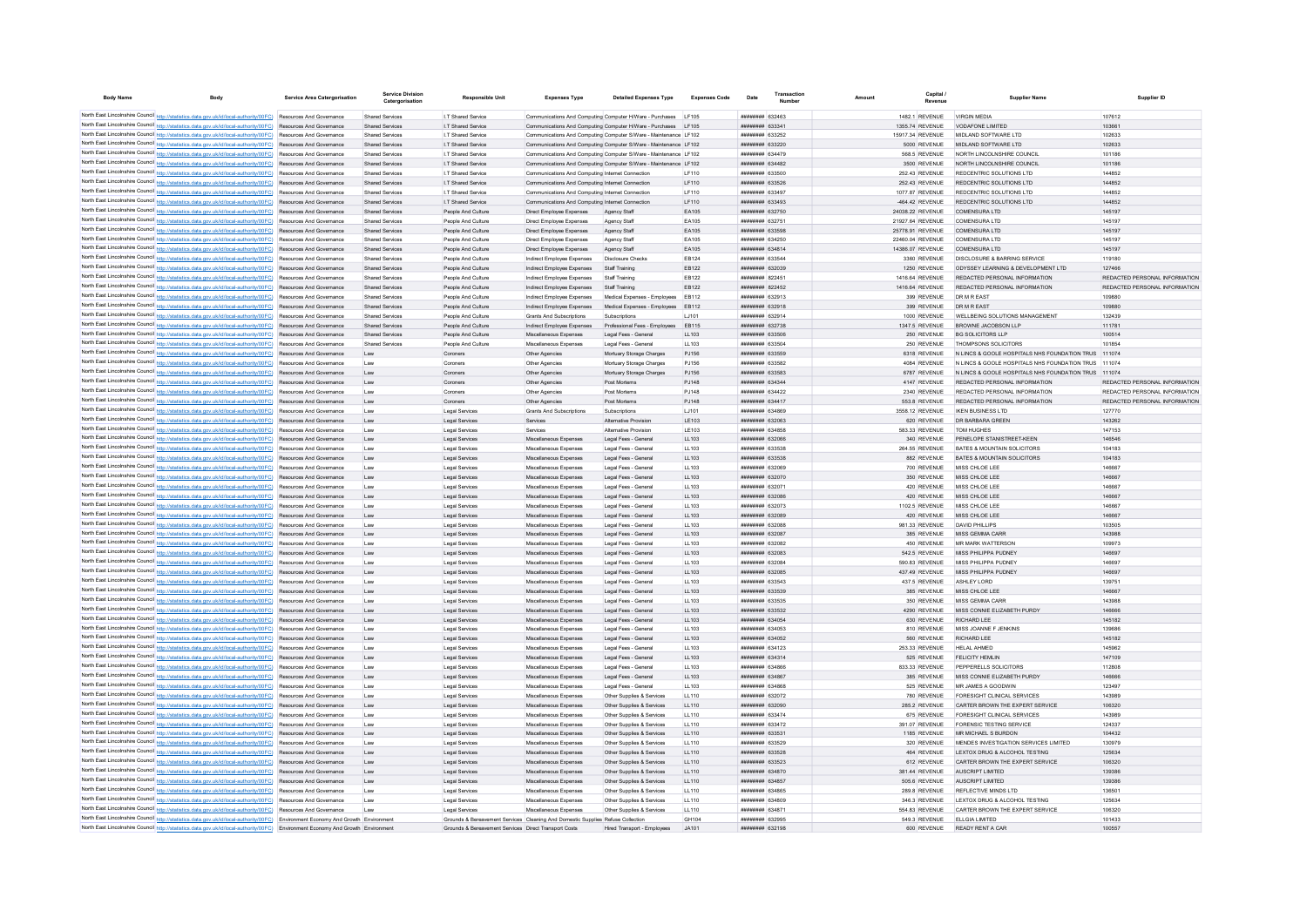| Body Name | Body | Service Area Catergorisation | Service Division Catergorisation | Responsible Unit | Expenses Type | Detailed Expenses Type | Expenses Code | Date | Transaction Number | Amount | Capital / Revenue | Supplier Name | Supplier ID |
|---|---|---|---|---|---|---|---|---|---|---|---|---|---|
| North East Lincolnshire Council | http://statistics.data.gov.uk/id/local-authority/00FC) | Resources And Governance | Shared Services | I.T Shared Service | Communications And Computing | Computer H/Ware - Purchases | LF105 | ######## | 632463 | 1482.1 | REVENUE | VIRGIN MEDIA | 107612 |
| North East Lincolnshire Council | http://statistics.data.gov.uk/id/local-authority/00FC) | Resources And Governance | Shared Services | I.T Shared Service | Communications And Computing | Computer H/Ware - Purchases | LF105 | ######## | 633341 | 1355.74 | REVENUE | VODAFONE LIMITED | 103661 |
| North East Lincolnshire Council | http://statistics.data.gov.uk/id/local-authority/00FC) | Resources And Governance | Shared Services | I.T Shared Service | Communications And Computing | Computer S/Ware - Maintenance | LF102 | ######## | 633252 | 15917.34 | REVENUE | MIDLAND SOFTWARE LTD | 102633 |
| North East Lincolnshire Council | http://statistics.data.gov.uk/id/local-authority/00FC) | Resources And Governance | Shared Services | I.T Shared Service | Communications And Computing | Computer S/Ware - Maintenance | LF102 | ######## | 633220 | 5000 | REVENUE | MIDLAND SOFTWARE LTD | 102633 |
| North East Lincolnshire Council | http://statistics.data.gov.uk/id/local-authority/00FC) | Resources And Governance | Shared Services | I.T Shared Service | Communications And Computing | Computer S/Ware - Maintenance | LF102 | ######## | 634479 | 568.5 | REVENUE | NORTH LINCOLNSHIRE COUNCIL | 101186 |
| North East Lincolnshire Council | http://statistics.data.gov.uk/id/local-authority/00FC) | Resources And Governance | Shared Services | I.T Shared Service | Communications And Computing | Computer S/Ware - Maintenance | LF102 | ######## | 634482 | 3500 | REVENUE | NORTH LINCOLNSHIRE COUNCIL | 101186 |
| North East Lincolnshire Council | http://statistics.data.gov.uk/id/local-authority/00FC) | Resources And Governance | Shared Services | I.T Shared Service | Communications And Computing | Internet Connection | LF110 | ######## | 633500 | 252.43 | REVENUE | REDCENTRIC SOLUTIONS LTD | 144852 |
| North East Lincolnshire Council | http://statistics.data.gov.uk/id/local-authority/00FC) | Resources And Governance | Shared Services | I.T Shared Service | Communications And Computing | Internet Connection | LF110 | ######## | 633526 | 252.43 | REVENUE | REDCENTRIC SOLUTIONS LTD | 144852 |
| North East Lincolnshire Council | http://statistics.data.gov.uk/id/local-authority/00FC) | Resources And Governance | Shared Services | I.T Shared Service | Communications And Computing | Internet Connection | LF110 | ######## | 633497 | 1077.87 | REVENUE | REDCENTRIC SOLUTIONS LTD | 144852 |
| North East Lincolnshire Council | http://statistics.data.gov.uk/id/local-authority/00FC) | Resources And Governance | Shared Services | I.T Shared Service | Communications And Computing | Internet Connection | LF110 | ######## | 633493 | -464.42 | REVENUE | REDCENTRIC SOLUTIONS LTD | 144852 |
| North East Lincolnshire Council | http://statistics.data.gov.uk/id/local-authority/00FC) | Resources And Governance | Shared Services | People And Culture | Direct Employee Expenses | Agency Staff | EA105 | ######## | 632750 | 24038.22 | REVENUE | COMENSURA LTD | 145197 |
| North East Lincolnshire Council | http://statistics.data.gov.uk/id/local-authority/00FC) | Resources And Governance | Shared Services | People And Culture | Direct Employee Expenses | Agency Staff | EA105 | ######## | 632751 | 21927.64 | REVENUE | COMENSURA LTD | 145197 |
| North East Lincolnshire Council | http://statistics.data.gov.uk/id/local-authority/00FC) | Resources And Governance | Shared Services | People And Culture | Direct Employee Expenses | Agency Staff | EA105 | ######## | 633598 | 25778.91 | REVENUE | COMENSURA LTD | 145197 |
| North East Lincolnshire Council | http://statistics.data.gov.uk/id/local-authority/00FC) | Resources And Governance | Shared Services | People And Culture | Direct Employee Expenses | Agency Staff | EA105 | ######## | 634250 | 22460.04 | REVENUE | COMENSURA LTD | 145197 |
| North East Lincolnshire Council | http://statistics.data.gov.uk/id/local-authority/00FC) | Resources And Governance | Shared Services | People And Culture | Direct Employee Expenses | Agency Staff | EA105 | ######## | 634814 | 14386.07 | REVENUE | COMENSURA LTD | 145197 |
| North East Lincolnshire Council | http://statistics.data.gov.uk/id/local-authority/00FC) | Resources And Governance | Shared Services | People And Culture | Indirect Employee Expenses | Disclosure Checks | EB124 | ######## | 633544 | 3360 | REVENUE | DISCLOSURE & BARRING SERVICE | 119180 |
| North East Lincolnshire Council | http://statistics.data.gov.uk/id/local-authority/00FC) | Resources And Governance | Shared Services | People And Culture | Indirect Employee Expenses | Staff Training | EB122 | ######## | 632039 | 1250 | REVENUE | ODYSSEY LEARNING & DEVELOPMENT LTD | 127466 |
| North East Lincolnshire Council | http://statistics.data.gov.uk/id/local-authority/00FC) | Resources And Governance | Shared Services | People And Culture | Indirect Employee Expenses | Staff Training | EB122 | ######## | 822451 | 1416.64 | REVENUE | REDACTED PERSONAL INFORMATION | REDACTED PERSONAL INFORMATION |
| North East Lincolnshire Council | http://statistics.data.gov.uk/id/local-authority/00FC) | Resources And Governance | Shared Services | People And Culture | Indirect Employee Expenses | Staff Training | EB122 | ######## | 822452 | 1416.64 | REVENUE | REDACTED PERSONAL INFORMATION | REDACTED PERSONAL INFORMATION |
| North East Lincolnshire Council | http://statistics.data.gov.uk/id/local-authority/00FC) | Resources And Governance | Shared Services | People And Culture | Indirect Employee Expenses | Medical Expenses - Employees | EB112 | ######## | 632913 | 399 | REVENUE | DR M R EAST | 109880 |
| North East Lincolnshire Council | http://statistics.data.gov.uk/id/local-authority/00FC) | Resources And Governance | Shared Services | People And Culture | Indirect Employee Expenses | Medical Expenses - Employees | EB112 | ######## | 632918 | 399 | REVENUE | DR M R EAST | 109880 |
| North East Lincolnshire Council | http://statistics.data.gov.uk/id/local-authority/00FC) | Resources And Governance | Shared Services | People And Culture | Grants And Subscriptions | Subscriptions | LJ101 | ######## | 632914 | 1000 | REVENUE | WELLBEING SOLUTIONS MANAGEMENT | 132439 |
| North East Lincolnshire Council | http://statistics.data.gov.uk/id/local-authority/00FC) | Resources And Governance | Shared Services | People And Culture | Indirect Employee Expenses | Professional Fees - Employees | EB115 | ######## | 632738 | 1347.5 | REVENUE | BROWNE JACOBSON LLP | 111781 |
| North East Lincolnshire Council | http://statistics.data.gov.uk/id/local-authority/00FC) | Resources And Governance | Shared Services | People And Culture | Miscellaneous Expenses | Legal Fees - General | LL103 | ######## | 633506 | 250 | REVENUE | BG SOLICITORS LLP | 100514 |
| North East Lincolnshire Council | http://statistics.data.gov.uk/id/local-authority/00FC) | Resources And Governance | Shared Services | People And Culture | Miscellaneous Expenses | Legal Fees - General | LL103 | ######## | 633504 | 250 | REVENUE | THOMPSONS SOLICITORS | 101854 |
| North East Lincolnshire Council | http://statistics.data.gov.uk/id/local-authority/00FC) | Resources And Governance | Law | Coroners | Other Agencies | Mortuary Storage Charges | PJ156 | ######## | 633569 | 8318 | REVENUE | N LINCS & GOOLE HOSPITALS NHS FOUNDATION TRUS | 111074 |
| North East Lincolnshire Council | http://statistics.data.gov.uk/id/local-authority/00FC) | Resources And Governance | Law | Coroners | Other Agencies | Mortuary Storage Charges | PJ156 | ######## | 633582 | 4084 | REVENUE | N LINCS & GOOLE HOSPITALS NHS FOUNDATION TRUS | 111074 |
| North East Lincolnshire Council | http://statistics.data.gov.uk/id/local-authority/00FC) | Resources And Governance | Law | Coroners | Other Agencies | Mortuary Storage Charges | PJ156 | ######## | 633583 | 6787 | REVENUE | N LINCS & GOOLE HOSPITALS NHS FOUNDATION TRUS | 111074 |
| North East Lincolnshire Council | http://statistics.data.gov.uk/id/local-authority/00FC) | Resources And Governance | Law | Coroners | Other Agencies | Post Mortems | PJ148 | ######## | 634344 | 4147 | REVENUE | REDACTED PERSONAL INFORMATION | REDACTED PERSONAL INFORMATION |
| North East Lincolnshire Council | http://statistics.data.gov.uk/id/local-authority/00FC) | Resources And Governance | Law | Coroners | Other Agencies | Post Mortems | PJ148 | ######## | 634422 | 2340 | REVENUE | REDACTED PERSONAL INFORMATION | REDACTED PERSONAL INFORMATION |
| North East Lincolnshire Council | http://statistics.data.gov.uk/id/local-authority/00FC) | Resources And Governance | Law | Coroners | Other Agencies | Post Mortems | PJ148 | ######## | 634417 | 553.8 | REVENUE | REDACTED PERSONAL INFORMATION | REDACTED PERSONAL INFORMATION |
| North East Lincolnshire Council | http://statistics.data.gov.uk/id/local-authority/00FC) | Resources And Governance | Law | Legal Services | Grants And Subscriptions | Subscriptions | LJ101 | ######## | 634869 | 3558.12 | REVENUE | IKEN BUSINESS LTD | 127770 |
| North East Lincolnshire Council | http://statistics.data.gov.uk/id/local-authority/00FC) | Resources And Governance | Law | Legal Services | Services | Alternative Provision | LE103 | ######## | 632063 | 620 | REVENUE | DR BARBARA GREEN | 143262 |
| North East Lincolnshire Council | http://statistics.data.gov.uk/id/local-authority/00FC) | Resources And Governance | Law | Legal Services | Services | Alternative Provision | LE103 | ######## | 634858 | 583.33 | REVENUE | TOM HUGHES | 147153 |
| North East Lincolnshire Council | http://statistics.data.gov.uk/id/local-authority/00FC) | Resources And Governance | Law | Legal Services | Miscellaneous Expenses | Legal Fees - General | LL103 | ######## | 632068 | 340 | REVENUE | PENELOPE STANISTREET-KEEN | 146546 |
| North East Lincolnshire Council | http://statistics.data.gov.uk/id/local-authority/00FC) | Resources And Governance | Law | Legal Services | Miscellaneous Expenses | Legal Fees - General | LL103 | ######## | 633538 | 264.55 | REVENUE | BATES & MOUNTAIN SOLICITORS | 104183 |
| North East Lincolnshire Council | http://statistics.data.gov.uk/id/local-authority/00FC) | Resources And Governance | Law | Legal Services | Miscellaneous Expenses | Legal Fees - General | LL103 | ######## | 633538 | 862 | REVENUE | BATES & MOUNTAIN SOLICITORS | 104183 |
| North East Lincolnshire Council | http://statistics.data.gov.uk/id/local-authority/00FC) | Resources And Governance | Law | Legal Services | Miscellaneous Expenses | Legal Fees - General | LL103 | ######## | 632069 | 700 | REVENUE | MISS CHLOE LEE | 146667 |
| North East Lincolnshire Council | http://statistics.data.gov.uk/id/local-authority/00FC) | Resources And Governance | Law | Legal Services | Miscellaneous Expenses | Legal Fees - General | LL103 | ######## | 632070 | 350 | REVENUE | MISS CHLOE LEE | 146667 |
| North East Lincolnshire Council | http://statistics.data.gov.uk/id/local-authority/00FC) | Resources And Governance | Law | Legal Services | Miscellaneous Expenses | Legal Fees - General | LL103 | ######## | 632071 | 420 | REVENUE | MISS CHLOE LEE | 146667 |
| North East Lincolnshire Council | http://statistics.data.gov.uk/id/local-authority/00FC) | Resources And Governance | Law | Legal Services | Miscellaneous Expenses | Legal Fees - General | LL103 | ######## | 632086 | 420 | REVENUE | MISS CHLOE LEE | 146667 |
| North East Lincolnshire Council | http://statistics.data.gov.uk/id/local-authority/00FC) | Resources And Governance | Law | Legal Services | Miscellaneous Expenses | Legal Fees - General | LL103 | ######## | 632073 | 1102.5 | REVENUE | MISS CHLOE LEE | 146667 |
| North East Lincolnshire Council | http://statistics.data.gov.uk/id/local-authority/00FC) | Resources And Governance | Law | Legal Services | Miscellaneous Expenses | Legal Fees - General | LL103 | ######## | 632089 | 420 | REVENUE | MISS CHLOE LEE | 146667 |
| North East Lincolnshire Council | http://statistics.data.gov.uk/id/local-authority/00FC) | Resources And Governance | Law | Legal Services | Miscellaneous Expenses | Legal Fees - General | LL103 | ######## | 632088 | 981.33 | REVENUE | DAVID PHILLIPS | 103505 |
| North East Lincolnshire Council | http://statistics.data.gov.uk/id/local-authority/00FC) | Resources And Governance | Law | Legal Services | Miscellaneous Expenses | Legal Fees - General | LL103 | ######## | 632087 | 385 | REVENUE | MISS GEMMA CARR | 143988 |
| North East Lincolnshire Council | http://statistics.data.gov.uk/id/local-authority/00FC) | Resources And Governance | Law | Legal Services | Miscellaneous Expenses | Legal Fees - General | LL103 | ######## | 632082 | 450 | REVENUE | MR MARK WATTERSON | 109973 |
| North East Lincolnshire Council | http://statistics.data.gov.uk/id/local-authority/00FC) | Resources And Governance | Law | Legal Services | Miscellaneous Expenses | Legal Fees - General | LL103 | ######## | 632083 | 542.5 | REVENUE | MISS PHILIPPA PUDNEY | 146697 |
| North East Lincolnshire Council | http://statistics.data.gov.uk/id/local-authority/00FC) | Resources And Governance | Law | Legal Services | Miscellaneous Expenses | Legal Fees - General | LL103 | ######## | 632084 | 590.83 | REVENUE | MISS PHILIPPA PUDNEY | 146697 |
| North East Lincolnshire Council | http://statistics.data.gov.uk/id/local-authority/00FC) | Resources And Governance | Law | Legal Services | Miscellaneous Expenses | Legal Fees - General | LL103 | ######## | 632085 | 437.49 | REVENUE | MISS PHILIPPA PUDNEY | 146697 |
| North East Lincolnshire Council | http://statistics.data.gov.uk/id/local-authority/00FC) | Resources And Governance | Law | Legal Services | Miscellaneous Expenses | Legal Fees - General | LL103 | ######## | 633543 | 437.5 | REVENUE | ASHLEY LORD | 139751 |
| North East Lincolnshire Council | http://statistics.data.gov.uk/id/local-authority/00FC) | Resources And Governance | Law | Legal Services | Miscellaneous Expenses | Legal Fees - General | LL103 | ######## | 633539 | 385 | REVENUE | MISS CHLOE LEE | 146667 |
| North East Lincolnshire Council | http://statistics.data.gov.uk/id/local-authority/00FC) | Resources And Governance | Law | Legal Services | Miscellaneous Expenses | Legal Fees - General | LL103 | ######## | 633535 | 350 | REVENUE | MISS GEMMA CARR | 143988 |
| North East Lincolnshire Council | http://statistics.data.gov.uk/id/local-authority/00FC) | Resources And Governance | Law | Legal Services | Miscellaneous Expenses | Legal Fees - General | LL103 | ######## | 633532 | 4290 | REVENUE | MISS CONNIE ELIZABETH PURDY | 146666 |
| North East Lincolnshire Council | http://statistics.data.gov.uk/id/local-authority/00FC) | Resources And Governance | Law | Legal Services | Miscellaneous Expenses | Legal Fees - General | LL103 | ######## | 634054 | 630 | REVENUE | RICHARD LEE | 145182 |
| North East Lincolnshire Council | http://statistics.data.gov.uk/id/local-authority/00FC) | Resources And Governance | Law | Legal Services | Miscellaneous Expenses | Legal Fees - General | LL103 | ######## | 634053 | 810 | REVENUE | MISS JOANNE F JENKINS | 139686 |
| North East Lincolnshire Council | http://statistics.data.gov.uk/id/local-authority/00FC) | Resources And Governance | Law | Legal Services | Miscellaneous Expenses | Legal Fees - General | LL103 | ######## | 634052 | 560 | REVENUE | RICHARD LEE | 145182 |
| North East Lincolnshire Council | http://statistics.data.gov.uk/id/local-authority/00FC) | Resources And Governance | Law | Legal Services | Miscellaneous Expenses | Legal Fees - General | LL103 | ######## | 634123 | 253.33 | REVENUE | HELAL AHMED | 145962 |
| North East Lincolnshire Council | http://statistics.data.gov.uk/id/local-authority/00FC) | Resources And Governance | Law | Legal Services | Miscellaneous Expenses | Legal Fees - General | LL103 | ######## | 634314 | 525 | REVENUE | FELICITY HEMLIN | 147109 |
| North East Lincolnshire Council | http://statistics.data.gov.uk/id/local-authority/00FC) | Resources And Governance | Law | Legal Services | Miscellaneous Expenses | Legal Fees - General | LL103 | ######## | 634866 | 833.33 | REVENUE | PEPPERELLS SOLICITORS | 112808 |
| North East Lincolnshire Council | http://statistics.data.gov.uk/id/local-authority/00FC) | Resources And Governance | Law | Legal Services | Miscellaneous Expenses | Legal Fees - General | LL103 | ######## | 634867 | 385 | REVENUE | MISS CONNIE ELIZABETH PURDY | 146666 |
| North East Lincolnshire Council | http://statistics.data.gov.uk/id/local-authority/00FC) | Resources And Governance | Law | Legal Services | Miscellaneous Expenses | Legal Fees - General | LL103 | ######## | 634868 | 525 | REVENUE | MR JAMES A GOODWIN | 123497 |
| North East Lincolnshire Council | http://statistics.data.gov.uk/id/local-authority/00FC) | Resources And Governance | Law | Legal Services | Miscellaneous Expenses | Other Supplies & Services | LL110 | ######## | 632072 | 780 | REVENUE | FORESIGHT CLINICAL SERVICES | 143989 |
| North East Lincolnshire Council | http://statistics.data.gov.uk/id/local-authority/00FC) | Resources And Governance | Law | Legal Services | Miscellaneous Expenses | Other Supplies & Services | LL110 | ######## | 632090 | 265.2 | REVENUE | CARTER BROWN THE EXPERT SERVICE | 106320 |
| North East Lincolnshire Council | http://statistics.data.gov.uk/id/local-authority/00FC) | Resources And Governance | Law | Legal Services | Miscellaneous Expenses | Other Supplies & Services | LL110 | ######## | 633474 | 675 | REVENUE | FORESIGHT CLINICAL SERVICES | 143989 |
| North East Lincolnshire Council | http://statistics.data.gov.uk/id/local-authority/00FC) | Resources And Governance | Law | Legal Services | Miscellaneous Expenses | Other Supplies & Services | LL110 | ######## | 633472 | 391.07 | REVENUE | FORENSIC TESTING SERVICE | 124337 |
| North East Lincolnshire Council | http://statistics.data.gov.uk/id/local-authority/00FC) | Resources And Governance | Law | Legal Services | Miscellaneous Expenses | Other Supplies & Services | LL110 | ######## | 633531 | 1185 | REVENUE | MR MICHAEL S BURDON | 104432 |
| North East Lincolnshire Council | http://statistics.data.gov.uk/id/local-authority/00FC) | Resources And Governance | Law | Legal Services | Miscellaneous Expenses | Other Supplies & Services | LL110 | ######## | 633529 | 320 | REVENUE | MENDES INVESTIGATION SERVICES LIMITED | 130979 |
| North East Lincolnshire Council | http://statistics.data.gov.uk/id/local-authority/00FC) | Resources And Governance | Law | Legal Services | Miscellaneous Expenses | Other Supplies & Services | LL110 | ######## | 633528 | 464 | REVENUE | LEXTOX DRUG & ALCOHOL TESTING | 125634 |
| North East Lincolnshire Council | http://statistics.data.gov.uk/id/local-authority/00FC) | Resources And Governance | Law | Legal Services | Miscellaneous Expenses | Other Supplies & Services | LL110 | ######## | 633523 | 612 | REVENUE | CARTER BROWN THE EXPERT SERVICE | 106320 |
| North East Lincolnshire Council | http://statistics.data.gov.uk/id/local-authority/00FC) | Resources And Governance | Law | Legal Services | Miscellaneous Expenses | Other Supplies & Services | LL110 | ######## | 634870 | 381.44 | REVENUE | AUSCRIPT LIMITED | 139386 |
| North East Lincolnshire Council | http://statistics.data.gov.uk/id/local-authority/00FC) | Resources And Governance | Law | Legal Services | Miscellaneous Expenses | Other Supplies & Services | LL110 | ######## | 634857 | 505.6 | REVENUE | AUSCRIPT LIMITED | 139386 |
| North East Lincolnshire Council | http://statistics.data.gov.uk/id/local-authority/00FC) | Resources And Governance | Law | Legal Services | Miscellaneous Expenses | Other Supplies & Services | LL110 | ######## | 634865 | 289.8 | REVENUE | REFLECTIVE MINDS LTD | 136501 |
| North East Lincolnshire Council | http://statistics.data.gov.uk/id/local-authority/00FC) | Resources And Governance | Law | Legal Services | Miscellaneous Expenses | Other Supplies & Services | LL110 | ######## | 634809 | 346.3 | REVENUE | LEXTOX DRUG & ALCOHOL TESTING | 125634 |
| North East Lincolnshire Council | http://statistics.data.gov.uk/id/local-authority/00FC) | Resources And Governance | Law | Legal Services | Miscellaneous Expenses | Other Supplies & Services | LL110 | ######## | 634871 | 554.83 | REVENUE | CARTER BROWN THE EXPERT SERVICE | 106320 |
| North East Lincolnshire Council | http://statistics.data.gov.uk/id/local-authority/00FC) | Environment Economy And Growth | Environment | Grounds & Bereavement Services | Cleaning And Domestic Supplies | Refuse Collection | GH104 | ######## | 632995 | 549.3 | REVENUE | ELLGIA LIMITED | 101433 |
| North East Lincolnshire Council | http://statistics.data.gov.uk/id/local-authority/00FC) | Environment Economy And Growth | Environment | Grounds & Bereavement Services | Direct Transport Costs | Hired Transport - Employees | JA101 | ######## | 632198 | 600 | REVENUE | READY RENT A CAR | 100557 |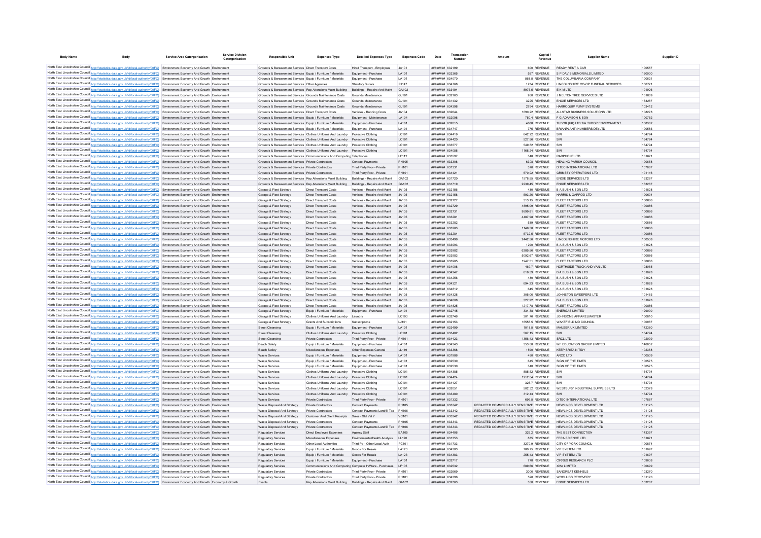| Body Name | Body | Service Area Catergorisation | Service Division Catergorisation | Responsible Unit | Expenses Type | Detailed Expenses Type | Expenses Code | Date | Transaction Number | Amount | Capital / Revenue | Supplier Name | Supplier ID |
|---|---|---|---|---|---|---|---|---|---|---|---|---|---|
| North East Lincolnshire Council | http://statistics.data.gov.uk/id/local-authority/00FC | Environment Economy And Growth | Environment | Grounds & Bereavement Services | Direct Transport Costs | Hired Transport - Employees | JA101 | ######## | 632199 | 600 | REVENUE | READY RENT A CAR | 100557 |
| North East Lincolnshire Council | http://statistics.data.gov.uk/id/local-authority/00FC | Environment Economy And Growth | Environment | Grounds & Bereavement Services | Equip / Furniture / Materials | Equipment - Purchase | LA101 | ######## | 633365 | 557 | REVENUE | S P DAVIS MEMORIALS LIMITED | 130000 |
| North East Lincolnshire Council | http://statistics.data.gov.uk/id/local-authority/00FC | Environment Economy And Growth | Environment | Grounds & Bereavement Services | Equip / Furniture / Materials | Equipment - Purchase | LA101 | ######## | 634070 | 568.5 | REVENUE | THE COLUMBARIA COMPANY | 100621 |
| North East Lincolnshire Council | http://statistics.data.gov.uk/id/local-authority/00FC | Environment Economy And Growth | Environment | Grounds & Bereavement Services | Other Agencies | Statutory Burials | PJ147 | ######## | 634768 | 1234 | REVENUE | LINCOLNSHIRE CO-OP FUNERAL SERVICES | 130721 |
| North East Lincolnshire Council | http://statistics.data.gov.uk/id/local-authority/00FC | Environment Economy And Growth | Environment | Grounds & Bereavement Services | Rep Alterations Maint Building | Buildings - Repairs And Maint | GA102 | ######## | 633494 | 8976.5 | REVENUE | E K M LTD | 101926 |
| North East Lincolnshire Council | http://statistics.data.gov.uk/id/local-authority/00FC | Environment Economy And Growth | Environment | Grounds & Bereavement Services | Grounds Maintenance Costs | Grounds Maintenance | GJ101 | ######## | 632163 | 950 | REVENUE | J MELTON TREE SERVICES LTD | 101809 |
| North East Lincolnshire Council | http://statistics.data.gov.uk/id/local-authority/00FC | Environment Economy And Growth | Environment | Grounds & Bereavement Services | Grounds Maintenance Costs | Grounds Maintenance | GJ101 | ######## | 631432 | 3225 | REVENUE | ENGIE SERVICES LTD | 133267 |
| North East Lincolnshire Council | http://statistics.data.gov.uk/id/local-authority/00FC | Environment Economy And Growth | Environment | Grounds & Bereavement Services | Grounds Maintenance Costs | Grounds Maintenance | GJ101 | ######## | 634398 | 2764 | REVENUE | HARROQUIP PUMP SYSTEMS | 103412 |
| North East Lincolnshire Council | http://statistics.data.gov.uk/id/local-authority/00FC | Environment Economy And Growth | Environment | Grounds & Bereavement Services | Direct Transport Costs | Vehicles - Running Costs | JA104 | ######## | 632644 | 1690.22 | REVENUE | ALLSTAR BUSINESS SOLUTIONS LTD | 108278 |
| North East Lincolnshire Council | http://statistics.data.gov.uk/id/local-authority/00FC | Environment Economy And Growth | Environment | Grounds & Bereavement Services | Equip / Furniture / Materials | Equipment - Maintenance | LA104 | ######## | 632098 | 750.4 | REVENUE | F G ADAMSON & SON | 100752 |
| North East Lincolnshire Council | http://statistics.data.gov.uk/id/local-authority/00FC | Environment Economy And Growth | Environment | Grounds & Bereavement Services | Equip / Furniture / Materials | Equipment - Purchase | LA101 | ######## | 632015 | 4688 | REVENUE | TUDOR (UK) LTD T/A TUDOR ENVIRONMENT | 138362 |
| North East Lincolnshire Council | http://statistics.data.gov.uk/id/local-authority/00FC | Environment Economy And Growth | Environment | Grounds & Bereavement Services | Equip / Furniture / Materials | Equipment - Purchase | LA101 | ######## | 634747 | 775 | REVENUE | BRIANPLANT (HUMBERSIDE) LTD | 100583 |
| North East Lincolnshire Council | http://statistics.data.gov.uk/id/local-authority/00FC | Environment Economy And Growth | Environment | Grounds & Bereavement Services | Clothes Uniforms And Laundry | Protective Clothing | LC101 | ######## | 634419 | 642.22 | REVENUE | SMI | 134794 |
| North East Lincolnshire Council | http://statistics.data.gov.uk/id/local-authority/00FC | Environment Economy And Growth | Environment | Grounds & Bereavement Services | Clothes Uniforms And Laundry | Protective Clothing | LC101 | ######## | 634420 | 527.86 | REVENUE | SMI | 134794 |
| North East Lincolnshire Council | http://statistics.data.gov.uk/id/local-authority/00FC | Environment Economy And Growth | Environment | Grounds & Bereavement Services | Clothes Uniforms And Laundry | Protective Clothing | LC101 | ######## | 633577 | 549.82 | REVENUE | SMI | 134794 |
| North East Lincolnshire Council | http://statistics.data.gov.uk/id/local-authority/00FC | Environment Economy And Growth | Environment | Grounds & Bereavement Services | Clothes Uniforms And Laundry | Protective Clothing | LC101 | ######## | 634058 | 1168.24 | REVENUE | SMI | 134794 |
| North East Lincolnshire Council | http://statistics.data.gov.uk/id/local-authority/00FC | Environment Economy And Growth | Environment | Grounds & Bereavement Services | Communications And Computing | Telephones | LF112 | ######## | 633597 | 348 | REVENUE | RADPHONE LTD | 101871 |
| North East Lincolnshire Council | http://statistics.data.gov.uk/id/local-authority/00FC | Environment Economy And Growth | Environment | Grounds & Bereavement Services | Private Contractors | Contract Payments | PH105 | ######## | 633308 | 6308 | REVENUE | HEALING PARISH COUNCIL | 100658 |
| North East Lincolnshire Council | http://statistics.data.gov.uk/id/local-authority/00FC | Environment Economy And Growth | Environment | Grounds & Bereavement Services | Private Contractors | Third Party Prov - Private | PH101 | ######## | 631331 | 370 | REVENUE | D TEC INTERNATIONAL LTD | 107867 |
| North East Lincolnshire Council | http://statistics.data.gov.uk/id/local-authority/00FC | Environment Economy And Growth | Environment | Grounds & Bereavement Services | Private Contractors | Third Party Prov - Private | PH101 | ######## | 634421 | 570.92 | REVENUE | GRIMSBY OPERATIONS LTD | 101116 |
| North East Lincolnshire Council | http://statistics.data.gov.uk/id/local-authority/00FC | Environment Economy And Growth | Environment | Grounds & Bereavement Services | Rep Alterations Maint Building | Buildings - Repairs And Maint | GA102 | ######## | 631720 | 1578.55 | REVENUE | ENGIE SERVICES LTD | 133267 |
| North East Lincolnshire Council | http://statistics.data.gov.uk/id/local-authority/00FC | Environment Economy And Growth | Environment | Grounds & Bereavement Services | Rep Alterations Maint Building | Buildings - Repairs And Maint | GA102 | ######## | 631719 | 2239.45 | REVENUE | ENGIE SERVICES LTD | 133267 |
| North East Lincolnshire Council | http://statistics.data.gov.uk/id/local-authority/00FC | Environment Economy And Growth | Environment | Garage & Fleet Strategy | Direct Transport Costs | Vehicles - Repairs And Maint | JA105 | ######## | 632156 | 430 | REVENUE | B A BUSH & SON LTD | 101828 |
| North East Lincolnshire Council | http://statistics.data.gov.uk/id/local-authority/00FC | Environment Economy And Growth | Environment | Garage & Fleet Strategy | Direct Transport Costs | Vehicles - Repairs And Maint | JA105 | ######## | 632158 | 593.26 | REVENUE | HARRIS & GARROD LTD | 100604 |
| North East Lincolnshire Council | http://statistics.data.gov.uk/id/local-authority/00FC | Environment Economy And Growth | Environment | Garage & Fleet Strategy | Direct Transport Costs | Vehicles - Repairs And Maint | JA105 | ######## | 632727 | 313.15 | REVENUE | FLEET FACTORS LTD | 100886 |
| North East Lincolnshire Council | http://statistics.data.gov.uk/id/local-authority/00FC | Environment Economy And Growth | Environment | Garage & Fleet Strategy | Direct Transport Costs | Vehicles - Repairs And Maint | JA105 | ######## | 632729 | 4895.09 | REVENUE | FLEET FACTORS LTD | 100886 |
| North East Lincolnshire Council | http://statistics.data.gov.uk/id/local-authority/00FC | Environment Economy And Growth | Environment | Garage & Fleet Strategy | Direct Transport Costs | Vehicles - Repairs And Maint | JA105 | ######## | 632731 | 9599.81 | REVENUE | FLEET FACTORS LTD | 100886 |
| North East Lincolnshire Council | http://statistics.data.gov.uk/id/local-authority/00FC | Environment Economy And Growth | Environment | Garage & Fleet Strategy | Direct Transport Costs | Vehicles - Repairs And Maint | JA105 | ######## | 633281 | 4487.98 | REVENUE | FLEET FACTORS LTD | 100886 |
| North East Lincolnshire Council | http://statistics.data.gov.uk/id/local-authority/00FC | Environment Economy And Growth | Environment | Garage & Fleet Strategy | Direct Transport Costs | Vehicles - Repairs And Maint | JA105 | ######## | 633282 | 539 | REVENUE | FLEET FACTORS LTD | 100886 |
| North East Lincolnshire Council | http://statistics.data.gov.uk/id/local-authority/00FC | Environment Economy And Growth | Environment | Garage & Fleet Strategy | Direct Transport Costs | Vehicles - Repairs And Maint | JA105 | ######## | 633283 | 1149.58 | REVENUE | FLEET FACTORS LTD | 100886 |
| North East Lincolnshire Council | http://statistics.data.gov.uk/id/local-authority/00FC | Environment Economy And Growth | Environment | Garage & Fleet Strategy | Direct Transport Costs | Vehicles - Repairs And Maint | JA105 | ######## | 633284 | 5732.5 | REVENUE | FLEET FACTORS LTD | 100886 |
| North East Lincolnshire Council | http://statistics.data.gov.uk/id/local-authority/00FC | Environment Economy And Growth | Environment | Garage & Fleet Strategy | Direct Transport Costs | Vehicles - Repairs And Maint | JA105 | ######## | 633496 | 2442.56 | REVENUE | LINCOLNSHIRE MOTORS LTD | 100538 |
| North East Lincolnshire Council | http://statistics.data.gov.uk/id/local-authority/00FC | Environment Economy And Growth | Environment | Garage & Fleet Strategy | Direct Transport Costs | Vehicles - Repairs And Maint | JA105 | ######## | 633993 | 1290 | REVENUE | B A BUSH & SON LTD | 101828 |
| North East Lincolnshire Council | http://statistics.data.gov.uk/id/local-authority/00FC | Environment Economy And Growth | Environment | Garage & Fleet Strategy | Direct Transport Costs | Vehicles - Repairs And Maint | JA105 | ######## | 633982 | 6285.56 | REVENUE | FLEET FACTORS LTD | 100886 |
| North East Lincolnshire Council | http://statistics.data.gov.uk/id/local-authority/00FC | Environment Economy And Growth | Environment | Garage & Fleet Strategy | Direct Transport Costs | Vehicles - Repairs And Maint | JA105 | ######## | 633983 | 5092.67 | REVENUE | FLEET FACTORS LTD | 100886 |
| North East Lincolnshire Council | http://statistics.data.gov.uk/id/local-authority/00FC | Environment Economy And Growth | Environment | Garage & Fleet Strategy | Direct Transport Costs | Vehicles - Repairs And Maint | JA105 | ######## | 633985 | 1947.51 | REVENUE | FLEET FACTORS LTD | 100886 |
| North East Lincolnshire Council | http://statistics.data.gov.uk/id/local-authority/00FC | Environment Economy And Growth | Environment | Garage & Fleet Strategy | Direct Transport Costs | Vehicles - Repairs And Maint | JA105 | ######## | 634008 | 469.7 | REVENUE | NORTHSIDE TRUCK AND VAN LTD | 108065 |
| North East Lincolnshire Council | http://statistics.data.gov.uk/id/local-authority/00FC | Environment Economy And Growth | Environment | Garage & Fleet Strategy | Direct Transport Costs | Vehicles - Repairs And Maint | JA105 | ######## | 634247 | 619.59 | REVENUE | B A BUSH & SON LTD | 101828 |
| North East Lincolnshire Council | http://statistics.data.gov.uk/id/local-authority/00FC | Environment Economy And Growth | Environment | Garage & Fleet Strategy | Direct Transport Costs | Vehicles - Repairs And Maint | JA105 | ######## | 634256 | 430 | REVENUE | B A BUSH & SON LTD | 101828 |
| North East Lincolnshire Council | http://statistics.data.gov.uk/id/local-authority/00FC | Environment Economy And Growth | Environment | Garage & Fleet Strategy | Direct Transport Costs | Vehicles - Repairs And Maint | JA105 | ######## | 634321 | 694.23 | REVENUE | B A BUSH & SON LTD | 101828 |
| North East Lincolnshire Council | http://statistics.data.gov.uk/id/local-authority/00FC | Environment Economy And Growth | Environment | Garage & Fleet Strategy | Direct Transport Costs | Vehicles - Repairs And Maint | JA105 | ######## | 634812 | 645 | REVENUE | B A BUSH & SON LTD | 101828 |
| North East Lincolnshire Council | http://statistics.data.gov.uk/id/local-authority/00FC | Environment Economy And Growth | Environment | Garage & Fleet Strategy | Direct Transport Costs | Vehicles - Repairs And Maint | JA105 | ######## | 634328 | 305.06 | REVENUE | JOHNSTON SWEEPERS LTD | 101463 |
| North East Lincolnshire Council | http://statistics.data.gov.uk/id/local-authority/00FC | Environment Economy And Growth | Environment | Garage & Fleet Strategy | Direct Transport Costs | Vehicles - Repairs And Maint | JA105 | ######## | 634808 | 327.22 | REVENUE | B A BUSH & SON LTD | 101828 |
| North East Lincolnshire Council | http://statistics.data.gov.uk/id/local-authority/00FC | Environment Economy And Growth | Environment | Garage & Fleet Strategy | Direct Transport Costs | Vehicles - Repairs And Maint | JA105 | ######## | 634825 | 1217.78 | REVENUE | FLEET FACTORS LTD | 100886 |
| North East Lincolnshire Council | http://statistics.data.gov.uk/id/local-authority/00FC | Environment Economy And Growth | Environment | Garage & Fleet Strategy | Equip / Furniture / Materials | Equipment - Purchase | LA101 | ######## | 632745 | 334.38 | REVENUE | ENERGAS LIMITED | 129000 |
| North East Lincolnshire Council | http://statistics.data.gov.uk/id/local-authority/00FC | Environment Economy And Growth | Environment | Garage & Fleet Strategy | Clothes Uniforms And Laundry | Laundry | LC103 | ######## | 632746 | 301.76 | REVENUE | JOHNSONS APPARELMASTER | 100810 |
| North East Lincolnshire Council | http://statistics.data.gov.uk/id/local-authority/00FC | Environment Economy And Growth | Environment | Garage & Fleet Strategy | Grants And Subscriptions | Subscriptions | LJ101 | ######## | 632153 | 16555.5 | REVENUE | WAKEFIELD MD COUNCIL | 100967 |
| North East Lincolnshire Council | http://statistics.data.gov.uk/id/local-authority/00FC | Environment Economy And Growth | Environment | Street Cleansing | Equip / Furniture / Materials | Equipment - Purchase | LA101 | ######## | 633499 | 1018.5 | REVENUE | MAUSER UK LIMITED | 142380 |
| North East Lincolnshire Council | http://statistics.data.gov.uk/id/local-authority/00FC | Environment Economy And Growth | Environment | Street Cleansing | Clothes Uniforms And Laundry | Protective Clothing | LC101 | ######## | 633482 | 567.15 | REVENUE | SMI | 134794 |
| North East Lincolnshire Council | http://statistics.data.gov.uk/id/local-authority/00FC | Environment Economy And Growth | Environment | Street Cleansing | Private Contractors | Third Party Prov - Private | PH101 | ######## | 634423 | 1356.43 | REVENUE | SRCL LTD | 102009 |
| North East Lincolnshire Council | http://statistics.data.gov.uk/id/local-authority/00FC | Environment Economy And Growth | Environment | Beach Safety | Equip / Furniture / Materials | Equipment - Purchase | LA101 | ######## | 634343 | 353.88 | REVENUE | WF EDUCATION GROUP LIMITED | 146852 |
| North East Lincolnshire Council | http://statistics.data.gov.uk/id/local-authority/00FC | Environment Economy And Growth | Environment | Beach Safety | Miscellaneous Expenses | Other Expenses General | LL119 | ######## | 633368 | 1590 | REVENUE | KEEP BRITAIN TIDY | 102368 |
| North East Lincolnshire Council | http://statistics.data.gov.uk/id/local-authority/00FC | Environment Economy And Growth | Environment | Waste Services | Equip / Furniture / Materials | Equipment - Purchase | LA101 | ######## | 631986 | 480 | REVENUE | ARCO LTD | 100509 |
| North East Lincolnshire Council | http://statistics.data.gov.uk/id/local-authority/00FC | Environment Economy And Growth | Environment | Waste Services | Equip / Furniture / Materials | Equipment - Purchase | LA101 | ######## | 632530 | 645 | REVENUE | SIGN OF THE TIMES | 100575 |
| North East Lincolnshire Council | http://statistics.data.gov.uk/id/local-authority/00FC | Environment Economy And Growth | Environment | Waste Services | Equip / Furniture / Materials | Equipment - Purchase | LA101 | ######## | 632530 | 340 | REVENUE | SIGN OF THE TIMES | 100575 |
| North East Lincolnshire Council | http://statistics.data.gov.uk/id/local-authority/00FC | Environment Economy And Growth | Environment | Waste Services | Clothes Uniforms And Laundry | Protective Clothing | LC101 | ######## | 634385 | 885.52 | REVENUE | SMI | 134794 |
| North East Lincolnshire Council | http://statistics.data.gov.uk/id/local-authority/00FC | Environment Economy And Growth | Environment | Waste Services | Clothes Uniforms And Laundry | Protective Clothing | LC101 | ######## | 634424 | 1212.04 | REVENUE | SMI | 134794 |
| North East Lincolnshire Council | http://statistics.data.gov.uk/id/local-authority/00FC | Environment Economy And Growth | Environment | Waste Services | Clothes Uniforms And Laundry | Protective Clothing | LC101 | ######## | 634427 | 325.7 | REVENUE | SMI | 134794 |
| North East Lincolnshire Council | http://statistics.data.gov.uk/id/local-authority/00FC | Environment Economy And Growth | Environment | Waste Services | Clothes Uniforms And Laundry | Protective Clothing | LC101 | ######## | 632051 | 502.32 | REVENUE | WESTBURY INDUSTRIAL SUPPLIES LTD | 102378 |
| North East Lincolnshire Council | http://statistics.data.gov.uk/id/local-authority/00FC | Environment Economy And Growth | Environment | Waste Services | Clothes Uniforms And Laundry | Protective Clothing | LC101 | ######## | 633480 | 312.43 | REVENUE | SMI | 134794 |
| North East Lincolnshire Council | http://statistics.data.gov.uk/id/local-authority/00FC | Environment Economy And Growth | Environment | Waste Services | Private Contractors | Third Party Prov - Private | PH101 | ######## | 631332 | 699.5 | REVENUE | D TEC INTERNATIONAL LTD | 107867 |
| North East Lincolnshire Council | http://statistics.data.gov.uk/id/local-authority/00FC | Environment Economy And Growth | Environment | Waste Disposal And Strategy | Private Contractors | Contract Payments | PH105 | ######## | 633342 | REDACTED COMMERCIALLY SENSITIVE | REVENUE | NEWLINCS DEVELOPMENT LTD | 101125 |
| North East Lincolnshire Council | http://statistics.data.gov.uk/id/local-authority/00FC | Environment Economy And Growth | Environment | Waste Disposal And Strategy | Private Contractors | Contract Payments Landfill Tax | PH106 | ######## | 633342 | REDACTED COMMERCIALLY SENSITIVE | REVENUE | NEWLINCS DEVELOPMENT LTD | 101125 |
| North East Lincolnshire Council | http://statistics.data.gov.uk/id/local-authority/00FC | Environment Economy And Growth | Environment | Waste Disposal And Strategy | Customer And Client Receipts | Sales - Std Vat 7 | VC101 | ######## | 633342 | REDACTED COMMERCIALLY SENSITIVE | REVENUE | NEWLINCS DEVELOPMENT LTD | 101125 |
| North East Lincolnshire Council | http://statistics.data.gov.uk/id/local-authority/00FC | Environment Economy And Growth | Environment | Waste Disposal And Strategy | Private Contractors | Contract Payments | PH105 | ######## | 633343 | REDACTED COMMERCIALLY SENSITIVE | REVENUE | NEWLINCS DEVELOPMENT LTD | 101125 |
| North East Lincolnshire Council | http://statistics.data.gov.uk/id/local-authority/00FC | Environment Economy And Growth | Environment | Waste Disposal And Strategy | Private Contractors | Contract Payments Landfill Tax | PH106 | ######## | 633343 | REDACTED COMMERCIALLY SENSITIVE | REVENUE | NEWLINCS DEVELOPMENT LTD | 101125 |
| North East Lincolnshire Council | http://statistics.data.gov.uk/id/local-authority/00FC | Environment Economy And Growth | Environment | Regulatory Services | Direct Employee Expenses | Agency Staff | EA105 | ######## | 634406 | 326.2 | REVENUE | THE BEST CONNECTION | 143357 |
| North East Lincolnshire Council | http://statistics.data.gov.uk/id/local-authority/00FC | Environment Economy And Growth | Environment | Regulatory Services | Miscellaneous Expenses | Environmental/Health Analysis | LL120 | ######## | 631353 | 835 | REVENUE | FERA SCIENCE LTD | 131671 |
| North East Lincolnshire Council | http://statistics.data.gov.uk/id/local-authority/00FC | Environment Economy And Growth | Environment | Regulatory Services | Other Local Authorities | Third Pp - Other Local Auth | PC101 | ######## | 631733 | 3270.9 | REVENUE | CITY OF YORK COUNCIL | 100874 |
| North East Lincolnshire Council | http://statistics.data.gov.uk/id/local-authority/00FC | Environment Economy And Growth | Environment | Regulatory Services | Equip / Furniture / Materials | Goods For Resale | LA123 | ######## | 634383 | 780.75 | REVENUE | VIP SYSTEM LTD | 101697 |
| North East Lincolnshire Council | http://statistics.data.gov.uk/id/local-authority/00FC | Environment Economy And Growth | Environment | Regulatory Services | Equip / Furniture / Materials | Goods For Resale | LA123 | ######## | 634383 | 255.43 | REVENUE | VIP SYSTEM LTD | 101697 |
| North East Lincolnshire Council | http://statistics.data.gov.uk/id/local-authority/00FC | Environment Economy And Growth | Environment | Regulatory Services | Equip / Furniture / Materials | Equipment - Purchase | LA101 | ######## | 632717 | 778 | REVENUE | CIRRUS RESEARCH PLC | 109638 |
| North East Lincolnshire Council | http://statistics.data.gov.uk/id/local-authority/00FC | Environment Economy And Growth | Environment | Regulatory Services | Communications And Computing | Computer H/Ware - Purchases | LF105 | ######## | 632532 | 689.66 | REVENUE | XMA LIMITED | 100699 |
| North East Lincolnshire Council | http://statistics.data.gov.uk/id/local-authority/00FC | Environment Economy And Growth | Environment | Regulatory Services | Private Contractors | Third Party Prov - Private | PH101 | ######## | 632669 | 3006 | REVENUE | SANGREAT KENNELS | 103270 |
| North East Lincolnshire Council | http://statistics.data.gov.uk/id/local-authority/00FC | Environment Economy And Growth | Environment | Regulatory Services | Private Contractors | Third Party Prov - Private | PH101 | ######## | 634396 | 520 | REVENUE | WOOLLISS RECOVERY | 101170 |
| North East Lincolnshire Council | http://statistics.data.gov.uk/id/local-authority/00FC | Environment Economy And Growth | Economy & Growth | Events | Rep Alterations Maint Building | Buildings - Repairs And Maint | GA102 | ######## | 632763 | 350 | REVENUE | ENGIE SERVICES LTD | 133267 |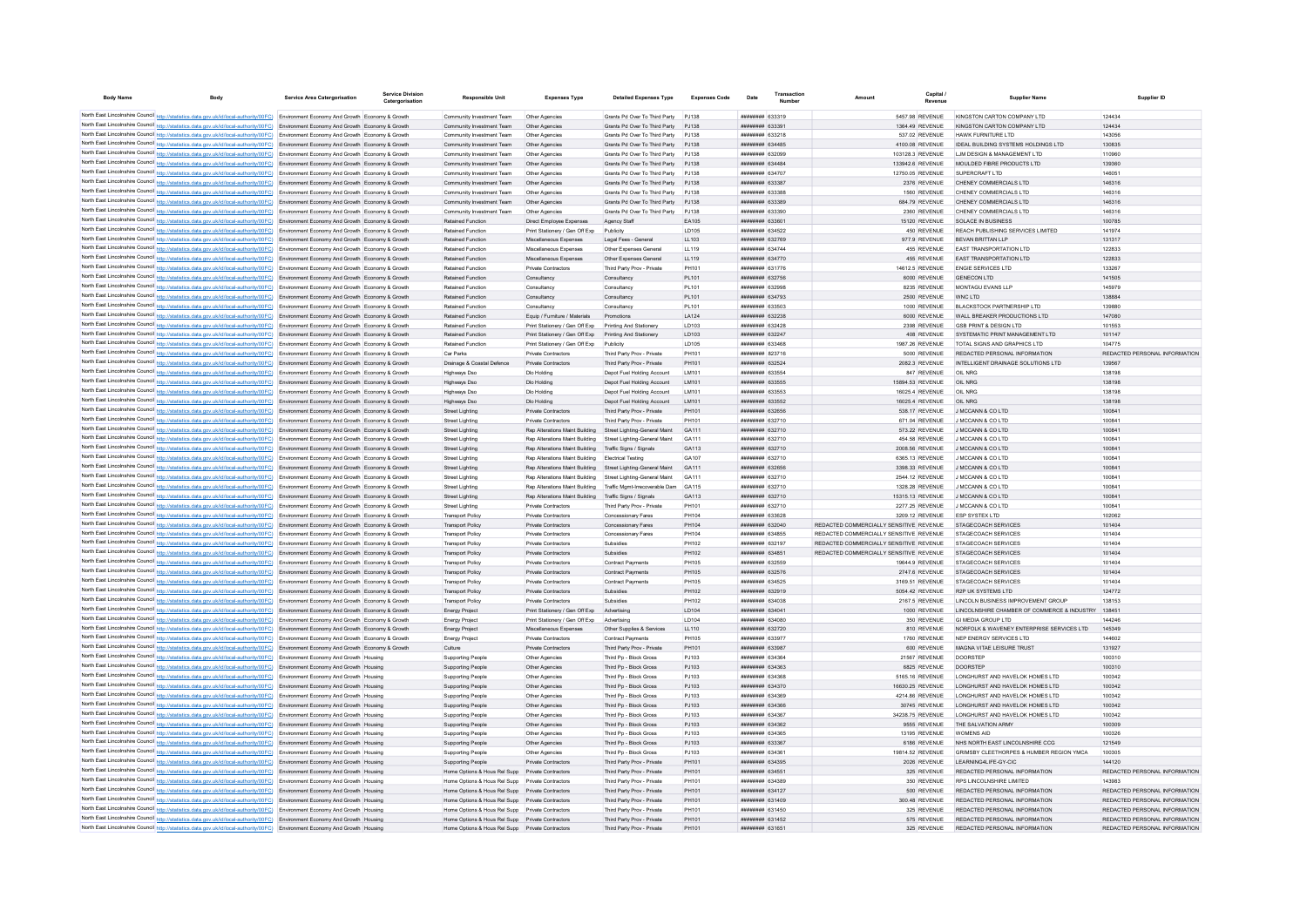| Body Name | Body | Service Area Catergorisation | Service Division Catergorisation | Responsible Unit | Expenses Type | Detailed Expenses Type | Expenses Code | Date | Transaction Number | Amount | Capital / Revenue | Supplier Name | Supplier ID |
|---|---|---|---|---|---|---|---|---|---|---|---|---|---|
| North East Lincolnshire Council | http://statistics.data.gov.uk/id/local-authority/00FC) | Environment Economy And Growth | Economy & Growth | Community Investment Team | Other Agencies | Grants Pd Over To Third Party | PJ138 | ######## | 633319 | 5457.98 | REVENUE | KINGSTON CARTON COMPANY LTD | 124434 |
| North East Lincolnshire Council | http://statistics.data.gov.uk/id/local-authority/00FC) | Environment Economy And Growth | Economy & Growth | Community Investment Team | Other Agencies | Grants Pd Over To Third Party | PJ138 | ######## | 633391 | 1364.49 | REVENUE | KINGSTON CARTON COMPANY LTD | 124434 |
| North East Lincolnshire Council | http://statistics.data.gov.uk/id/local-authority/00FC) | Environment Economy And Growth | Economy & Growth | Community Investment Team | Other Agencies | Grants Pd Over To Third Party | PJ138 | ######## | 633218 | 537.02 | REVENUE | HAWK FURNITURE LTD | 143056 |
| North East Lincolnshire Council | http://statistics.data.gov.uk/id/local-authority/00FC) | Environment Economy And Growth | Economy & Growth | Community Investment Team | Other Agencies | Grants Pd Over To Third Party | PJ138 | ######## | 634485 | 4100.08 | REVENUE | IDEAL BUILDING SYSTEMS HOLDINGS LTD | 130835 |
| North East Lincolnshire Council | http://statistics.data.gov.uk/id/local-authority/00FC) | Environment Economy And Growth | Economy & Growth | Community Investment Team | Other Agencies | Grants Pd Over To Third Party | PJ138 | ######## | 632099 | 103128.3 | REVENUE | LJM DESIGN & MANAGEMENT LTD | 110960 |
| North East Lincolnshire Council | http://statistics.data.gov.uk/id/local-authority/00FC) | Environment Economy And Growth | Economy & Growth | Community Investment Team | Other Agencies | Grants Pd Over To Third Party | PJ138 | ######## | 634484 | 133942.6 | REVENUE | MOULDED FIBRE PRODUCTS LTD | 139360 |
| North East Lincolnshire Council | http://statistics.data.gov.uk/id/local-authority/00FC) | Environment Economy And Growth | Economy & Growth | Community Investment Team | Other Agencies | Grants Pd Over To Third Party | PJ138 | ######## | 634707 | 12750.05 | REVENUE | SUPERCRAFT LTD | 146051 |
| North East Lincolnshire Council | http://statistics.data.gov.uk/id/local-authority/00FC) | Environment Economy And Growth | Economy & Growth | Community Investment Team | Other Agencies | Grants Pd Over To Third Party | PJ138 | ######## | 633387 | 2376 | REVENUE | CHENEY COMMERCIALS LTD | 146316 |
| North East Lincolnshire Council | http://statistics.data.gov.uk/id/local-authority/00FC) | Environment Economy And Growth | Economy & Growth | Community Investment Team | Other Agencies | Grants Pd Over To Third Party | PJ138 | ######## | 633388 | 1560 | REVENUE | CHENEY COMMERCIALS LTD | 146316 |
| North East Lincolnshire Council | http://statistics.data.gov.uk/id/local-authority/00FC) | Environment Economy And Growth | Economy & Growth | Community Investment Team | Other Agencies | Grants Pd Over To Third Party | PJ138 | ######## | 633389 | 684.79 | REVENUE | CHENEY COMMERCIALS LTD | 146316 |
| North East Lincolnshire Council | http://statistics.data.gov.uk/id/local-authority/00FC) | Environment Economy And Growth | Economy & Growth | Community Investment Team | Other Agencies | Grants Pd Over To Third Party | PJ138 | ######## | 633390 | 2360 | REVENUE | CHENEY COMMERCIALS LTD | 146316 |
| North East Lincolnshire Council | http://statistics.data.gov.uk/id/local-authority/00FC) | Environment Economy And Growth | Economy & Growth | Retained Function | Direct Employee Expenses | Agency Staff | EA105 | ######## | 633601 | 15120 | REVENUE | SOLACE IN BUSINESS | 100785 |
| North East Lincolnshire Council | http://statistics.data.gov.uk/id/local-authority/00FC) | Environment Economy And Growth | Economy & Growth | Retained Function | Print Stationery / Gen Off Exp | Publicity | LD105 | ######## | 634522 | 450 | REVENUE | REACH PUBLISHING SERVICES LIMITED | 141974 |
| North East Lincolnshire Council | http://statistics.data.gov.uk/id/local-authority/00FC) | Environment Economy And Growth | Economy & Growth | Retained Function | Miscellaneous Expenses | Legal Fees - General | LL103 | ######## | 632769 | 977.9 | REVENUE | BEVAN BRITTAN LLP | 131317 |
| North East Lincolnshire Council | http://statistics.data.gov.uk/id/local-authority/00FC) | Environment Economy And Growth | Economy & Growth | Retained Function | Miscellaneous Expenses | Other Expenses General | LL119 | ######## | 634744 | 455 | REVENUE | EAST TRANSPORTATION LTD | 122833 |
| North East Lincolnshire Council | http://statistics.data.gov.uk/id/local-authority/00FC) | Environment Economy And Growth | Economy & Growth | Retained Function | Miscellaneous Expenses | Other Expenses General | LL119 | ######## | 634770 | 455 | REVENUE | EAST TRANSPORTATION LTD | 122833 |
| North East Lincolnshire Council | http://statistics.data.gov.uk/id/local-authority/00FC) | Environment Economy And Growth | Economy & Growth | Retained Function | Private Contractors | Third Party Prov - Private | PH101 | ######## | 631776 | 14612.5 | REVENUE | ENGIE SERVICES LTD | 133267 |
| North East Lincolnshire Council | http://statistics.data.gov.uk/id/local-authority/00FC) | Environment Economy And Growth | Economy & Growth | Retained Function | Consultancy | Consultancy | PL101 | ######## | 632756 | 6000 | REVENUE | GENECON LTD | 141505 |
| North East Lincolnshire Council | http://statistics.data.gov.uk/id/local-authority/00FC) | Environment Economy And Growth | Economy & Growth | Retained Function | Consultancy | Consultancy | PL101 | ######## | 632998 | 8235 | REVENUE | MONTAGU EVANS LLP | 145979 |
| North East Lincolnshire Council | http://statistics.data.gov.uk/id/local-authority/00FC) | Environment Economy And Growth | Economy & Growth | Retained Function | Consultancy | Consultancy | PL101 | ######## | 634793 | 2500 | REVENUE | WNC LTD | 138884 |
| North East Lincolnshire Council | http://statistics.data.gov.uk/id/local-authority/00FC) | Environment Economy And Growth | Economy & Growth | Retained Function | Consultancy | Consultancy | PL101 | ######## | 633503 | 1000 | REVENUE | BLACKSTOCK PARTNERSHIP LTD | 139880 |
| North East Lincolnshire Council | http://statistics.data.gov.uk/id/local-authority/00FC) | Environment Economy And Growth | Economy & Growth | Retained Function | Equip / Furniture / Materials | Promotions | LA124 | ######## | 632238 | 6000 | REVENUE | WALL BREAKER PRODUCTIONS LTD | 147080 |
| North East Lincolnshire Council | http://statistics.data.gov.uk/id/local-authority/00FC) | Environment Economy And Growth | Economy & Growth | Retained Function | Print Stationery / Gen Off Exp | Printing And Stationery | LD103 | ######## | 632428 | 2398 | REVENUE | GSB PRINT & DESIGN LTD | 101553 |
| North East Lincolnshire Council | http://statistics.data.gov.uk/id/local-authority/00FC) | Environment Economy And Growth | Economy & Growth | Retained Function | Print Stationery / Gen Off Exp | Printing And Stationery | LD103 | ######## | 632247 | 408 | REVENUE | SYSTEMATIC PRINT MANAGEMENT LTD | 101147 |
| North East Lincolnshire Council | http://statistics.data.gov.uk/id/local-authority/00FC) | Environment Economy And Growth | Economy & Growth | Retained Function | Print Stationery / Gen Off Exp | Publicity | LD105 | ######## | 633468 | 1987.26 | REVENUE | TOTAL SIGNS AND GRAPHICS LTD | 104775 |
| North East Lincolnshire Council | http://statistics.data.gov.uk/id/local-authority/00FC) | Environment Economy And Growth | Economy & Growth | Car Parks | Private Contractors | Third Party Prov - Private | PH101 | ######## | 623716 | 5000 | REVENUE | REDACTED PERSONAL INFORMATION | REDACTED PERSONAL INFORMATION |
| North East Lincolnshire Council | http://statistics.data.gov.uk/id/local-authority/00FC) | Environment Economy And Growth | Economy & Growth | Drainage & Coastal Defence | Private Contractors | Third Party Prov - Private | PH101 | ######## | 632524 | 2082.3 | REVENUE | INTELLIGENT DRAINAGE SOLUTIONS LTD | 139567 |
| North East Lincolnshire Council | http://statistics.data.gov.uk/id/local-authority/00FC) | Environment Economy And Growth | Economy & Growth | Highways Dso | Dlo Holding | Depot Fuel Holding Account | LM101 | ######## | 633554 | 847 | REVENUE | OIL NRG | 138198 |
| North East Lincolnshire Council | http://statistics.data.gov.uk/id/local-authority/00FC) | Environment Economy And Growth | Economy & Growth | Highways Dso | Dlo Holding | Depot Fuel Holding Account | LM101 | ######## | 633555 | 15894.53 | REVENUE | OIL NRG | 138198 |
| North East Lincolnshire Council | http://statistics.data.gov.uk/id/local-authority/00FC) | Environment Economy And Growth | Economy & Growth | Highways Dso | Dlo Holding | Depot Fuel Holding Account | LM101 | ######## | 633553 | 16025.4 | REVENUE | OIL NRG | 138198 |
| North East Lincolnshire Council | http://statistics.data.gov.uk/id/local-authority/00FC) | Environment Economy And Growth | Economy & Growth | Highways Dso | Dlo Holding | Depot Fuel Holding Account | LM101 | ######## | 633552 | 16025.4 | REVENUE | OIL NRG | 138198 |
| North East Lincolnshire Council | http://statistics.data.gov.uk/id/local-authority/00FC) | Environment Economy And Growth | Economy & Growth | Street Lighting | Private Contractors | Third Party Prov - Private | PH101 | ######## | 632656 | 538.17 | REVENUE | J MCCANN & CO LTD | 100841 |
| North East Lincolnshire Council | http://statistics.data.gov.uk/id/local-authority/00FC) | Environment Economy And Growth | Economy & Growth | Street Lighting | Private Contractors | Third Party Prov - Private | PH101 | ######## | 632710 | 671.04 | REVENUE | J MCCANN & CO LTD | 100841 |
| North East Lincolnshire Council | http://statistics.data.gov.uk/id/local-authority/00FC) | Environment Economy And Growth | Economy & Growth | Street Lighting | Rep Alterations Maint Building | Street Lighting-General Maint | GA111 | ######## | 632710 | 573.22 | REVENUE | J MCCANN & CO LTD | 100841 |
| North East Lincolnshire Council | http://statistics.data.gov.uk/id/local-authority/00FC) | Environment Economy And Growth | Economy & Growth | Street Lighting | Rep Alterations Maint Building | Street Lighting-General Maint | GA111 | ######## | 632710 | 454.58 | REVENUE | J MCCANN & CO LTD | 100841 |
| North East Lincolnshire Council | http://statistics.data.gov.uk/id/local-authority/00FC) | Environment Economy And Growth | Economy & Growth | Street Lighting | Rep Alterations Maint Building | Traffic Signs / Signals | GA113 | ######## | 632710 | 2008.56 | REVENUE | J MCCANN & CO LTD | 100841 |
| North East Lincolnshire Council | http://statistics.data.gov.uk/id/local-authority/00FC) | Environment Economy And Growth | Economy & Growth | Street Lighting | Rep Alterations Maint Building | Electrical Testing | GA107 | ######## | 632710 | 6365.13 | REVENUE | J MCCANN & CO LTD | 100841 |
| North East Lincolnshire Council | http://statistics.data.gov.uk/id/local-authority/00FC) | Environment Economy And Growth | Economy & Growth | Street Lighting | Rep Alterations Maint Building | Street Lighting-General Maint | GA111 | ######## | 632656 | 3398.33 | REVENUE | J MCCANN & CO LTD | 100841 |
| North East Lincolnshire Council | http://statistics.data.gov.uk/id/local-authority/00FC) | Environment Economy And Growth | Economy & Growth | Street Lighting | Rep Alterations Maint Building | Street Lighting-General Maint | GA111 | ######## | 632710 | 2544.12 | REVENUE | J MCCANN & CO LTD | 100841 |
| North East Lincolnshire Council | http://statistics.data.gov.uk/id/local-authority/00FC) | Environment Economy And Growth | Economy & Growth | Street Lighting | Rep Alterations Maint Building | Traffic Mgmt-Irrecoverable Dam | GA115 | ######## | 632710 | 1328.28 | REVENUE | J MCCANN & CO LTD | 100841 |
| North East Lincolnshire Council | http://statistics.data.gov.uk/id/local-authority/00FC) | Environment Economy And Growth | Economy & Growth | Street Lighting | Rep Alterations Maint Building | Traffic Signs / Signals | GA113 | ######## | 632710 | 15315.13 | REVENUE | J MCCANN & CO LTD | 100841 |
| North East Lincolnshire Council | http://statistics.data.gov.uk/id/local-authority/00FC) | Environment Economy And Growth | Economy & Growth | Street Lighting | Private Contractors | Third Party Prov - Private | PH101 | ######## | 632710 | 2277.25 | REVENUE | J MCCANN & CO LTD | 100841 |
| North East Lincolnshire Council | http://statistics.data.gov.uk/id/local-authority/00FC) | Environment Economy And Growth | Economy & Growth | Transport Policy | Private Contractors | Concessionary Fares | PH104 | ######## | 633628 | 3209.12 | REVENUE | ESP SYSTEX LTD | 102062 |
| North East Lincolnshire Council | http://statistics.data.gov.uk/id/local-authority/00FC) | Environment Economy And Growth | Economy & Growth | Transport Policy | Private Contractors | Concessionary Fares | PH104 | ######## | 632040 | REDACTED COMMERCIALLY SENSITIVE | REVENUE | STAGECOACH SERVICES | 101404 |
| North East Lincolnshire Council | http://statistics.data.gov.uk/id/local-authority/00FC) | Environment Economy And Growth | Economy & Growth | Transport Policy | Private Contractors | Concessionary Fares | PH104 | ######## | 634855 | REDACTED COMMERCIALLY SENSITIVE | REVENUE | STAGECOACH SERVICES | 101404 |
| North East Lincolnshire Council | http://statistics.data.gov.uk/id/local-authority/00FC) | Environment Economy And Growth | Economy & Growth | Transport Policy | Private Contractors | Subsidies | PH102 | ######## | 632197 | REDACTED COMMERCIALLY SENSITIVE | REVENUE | STAGECOACH SERVICES | 101404 |
| North East Lincolnshire Council | http://statistics.data.gov.uk/id/local-authority/00FC) | Environment Economy And Growth | Economy & Growth | Transport Policy | Private Contractors | Subsidies | PH102 | ######## | 634851 | REDACTED COMMERCIALLY SENSITIVE | REVENUE | STAGECOACH SERVICES | 101404 |
| North East Lincolnshire Council | http://statistics.data.gov.uk/id/local-authority/00FC) | Environment Economy And Growth | Economy & Growth | Transport Policy | Private Contractors | Contract Payments | PH105 | ######## | 632559 | 19644.9 | REVENUE | STAGECOACH SERVICES | 101404 |
| North East Lincolnshire Council | http://statistics.data.gov.uk/id/local-authority/00FC) | Environment Economy And Growth | Economy & Growth | Transport Policy | Private Contractors | Contract Payments | PH105 | ######## | 632576 | 2747.6 | REVENUE | STAGECOACH SERVICES | 101404 |
| North East Lincolnshire Council | http://statistics.data.gov.uk/id/local-authority/00FC) | Environment Economy And Growth | Economy & Growth | Transport Policy | Private Contractors | Contract Payments | PH105 | ######## | 634525 | 3169.51 | REVENUE | STAGECOACH SERVICES | 101404 |
| North East Lincolnshire Council | http://statistics.data.gov.uk/id/local-authority/00FC) | Environment Economy And Growth | Economy & Growth | Transport Policy | Private Contractors | Subsidies | PH102 | ######## | 632919 | 5054.42 | REVENUE | R2P UK SYSTEMS LTD | 124772 |
| North East Lincolnshire Council | http://statistics.data.gov.uk/id/local-authority/00FC) | Environment Economy And Growth | Economy & Growth | Transport Policy | Private Contractors | Subsidies | PH102 | ######## | 634038 | 2167.5 | REVENUE | LINCOLN BUSINESS IMPROVEMENT GROUP | 138153 |
| North East Lincolnshire Council | http://statistics.data.gov.uk/id/local-authority/00FC) | Environment Economy And Growth | Economy & Growth | Energy Project | Print Stationery / Gen Off Exp | Advertising | LD104 | ######## | 634041 | 1000 | REVENUE | LINCOLNSHIRE CHAMBER OF COMMERCE & INDUSTRY | 138451 |
| North East Lincolnshire Council | http://statistics.data.gov.uk/id/local-authority/00FC) | Environment Economy And Growth | Economy & Growth | Energy Project | Print Stationery / Gen Off Exp | Advertising | LD104 | ######## | 634580 | 350 | REVENUE | GI MEDIA GROUP LTD | 144246 |
| North East Lincolnshire Council | http://statistics.data.gov.uk/id/local-authority/00FC) | Environment Economy And Growth | Economy & Growth | Energy Project | Miscellaneous Expenses | Other Supplies & Services | LL110 | ######## | 632720 | 810 | REVENUE | NORFOLK & WAVENEY ENTERPRISE SERVICES LTD | 145349 |
| North East Lincolnshire Council | http://statistics.data.gov.uk/id/local-authority/00FC) | Environment Economy And Growth | Economy & Growth | Energy Project | Private Contractors | Contract Payments | PH105 | ######## | 633977 | 1760 | REVENUE | NEP ENERGY SERVICES LTD | 144602 |
| North East Lincolnshire Council | http://statistics.data.gov.uk/id/local-authority/00FC) | Environment Economy And Growth | Economy & Growth | Culture | Private Contractors | Third Party Prov - Private | PH101 | ######## | 633987 | 600 | REVENUE | MAGNA VITAE LEISURE TRUST | 131927 |
| North East Lincolnshire Council | http://statistics.data.gov.uk/id/local-authority/00FC) | Environment Economy And Growth | Housing | Supporting People | Other Agencies | Third Pp - Block Gross | PJ103 | ######## | 634364 | 21567 | REVENUE | DOORSTEP | 100310 |
| North East Lincolnshire Council | http://statistics.data.gov.uk/id/local-authority/00FC) | Environment Economy And Growth | Housing | Supporting People | Other Agencies | Third Pp - Block Gross | PJ103 | ######## | 634363 | 6825 | REVENUE | DOORSTEP | 100310 |
| North East Lincolnshire Council | http://statistics.data.gov.uk/id/local-authority/00FC) | Environment Economy And Growth | Housing | Supporting People | Other Agencies | Third Pp - Block Gross | PJ103 | ######## | 634368 | 5165.16 | REVENUE | LONGHURST AND HAVELOK HOMES LTD | 100342 |
| North East Lincolnshire Council | http://statistics.data.gov.uk/id/local-authority/00FC) | Environment Economy And Growth | Housing | Supporting People | Other Agencies | Third Pp - Block Gross | PJ103 | ######## | 634370 | 16630.25 | REVENUE | LONGHURST AND HAVELOK HOMES LTD | 100342 |
| North East Lincolnshire Council | http://statistics.data.gov.uk/id/local-authority/00FC) | Environment Economy And Growth | Housing | Supporting People | Other Agencies | Third Pp - Block Gross | PJ103 | ######## | 634369 | 4214.86 | REVENUE | LONGHURST AND HAVELOK HOMES LTD | 100342 |
| North East Lincolnshire Council | http://statistics.data.gov.uk/id/local-authority/00FC) | Environment Economy And Growth | Housing | Supporting People | Other Agencies | Third Pp - Block Gross | PJ103 | ######## | 634366 | 30745 | REVENUE | LONGHURST AND HAVELOK HOMES LTD | 100342 |
| North East Lincolnshire Council | http://statistics.data.gov.uk/id/local-authority/00FC) | Environment Economy And Growth | Housing | Supporting People | Other Agencies | Third Pp - Block Gross | PJ103 | ######## | 634367 | 34238.75 | REVENUE | LONGHURST AND HAVELOK HOMES LTD | 100342 |
| North East Lincolnshire Council | http://statistics.data.gov.uk/id/local-authority/00FC) | Environment Economy And Growth | Housing | Supporting People | Other Agencies | Third Pp - Block Gross | PJ103 | ######## | 634362 | 9555 | REVENUE | THE SALVATION ARMY | 100309 |
| North East Lincolnshire Council | http://statistics.data.gov.uk/id/local-authority/00FC) | Environment Economy And Growth | Housing | Supporting People | Other Agencies | Third Pp - Block Gross | PJ103 | ######## | 634365 | 13195 | REVENUE | WOMENS AID | 100326 |
| North East Lincolnshire Council | http://statistics.data.gov.uk/id/local-authority/00FC) | Environment Economy And Growth | Housing | Supporting People | Other Agencies | Third Pp - Block Gross | PJ103 | ######## | 633367 | 6166 | REVENUE | NHS NORTH EAST LINCOLNSHIRE CCG | 121549 |
| North East Lincolnshire Council | http://statistics.data.gov.uk/id/local-authority/00FC) | Environment Economy And Growth | Housing | Supporting People | Other Agencies | Third Pp - Block Gross | PJ103 | ######## | 634361 | 19614.52 | REVENUE | GRIMSBY CLEETHORPES & HUMBER REGION YMCA | 100305 |
| North East Lincolnshire Council | http://statistics.data.gov.uk/id/local-authority/00FC) | Environment Economy And Growth | Housing | Supporting People | Private Contractors | Third Party Prov - Private | PH101 | ######## | 634395 | 2026 | REVENUE | LEARNING4LIFE-GY-CIC | 144120 |
| North East Lincolnshire Council | http://statistics.data.gov.uk/id/local-authority/00FC) | Environment Economy And Growth | Housing | Home Options & Hous Rel Supp | Private Contractors | Third Party Prov - Private | PH101 | ######## | 634551 | 325 | REVENUE | REDACTED PERSONAL INFORMATION | REDACTED PERSONAL INFORMATION |
| North East Lincolnshire Council | http://statistics.data.gov.uk/id/local-authority/00FC) | Environment Economy And Growth | Housing | Home Options & Hous Rel Supp | Private Contractors | Third Party Prov - Private | PH101 | ######## | 634389 | 350 | REVENUE | RPS LINCOLNSHIRE LIMITED | 143983 |
| North East Lincolnshire Council | http://statistics.data.gov.uk/id/local-authority/00FC) | Environment Economy And Growth | Housing | Home Options & Hous Rel Supp | Private Contractors | Third Party Prov - Private | PH101 | ######## | 634127 | 500 | REVENUE | REDACTED PERSONAL INFORMATION | REDACTED PERSONAL INFORMATION |
| North East Lincolnshire Council | http://statistics.data.gov.uk/id/local-authority/00FC) | Environment Economy And Growth | Housing | Home Options & Hous Rel Supp | Private Contractors | Third Party Prov - Private | PH101 | ######## | 631409 | 300.48 | REVENUE | REDACTED PERSONAL INFORMATION | REDACTED PERSONAL INFORMATION |
| North East Lincolnshire Council | http://statistics.data.gov.uk/id/local-authority/00FC) | Environment Economy And Growth | Housing | Home Options & Hous Rel Supp | Private Contractors | Third Party Prov - Private | PH101 | ######## | 631450 | 325 | REVENUE | REDACTED PERSONAL INFORMATION | REDACTED PERSONAL INFORMATION |
| North East Lincolnshire Council | http://statistics.data.gov.uk/id/local-authority/00FC) | Environment Economy And Growth | Housing | Home Options & Hous Rel Supp | Private Contractors | Third Party Prov - Private | PH101 | ######## | 631452 | 575 | REVENUE | REDACTED PERSONAL INFORMATION | REDACTED PERSONAL INFORMATION |
| North East Lincolnshire Council | http://statistics.data.gov.uk/id/local-authority/00FC) | Environment Economy And Growth | Housing | Home Options & Hous Rel Supp | Private Contractors | Third Party Prov - Private | PH101 | ######## | 631651 | 325 | REVENUE | REDACTED PERSONAL INFORMATION | REDACTED PERSONAL INFORMATION |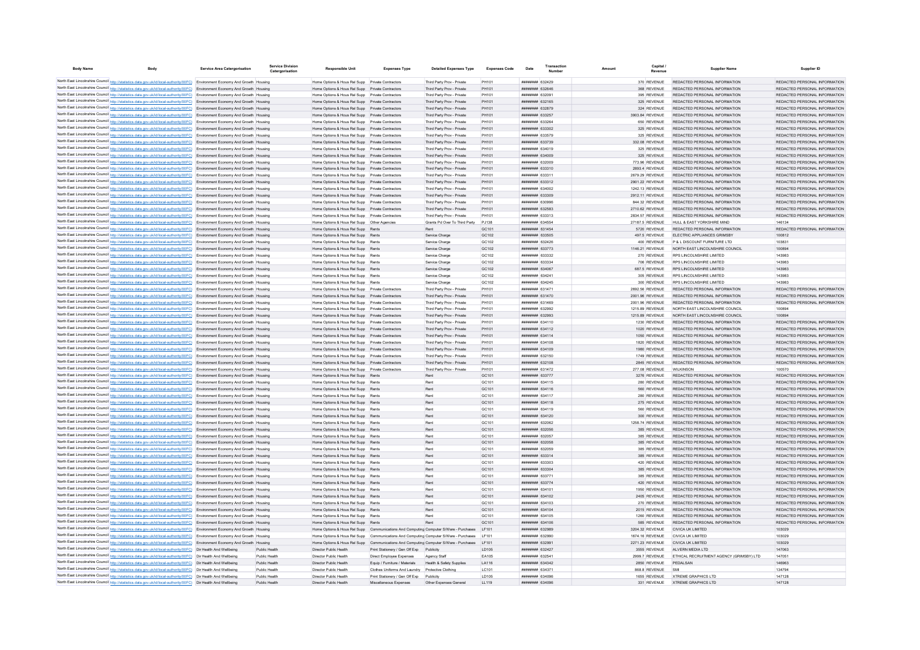| Body Name | Body | Service Area Catergorisation | Service Division Catergorisation | Responsible Unit | Expenses Type | Detailed Expenses Type | Expenses Code | Date | Transaction Number | Amount | Capital / Revenue | Supplier Name | Supplier ID |
|---|---|---|---|---|---|---|---|---|---|---|---|---|---|
| North East Lincolnshire Council | http://statistics.data.gov.uk/id/local-authority/00FC | Environment Economy And Growth | Housing | Home Options & Hous Rel Supp | Private Contractors | Third Party Prov - Private | PH101 | ######## | 632429 | 370 | REVENUE | REDACTED PERSONAL INFORMATION | REDACTED PERSONAL INFORMATION |
| North East Lincolnshire Council | http://statistics.data.gov.uk/id/local-authority/00FC | Environment Economy And Growth | Housing | Home Options & Hous Rel Supp | Private Contractors | Third Party Prov - Private | PH101 | ######## | 632646 | 368 | REVENUE | REDACTED PERSONAL INFORMATION | REDACTED PERSONAL INFORMATION |
| North East Lincolnshire Council | http://statistics.data.gov.uk/id/local-authority/00FC | Environment Economy And Growth | Housing | Home Options & Hous Rel Supp | Private Contractors | Third Party Prov - Private | PH101 | ######## | 632091 | 395 | REVENUE | REDACTED PERSONAL INFORMATION | REDACTED PERSONAL INFORMATION |
| North East Lincolnshire Council | http://statistics.data.gov.uk/id/local-authority/00FC | Environment Economy And Growth | Housing | Home Options & Hous Rel Supp | Private Contractors | Third Party Prov - Private | PH101 | ######## | 632165 | 325 | REVENUE | REDACTED PERSONAL INFORMATION | REDACTED PERSONAL INFORMATION |
| North East Lincolnshire Council | http://statistics.data.gov.uk/id/local-authority/00FC | Environment Economy And Growth | Housing | Home Options & Hous Rel Supp | Private Contractors | Third Party Prov - Private | PH101 | ######## | 632879 | 324 | REVENUE | REDACTED PERSONAL INFORMATION | REDACTED PERSONAL INFORMATION |
| North East Lincolnshire Council | http://statistics.data.gov.uk/id/local-authority/00FC | Environment Economy And Growth | Housing | Home Options & Hous Rel Supp | Private Contractors | Third Party Prov - Private | PH101 | ######## | 633257 | 3903.84 | REVENUE | REDACTED PERSONAL INFORMATION | REDACTED PERSONAL INFORMATION |
| North East Lincolnshire Council | http://statistics.data.gov.uk/id/local-authority/00FC | Environment Economy And Growth | Housing | Home Options & Hous Rel Supp | Private Contractors | Third Party Prov - Private | PH101 | ######## | 633264 | 650 | REVENUE | REDACTED PERSONAL INFORMATION | REDACTED PERSONAL INFORMATION |
| North East Lincolnshire Council | http://statistics.data.gov.uk/id/local-authority/00FC | Environment Economy And Growth | Housing | Home Options & Hous Rel Supp | Private Contractors | Third Party Prov - Private | PH101 | ######## | 633302 | 325 | REVENUE | REDACTED PERSONAL INFORMATION | REDACTED PERSONAL INFORMATION |
| North East Lincolnshire Council | http://statistics.data.gov.uk/id/local-authority/00FC | Environment Economy And Growth | Housing | Home Options & Hous Rel Supp | Private Contractors | Third Party Prov - Private | PH101 | ######## | 633579 | 325 | REVENUE | REDACTED PERSONAL INFORMATION | REDACTED PERSONAL INFORMATION |
| North East Lincolnshire Council | http://statistics.data.gov.uk/id/local-authority/00FC | Environment Economy And Growth | Housing | Home Options & Hous Rel Supp | Private Contractors | Third Party Prov - Private | PH101 | ######## | 633739 | 332.08 | REVENUE | REDACTED PERSONAL INFORMATION | REDACTED PERSONAL INFORMATION |
| North East Lincolnshire Council | http://statistics.data.gov.uk/id/local-authority/00FC | Environment Economy And Growth | Housing | Home Options & Hous Rel Supp | Private Contractors | Third Party Prov - Private | PH101 | ######## | 634019 | 325 | REVENUE | REDACTED PERSONAL INFORMATION | REDACTED PERSONAL INFORMATION |
| North East Lincolnshire Council | http://statistics.data.gov.uk/id/local-authority/00FC | Environment Economy And Growth | Housing | Home Options & Hous Rel Supp | Private Contractors | Third Party Prov - Private | PH101 | ######## | 634009 | 325 | REVENUE | REDACTED PERSONAL INFORMATION | REDACTED PERSONAL INFORMATION |
| North East Lincolnshire Council | http://statistics.data.gov.uk/id/local-authority/00FC | Environment Economy And Growth | Housing | Home Options & Hous Rel Supp | Private Contractors | Third Party Prov - Private | PH101 | ######## | 632009 | 773.96 | REVENUE | REDACTED PERSONAL INFORMATION | REDACTED PERSONAL INFORMATION |
| North East Lincolnshire Council | http://statistics.data.gov.uk/id/local-authority/00FC | Environment Economy And Growth | Housing | Home Options & Hous Rel Supp | Private Contractors | Third Party Prov - Private | PH101 | ######## | 633310 | 2893.4 | REVENUE | REDACTED PERSONAL INFORMATION | REDACTED PERSONAL INFORMATION |
| North East Lincolnshire Council | http://statistics.data.gov.uk/id/local-authority/00FC | Environment Economy And Growth | Housing | Home Options & Hous Rel Supp | Private Contractors | Third Party Prov - Private | PH101 | ######## | 633311 | 2679.29 | REVENUE | REDACTED PERSONAL INFORMATION | REDACTED PERSONAL INFORMATION |
| North East Lincolnshire Council | http://statistics.data.gov.uk/id/local-authority/00FC | Environment Economy And Growth | Housing | Home Options & Hous Rel Supp | Private Contractors | Third Party Prov - Private | PH101 | ######## | 633312 | 2901.22 | REVENUE | REDACTED PERSONAL INFORMATION | REDACTED PERSONAL INFORMATION |
| North East Lincolnshire Council | http://statistics.data.gov.uk/id/local-authority/00FC | Environment Economy And Growth | Housing | Home Options & Hous Rel Supp | Private Contractors | Third Party Prov - Private | PH101 | ######## | 634002 | 1242.13 | REVENUE | REDACTED PERSONAL INFORMATION | REDACTED PERSONAL INFORMATION |
| North East Lincolnshire Council | http://statistics.data.gov.uk/id/local-authority/00FC | Environment Economy And Growth | Housing | Home Options & Hous Rel Supp | Private Contractors | Third Party Prov - Private | PH101 | ######## | 633309 | 2912.11 | REVENUE | REDACTED PERSONAL INFORMATION | REDACTED PERSONAL INFORMATION |
| North East Lincolnshire Council | http://statistics.data.gov.uk/id/local-authority/00FC | Environment Economy And Growth | Housing | Home Options & Hous Rel Supp | Private Contractors | Third Party Prov - Private | PH101 | ######## | 630996 | 844.32 | REVENUE | REDACTED PERSONAL INFORMATION | REDACTED PERSONAL INFORMATION |
| North East Lincolnshire Council | http://statistics.data.gov.uk/id/local-authority/00FC | Environment Economy And Growth | Housing | Home Options & Hous Rel Supp | Private Contractors | Third Party Prov - Private | PH101 | ######## | 632583 | 2710.62 | REVENUE | REDACTED PERSONAL INFORMATION | REDACTED PERSONAL INFORMATION |
| North East Lincolnshire Council | http://statistics.data.gov.uk/id/local-authority/00FC | Environment Economy And Growth | Housing | Home Options & Hous Rel Supp | Private Contractors | Third Party Prov - Private | PH101 | ######## | 633313 | 2834.57 | REVENUE | REDACTED PERSONAL INFORMATION | REDACTED PERSONAL INFORMATION |
| North East Lincolnshire Council | http://statistics.data.gov.uk/id/local-authority/00FC | Environment Economy And Growth | Housing | Home Options & Hous Rel Supp | Other Agencies | Grants Pd Over To Third Party | PJ138 | ######## | 634554 | 27187.5 | REVENUE | HULL & EAST YORKSHIRE MIND | 146134 |
| North East Lincolnshire Council | http://statistics.data.gov.uk/id/local-authority/00FC | Environment Economy And Growth | Housing | Home Options & Hous Rel Supp | Rents | Rent | GC101 | ######## | 631454 | 5720 | REVENUE | REDACTED PERSONAL INFORMATION | REDACTED PERSONAL INFORMATION |
| North East Lincolnshire Council | http://statistics.data.gov.uk/id/local-authority/00FC | Environment Economy And Growth | Housing | Home Options & Hous Rel Supp | Rents | Service Charge | GC102 | ######## | 633505 | 497.5 | REVENUE | ELECTRIC APPLIANCES GRIMSBY | 100812 |
| North East Lincolnshire Council | http://statistics.data.gov.uk/id/local-authority/00FC | Environment Economy And Growth | Housing | Home Options & Hous Rel Supp | Rents | Service Charge | GC102 | ######## | 632426 | 400 | REVENUE | P & L DISCOUNT FURNITURE LTD | 103831 |
| North East Lincolnshire Council | http://statistics.data.gov.uk/id/local-authority/00FC | Environment Economy And Growth | Housing | Home Options & Hous Rel Supp | Rents | Service Charge | GC102 | ######## | 633773 | 1146.21 | REVENUE | NORTH EAST LINCOLNSHIRE COUNCIL | 100894 |
| North East Lincolnshire Council | http://statistics.data.gov.uk/id/local-authority/00FC | Environment Economy And Growth | Housing | Home Options & Hous Rel Supp | Rents | Service Charge | GC102 | ######## | 633332 | 270 | REVENUE | RPS LINCOLNSHIRE LIMITED | 143983 |
| North East Lincolnshire Council | http://statistics.data.gov.uk/id/local-authority/00FC | Environment Economy And Growth | Housing | Home Options & Hous Rel Supp | Rents | Service Charge | GC102 | ######## | 633334 | 708 | REVENUE | RPS LINCOLNSHIRE LIMITED | 143983 |
| North East Lincolnshire Council | http://statistics.data.gov.uk/id/local-authority/00FC | Environment Economy And Growth | Housing | Home Options & Hous Rel Supp | Rents | Service Charge | GC102 | ######## | 634067 | 687.5 | REVENUE | RPS LINCOLNSHIRE LIMITED | 143983 |
| North East Lincolnshire Council | http://statistics.data.gov.uk/id/local-authority/00FC | Environment Economy And Growth | Housing | Home Options & Hous Rel Supp | Rents | Service Charge | GC102 | ######## | 634241 | 305 | REVENUE | RPS LINCOLNSHIRE LIMITED | 143983 |
| North East Lincolnshire Council | http://statistics.data.gov.uk/id/local-authority/00FC | Environment Economy And Growth | Housing | Home Options & Hous Rel Supp | Rents | Service Charge | GC102 | ######## | 634245 | 300 | REVENUE | RPS LINCOLNSHIRE LIMITED | 143983 |
| North East Lincolnshire Council | http://statistics.data.gov.uk/id/local-authority/00FC | Environment Economy And Growth | Housing | Home Options & Hous Rel Supp | Private Contractors | Third Party Prov - Private | PH101 | ######## | 631471 | 2692.56 | REVENUE | REDACTED PERSONAL INFORMATION | REDACTED PERSONAL INFORMATION |
| North East Lincolnshire Council | http://statistics.data.gov.uk/id/local-authority/00FC | Environment Economy And Growth | Housing | Home Options & Hous Rel Supp | Private Contractors | Third Party Prov - Private | PH101 | ######## | 631470 | 2001.96 | REVENUE | REDACTED PERSONAL INFORMATION | REDACTED PERSONAL INFORMATION |
| North East Lincolnshire Council | http://statistics.data.gov.uk/id/local-authority/00FC | Environment Economy And Growth | Housing | Home Options & Hous Rel Supp | Private Contractors | Third Party Prov - Private | PH101 | ######## | 631469 | 2001.96 | REVENUE | REDACTED PERSONAL INFORMATION | REDACTED PERSONAL INFORMATION |
| North East Lincolnshire Council | http://statistics.data.gov.uk/id/local-authority/00FC | Environment Economy And Growth | Housing | Home Options & Hous Rel Supp | Private Contractors | Third Party Prov - Private | PH101 | ######## | 632992 | 1215.89 | REVENUE | NORTH EAST LINCOLNSHIRE COUNCIL | 100894 |
| North East Lincolnshire Council | http://statistics.data.gov.uk/id/local-authority/00FC | Environment Economy And Growth | Housing | Home Options & Hous Rel Supp | Private Contractors | Third Party Prov - Private | PH101 | ######## | 632993 | 1215.89 | REVENUE | NORTH EAST LINCOLNSHIRE COUNCIL | 100894 |
| North East Lincolnshire Council | http://statistics.data.gov.uk/id/local-authority/00FC | Environment Economy And Growth | Housing | Home Options & Hous Rel Supp | Private Contractors | Third Party Prov - Private | PH101 | ######## | 634110 | 1230 | REVENUE | REDACTED PERSONAL INFORMATION | REDACTED PERSONAL INFORMATION |
| North East Lincolnshire Council | http://statistics.data.gov.uk/id/local-authority/00FC | Environment Economy And Growth | Housing | Home Options & Hous Rel Supp | Private Contractors | Third Party Prov - Private | PH101 | ######## | 634112 | 1020 | REVENUE | REDACTED PERSONAL INFORMATION | REDACTED PERSONAL INFORMATION |
| North East Lincolnshire Council | http://statistics.data.gov.uk/id/local-authority/00FC | Environment Economy And Growth | Housing | Home Options & Hous Rel Supp | Private Contractors | Third Party Prov - Private | PH101 | ######## | 634114 | 1050 | REVENUE | REDACTED PERSONAL INFORMATION | REDACTED PERSONAL INFORMATION |
| North East Lincolnshire Council | http://statistics.data.gov.uk/id/local-authority/00FC | Environment Economy And Growth | Housing | Home Options & Hous Rel Supp | Private Contractors | Third Party Prov - Private | PH101 | ######## | 634108 | 1820 | REVENUE | REDACTED PERSONAL INFORMATION | REDACTED PERSONAL INFORMATION |
| North East Lincolnshire Council | http://statistics.data.gov.uk/id/local-authority/00FC | Environment Economy And Growth | Housing | Home Options & Hous Rel Supp | Private Contractors | Third Party Prov - Private | PH101 | ######## | 634109 | 1980 | REVENUE | REDACTED PERSONAL INFORMATION | REDACTED PERSONAL INFORMATION |
| North East Lincolnshire Council | http://statistics.data.gov.uk/id/local-authority/00FC | Environment Economy And Growth | Housing | Home Options & Hous Rel Supp | Private Contractors | Third Party Prov - Private | PH101 | ######## | 632150 | 1749 | REVENUE | REDACTED PERSONAL INFORMATION | REDACTED PERSONAL INFORMATION |
| North East Lincolnshire Council | http://statistics.data.gov.uk/id/local-authority/00FC | Environment Economy And Growth | Housing | Home Options & Hous Rel Supp | Private Contractors | Third Party Prov - Private | PH101 | ######## | 632108 | 2845 | REVENUE | REDACTED PERSONAL INFORMATION | REDACTED PERSONAL INFORMATION |
| North East Lincolnshire Council | http://statistics.data.gov.uk/id/local-authority/00FC | Environment Economy And Growth | Housing | Home Options & Hous Rel Supp | Private Contractors | Third Party Prov - Private | PH101 | ######## | 631472 | 277.08 | REVENUE | WILKINSON | 100570 |
| North East Lincolnshire Council | http://statistics.data.gov.uk/id/local-authority/00FC | Environment Economy And Growth | Housing | Home Options & Hous Rel Supp | Rents | Rent | GC101 | ######## | 633777 | 3276 | REVENUE | REDACTED PERSONAL INFORMATION | REDACTED PERSONAL INFORMATION |
| North East Lincolnshire Council | http://statistics.data.gov.uk/id/local-authority/00FC | Environment Economy And Growth | Housing | Home Options & Hous Rel Supp | Rents | Rent | GC101 | ######## | 634115 | 280 | REVENUE | REDACTED PERSONAL INFORMATION | REDACTED PERSONAL INFORMATION |
| North East Lincolnshire Council | http://statistics.data.gov.uk/id/local-authority/00FC | Environment Economy And Growth | Housing | Home Options & Hous Rel Supp | Rents | Rent | GC101 | ######## | 634116 | 560 | REVENUE | REDACTED PERSONAL INFORMATION | REDACTED PERSONAL INFORMATION |
| North East Lincolnshire Council | http://statistics.data.gov.uk/id/local-authority/00FC | Environment Economy And Growth | Housing | Home Options & Hous Rel Supp | Rents | Rent | GC101 | ######## | 634117 | 280 | REVENUE | REDACTED PERSONAL INFORMATION | REDACTED PERSONAL INFORMATION |
| North East Lincolnshire Council | http://statistics.data.gov.uk/id/local-authority/00FC | Environment Economy And Growth | Housing | Home Options & Hous Rel Supp | Rents | Rent | GC101 | ######## | 634118 | 275 | REVENUE | REDACTED PERSONAL INFORMATION | REDACTED PERSONAL INFORMATION |
| North East Lincolnshire Council | http://statistics.data.gov.uk/id/local-authority/00FC | Environment Economy And Growth | Housing | Home Options & Hous Rel Supp | Rents | Rent | GC101 | ######## | 634119 | 560 | REVENUE | REDACTED PERSONAL INFORMATION | REDACTED PERSONAL INFORMATION |
| North East Lincolnshire Council | http://statistics.data.gov.uk/id/local-authority/00FC | Environment Economy And Growth | Housing | Home Options & Hous Rel Supp | Rents | Rent | GC101 | ######## | 634120 | 300 | REVENUE | REDACTED PERSONAL INFORMATION | REDACTED PERSONAL INFORMATION |
| North East Lincolnshire Council | http://statistics.data.gov.uk/id/local-authority/00FC | Environment Economy And Growth | Housing | Home Options & Hous Rel Supp | Rents | Rent | GC101 | ######## | 632062 | 1258.74 | REVENUE | REDACTED PERSONAL INFORMATION | REDACTED PERSONAL INFORMATION |
| North East Lincolnshire Council | http://statistics.data.gov.uk/id/local-authority/00FC | Environment Economy And Growth | Housing | Home Options & Hous Rel Supp | Rents | Rent | GC101 | ######## | 632056 | 385 | REVENUE | REDACTED PERSONAL INFORMATION | REDACTED PERSONAL INFORMATION |
| North East Lincolnshire Council | http://statistics.data.gov.uk/id/local-authority/00FC | Environment Economy And Growth | Housing | Home Options & Hous Rel Supp | Rents | Rent | GC101 | ######## | 632057 | 385 | REVENUE | REDACTED PERSONAL INFORMATION | REDACTED PERSONAL INFORMATION |
| North East Lincolnshire Council | http://statistics.data.gov.uk/id/local-authority/00FC | Environment Economy And Growth | Housing | Home Options & Hous Rel Supp | Rents | Rent | GC101 | ######## | 632058 | 385 | REVENUE | REDACTED PERSONAL INFORMATION | REDACTED PERSONAL INFORMATION |
| North East Lincolnshire Council | http://statistics.data.gov.uk/id/local-authority/00FC | Environment Economy And Growth | Housing | Home Options & Hous Rel Supp | Rents | Rent | GC101 | ######## | 632059 | 385 | REVENUE | REDACTED PERSONAL INFORMATION | REDACTED PERSONAL INFORMATION |
| North East Lincolnshire Council | http://statistics.data.gov.uk/id/local-authority/00FC | Environment Economy And Growth | Housing | Home Options & Hous Rel Supp | Rents | Rent | GC101 | ######## | 633314 | 385 | REVENUE | REDACTED PERSONAL INFORMATION | REDACTED PERSONAL INFORMATION |
| North East Lincolnshire Council | http://statistics.data.gov.uk/id/local-authority/00FC | Environment Economy And Growth | Housing | Home Options & Hous Rel Supp | Rents | Rent | GC101 | ######## | 633303 | 420 | REVENUE | REDACTED PERSONAL INFORMATION | REDACTED PERSONAL INFORMATION |
| North East Lincolnshire Council | http://statistics.data.gov.uk/id/local-authority/00FC | Environment Economy And Growth | Housing | Home Options & Hous Rel Supp | Rents | Rent | GC101 | ######## | 633304 | 385 | REVENUE | REDACTED PERSONAL INFORMATION | REDACTED PERSONAL INFORMATION |
| North East Lincolnshire Council | http://statistics.data.gov.uk/id/local-authority/00FC | Environment Economy And Growth | Housing | Home Options & Hous Rel Supp | Rents | Rent | GC101 | ######## | 633771 | 385 | REVENUE | REDACTED PERSONAL INFORMATION | REDACTED PERSONAL INFORMATION |
| North East Lincolnshire Council | http://statistics.data.gov.uk/id/local-authority/00FC | Environment Economy And Growth | Housing | Home Options & Hous Rel Supp | Rents | Rent | GC101 | ######## | 633774 | 420 | REVENUE | REDACTED PERSONAL INFORMATION | REDACTED PERSONAL INFORMATION |
| North East Lincolnshire Council | http://statistics.data.gov.uk/id/local-authority/00FC | Environment Economy And Growth | Housing | Home Options & Hous Rel Supp | Rents | Rent | GC101 | ######## | 634101 | 1950 | REVENUE | REDACTED PERSONAL INFORMATION | REDACTED PERSONAL INFORMATION |
| North East Lincolnshire Council | http://statistics.data.gov.uk/id/local-authority/00FC | Environment Economy And Growth | Housing | Home Options & Hous Rel Supp | Rents | Rent | GC101 | ######## | 634102 | 2405 | REVENUE | REDACTED PERSONAL INFORMATION | REDACTED PERSONAL INFORMATION |
| North East Lincolnshire Council | http://statistics.data.gov.uk/id/local-authority/00FC | Environment Economy And Growth | Housing | Home Options & Hous Rel Supp | Rents | Rent | GC101 | ######## | 634103 | 270 | REVENUE | REDACTED PERSONAL INFORMATION | REDACTED PERSONAL INFORMATION |
| North East Lincolnshire Council | http://statistics.data.gov.uk/id/local-authority/00FC | Environment Economy And Growth | Housing | Home Options & Hous Rel Supp | Rents | Rent | GC101 | ######## | 634104 | 2015 | REVENUE | REDACTED PERSONAL INFORMATION | REDACTED PERSONAL INFORMATION |
| North East Lincolnshire Council | http://statistics.data.gov.uk/id/local-authority/00FC | Environment Economy And Growth | Housing | Home Options & Hous Rel Supp | Rents | Rent | GC101 | ######## | 634105 | 1260 | REVENUE | REDACTED PERSONAL INFORMATION | REDACTED PERSONAL INFORMATION |
| North East Lincolnshire Council | http://statistics.data.gov.uk/id/local-authority/00FC | Environment Economy And Growth | Housing | Home Options & Hous Rel Supp | Rents | Rent | GC101 | ######## | 634106 | 585 | REVENUE | REDACTED PERSONAL INFORMATION | REDACTED PERSONAL INFORMATION |
| North East Lincolnshire Council | http://statistics.data.gov.uk/id/local-authority/00FC | Environment Economy And Growth | Housing | Home Options & Hous Rel Supp | Communications And Computing | Computer S/Ware - Purchases | LF101 | ######## | 632989 | 3204.32 | REVENUE | CIVICA UK LIMITED | 103029 |
| North East Lincolnshire Council | http://statistics.data.gov.uk/id/local-authority/00FC | Environment Economy And Growth | Housing | Home Options & Hous Rel Supp | Communications And Computing | Computer S/Ware - Purchases | LF101 | ######## | 632990 | 1674.16 | REVENUE | CIVICA UK LIMITED | 103029 |
| North East Lincolnshire Council | http://statistics.data.gov.uk/id/local-authority/00FC | Environment Economy And Growth | Housing | Home Options & Hous Rel Supp | Communications And Computing | Computer S/Ware - Purchases | LF101 | ######## | 632991 | 2271.23 | REVENUE | CIVICA UK LIMITED | 103029 |
| North East Lincolnshire Council | http://statistics.data.gov.uk/id/local-authority/00FC | Dir Health And Wellbeing | Public Health | Director Public Health | Print Stationery / Gen Off Exp | Publicity | LD105 | ######## | 632427 | 3555 | REVENUE | ALVERN MEDIA LTD | 147063 |
| North East Lincolnshire Council | http://statistics.data.gov.uk/id/local-authority/00FC | Dir Health And Wellbeing | Public Health | Director Public Health | Direct Employee Expenses | Agency Staff | EA105 | ######## | 632541 | 2999.7 | REVENUE | ETHICAL RECRUITMENT AGENCY (GRIMSBY) LTD | 147051 |
| North East Lincolnshire Council | http://statistics.data.gov.uk/id/local-authority/00FC | Dir Health And Wellbeing | Public Health | Director Public Health | Equip / Furniture / Materials | Health & Safety Supplies | LA116 | ######## | 634342 | 2850 | REVENUE | PEDALSAN | 146963 |
| North East Lincolnshire Council | http://statistics.data.gov.uk/id/local-authority/00FC | Dir Health And Wellbeing | Public Health | Director Public Health | Clothes Uniforms And Laundry | Protective Clothing | LC101 | ######## | 634371 | 868.8 | REVENUE | SMI | 134794 |
| North East Lincolnshire Council | http://statistics.data.gov.uk/id/local-authority/00FC | Dir Health And Wellbeing | Public Health | Director Public Health | Print Stationery / Gen Off Exp | Publicity | LD105 | ######## | 634096 | 1655 | REVENUE | XTREME GRAPHICS LTD | 147128 |
| North East Lincolnshire Council | http://statistics.data.gov.uk/id/local-authority/00FC | Dir Health And Wellbeing | Public Health | Director Public Health | Miscellaneous Expenses | Other Expenses General | LL119 | ######## | 634096 | 331 | REVENUE | XTREME GRAPHICS LTD | 147128 |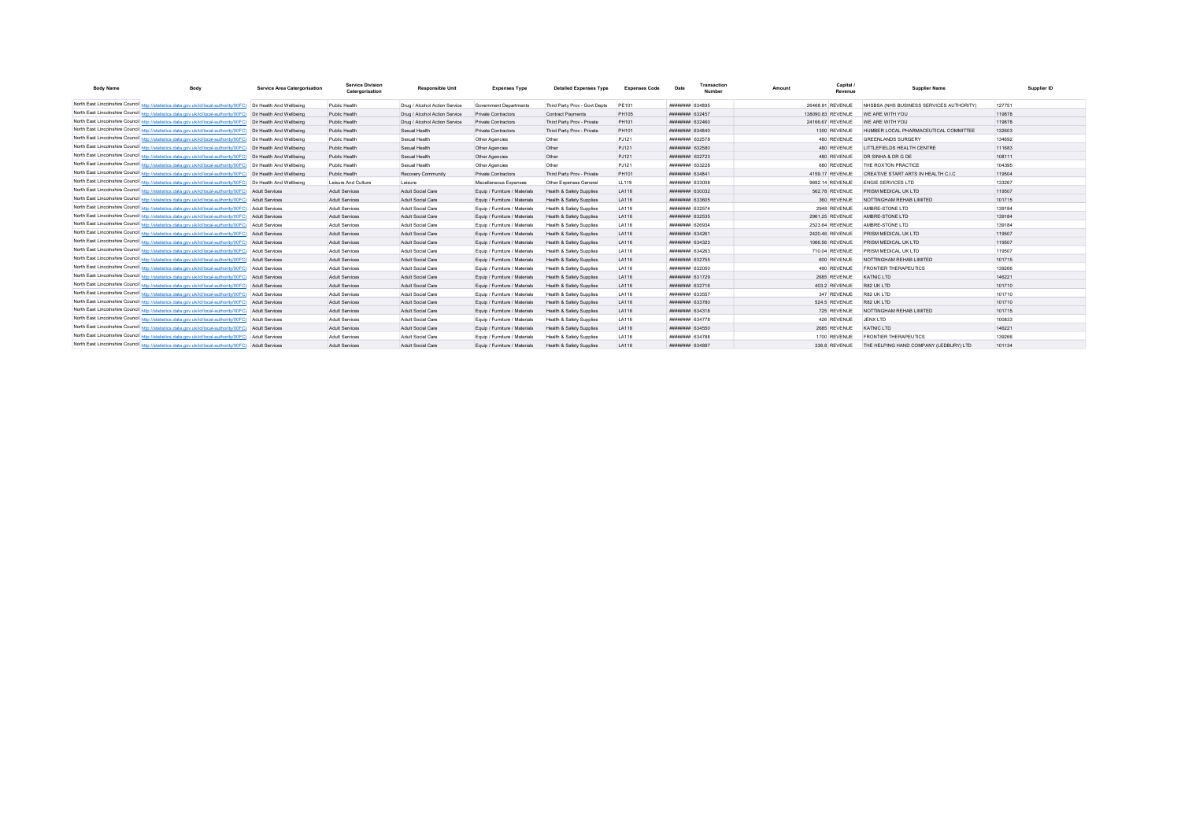| Body Name | Body | Service Area Catergorisation | Service Division Catergorisation | Responsible Unit | Expenses Type | Detailed Expenses Type | Expenses Code | Date | Transaction Number | Amount | Capital / Revenue | Supplier Name | Supplier ID |
|---|---|---|---|---|---|---|---|---|---|---|---|---|---|
| North East Lincolnshire Council | http://statistics.data.gov.uk/id/local-authority/00FC) | Dir Health And Wellbeing | Public Health | Drug / Alcohol Action Service | Government Departments | Third Party Prov - Govt Depts | PE101 | ######## | 634895 | 26468.81 | REVENUE | NHSBSA (NHS BUSINESS SERVICES AUTHORITY) | 127751 |
| North East Lincolnshire Council | http://statistics.data.gov.uk/id/local-authority/00FC) | Dir Health And Wellbeing | Public Health | Drug / Alcohol Action Service | Private Contractors | Contract Payments | PH105 | ######## | 632457 | 138090.83 | REVENUE | WE ARE WITH YOU | 119878 |
| North East Lincolnshire Council | http://statistics.data.gov.uk/id/local-authority/00FC) | Dir Health And Wellbeing | Public Health | Drug / Alcohol Action Service | Private Contractors | Third Party Prov - Private | PH101 | ######## | 632460 | 24168.67 | REVENUE | WE ARE WITH YOU | 119878 |
| North East Lincolnshire Council | http://statistics.data.gov.uk/id/local-authority/00FC) | Dir Health And Wellbeing | Public Health | Sexual Health | Private Contractors | Third Party Prov - Private | PH101 | ######## | 634840 | 1300 | REVENUE | HUMBER LOCAL PHARMACEUTICAL COMMITTEE | 132603 |
| North East Lincolnshire Council | http://statistics.data.gov.uk/id/local-authority/00FC) | Dir Health And Wellbeing | Public Health | Sexual Health | Other Agencies | Other | PJ121 | ######## | 632578 | 480 | REVENUE | GREENLANDS SURGERY | 134692 |
| North East Lincolnshire Council | http://statistics.data.gov.uk/id/local-authority/00FC) | Dir Health And Wellbeing | Public Health | Sexual Health | Other Agencies | Other | PJ121 | ######## | 632580 | 480 | REVENUE | LITTLEFIELDS HEALTH CENTRE | 111683 |
| North East Lincolnshire Council | http://statistics.data.gov.uk/id/local-authority/00FC) | Dir Health And Wellbeing | Public Health | Sexual Health | Other Agencies | Other | PJ121 | ######## | 632723 | 480 | REVENUE | DR SINHA & DR G DE | 108111 |
| North East Lincolnshire Council | http://statistics.data.gov.uk/id/local-authority/00FC) | Dir Health And Wellbeing | Public Health | Sexual Health | Other Agencies | Other | PJ121 | ######## | 633228 | 680 | REVENUE | THE ROXTON PRACTICE | 104395 |
| North East Lincolnshire Council | http://statistics.data.gov.uk/id/local-authority/00FC) | Dir Health And Wellbeing | Public Health | Recovery Community | Private Contractors | Third Party Prov - Private | PH101 | ######## | 634841 | 4159.17 | REVENUE | CREATIVE START ARTS IN HEALTH C.I.C | 119504 |
| North East Lincolnshire Council | http://statistics.data.gov.uk/id/local-authority/00FC) | Dir Health And Wellbeing | Leisure And Culture | Leisure | Miscellaneous Expenses | Other Expenses General | LL119 | ######## | 633008 | 9692.14 | REVENUE | ENGIE SERVICES LTD | 133267 |
| North East Lincolnshire Council | http://statistics.data.gov.uk/id/local-authority/00FC) | Adult Services | Adult Services | Adult Social Care | Equip / Furniture / Materials | Health & Safety Supplies | LA116 | ######## | 630032 | 562.78 | REVENUE | PRISM MEDICAL UK LTD | 119507 |
| North East Lincolnshire Council | http://statistics.data.gov.uk/id/local-authority/00FC) | Adult Services | Adult Services | Adult Social Care | Equip / Furniture / Materials | Health & Safety Supplies | LA116 | ######## | 633605 | 360 | REVENUE | NOTTINGHAM REHAB LIMITED | 101715 |
| North East Lincolnshire Council | http://statistics.data.gov.uk/id/local-authority/00FC) | Adult Services | Adult Services | Adult Social Care | Equip / Furniture / Materials | Health & Safety Supplies | LA116 | ######## | 632574 | 2948 | REVENUE | AMBRE-STONE LTD | 139184 |
| North East Lincolnshire Council | http://statistics.data.gov.uk/id/local-authority/00FC) | Adult Services | Adult Services | Adult Social Care | Equip / Furniture / Materials | Health & Safety Supplies | LA116 | ######## | 632535 | 2961.25 | REVENUE | AMBRE-STONE LTD | 139184 |
| North East Lincolnshire Council | http://statistics.data.gov.uk/id/local-authority/00FC) | Adult Services | Adult Services | Adult Social Care | Equip / Furniture / Materials | Health & Safety Supplies | LA116 | ######## | 626934 | 2523.64 | REVENUE | AMBRE-STONE LTD | 139184 |
| North East Lincolnshire Council | http://statistics.data.gov.uk/id/local-authority/00FC) | Adult Services | Adult Services | Adult Social Care | Equip / Furniture / Materials | Health & Safety Supplies | LA116 | ######## | 634261 | 2420.46 | REVENUE | PRISM MEDICAL UK LTD | 119507 |
| North East Lincolnshire Council | http://statistics.data.gov.uk/id/local-authority/00FC) | Adult Services | Adult Services | Adult Social Care | Equip / Furniture / Materials | Health & Safety Supplies | LA116 | ######## | 634323 | 1066.56 | REVENUE | PRISM MEDICAL UK LTD | 119507 |
| North East Lincolnshire Council | http://statistics.data.gov.uk/id/local-authority/00FC) | Adult Services | Adult Services | Adult Social Care | Equip / Furniture / Materials | Health & Safety Supplies | LA116 | ######## | 634263 | 710.04 | REVENUE | PRISM MEDICAL UK LTD | 119507 |
| North East Lincolnshire Council | http://statistics.data.gov.uk/id/local-authority/00FC) | Adult Services | Adult Services | Adult Social Care | Equip / Furniture / Materials | Health & Safety Supplies | LA116 | ######## | 632755 | 600 | REVENUE | NOTTINGHAM REHAB LIMITED | 101715 |
| North East Lincolnshire Council | http://statistics.data.gov.uk/id/local-authority/00FC) | Adult Services | Adult Services | Adult Social Care | Equip / Furniture / Materials | Health & Safety Supplies | LA116 | ######## | 632050 | 490 | REVENUE | FRONTIER THERAPEUTICS | 139266 |
| North East Lincolnshire Council | http://statistics.data.gov.uk/id/local-authority/00FC) | Adult Services | Adult Services | Adult Social Care | Equip / Furniture / Materials | Health & Safety Supplies | LA116 | ######## | 631729 | 2685 | REVENUE | KATNIC LTD | 146221 |
| North East Lincolnshire Council | http://statistics.data.gov.uk/id/local-authority/00FC) | Adult Services | Adult Services | Adult Social Care | Equip / Furniture / Materials | Health & Safety Supplies | LA116 | ######## | 632716 | 403.2 | REVENUE | R82 UK LTD | 101710 |
| North East Lincolnshire Council | http://statistics.data.gov.uk/id/local-authority/00FC) | Adult Services | Adult Services | Adult Social Care | Equip / Furniture / Materials | Health & Safety Supplies | LA116 | ######## | 633557 | 347 | REVENUE | R82 UK LTD | 101710 |
| North East Lincolnshire Council | http://statistics.data.gov.uk/id/local-authority/00FC) | Adult Services | Adult Services | Adult Social Care | Equip / Furniture / Materials | Health & Safety Supplies | LA116 | ######## | 633780 | 524.5 | REVENUE | R82 UK LTD | 101710 |
| North East Lincolnshire Council | http://statistics.data.gov.uk/id/local-authority/00FC) | Adult Services | Adult Services | Adult Social Care | Equip / Furniture / Materials | Health & Safety Supplies | LA116 | ######## | 634318 | 725 | REVENUE | NOTTINGHAM REHAB LIMITED | 101715 |
| North East Lincolnshire Council | http://statistics.data.gov.uk/id/local-authority/00FC) | Adult Services | Adult Services | Adult Social Care | Equip / Furniture / Materials | Health & Safety Supplies | LA116 | ######## | 634778 | 426 | REVENUE | JENX LTD | 100833 |
| North East Lincolnshire Council | http://statistics.data.gov.uk/id/local-authority/00FC) | Adult Services | Adult Services | Adult Social Care | Equip / Furniture / Materials | Health & Safety Supplies | LA116 | ######## | 634550 | 2685 | REVENUE | KATNIC LTD | 146221 |
| North East Lincolnshire Council | http://statistics.data.gov.uk/id/local-authority/00FC) | Adult Services | Adult Services | Adult Social Care | Equip / Furniture / Materials | Health & Safety Supplies | LA116 | ######## | 634788 | 1700 | REVENUE | FRONTIER THERAPEUTICS | 139266 |
| North East Lincolnshire Council | http://statistics.data.gov.uk/id/local-authority/00FC) | Adult Services | Adult Services | Adult Social Care | Equip / Furniture / Materials | Health & Safety Supplies | LA116 | ######## | 634897 | 336.8 | REVENUE | THE HELPING HAND COMPANY (LEDBURY) LTD | 101134 |